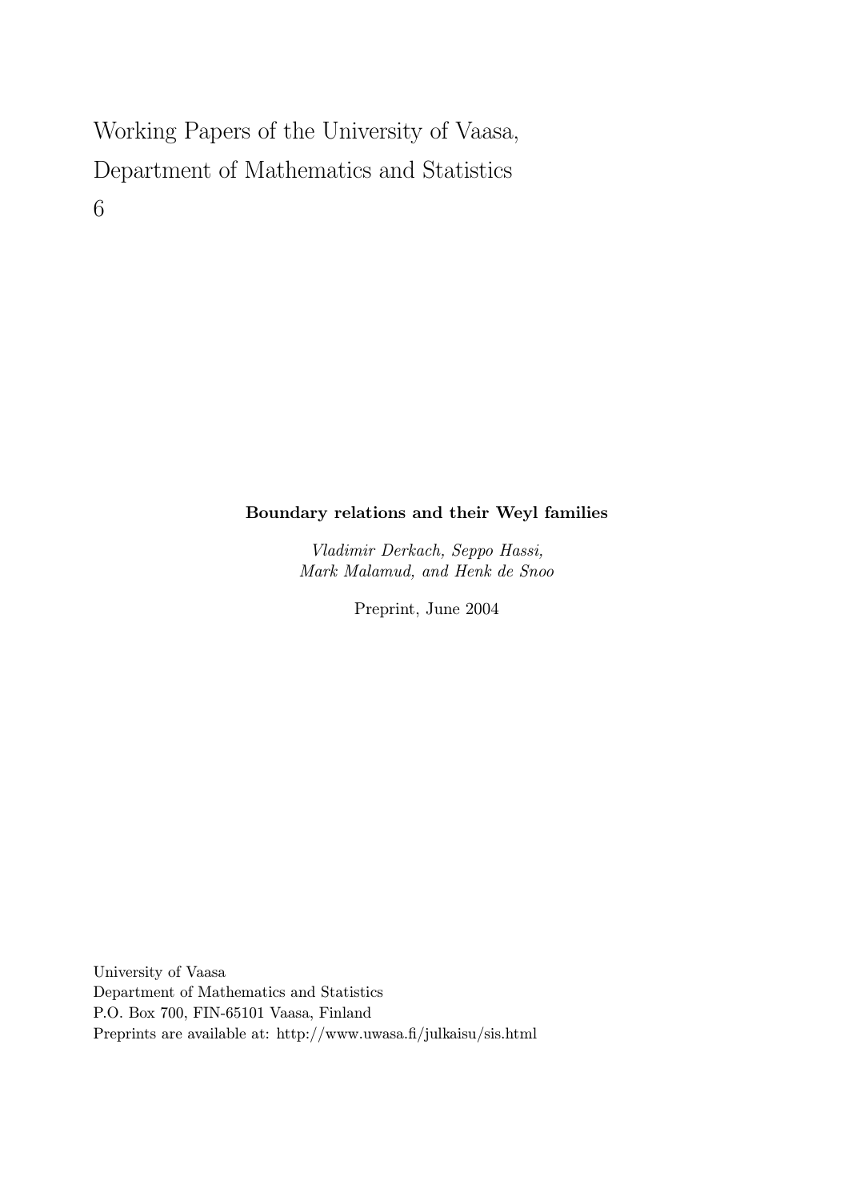Working Papers of the University of Vaasa,
Department of Mathematics and Statistics
6

**Boundary relations and their Weyl families**

*Vladimir Derkach, Seppo Hassi,*
*Mark Malamud, and Henk de Snoo*

Preprint, June 2004

University of Vaasa
Department of Mathematics and Statistics
P.O. Box 700, FIN-65101 Vaasa, Finland
Preprints are available at: http://www.uwasa.fi/julkaisu/sis.html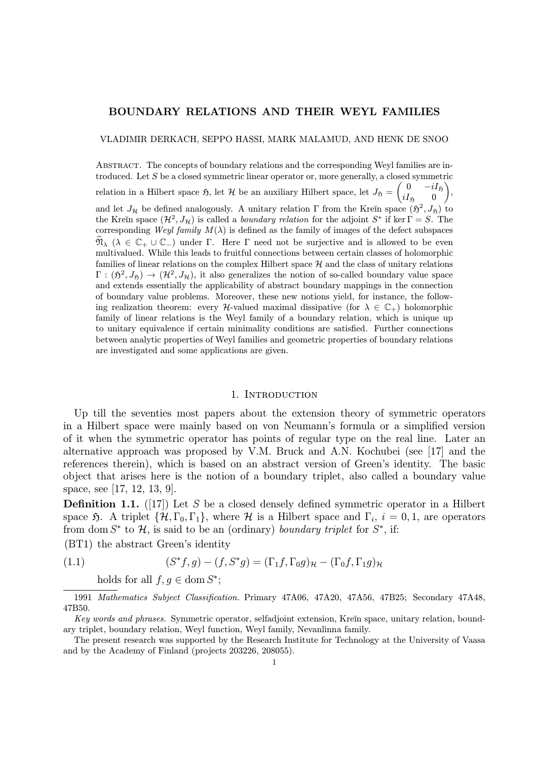# BOUNDARY RELATIONS AND THEIR WEYL FAMILIES

VLADIMIR DERKACH, SEPPO HASSI, MARK MALAMUD, AND HENK DE SNOO

Abstract. The concepts of boundary relations and the corresponding Weyl families are introduced. Let $S$ be a closed symmetric linear operator or, more generally, a closed symmetric relation in a Hilbert space $\mathfrak{H}$, let $\mathcal{H}$ be an auxiliary Hilbert space, let $J_{\mathfrak{H}} = \begin{pmatrix} 0 & -iI_{\mathfrak{H}} \\ iI_{\mathfrak{H}} & 0 \end{pmatrix}$, and let $J_{\mathcal{H}}$ be defined analogously. A unitary relation $\Gamma$ from the Kreĭn space $(\mathfrak{H}^2, J_{\mathfrak{H}})$ to the Kreĭn space $(\mathcal{H}^2, J_{\mathcal{H}})$ is called a *boundary relation* for the adjoint $S^*$ if $\ker \Gamma = S$. The corresponding *Weyl family* $M(\lambda)$ is defined as the family of images of the defect subspaces $\widehat{\mathfrak{N}}_\lambda$ ($\lambda \in \mathbb{C}_+ \cup \mathbb{C}_-$) under $\Gamma$. Here $\Gamma$ need not be surjective and is allowed to be even multivalued. While this leads to fruitful connections between certain classes of holomorphic families of linear relations on the complex Hilbert space $\mathcal{H}$ and the class of unitary relations $\Gamma : (\mathfrak{H}^2, J_{\mathfrak{H}}) \to (\mathcal{H}^2, J_{\mathcal{H}})$, it also generalizes the notion of so-called boundary value space and extends essentially the applicability of abstract boundary mappings in the connection of boundary value problems. Moreover, these new notions yield, for instance, the following realization theorem: every $\mathcal{H}$-valued maximal dissipative (for $\lambda \in \mathbb{C}_+$) holomorphic family of linear relations is the Weyl family of a boundary relation, which is unique up to unitary equivalence if certain minimality conditions are satisfied. Further connections between analytic properties of Weyl families and geometric properties of boundary relations are investigated and some applications are given.

## 1. Introduction

Up till the seventies most papers about the extension theory of symmetric operators in a Hilbert space were mainly based on von Neumann's formula or a simplified version of it when the symmetric operator has points of regular type on the real line. Later an alternative approach was proposed by V.M. Bruck and A.N. Kochubei (see [17] and the references therein), which is based on an abstract version of Green's identity. The basic object that arises here is the notion of a boundary triplet, also called a boundary value space, see [17, 12, 13, 9].

**Definition 1.1.** ([17]) Let $S$ be a closed densely defined symmetric operator in a Hilbert space $\mathfrak{H}$. A triplet $\{\mathcal{H}, \Gamma_0, \Gamma_1\}$, where $\mathcal{H}$ is a Hilbert space and $\Gamma_i$, $i = 0, 1$, are operators from $\operatorname{dom} S^*$ to $\mathcal{H}$, is said to be an (ordinary) *boundary triplet* for $S^*$, if:

(BT1) the abstract Green's identity

$$(S^* f, g) - (f, S^* g) = (\Gamma_1 f, \Gamma_0 g)_{\mathcal{H}} - (\Gamma_0 f, \Gamma_1 g)_{\mathcal{H}} \tag{1.1}$$

holds for all $f, g \in \operatorname{dom} S^*$;

---

1991 *Mathematics Subject Classification.* Primary 47A06, 47A20, 47A56, 47B25; Secondary 47A48, 47B50.

*Key words and phrases.* Symmetric operator, selfadjoint extension, Kreĭn space, unitary relation, boundary triplet, boundary relation, Weyl function, Weyl family, Nevanlinna family.

The present research was supported by the Research Institute for Technology at the University of Vaasa and by the Academy of Finland (projects 203226, 208055).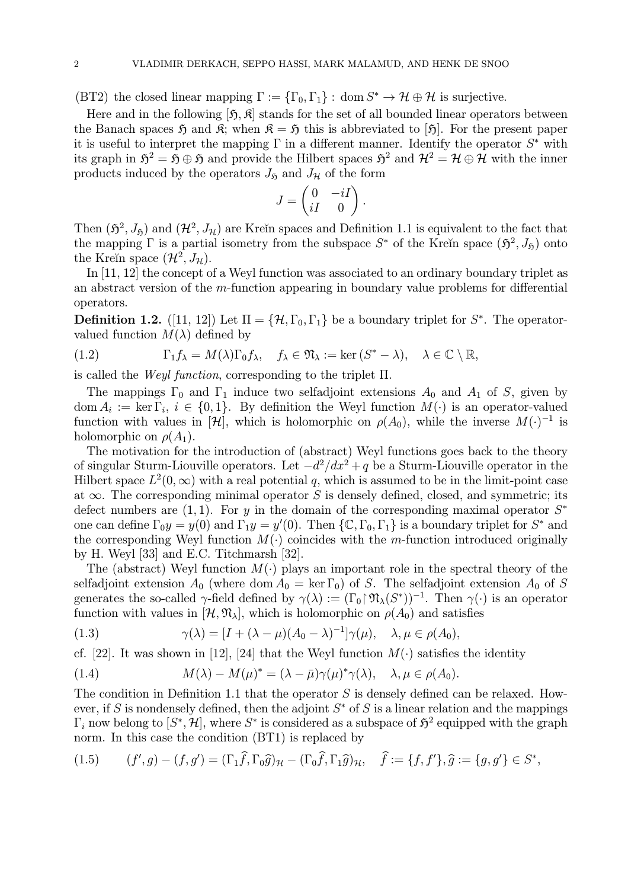(BT2) the closed linear mapping $\Gamma := \{\Gamma_0, \Gamma_1\} : \operatorname{dom} S^* \to \mathcal{H} \oplus \mathcal{H}$ is surjective.

Here and in the following $[\mathfrak{H}, \mathfrak{K}]$ stands for the set of all bounded linear operators between the Banach spaces $\mathfrak{H}$ and $\mathfrak{K}$; when $\mathfrak{K} = \mathfrak{H}$ this is abbreviated to $[\mathfrak{H}]$. For the present paper it is useful to interpret the mapping $\Gamma$ in a different manner. Identify the operator $S^*$ with its graph in $\mathfrak{H}^2 = \mathfrak{H} \oplus \mathfrak{H}$ and provide the Hilbert spaces $\mathfrak{H}^2$ and $\mathcal{H}^2 = \mathcal{H} \oplus \mathcal{H}$ with the inner products induced by the operators $J_{\mathfrak{H}}$ and $J_{\mathcal{H}}$ of the form

$$J = \begin{pmatrix} 0 & -iI \\ iI & 0 \end{pmatrix}.$$

Then $(\mathfrak{H}^2, J_{\mathfrak{H}})$ and $(\mathcal{H}^2, J_{\mathcal{H}})$ are Kreĭn spaces and Definition 1.1 is equivalent to the fact that the mapping $\Gamma$ is a partial isometry from the subspace $S^*$ of the Kreĭn space $(\mathfrak{H}^2, J_{\mathfrak{H}})$ onto the Kreĭn space $(\mathcal{H}^2, J_{\mathcal{H}})$.

In [11, 12] the concept of a Weyl function was associated to an ordinary boundary triplet as an abstract version of the $m$-function appearing in boundary value problems for differential operators.

**Definition 1.2.** ([11, 12]) Let $\Pi = \{\mathcal{H}, \Gamma_0, \Gamma_1\}$ be a boundary triplet for $S^*$. The operator-valued function $M(\lambda)$ defined by

$$\Gamma_1 f_\lambda = M(\lambda)\Gamma_0 f_\lambda, \quad f_\lambda \in \mathfrak{N}_\lambda := \ker(S^* - \lambda), \quad \lambda \in \mathbb{C} \setminus \mathbb{R}, \tag{1.2}$$

is called the *Weyl function*, corresponding to the triplet $\Pi$.

The mappings $\Gamma_0$ and $\Gamma_1$ induce two selfadjoint extensions $A_0$ and $A_1$ of $S$, given by $\operatorname{dom} A_i := \ker \Gamma_i$, $i \in \{0, 1\}$. By definition the Weyl function $M(\cdot)$ is an operator-valued function with values in $[\mathcal{H}]$, which is holomorphic on $\rho(A_0)$, while the inverse $M(\cdot)^{-1}$ is holomorphic on $\rho(A_1)$.

The motivation for the introduction of (abstract) Weyl functions goes back to the theory of singular Sturm-Liouville operators. Let $-d^2/dx^2 + q$ be a Sturm-Liouville operator in the Hilbert space $L^2(0, \infty)$ with a real potential $q$, which is assumed to be in the limit-point case at $\infty$. The corresponding minimal operator $S$ is densely defined, closed, and symmetric; its defect numbers are $(1, 1)$. For $y$ in the domain of the corresponding maximal operator $S^*$ one can define $\Gamma_0 y = y(0)$ and $\Gamma_1 y = y'(0)$. Then $\{\mathbb{C}, \Gamma_0, \Gamma_1\}$ is a boundary triplet for $S^*$ and the corresponding Weyl function $M(\cdot)$ coincides with the $m$-function introduced originally by H. Weyl [33] and E.C. Titchmarsh [32].

The (abstract) Weyl function $M(\cdot)$ plays an important role in the spectral theory of the selfadjoint extension $A_0$ (where $\operatorname{dom} A_0 = \ker \Gamma_0$) of $S$. The selfadjoint extension $A_0$ of $S$ generates the so-called $\gamma$-field defined by $\gamma(\lambda) := (\Gamma_0 \upharpoonright \mathfrak{N}_\lambda(S^*))^{-1}$. Then $\gamma(\cdot)$ is an operator function with values in $[\mathcal{H}, \mathfrak{N}_\lambda]$, which is holomorphic on $\rho(A_0)$ and satisfies

$$\gamma(\lambda) = [I + (\lambda - \mu)(A_0 - \lambda)^{-1}]\gamma(\mu), \quad \lambda, \mu \in \rho(A_0), \tag{1.3}$$

cf. [22]. It was shown in [12], [24] that the Weyl function $M(\cdot)$ satisfies the identity

$$M(\lambda) - M(\mu)^* = (\lambda - \bar{\mu})\gamma(\mu)^*\gamma(\lambda), \quad \lambda, \mu \in \rho(A_0). \tag{1.4}$$

The condition in Definition 1.1 that the operator $S$ is densely defined can be relaxed. However, if $S$ is nondensely defined, then the adjoint $S^*$ of $S$ is a linear relation and the mappings $\Gamma_i$ now belong to $[S^*, \mathcal{H}]$, where $S^*$ is considered as a subspace of $\mathfrak{H}^2$ equipped with the graph norm. In this case the condition (BT1) is replaced by

$$(f', g) - (f, g') = (\Gamma_1 \widehat{f}, \Gamma_0 \widehat{g})_{\mathcal{H}} - (\Gamma_0 \widehat{f}, \Gamma_1 \widehat{g})_{\mathcal{H}}, \quad \widehat{f} := \{f, f'\}, \widehat{g} := \{g, g'\} \in S^*, \tag{1.5}$$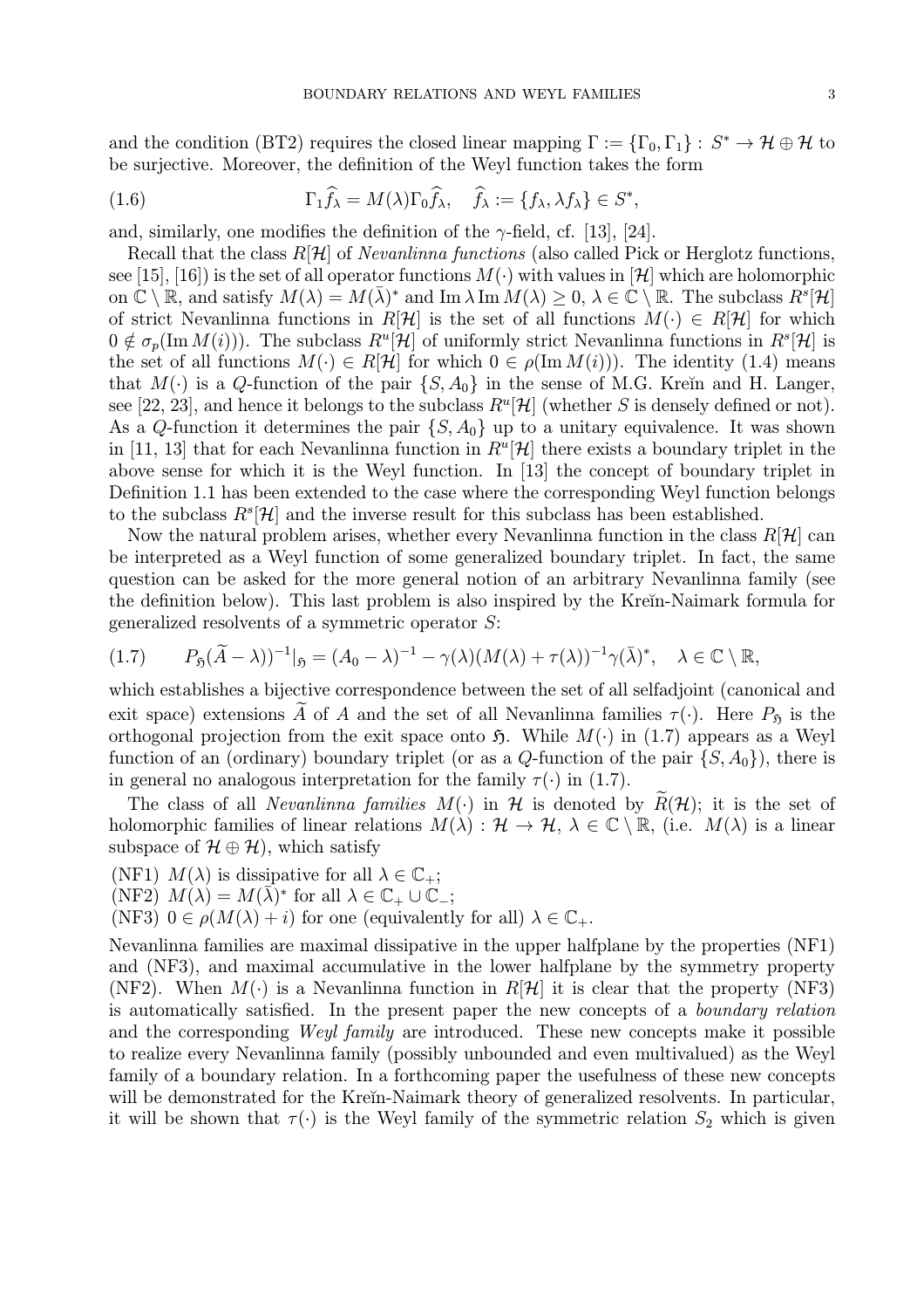and the condition (BT2) requires the closed linear mapping $\Gamma := \{\Gamma_0, \Gamma_1\} : S^* \to \mathcal{H} \oplus \mathcal{H}$ to be surjective. Moreover, the definition of the Weyl function takes the form

$$\Gamma_1 \widehat{f}_\lambda = M(\lambda)\Gamma_0 \widehat{f}_\lambda, \quad \widehat{f}_\lambda := \{f_\lambda, \lambda f_\lambda\} \in S^*, \tag{1.6}$$

and, similarly, one modifies the definition of the $\gamma$-field, cf. [13], [24].

Recall that the class $R[\mathcal{H}]$ of *Nevanlinna functions* (also called Pick or Herglotz functions, see [15], [16]) is the set of all operator functions $M(\cdot)$ with values in $[\mathcal{H}]$ which are holomorphic on $\mathbb{C} \setminus \mathbb{R}$, and satisfy $M(\lambda) = M(\bar{\lambda})^*$ and $\operatorname{Im} \lambda \operatorname{Im} M(\lambda) \geq 0$, $\lambda \in \mathbb{C} \setminus \mathbb{R}$. The subclass $R^s[\mathcal{H}]$ of strict Nevanlinna functions in $R[\mathcal{H}]$ is the set of all functions $M(\cdot) \in R[\mathcal{H}]$ for which $0 \notin \sigma_p(\operatorname{Im} M(i))$. The subclass $R^u[\mathcal{H}]$ of uniformly strict Nevanlinna functions in $R^s[\mathcal{H}]$ is the set of all functions $M(\cdot) \in R[\mathcal{H}]$ for which $0 \in \rho(\operatorname{Im} M(i))$. The identity (1.4) means that $M(\cdot)$ is a $Q$-function of the pair $\{S, A_0\}$ in the sense of M.G. Kreĭn and H. Langer, see [22, 23], and hence it belongs to the subclass $R^u[\mathcal{H}]$ (whether $S$ is densely defined or not). As a $Q$-function it determines the pair $\{S, A_0\}$ up to a unitary equivalence. It was shown in [11, 13] that for each Nevanlinna function in $R^u[\mathcal{H}]$ there exists a boundary triplet in the above sense for which it is the Weyl function. In [13] the concept of boundary triplet in Definition 1.1 has been extended to the case where the corresponding Weyl function belongs to the subclass $R^s[\mathcal{H}]$ and the inverse result for this subclass has been established.

Now the natural problem arises, whether every Nevanlinna function in the class $R[\mathcal{H}]$ can be interpreted as a Weyl function of some generalized boundary triplet. In fact, the same question can be asked for the more general notion of an arbitrary Nevanlinna family (see the definition below). This last problem is also inspired by the Kreĭn-Naimark formula for generalized resolvents of a symmetric operator $S$:

$$P_{\mathfrak{H}}(\widetilde{A} - \lambda))^{-1}|_{\mathfrak{H}} = (A_0 - \lambda)^{-1} - \gamma(\lambda)(M(\lambda) + \tau(\lambda))^{-1}\gamma(\bar{\lambda})^*, \quad \lambda \in \mathbb{C} \setminus \mathbb{R}, \tag{1.7}$$

which establishes a bijective correspondence between the set of all selfadjoint (canonical and exit space) extensions $\widetilde{A}$ of $A$ and the set of all Nevanlinna families $\tau(\cdot)$. Here $P_{\mathfrak{H}}$ is the orthogonal projection from the exit space onto $\mathfrak{H}$. While $M(\cdot)$ in (1.7) appears as a Weyl function of an (ordinary) boundary triplet (or as a $Q$-function of the pair $\{S, A_0\}$), there is in general no analogous interpretation for the family $\tau(\cdot)$ in (1.7).

The class of all *Nevanlinna families* $M(\cdot)$ in $\mathcal{H}$ is denoted by $\widetilde{R}(\mathcal{H})$; it is the set of holomorphic families of linear relations $M(\lambda) : \mathcal{H} \to \mathcal{H}$, $\lambda \in \mathbb{C} \setminus \mathbb{R}$, (i.e. $M(\lambda)$ is a linear subspace of $\mathcal{H} \oplus \mathcal{H}$), which satisfy

(NF1) $M(\lambda)$ is dissipative for all $\lambda \in \mathbb{C}_+$;
(NF2) $M(\lambda) = M(\bar{\lambda})^*$ for all $\lambda \in \mathbb{C}_+ \cup \mathbb{C}_-$;
(NF3) $0 \in \rho(M(\lambda) + i)$ for one (equivalently for all) $\lambda \in \mathbb{C}_+$.

Nevanlinna families are maximal dissipative in the upper halfplane by the properties (NF1) and (NF3), and maximal accumulative in the lower halfplane by the symmetry property (NF2). When $M(\cdot)$ is a Nevanlinna function in $R[\mathcal{H}]$ it is clear that the property (NF3) is automatically satisfied. In the present paper the new concepts of a *boundary relation* and the corresponding *Weyl family* are introduced. These new concepts make it possible to realize every Nevanlinna family (possibly unbounded and even multivalued) as the Weyl family of a boundary relation. In a forthcoming paper the usefulness of these new concepts will be demonstrated for the Kreĭn-Naimark theory of generalized resolvents. In particular, it will be shown that $\tau(\cdot)$ is the Weyl family of the symmetric relation $S_2$ which is given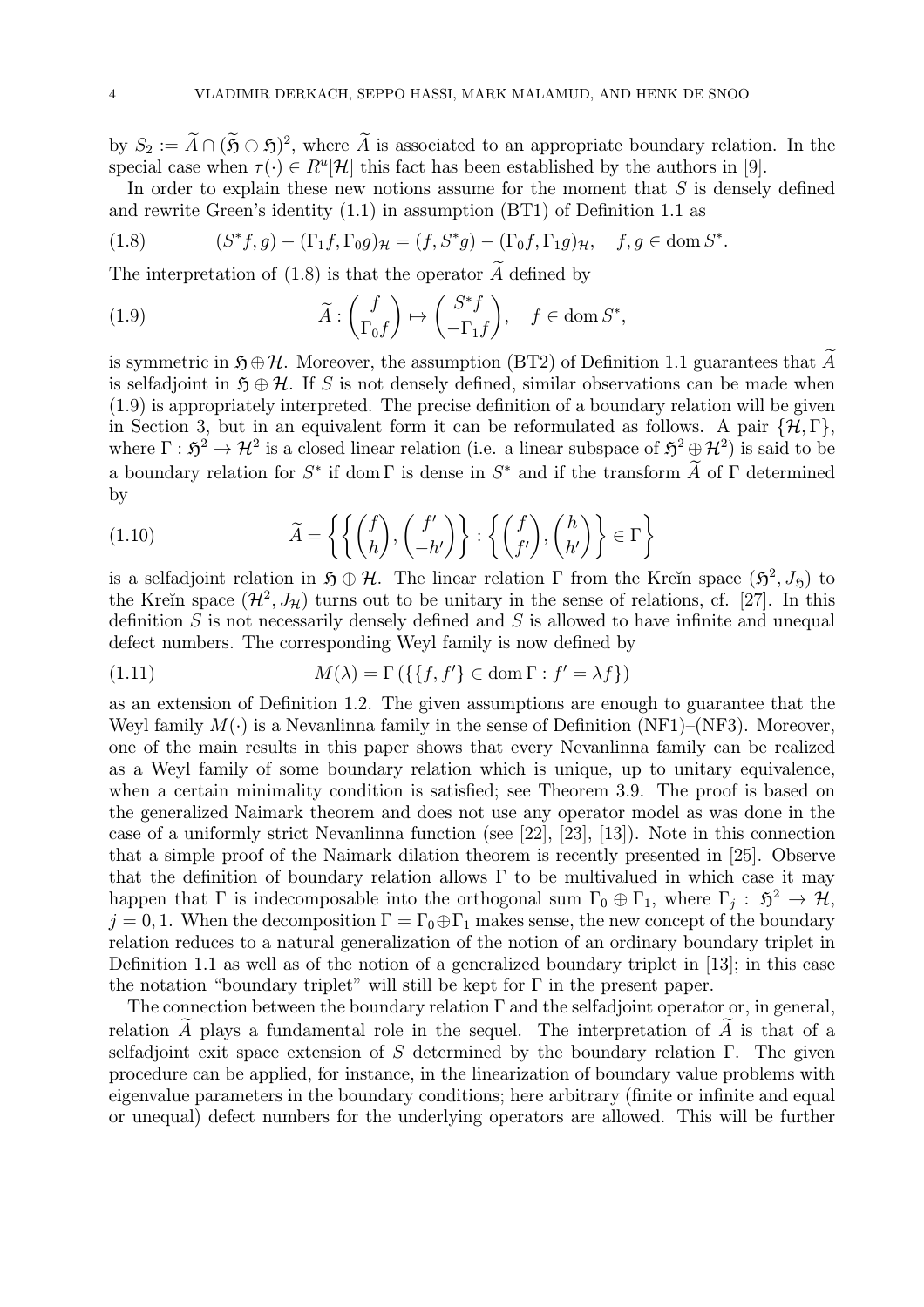by $S_2 := \widetilde{A} \cap (\widetilde{\mathfrak{H}} \ominus \mathfrak{H})^2$, where $\widetilde{A}$ is associated to an appropriate boundary relation. In the special case when $\tau(\cdot) \in R^u[\mathcal{H}]$ this fact has been established by the authors in [9].

In order to explain these new notions assume for the moment that $S$ is densely defined and rewrite Green's identity (1.1) in assumption (BT1) of Definition 1.1 as

$$
(S^* f, g) - (\Gamma_1 f, \Gamma_0 g)_{\mathcal{H}} = (f, S^* g) - (\Gamma_0 f, \Gamma_1 g)_{\mathcal{H}}, \quad f, g \in \operatorname{dom} S^*. \tag{1.8}
$$

The interpretation of (1.8) is that the operator $\widetilde{A}$ defined by

$$
\widetilde{A} : \begin{pmatrix} f \\ \Gamma_0 f \end{pmatrix} \mapsto \begin{pmatrix} S^* f \\ -\Gamma_1 f \end{pmatrix}, \quad f \in \operatorname{dom} S^*, \tag{1.9}
$$

is symmetric in $\mathfrak{H} \oplus \mathcal{H}$. Moreover, the assumption (BT2) of Definition 1.1 guarantees that $\widetilde{A}$ is selfadjoint in $\mathfrak{H} \oplus \mathcal{H}$. If $S$ is not densely defined, similar observations can be made when (1.9) is appropriately interpreted. The precise definition of a boundary relation will be given in Section 3, but in an equivalent form it can be reformulated as follows. A pair $\{\mathcal{H}, \Gamma\}$, where $\Gamma : \mathfrak{H}^2 \to \mathcal{H}^2$ is a closed linear relation (i.e. a linear subspace of $\mathfrak{H}^2 \oplus \mathcal{H}^2$) is said to be a boundary relation for $S^*$ if $\operatorname{dom} \Gamma$ is dense in $S^*$ and if the transform $\widetilde{A}$ of $\Gamma$ determined by

$$
\widetilde{A} = \left\{ \left\{ \begin{pmatrix} f \\ h \end{pmatrix}, \begin{pmatrix} f' \\ -h' \end{pmatrix} \right\} : \left\{ \begin{pmatrix} f \\ f' \end{pmatrix}, \begin{pmatrix} h \\ h' \end{pmatrix} \right\} \in \Gamma \right\} \tag{1.10}
$$

is a selfadjoint relation in $\mathfrak{H} \oplus \mathcal{H}$. The linear relation $\Gamma$ from the Kreĭn space $(\mathfrak{H}^2, J_{\mathfrak{H}})$ to the Kreĭn space $(\mathcal{H}^2, J_{\mathcal{H}})$ turns out to be unitary in the sense of relations, cf. [27]. In this definition $S$ is not necessarily densely defined and $S$ is allowed to have infinite and unequal defect numbers. The corresponding Weyl family is now defined by

$$
M(\lambda) = \Gamma\left(\{\{f, f'\} \in \operatorname{dom} \Gamma : f' = \lambda f\}\right) \tag{1.11}
$$

as an extension of Definition 1.2. The given assumptions are enough to guarantee that the Weyl family $M(\cdot)$ is a Nevanlinna family in the sense of Definition (NF1)–(NF3). Moreover, one of the main results in this paper shows that every Nevanlinna family can be realized as a Weyl family of some boundary relation which is unique, up to unitary equivalence, when a certain minimality condition is satisfied; see Theorem 3.9. The proof is based on the generalized Naimark theorem and does not use any operator model as was done in the case of a uniformly strict Nevanlinna function (see [22], [23], [13]). Note in this connection that a simple proof of the Naimark dilation theorem is recently presented in [25]. Observe that the definition of boundary relation allows $\Gamma$ to be multivalued in which case it may happen that $\Gamma$ is indecomposable into the orthogonal sum $\Gamma_0 \oplus \Gamma_1$, where $\Gamma_j : \mathfrak{H}^2 \to \mathcal{H}$, $j = 0, 1$. When the decomposition $\Gamma = \Gamma_0 \oplus \Gamma_1$ makes sense, the new concept of the boundary relation reduces to a natural generalization of the notion of an ordinary boundary triplet in Definition 1.1 as well as of the notion of a generalized boundary triplet in [13]; in this case the notation "boundary triplet" will still be kept for $\Gamma$ in the present paper.

The connection between the boundary relation $\Gamma$ and the selfadjoint operator or, in general, relation $\widetilde{A}$ plays a fundamental role in the sequel. The interpretation of $\widetilde{A}$ is that of a selfadjoint exit space extension of $S$ determined by the boundary relation $\Gamma$. The given procedure can be applied, for instance, in the linearization of boundary value problems with eigenvalue parameters in the boundary conditions; here arbitrary (finite or infinite and equal or unequal) defect numbers for the underlying operators are allowed. This will be further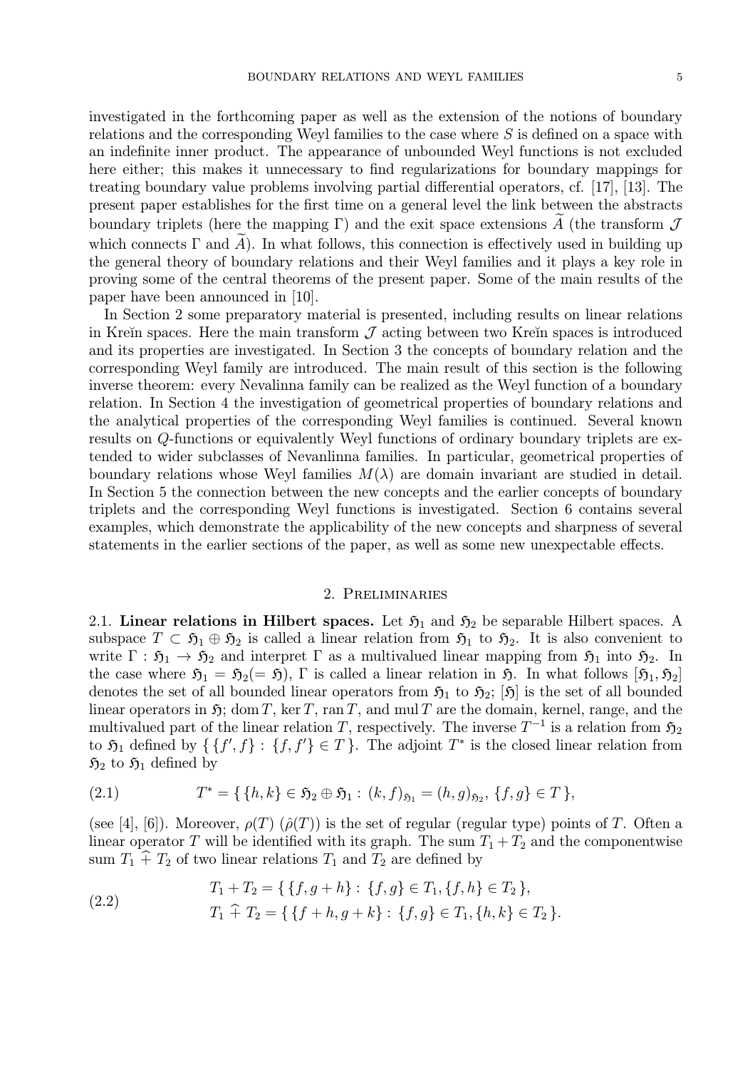investigated in the forthcoming paper as well as the extension of the notions of boundary relations and the corresponding Weyl families to the case where $S$ is defined on a space with an indefinite inner product. The appearance of unbounded Weyl functions is not excluded here either; this makes it unnecessary to find regularizations for boundary mappings for treating boundary value problems involving partial differential operators, cf. [17], [13]. The present paper establishes for the first time on a general level the link between the abstracts boundary triplets (here the mapping $\Gamma$) and the exit space extensions $\widetilde{A}$ (the transform $\mathcal{J}$ which connects $\Gamma$ and $\widetilde{A}$). In what follows, this connection is effectively used in building up the general theory of boundary relations and their Weyl families and it plays a key role in proving some of the central theorems of the present paper. Some of the main results of the paper have been announced in [10].

In Section 2 some preparatory material is presented, including results on linear relations in Kreĭn spaces. Here the main transform $\mathcal{J}$ acting between two Kreĭn spaces is introduced and its properties are investigated. In Section 3 the concepts of boundary relation and the corresponding Weyl family are introduced. The main result of this section is the following inverse theorem: every Nevalinna family can be realized as the Weyl function of a boundary relation. In Section 4 the investigation of geometrical properties of boundary relations and the analytical properties of the corresponding Weyl families is continued. Several known results on $Q$-functions or equivalently Weyl functions of ordinary boundary triplets are extended to wider subclasses of Nevanlinna families. In particular, geometrical properties of boundary relations whose Weyl families $M(\lambda)$ are domain invariant are studied in detail. In Section 5 the connection between the new concepts and the earlier concepts of boundary triplets and the corresponding Weyl functions is investigated. Section 6 contains several examples, which demonstrate the applicability of the new concepts and sharpness of several statements in the earlier sections of the paper, as well as some new unexpectable effects.

## 2. Preliminaries

2.1. **Linear relations in Hilbert spaces.** Let $\mathfrak{H}_1$ and $\mathfrak{H}_2$ be separable Hilbert spaces. A subspace $T \subset \mathfrak{H}_1 \oplus \mathfrak{H}_2$ is called a linear relation from $\mathfrak{H}_1$ to $\mathfrak{H}_2$. It is also convenient to write $\Gamma : \mathfrak{H}_1 \to \mathfrak{H}_2$ and interpret $\Gamma$ as a multivalued linear mapping from $\mathfrak{H}_1$ into $\mathfrak{H}_2$. In the case where $\mathfrak{H}_1 = \mathfrak{H}_2 (= \mathfrak{H})$, $\Gamma$ is called a linear relation in $\mathfrak{H}$. In what follows $[\mathfrak{H}_1, \mathfrak{H}_2]$ denotes the set of all bounded linear operators from $\mathfrak{H}_1$ to $\mathfrak{H}_2$; $[\mathfrak{H}]$ is the set of all bounded linear operators in $\mathfrak{H}$; $\operatorname{dom} T$, $\ker T$, $\operatorname{ran} T$, and $\operatorname{mul} T$ are the domain, kernel, range, and the multivalued part of the linear relation $T$, respectively. The inverse $T^{-1}$ is a relation from $\mathfrak{H}_2$ to $\mathfrak{H}_1$ defined by $\{\, \{f', f\} : \{f, f'\} \in T \,\}$. The adjoint $T^*$ is the closed linear relation from $\mathfrak{H}_2$ to $\mathfrak{H}_1$ defined by

$$T^* = \{\, \{h, k\} \in \mathfrak{H}_2 \oplus \mathfrak{H}_1 : (k, f)_{\mathfrak{H}_1} = (h, g)_{\mathfrak{H}_2},\ \{f, g\} \in T \,\}, \tag{2.1}$$

(see [4], [6]). Moreover, $\rho(T)$ ($\hat{\rho}(T)$) is the set of regular (regular type) points of $T$. Often a linear operator $T$ will be identified with its graph. The sum $T_1 + T_2$ and the componentwise sum $T_1 \mathbin{\widehat{+}} T_2$ of two linear relations $T_1$ and $T_2$ are defined by

$$\begin{aligned} T_1 + T_2 &= \{\, \{f, g + h\} : \{f, g\} \in T_1, \{f, h\} \in T_2 \,\}, \\ T_1 \mathbin{\widehat{+}} T_2 &= \{\, \{f + h, g + k\} : \{f, g\} \in T_1, \{h, k\} \in T_2 \,\}. \end{aligned} \tag{2.2}$$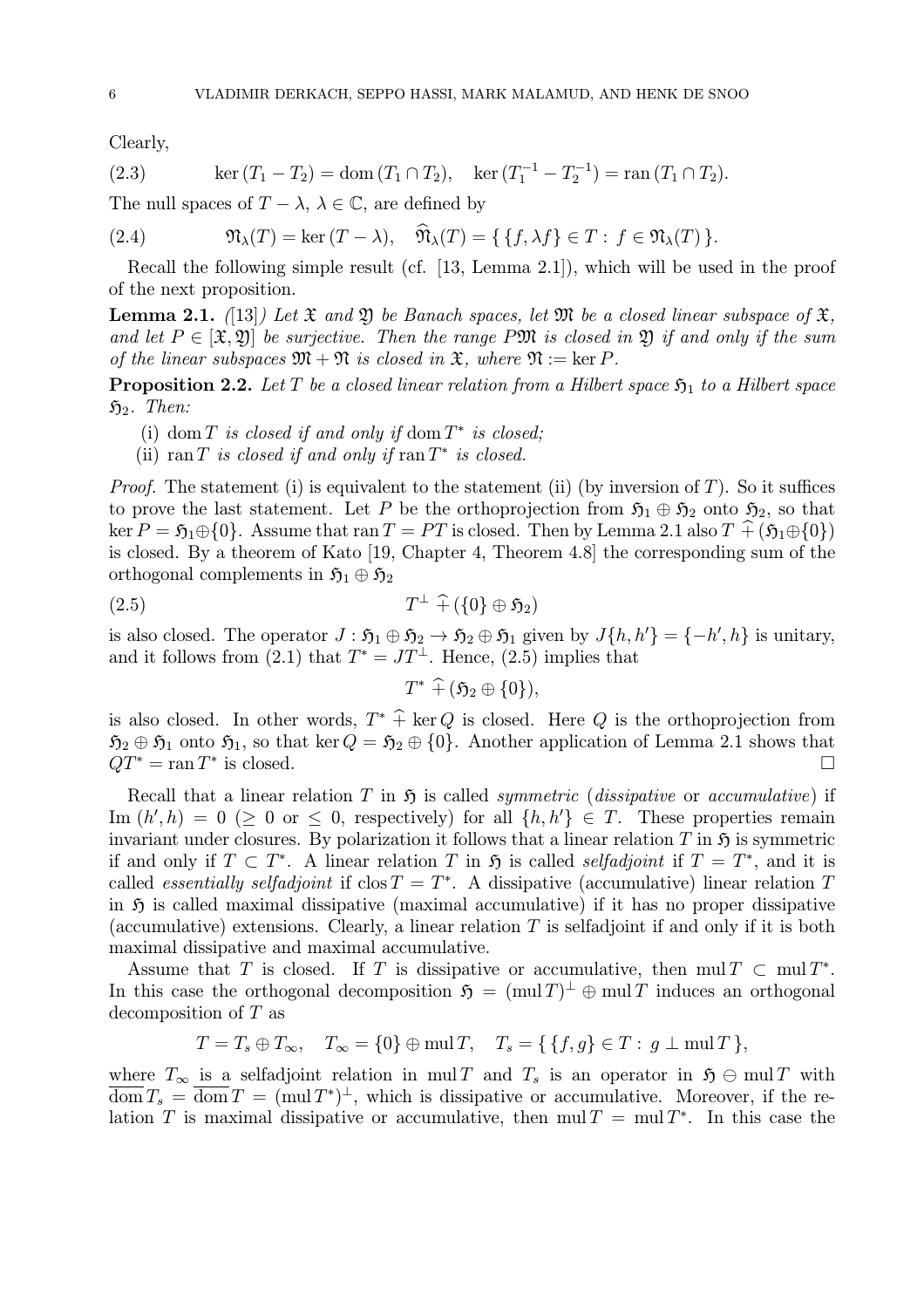Clearly,

$$\ker (T_1 - T_2) = \operatorname{dom} (T_1 \cap T_2), \quad \ker (T_1^{-1} - T_2^{-1}) = \operatorname{ran} (T_1 \cap T_2). \tag{2.3}$$

The null spaces of $T - \lambda$, $\lambda \in \mathbb{C}$, are defined by

$$\mathfrak{N}_\lambda(T) = \ker (T - \lambda), \quad \widehat{\mathfrak{N}}_\lambda(T) = \{ \{f, \lambda f\} \in T : f \in \mathfrak{N}_\lambda(T) \}. \tag{2.4}$$

Recall the following simple result (cf. [13, Lemma 2.1]), which will be used in the proof of the next proposition.

**Lemma 2.1.** *([13]) Let $\mathfrak{X}$ and $\mathfrak{Y}$ be Banach spaces, let $\mathfrak{M}$ be a closed linear subspace of $\mathfrak{X}$, and let $P \in [\mathfrak{X}, \mathfrak{Y}]$ be surjective. Then the range $P\mathfrak{M}$ is closed in $\mathfrak{Y}$ if and only if the sum of the linear subspaces $\mathfrak{M} + \mathfrak{N}$ is closed in $\mathfrak{X}$, where $\mathfrak{N} := \ker P$.*

**Proposition 2.2.** *Let $T$ be a closed linear relation from a Hilbert space $\mathfrak{H}_1$ to a Hilbert space $\mathfrak{H}_2$. Then:*

(i) *$\operatorname{dom} T$ is closed if and only if $\operatorname{dom} T^*$ is closed;*
(ii) *$\operatorname{ran} T$ is closed if and only if $\operatorname{ran} T^*$ is closed.*

*Proof.* The statement (i) is equivalent to the statement (ii) (by inversion of $T$). So it suffices to prove the last statement. Let $P$ be the orthoprojection from $\mathfrak{H}_1 \oplus \mathfrak{H}_2$ onto $\mathfrak{H}_2$, so that $\ker P = \mathfrak{H}_1 \oplus \{0\}$. Assume that $\operatorname{ran} T = PT$ is closed. Then by Lemma 2.1 also $T \,\widehat{+}\, (\mathfrak{H}_1 \oplus \{0\})$ is closed. By a theorem of Kato [19, Chapter 4, Theorem 4.8] the corresponding sum of the orthogonal complements in $\mathfrak{H}_1 \oplus \mathfrak{H}_2$

$$T^\perp \,\widehat{+}\, (\{0\} \oplus \mathfrak{H}_2) \tag{2.5}$$

is also closed. The operator $J : \mathfrak{H}_1 \oplus \mathfrak{H}_2 \to \mathfrak{H}_2 \oplus \mathfrak{H}_1$ given by $J\{h, h'\} = \{-h', h\}$ is unitary, and it follows from (2.1) that $T^* = JT^\perp$. Hence, (2.5) implies that

$$T^* \,\widehat{+}\, (\mathfrak{H}_2 \oplus \{0\}),$$

is also closed. In other words, $T^* \,\widehat{+}\, \ker Q$ is closed. Here $Q$ is the orthoprojection from $\mathfrak{H}_2 \oplus \mathfrak{H}_1$ onto $\mathfrak{H}_1$, so that $\ker Q = \mathfrak{H}_2 \oplus \{0\}$. Another application of Lemma 2.1 shows that $QT^* = \operatorname{ran} T^*$ is closed. $\square$

Recall that a linear relation $T$ in $\mathfrak{H}$ is called *symmetric* (*dissipative* or *accumulative*) if $\operatorname{Im} (h', h) = 0$ ($\geq 0$ or $\leq 0$, respectively) for all $\{h, h'\} \in T$. These properties remain invariant under closures. By polarization it follows that a linear relation $T$ in $\mathfrak{H}$ is symmetric if and only if $T \subset T^*$. A linear relation $T$ in $\mathfrak{H}$ is called *selfadjoint* if $T = T^*$, and it is called *essentially selfadjoint* if $\operatorname{clos} T = T^*$. A dissipative (accumulative) linear relation $T$ in $\mathfrak{H}$ is called maximal dissipative (maximal accumulative) if it has no proper dissipative (accumulative) extensions. Clearly, a linear relation $T$ is selfadjoint if and only if it is both maximal dissipative and maximal accumulative.

Assume that $T$ is closed. If $T$ is dissipative or accumulative, then $\operatorname{mul} T \subset \operatorname{mul} T^*$. In this case the orthogonal decomposition $\mathfrak{H} = (\operatorname{mul} T)^\perp \oplus \operatorname{mul} T$ induces an orthogonal decomposition of $T$ as

$$T = T_s \oplus T_\infty, \quad T_\infty = \{0\} \oplus \operatorname{mul} T, \quad T_s = \{ \{f, g\} \in T : g \perp \operatorname{mul} T \},$$

where $T_\infty$ is a selfadjoint relation in $\operatorname{mul} T$ and $T_s$ is an operator in $\mathfrak{H} \ominus \operatorname{mul} T$ with $\overline{\operatorname{dom} T_s} = \overline{\operatorname{dom} T} = (\operatorname{mul} T^*)^\perp$, which is dissipative or accumulative. Moreover, if the relation $T$ is maximal dissipative or accumulative, then $\operatorname{mul} T = \operatorname{mul} T^*$. In this case the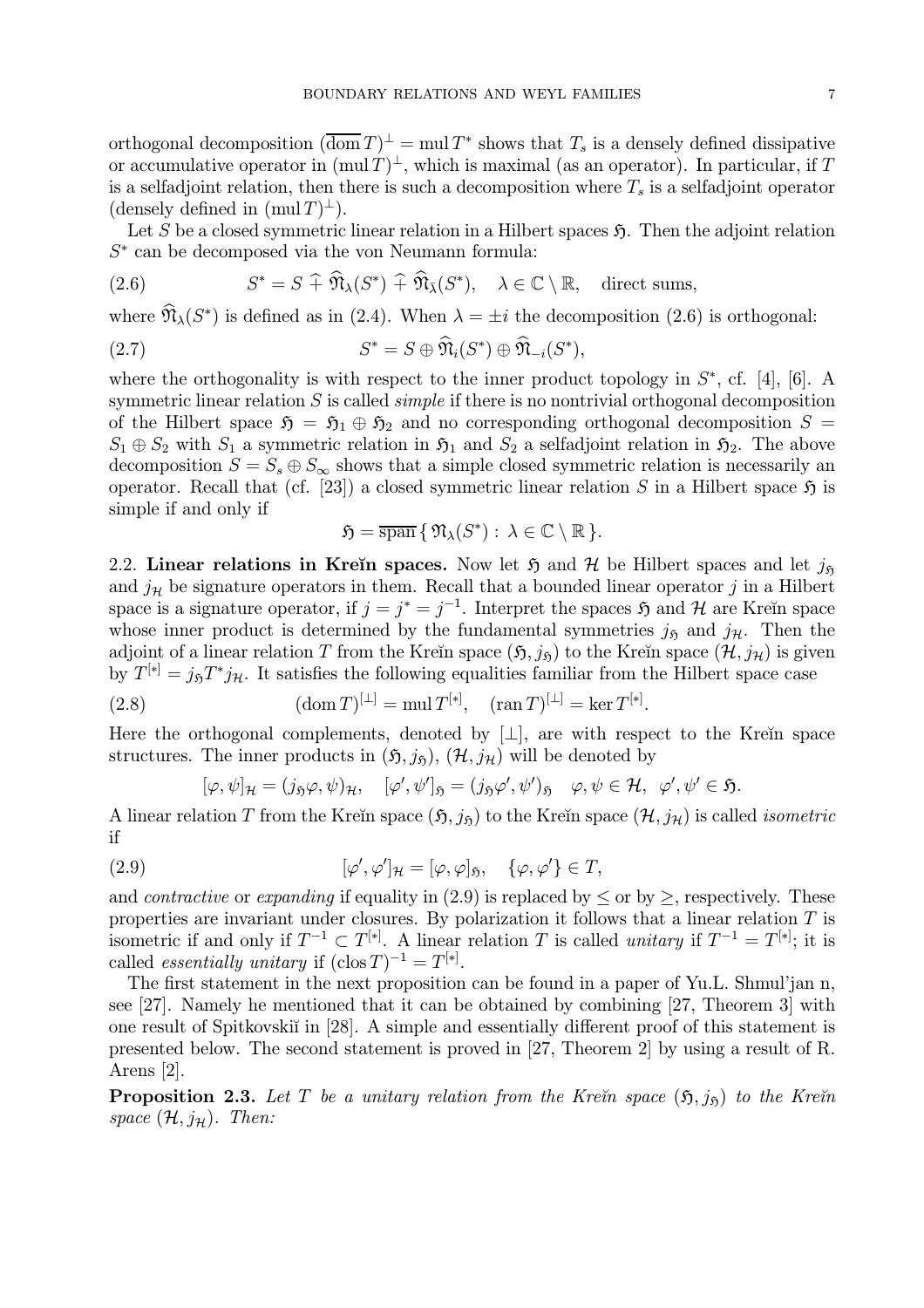orthogonal decomposition $(\overline{\mathrm{dom}}\, T)^{\perp} = \mathrm{mul}\, T^*$ shows that $T_s$ is a densely defined dissipative or accumulative operator in $(\mathrm{mul}\, T)^{\perp}$, which is maximal (as an operator). In particular, if $T$ is a selfadjoint relation, then there is such a decomposition where $T_s$ is a selfadjoint operator (densely defined in $(\mathrm{mul}\, T)^{\perp}$).

Let $S$ be a closed symmetric linear relation in a Hilbert spaces $\mathfrak{H}$. Then the adjoint relation $S^*$ can be decomposed via the von Neumann formula:

$$S^* = S \,\widehat{+}\, \widehat{\mathfrak{N}}_\lambda(S^*) \,\widehat{+}\, \widehat{\mathfrak{N}}_{\bar\lambda}(S^*), \quad \lambda \in \mathbb{C} \setminus \mathbb{R}, \quad \text{direct sums,} \tag{2.6}$$

where $\widehat{\mathfrak{N}}_\lambda(S^*)$ is defined as in (2.4). When $\lambda = \pm i$ the decomposition (2.6) is orthogonal:

$$S^* = S \oplus \widehat{\mathfrak{N}}_i(S^*) \oplus \widehat{\mathfrak{N}}_{-i}(S^*), \tag{2.7}$$

where the orthogonality is with respect to the inner product topology in $S^*$, cf. [4], [6]. A symmetric linear relation $S$ is called *simple* if there is no nontrivial orthogonal decomposition of the Hilbert space $\mathfrak{H} = \mathfrak{H}_1 \oplus \mathfrak{H}_2$ and no corresponding orthogonal decomposition $S = S_1 \oplus S_2$ with $S_1$ a symmetric relation in $\mathfrak{H}_1$ and $S_2$ a selfadjoint relation in $\mathfrak{H}_2$. The above decomposition $S = S_s \oplus S_\infty$ shows that a simple closed symmetric relation is necessarily an operator. Recall that (cf. [23]) a closed symmetric linear relation $S$ in a Hilbert space $\mathfrak{H}$ is simple if and only if

$$\mathfrak{H} = \overline{\mathrm{span}}\, \{\, \mathfrak{N}_\lambda(S^*) : \lambda \in \mathbb{C} \setminus \mathbb{R}\,\}.$$

2.2. **Linear relations in Kreĭn spaces.** Now let $\mathfrak{H}$ and $\mathcal{H}$ be Hilbert spaces and let $j_{\mathfrak{H}}$ and $j_{\mathcal{H}}$ be signature operators in them. Recall that a bounded linear operator $j$ in a Hilbert space is a signature operator, if $j = j^* = j^{-1}$. Interpret the spaces $\mathfrak{H}$ and $\mathcal{H}$ are Kreĭn space whose inner product is determined by the fundamental symmetries $j_{\mathfrak{H}}$ and $j_{\mathcal{H}}$. Then the adjoint of a linear relation $T$ from the Kreĭn space $(\mathfrak{H}, j_{\mathfrak{H}})$ to the Kreĭn space $(\mathcal{H}, j_{\mathcal{H}})$ is given by $T^{[*]} = j_{\mathfrak{H}} T^* j_{\mathcal{H}}$. It satisfies the following equalities familiar from the Hilbert space case

$$(\mathrm{dom}\, T)^{[\perp]} = \mathrm{mul}\, T^{[*]}, \quad (\mathrm{ran}\, T)^{[\perp]} = \ker T^{[*]}. \tag{2.8}$$

Here the orthogonal complements, denoted by $[\perp]$, are with respect to the Kreĭn space structures. The inner products in $(\mathfrak{H}, j_{\mathfrak{H}})$, $(\mathcal{H}, j_{\mathcal{H}})$ will be denoted by

$$[\varphi, \psi]_{\mathcal{H}} = (j_{\mathfrak{H}}\varphi, \psi)_{\mathcal{H}}, \quad [\varphi', \psi']_{\mathfrak{H}} = (j_{\mathfrak{H}}\varphi', \psi')_{\mathfrak{H}} \quad \varphi, \psi \in \mathcal{H}, \;\; \varphi', \psi' \in \mathfrak{H}.$$

A linear relation $T$ from the Kreĭn space $(\mathfrak{H}, j_{\mathfrak{H}})$ to the Kreĭn space $(\mathcal{H}, j_{\mathcal{H}})$ is called *isometric* if

$$[\varphi', \varphi']_{\mathcal{H}} = [\varphi, \varphi]_{\mathfrak{H}}, \quad \{\varphi, \varphi'\} \in T, \tag{2.9}$$

and *contractive* or *expanding* if equality in (2.9) is replaced by $\leq$ or by $\geq$, respectively. These properties are invariant under closures. By polarization it follows that a linear relation $T$ is isometric if and only if $T^{-1} \subset T^{[*]}$. A linear relation $T$ is called *unitary* if $T^{-1} = T^{[*]}$; it is called *essentially unitary* if $(\mathrm{clos}\, T)^{-1} = T^{[*]}$.

The first statement in the next proposition can be found in a paper of Yu.L. Shmul'jan n, see [27]. Namely he mentioned that it can be obtained by combining [27, Theorem 3] with one result of Spitkovskiĭ in [28]. A simple and essentially different proof of this statement is presented below. The second statement is proved in [27, Theorem 2] by using a result of R. Arens [2].

**Proposition 2.3.** *Let $T$ be a unitary relation from the Kreĭn space $(\mathfrak{H}, j_{\mathfrak{H}})$ to the Kreĭn space $(\mathcal{H}, j_{\mathcal{H}})$. Then:*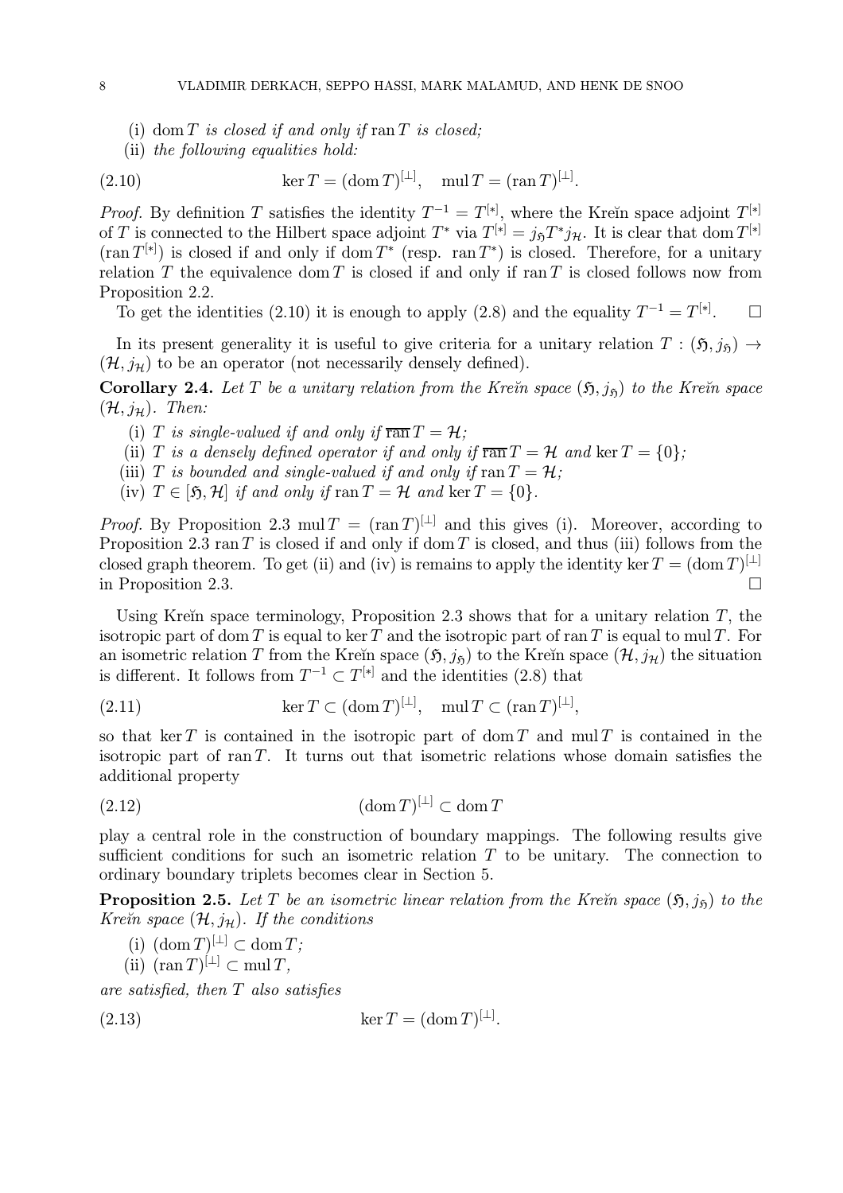(i) $\operatorname{dom} T$ *is closed if and only if* $\operatorname{ran} T$ *is closed;*

(ii) *the following equalities hold:*

$$\ker T = (\operatorname{dom} T)^{[\perp]}, \quad \operatorname{mul} T = (\operatorname{ran} T)^{[\perp]}. \tag{2.10}$$

*Proof.* By definition $T$ satisfies the identity $T^{-1} = T^{[*]}$, where the Kreĭn space adjoint $T^{[*]}$ of $T$ is connected to the Hilbert space adjoint $T^*$ via $T^{[*]} = j_{\mathfrak{H}} T^* j_{\mathcal{H}}$. It is clear that $\operatorname{dom} T^{[*]}$ ($\operatorname{ran} T^{[*]}$) is closed if and only if $\operatorname{dom} T^*$ (resp. $\operatorname{ran} T^*$) is closed. Therefore, for a unitary relation $T$ the equivalence $\operatorname{dom} T$ is closed if and only if $\operatorname{ran} T$ is closed follows now from Proposition 2.2.

To get the identities (2.10) it is enough to apply (2.8) and the equality $T^{-1} = T^{[*]}$. $\square$

In its present generality it is useful to give criteria for a unitary relation $T : (\mathfrak{H}, j_{\mathfrak{H}}) \to (\mathcal{H}, j_{\mathcal{H}})$ to be an operator (not necessarily densely defined).

**Corollary 2.4.** *Let $T$ be a unitary relation from the Kreĭn space $(\mathfrak{H}, j_{\mathfrak{H}})$ to the Kreĭn space $(\mathcal{H}, j_{\mathcal{H}})$. Then:*

(i) *$T$ is single-valued if and only if $\overline{\operatorname{ran}}\, T = \mathcal{H}$;*

(ii) *$T$ is a densely defined operator if and only if $\overline{\operatorname{ran}}\, T = \mathcal{H}$ and $\ker T = \{0\}$;*

(iii) *$T$ is bounded and single-valued if and only if $\operatorname{ran} T = \mathcal{H}$;*

(iv) *$T \in [\mathfrak{H}, \mathcal{H}]$ if and only if $\operatorname{ran} T = \mathcal{H}$ and $\ker T = \{0\}$.*

*Proof.* By Proposition 2.3 $\operatorname{mul} T = (\operatorname{ran} T)^{[\perp]}$ and this gives (i). Moreover, according to Proposition 2.3 $\operatorname{ran} T$ is closed if and only if $\operatorname{dom} T$ is closed, and thus (iii) follows from the closed graph theorem. To get (ii) and (iv) is remains to apply the identity $\ker T = (\operatorname{dom} T)^{[\perp]}$ in Proposition 2.3. $\square$

Using Kreĭn space terminology, Proposition 2.3 shows that for a unitary relation $T$, the isotropic part of $\operatorname{dom} T$ is equal to $\ker T$ and the isotropic part of $\operatorname{ran} T$ is equal to $\operatorname{mul} T$. For an isometric relation $T$ from the Kreĭn space $(\mathfrak{H}, j_{\mathfrak{H}})$ to the Kreĭn space $(\mathcal{H}, j_{\mathcal{H}})$ the situation is different. It follows from $T^{-1} \subset T^{[*]}$ and the identities (2.8) that

$$\ker T \subset (\operatorname{dom} T)^{[\perp]}, \quad \operatorname{mul} T \subset (\operatorname{ran} T)^{[\perp]}, \tag{2.11}$$

so that $\ker T$ is contained in the isotropic part of $\operatorname{dom} T$ and $\operatorname{mul} T$ is contained in the isotropic part of $\operatorname{ran} T$. It turns out that isometric relations whose domain satisfies the additional property

$$(\operatorname{dom} T)^{[\perp]} \subset \operatorname{dom} T \tag{2.12}$$

play a central role in the construction of boundary mappings. The following results give sufficient conditions for such an isometric relation $T$ to be unitary. The connection to ordinary boundary triplets becomes clear in Section 5.

**Proposition 2.5.** *Let $T$ be an isometric linear relation from the Kreĭn space $(\mathfrak{H}, j_{\mathfrak{H}})$ to the Kreĭn space $(\mathcal{H}, j_{\mathcal{H}})$. If the conditions*

(i) $(\operatorname{dom} T)^{[\perp]} \subset \operatorname{dom} T$*;*

(ii) $(\operatorname{ran} T)^{[\perp]} \subset \operatorname{mul} T$*,*

*are satisfied, then $T$ also satisfies*

$$\ker T = (\operatorname{dom} T)^{[\perp]}. \tag{2.13}$$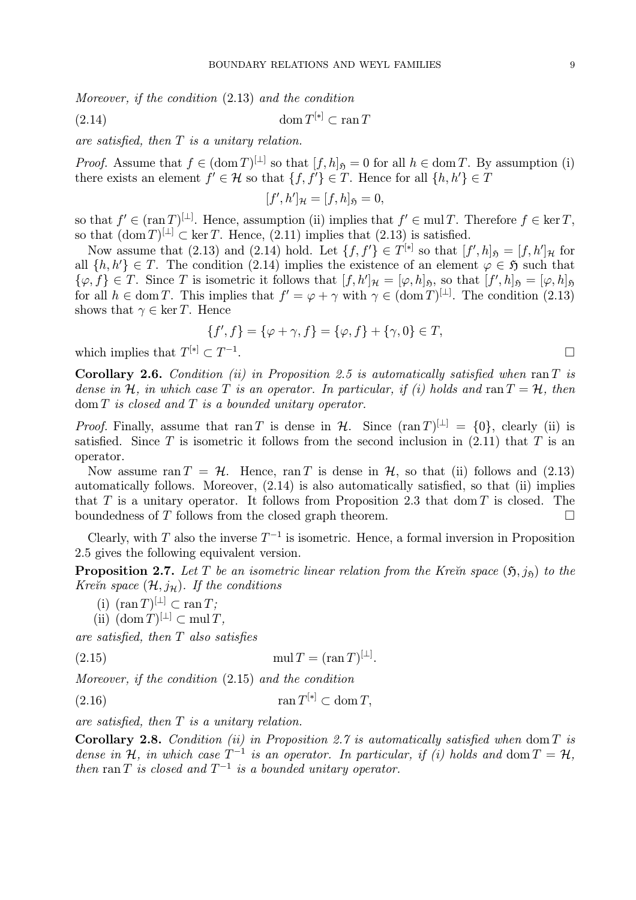*Moreover, if the condition* (2.13) *and the condition*

$$\operatorname{dom} T^{[*]} \subset \operatorname{ran} T \tag{2.14}$$

*are satisfied, then $T$ is a unitary relation.*

*Proof.* Assume that $f \in (\operatorname{dom} T)^{[\perp]}$ so that $[f, h]_{\mathfrak{H}} = 0$ for all $h \in \operatorname{dom} T$. By assumption (i) there exists an element $f' \in \mathcal{H}$ so that $\{f, f'\} \in T$. Hence for all $\{h, h'\} \in T$

$$[f', h']_{\mathcal{H}} = [f, h]_{\mathfrak{H}} = 0,$$

so that $f' \in (\operatorname{ran} T)^{[\perp]}$. Hence, assumption (ii) implies that $f' \in \operatorname{mul} T$. Therefore $f \in \ker T$, so that $(\operatorname{dom} T)^{[\perp]} \subset \ker T$. Hence, (2.11) implies that (2.13) is satisfied.

Now assume that (2.13) and (2.14) hold. Let $\{f, f'\} \in T^{[*]}$ so that $[f', h]_{\mathfrak{H}} = [f, h']_{\mathcal{H}}$ for all $\{h, h'\} \in T$. The condition (2.14) implies the existence of an element $\varphi \in \mathfrak{H}$ such that $\{\varphi, f\} \in T$. Since $T$ is isometric it follows that $[f, h']_{\mathcal{H}} = [\varphi, h]_{\mathfrak{H}}$, so that $[f', h]_{\mathfrak{H}} = [\varphi, h]_{\mathfrak{H}}$ for all $h \in \operatorname{dom} T$. This implies that $f' = \varphi + \gamma$ with $\gamma \in (\operatorname{dom} T)^{[\perp]}$. The condition (2.13) shows that $\gamma \in \ker T$. Hence

$$\{f', f\} = \{\varphi + \gamma, f\} = \{\varphi, f\} + \{\gamma, 0\} \in T,$$

which implies that $T^{[*]} \subset T^{-1}$. □

**Corollary 2.6.** *Condition (ii) in Proposition 2.5 is automatically satisfied when $\operatorname{ran} T$ is dense in $\mathcal{H}$, in which case $T$ is an operator. In particular, if (i) holds and $\operatorname{ran} T = \mathcal{H}$, then $\operatorname{dom} T$ is closed and $T$ is a bounded unitary operator.*

*Proof.* Finally, assume that $\operatorname{ran} T$ is dense in $\mathcal{H}$. Since $(\operatorname{ran} T)^{[\perp]} = \{0\}$, clearly (ii) is satisfied. Since $T$ is isometric it follows from the second inclusion in (2.11) that $T$ is an operator.

Now assume $\operatorname{ran} T = \mathcal{H}$. Hence, $\operatorname{ran} T$ is dense in $\mathcal{H}$, so that (ii) follows and (2.13) automatically follows. Moreover, (2.14) is also automatically satisfied, so that (ii) implies that $T$ is a unitary operator. It follows from Proposition 2.3 that $\operatorname{dom} T$ is closed. The boundedness of $T$ follows from the closed graph theorem. □

Clearly, with $T$ also the inverse $T^{-1}$ is isometric. Hence, a formal inversion in Proposition 2.5 gives the following equivalent version.

**Proposition 2.7.** *Let $T$ be an isometric linear relation from the Kreĭn space $(\mathfrak{H}, j_{\mathfrak{H}})$ to the Kreĭn space $(\mathcal{H}, j_{\mathcal{H}})$. If the conditions*

(i) $(\operatorname{ran} T)^{[\perp]} \subset \operatorname{ran} T$*;*
(ii) $(\operatorname{dom} T)^{[\perp]} \subset \operatorname{mul} T$*,*

*are satisfied, then $T$ also satisfies*

$$\operatorname{mul} T = (\operatorname{ran} T)^{[\perp]}. \tag{2.15}$$

*Moreover, if the condition* (2.15) *and the condition*

$$\operatorname{ran} T^{[*]} \subset \operatorname{dom} T, \tag{2.16}$$

*are satisfied, then $T$ is a unitary relation.*

**Corollary 2.8.** *Condition (ii) in Proposition 2.7 is automatically satisfied when $\operatorname{dom} T$ is dense in $\mathcal{H}$, in which case $T^{-1}$ is an operator. In particular, if (i) holds and $\operatorname{dom} T = \mathcal{H}$, then $\operatorname{ran} T$ is closed and $T^{-1}$ is a bounded unitary operator.*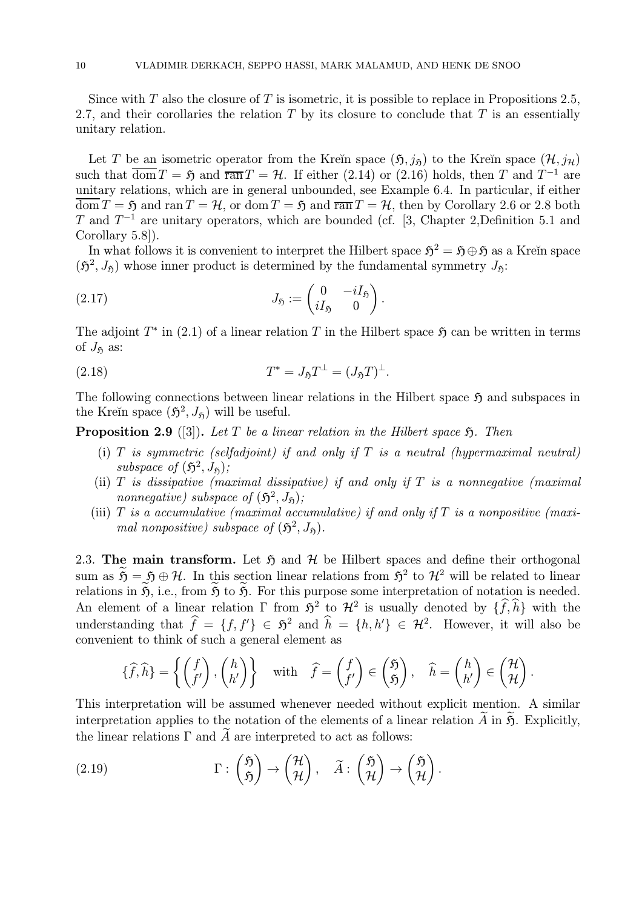Since with $T$ also the closure of $T$ is isometric, it is possible to replace in Propositions 2.5, 2.7, and their corollaries the relation $T$ by its closure to conclude that $T$ is an essentially unitary relation.

Let $T$ be an isometric operator from the Kreĭn space $(\mathfrak{H}, j_{\mathfrak{H}})$ to the Kreĭn space $(\mathcal{H}, j_{\mathcal{H}})$ such that $\overline{\operatorname{dom}}\, T = \mathfrak{H}$ and $\overline{\operatorname{ran}}\, T = \mathcal{H}$. If either (2.14) or (2.16) holds, then $T$ and $T^{-1}$ are unitary relations, which are in general unbounded, see Example 6.4. In particular, if either $\overline{\operatorname{dom}}\, T = \mathfrak{H}$ and $\operatorname{ran} T = \mathcal{H}$, or $\operatorname{dom} T = \mathfrak{H}$ and $\overline{\operatorname{ran}}\, T = \mathcal{H}$, then by Corollary 2.6 or 2.8 both $T$ and $T^{-1}$ are unitary operators, which are bounded (cf. [3, Chapter 2,Definition 5.1 and Corollary 5.8]).

In what follows it is convenient to interpret the Hilbert space $\mathfrak{H}^2 = \mathfrak{H} \oplus \mathfrak{H}$ as a Kreĭn space $(\mathfrak{H}^2, J_{\mathfrak{H}})$ whose inner product is determined by the fundamental symmetry $J_{\mathfrak{H}}$:

$$
J_{\mathfrak{H}} := \begin{pmatrix} 0 & -iI_{\mathfrak{H}} \\ iI_{\mathfrak{H}} & 0 \end{pmatrix}. \tag{2.17}
$$

The adjoint $T^*$ in (2.1) of a linear relation $T$ in the Hilbert space $\mathfrak{H}$ can be written in terms of $J_{\mathfrak{H}}$ as:

$$
T^* = J_{\mathfrak{H}} T^{\perp} = (J_{\mathfrak{H}} T)^{\perp}. \tag{2.18}
$$

The following connections between linear relations in the Hilbert space $\mathfrak{H}$ and subspaces in the Kreĭn space $(\mathfrak{H}^2, J_{\mathfrak{H}})$ will be useful.

**Proposition 2.9** ([3])**.** *Let $T$ be a linear relation in the Hilbert space $\mathfrak{H}$. Then*

(i) *$T$ is symmetric (selfadjoint) if and only if $T$ is a neutral (hypermaximal neutral) subspace of $(\mathfrak{H}^2, J_{\mathfrak{H}})$;*

(ii) *$T$ is dissipative (maximal dissipative) if and only if $T$ is a nonnegative (maximal nonnegative) subspace of $(\mathfrak{H}^2, J_{\mathfrak{H}})$;*

(iii) *$T$ is a accumulative (maximal accumulative) if and only if $T$ is a nonpositive (maximal nonpositive) subspace of $(\mathfrak{H}^2, J_{\mathfrak{H}})$.*

2.3. **The main transform.** Let $\mathfrak{H}$ and $\mathcal{H}$ be Hilbert spaces and define their orthogonal sum as $\widetilde{\mathfrak{H}} = \mathfrak{H} \oplus \mathcal{H}$. In this section linear relations from $\mathfrak{H}^2$ to $\mathcal{H}^2$ will be related to linear relations in $\widetilde{\mathfrak{H}}$, i.e., from $\widetilde{\mathfrak{H}}$ to $\widetilde{\mathfrak{H}}$. For this purpose some interpretation of notation is needed. An element of a linear relation $\Gamma$ from $\mathfrak{H}^2$ to $\mathcal{H}^2$ is usually denoted by $\{\widehat{f}, \widehat{h}\}$ with the understanding that $\widehat{f} = \{f, f'\} \in \mathfrak{H}^2$ and $\widehat{h} = \{h, h'\} \in \mathcal{H}^2$. However, it will also be convenient to think of such a general element as

$$
\{\widehat{f}, \widehat{h}\} = \left\{ \begin{pmatrix} f \\ f' \end{pmatrix}, \begin{pmatrix} h \\ h' \end{pmatrix} \right\} \quad \text{with} \quad \widehat{f} = \begin{pmatrix} f \\ f' \end{pmatrix} \in \begin{pmatrix} \mathfrak{H} \\ \mathfrak{H} \end{pmatrix}, \quad \widehat{h} = \begin{pmatrix} h \\ h' \end{pmatrix} \in \begin{pmatrix} \mathcal{H} \\ \mathcal{H} \end{pmatrix}.
$$

This interpretation will be assumed whenever needed without explicit mention. A similar interpretation applies to the notation of the elements of a linear relation $\widetilde{A}$ in $\widetilde{\mathfrak{H}}$. Explicitly, the linear relations $\Gamma$ and $\widetilde{A}$ are interpreted to act as follows:

$$
\Gamma : \begin{pmatrix} \mathfrak{H} \\ \mathfrak{H} \end{pmatrix} \to \begin{pmatrix} \mathcal{H} \\ \mathcal{H} \end{pmatrix}, \quad \widetilde{A} : \begin{pmatrix} \mathfrak{H} \\ \mathcal{H} \end{pmatrix} \to \begin{pmatrix} \mathfrak{H} \\ \mathcal{H} \end{pmatrix}. \tag{2.19}
$$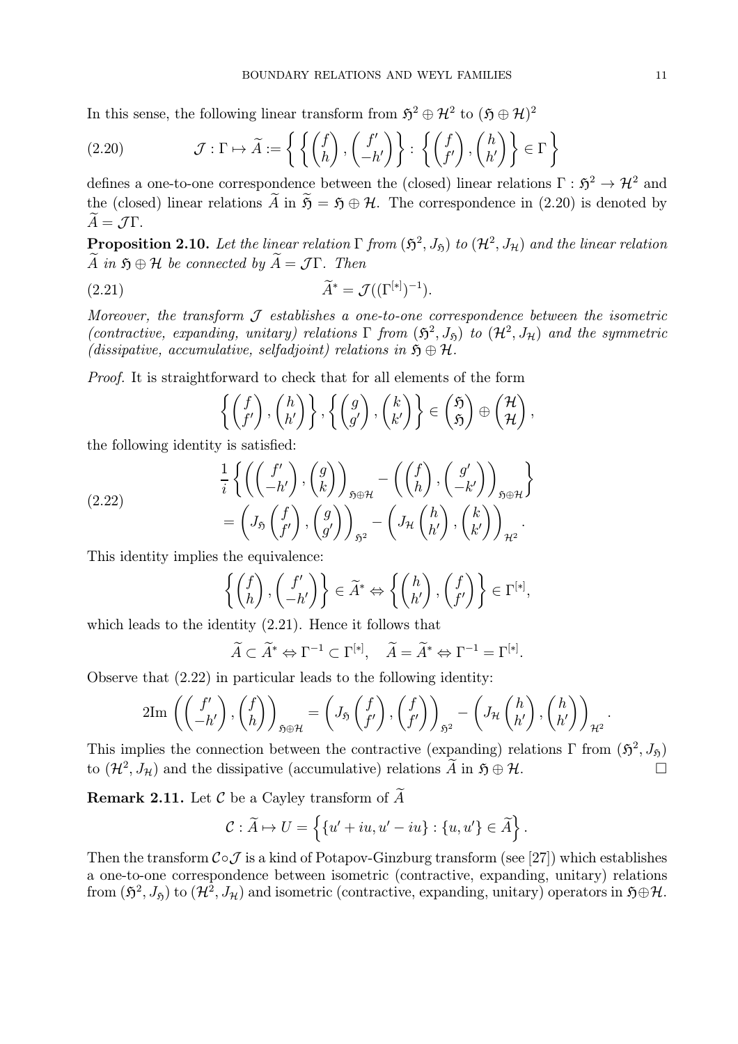In this sense, the following linear transform from $\mathfrak{H}^2 \oplus \mathcal{H}^2$ to $(\mathfrak{H} \oplus \mathcal{H})^2$

$$
\mathcal{J} : \Gamma \mapsto \widetilde{A} := \left\{ \left\{ \begin{pmatrix} f \\ h \end{pmatrix}, \begin{pmatrix} f' \\ -h' \end{pmatrix} \right\} : \left\{ \begin{pmatrix} f \\ f' \end{pmatrix}, \begin{pmatrix} h \\ h' \end{pmatrix} \right\} \in \Gamma \right\} \tag{2.20}
$$

defines a one-to-one correspondence between the (closed) linear relations $\Gamma : \mathfrak{H}^2 \to \mathcal{H}^2$ and the (closed) linear relations $\widetilde{A}$ in $\widetilde{\mathfrak{H}} = \mathfrak{H} \oplus \mathcal{H}$. The correspondence in (2.20) is denoted by $\widetilde{A} = \mathcal{J}\Gamma$.

**Proposition 2.10.** *Let the linear relation $\Gamma$ from $(\mathfrak{H}^2, J_{\mathfrak{H}})$ to $(\mathcal{H}^2, J_{\mathcal{H}})$ and the linear relation $\widetilde{A}$ in $\mathfrak{H} \oplus \mathcal{H}$ be connected by $\widetilde{A} = \mathcal{J}\Gamma$. Then*

$$
\widetilde{A}^* = \mathcal{J}((\Gamma^{[*]})^{-1}). \tag{2.21}
$$

*Moreover, the transform $\mathcal{J}$ establishes a one-to-one correspondence between the isometric (contractive, expanding, unitary) relations $\Gamma$ from $(\mathfrak{H}^2, J_{\mathfrak{H}})$ to $(\mathcal{H}^2, J_{\mathcal{H}})$ and the symmetric (dissipative, accumulative, selfadjoint) relations in $\mathfrak{H} \oplus \mathcal{H}$.*

*Proof.* It is straightforward to check that for all elements of the form

$$
\left\{ \begin{pmatrix} f \\ f' \end{pmatrix}, \begin{pmatrix} h \\ h' \end{pmatrix} \right\}, \left\{ \begin{pmatrix} g \\ g' \end{pmatrix}, \begin{pmatrix} k \\ k' \end{pmatrix} \right\} \in \begin{pmatrix} \mathfrak{H} \\ \mathfrak{H} \end{pmatrix} \oplus \begin{pmatrix} \mathcal{H} \\ \mathcal{H} \end{pmatrix},
$$

the following identity is satisfied:

$$
\begin{aligned}
&\frac{1}{i} \left\{ \left( \begin{pmatrix} f' \\ -h' \end{pmatrix}, \begin{pmatrix} g \\ k \end{pmatrix} \right)_{\mathfrak{H} \oplus \mathcal{H}} - \left( \begin{pmatrix} f \\ h \end{pmatrix}, \begin{pmatrix} g' \\ -k' \end{pmatrix} \right)_{\mathfrak{H} \oplus \mathcal{H}} \right\} \\
&= \left( J_{\mathfrak{H}} \begin{pmatrix} f \\ f' \end{pmatrix}, \begin{pmatrix} g \\ g' \end{pmatrix} \right)_{\mathfrak{H}^2} - \left( J_{\mathcal{H}} \begin{pmatrix} h \\ h' \end{pmatrix}, \begin{pmatrix} k \\ k' \end{pmatrix} \right)_{\mathcal{H}^2}.
\end{aligned} \tag{2.22}
$$

This identity implies the equivalence:

$$
\left\{ \begin{pmatrix} f \\ h \end{pmatrix}, \begin{pmatrix} f' \\ -h' \end{pmatrix} \right\} \in \widetilde{A}^* \Leftrightarrow \left\{ \begin{pmatrix} h \\ h' \end{pmatrix}, \begin{pmatrix} f \\ f' \end{pmatrix} \right\} \in \Gamma^{[*]},
$$

which leads to the identity (2.21). Hence it follows that

$$
\widetilde{A} \subset \widetilde{A}^* \Leftrightarrow \Gamma^{-1} \subset \Gamma^{[*]}, \quad \widetilde{A} = \widetilde{A}^* \Leftrightarrow \Gamma^{-1} = \Gamma^{[*]}.
$$

Observe that (2.22) in particular leads to the following identity:

$$
2\mathrm{Im} \left( \begin{pmatrix} f' \\ -h' \end{pmatrix}, \begin{pmatrix} f \\ h \end{pmatrix} \right)_{\mathfrak{H} \oplus \mathcal{H}} = \left( J_{\mathfrak{H}} \begin{pmatrix} f \\ f' \end{pmatrix}, \begin{pmatrix} f \\ f' \end{pmatrix} \right)_{\mathfrak{H}^2} - \left( J_{\mathcal{H}} \begin{pmatrix} h \\ h' \end{pmatrix}, \begin{pmatrix} h \\ h' \end{pmatrix} \right)_{\mathcal{H}^2}.
$$

This implies the connection between the contractive (expanding) relations $\Gamma$ from $(\mathfrak{H}^2, J_{\mathfrak{H}})$ to $(\mathcal{H}^2, J_{\mathcal{H}})$ and the dissipative (accumulative) relations $\widetilde{A}$ in $\mathfrak{H} \oplus \mathcal{H}$. $\square$

**Remark 2.11.** Let $\mathcal{C}$ be a Cayley transform of $\widetilde{A}$

$$
\mathcal{C} : \widetilde{A} \mapsto U = \left\{ \{u' + iu, u' - iu\} : \{u, u'\} \in \widetilde{A} \right\}.
$$

Then the transform $\mathcal{C} \circ \mathcal{J}$ is a kind of Potapov-Ginzburg transform (see [27]) which establishes a one-to-one correspondence between isometric (contractive, expanding, unitary) relations from $(\mathfrak{H}^2, J_{\mathfrak{H}})$ to $(\mathcal{H}^2, J_{\mathcal{H}})$ and isometric (contractive, expanding, unitary) operators in $\mathfrak{H} \oplus \mathcal{H}$.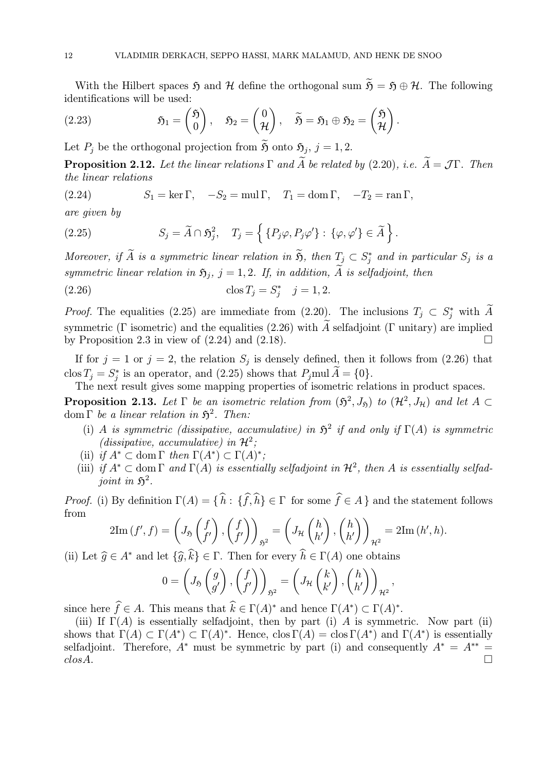With the Hilbert spaces $\mathfrak{H}$ and $\mathcal{H}$ define the orthogonal sum $\widetilde{\mathfrak{H}} = \mathfrak{H} \oplus \mathcal{H}$. The following identifications will be used:

$$\mathfrak{H}_1 = \begin{pmatrix} \mathfrak{H} \\ 0 \end{pmatrix}, \quad \mathfrak{H}_2 = \begin{pmatrix} 0 \\ \mathcal{H} \end{pmatrix}, \quad \widetilde{\mathfrak{H}} = \mathfrak{H}_1 \oplus \mathfrak{H}_2 = \begin{pmatrix} \mathfrak{H} \\ \mathcal{H} \end{pmatrix}. \tag{2.23}$$

Let $P_j$ be the orthogonal projection from $\widetilde{\mathfrak{H}}$ onto $\mathfrak{H}_j$, $j = 1, 2$.

**Proposition 2.12.** *Let the linear relations $\Gamma$ and $\widetilde{A}$ be related by (2.20), i.e. $\widetilde{A} = \mathcal{J}\Gamma$. Then the linear relations*

$$S_1 = \ker \Gamma, \quad -S_2 = \operatorname{mul} \Gamma, \quad T_1 = \operatorname{dom} \Gamma, \quad -T_2 = \operatorname{ran} \Gamma, \tag{2.24}$$

*are given by*

$$S_j = \widetilde{A} \cap \mathfrak{H}_j^2, \quad T_j = \left\{ \{P_j \varphi, P_j \varphi'\} : \{\varphi, \varphi'\} \in \widetilde{A} \right\}. \tag{2.25}$$

*Moreover, if $\widetilde{A}$ is a symmetric linear relation in $\widetilde{\mathfrak{H}}$, then $T_j \subset S_j^*$ and in particular $S_j$ is a symmetric linear relation in $\mathfrak{H}_j$, $j = 1, 2$. If, in addition, $\widetilde{A}$ is selfadjoint, then*

$$\operatorname{clos} T_j = S_j^* \quad j = 1, 2. \tag{2.26}$$

*Proof.* The equalities (2.25) are immediate from (2.20). The inclusions $T_j \subset S_j^*$ with $\widetilde{A}$ symmetric ($\Gamma$ isometric) and the equalities (2.26) with $\widetilde{A}$ selfadjoint ($\Gamma$ unitary) are implied by Proposition 2.3 in view of (2.24) and (2.18). □

If for $j = 1$ or $j = 2$, the relation $S_j$ is densely defined, then it follows from (2.26) that $\operatorname{clos} T_j = S_j^*$ is an operator, and (2.25) shows that $P_j \operatorname{mul} \widetilde{A} = \{0\}$.

The next result gives some mapping properties of isometric relations in product spaces.

**Proposition 2.13.** *Let $\Gamma$ be an isometric relation from $(\mathfrak{H}^2, J_{\mathfrak{H}})$ to $(\mathcal{H}^2, J_{\mathcal{H}})$ and let $A \subset \operatorname{dom} \Gamma$ be a linear relation in $\mathfrak{H}^2$. Then:*

- (i) *$A$ is symmetric (dissipative, accumulative) in $\mathfrak{H}^2$ if and only if $\Gamma(A)$ is symmetric (dissipative, accumulative) in $\mathcal{H}^2$;*
- (ii) *if $A^* \subset \operatorname{dom} \Gamma$ then $\Gamma(A^*) \subset \Gamma(A)^*$;*
- (iii) *if $A^* \subset \operatorname{dom} \Gamma$ and $\Gamma(A)$ is essentially selfadjoint in $\mathcal{H}^2$, then $A$ is essentially selfadjoint in $\mathfrak{H}^2$.*

*Proof.* (i) By definition $\Gamma(A) = \{ \widehat{h} : \{\widehat{f}, \widehat{h}\} \in \Gamma \text{ for some } \widehat{f} \in A \}$ and the statement follows from

$$2\operatorname{Im}(f', f) = \left( J_{\mathfrak{H}} \begin{pmatrix} f \\ f' \end{pmatrix}, \begin{pmatrix} f \\ f' \end{pmatrix} \right)_{\mathfrak{H}^2} = \left( J_{\mathcal{H}} \begin{pmatrix} h \\ h' \end{pmatrix}, \begin{pmatrix} h \\ h' \end{pmatrix} \right)_{\mathcal{H}^2} = 2\operatorname{Im}(h', h).$$

(ii) Let $\widehat{g} \in A^*$ and let $\{\widehat{g}, \widehat{k}\} \in \Gamma$. Then for every $\widehat{h} \in \Gamma(A)$ one obtains

$$0 = \left( J_{\mathfrak{H}} \begin{pmatrix} g \\ g' \end{pmatrix}, \begin{pmatrix} f \\ f' \end{pmatrix} \right)_{\mathfrak{H}^2} = \left( J_{\mathcal{H}} \begin{pmatrix} k \\ k' \end{pmatrix}, \begin{pmatrix} h \\ h' \end{pmatrix} \right)_{\mathcal{H}^2},$$

since here $\widehat{f} \in A$. This means that $\widehat{k} \in \Gamma(A)^*$ and hence $\Gamma(A^*) \subset \Gamma(A)^*$.

(iii) If $\Gamma(A)$ is essentially selfadjoint, then by part (i) $A$ is symmetric. Now part (ii) shows that $\Gamma(A) \subset \Gamma(A^*) \subset \Gamma(A)^*$. Hence, $\operatorname{clos} \Gamma(A) = \operatorname{clos} \Gamma(A^*)$ and $\Gamma(A^*)$ is essentially selfadjoint. Therefore, $A^*$ must be symmetric by part (i) and consequently $A^* = A^{**} = clos A$. □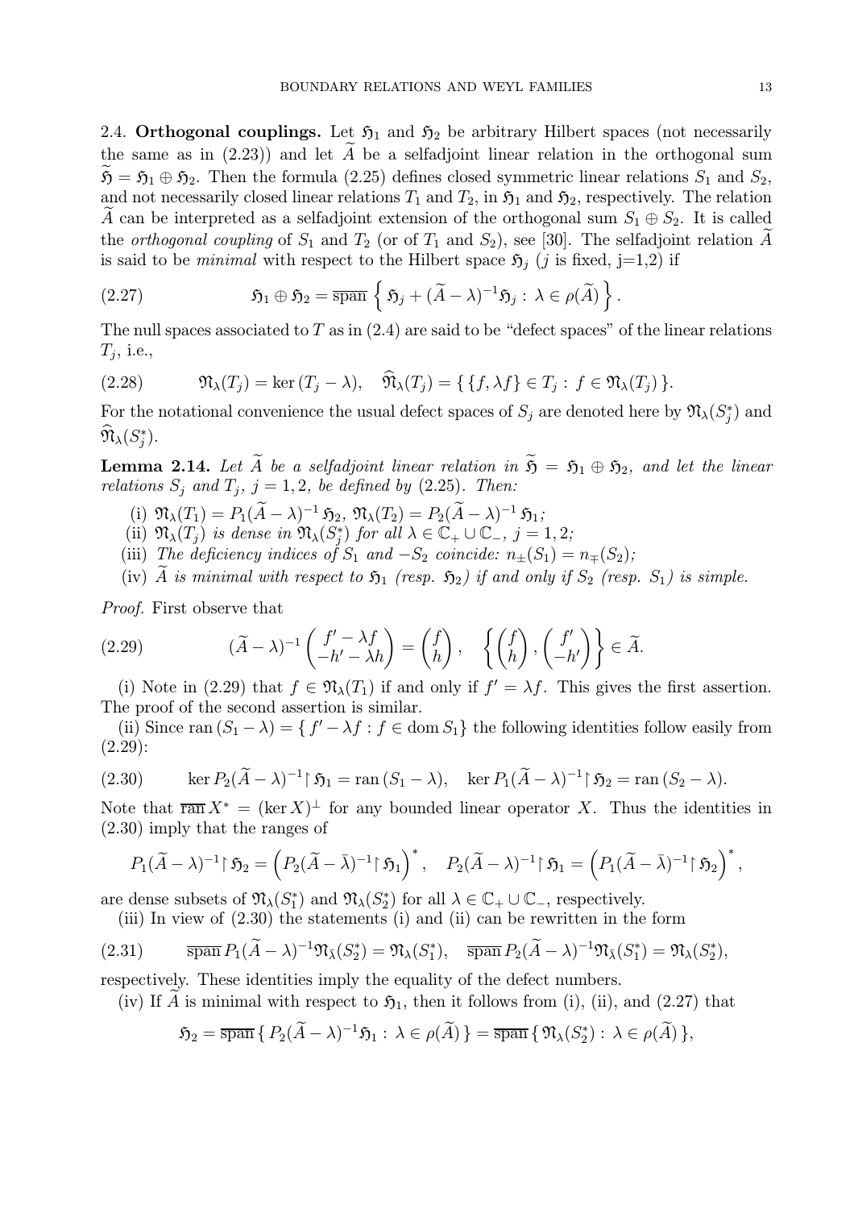2.4. **Orthogonal couplings.** Let $\mathfrak{H}_1$ and $\mathfrak{H}_2$ be arbitrary Hilbert spaces (not necessarily the same as in (2.23)) and let $\widetilde{A}$ be a selfadjoint linear relation in the orthogonal sum $\widetilde{\mathfrak{H}} = \mathfrak{H}_1 \oplus \mathfrak{H}_2$. Then the formula (2.25) defines closed symmetric linear relations $S_1$ and $S_2$, and not necessarily closed linear relations $T_1$ and $T_2$, in $\mathfrak{H}_1$ and $\mathfrak{H}_2$, respectively. The relation $\widetilde{A}$ can be interpreted as a selfadjoint extension of the orthogonal sum $S_1 \oplus S_2$. It is called the *orthogonal coupling* of $S_1$ and $T_2$ (or of $T_1$ and $S_2$), see [30]. The selfadjoint relation $\widetilde{A}$ is said to be *minimal* with respect to the Hilbert space $\mathfrak{H}_j$ ($j$ is fixed, j=1,2) if

$$
\mathfrak{H}_1 \oplus \mathfrak{H}_2 = \overline{\operatorname{span}} \left\{ \mathfrak{H}_j + (\widetilde{A} - \lambda)^{-1} \mathfrak{H}_j : \lambda \in \rho(\widetilde{A}) \right\}. \tag{2.27}
$$

The null spaces associated to $T$ as in (2.4) are said to be "defect spaces" of the linear relations $T_j$, i.e.,

$$
\mathfrak{N}_\lambda(T_j) = \ker (T_j - \lambda), \quad \widehat{\mathfrak{N}}_\lambda(T_j) = \{ \{f, \lambda f\} \in T_j : f \in \mathfrak{N}_\lambda(T_j) \}. \tag{2.28}
$$

For the notational convenience the usual defect spaces of $S_j$ are denoted here by $\mathfrak{N}_\lambda(S_j^*)$ and $\widehat{\mathfrak{N}}_\lambda(S_j^*)$.

**Lemma 2.14.** *Let $\widetilde{A}$ be a selfadjoint linear relation in $\widetilde{\mathfrak{H}} = \mathfrak{H}_1 \oplus \mathfrak{H}_2$, and let the linear relations $S_j$ and $T_j$, $j = 1, 2$, be defined by (2.25). Then:*

(i) $\mathfrak{N}_\lambda(T_1) = P_1(\widetilde{A} - \lambda)^{-1} \mathfrak{H}_2$, $\mathfrak{N}_\lambda(T_2) = P_2(\widetilde{A} - \lambda)^{-1} \mathfrak{H}_1$;

(ii) *$\mathfrak{N}_\lambda(T_j)$ is dense in $\mathfrak{N}_\lambda(S_j^*)$ for all $\lambda \in \mathbb{C}_+ \cup \mathbb{C}_-$, $j = 1, 2$;*

(iii) *The deficiency indices of $S_1$ and $-S_2$ coincide: $n_\pm(S_1) = n_\mp(S_2)$;*

(iv) *$\widetilde{A}$ is minimal with respect to $\mathfrak{H}_1$ (resp. $\mathfrak{H}_2$) if and only if $S_2$ (resp. $S_1$) is simple.*

*Proof.* First observe that

$$
(\widetilde{A} - \lambda)^{-1} \begin{pmatrix} f' - \lambda f \\ -h' - \lambda h \end{pmatrix} = \begin{pmatrix} f \\ h \end{pmatrix}, \quad \left\{ \begin{pmatrix} f \\ h \end{pmatrix}, \begin{pmatrix} f' \\ -h' \end{pmatrix} \right\} \in \widetilde{A}. \tag{2.29}
$$

(i) Note in (2.29) that $f \in \mathfrak{N}_\lambda(T_1)$ if and only if $f' = \lambda f$. This gives the first assertion. The proof of the second assertion is similar.

(ii) Since $\operatorname{ran}(S_1 - \lambda) = \{ f' - \lambda f : f \in \operatorname{dom} S_1 \}$ the following identities follow easily from (2.29):

$$
\ker P_2(\widetilde{A} - \lambda)^{-1} \upharpoonright \mathfrak{H}_1 = \operatorname{ran}(S_1 - \lambda), \quad \ker P_1(\widetilde{A} - \lambda)^{-1} \upharpoonright \mathfrak{H}_2 = \operatorname{ran}(S_2 - \lambda). \tag{2.30}
$$

Note that $\overline{\operatorname{ran}}\, X^* = (\ker X)^\perp$ for any bounded linear operator $X$. Thus the identities in (2.30) imply that the ranges of

$$
P_1(\widetilde{A} - \lambda)^{-1} \upharpoonright \mathfrak{H}_2 = \left( P_2(\widetilde{A} - \bar{\lambda})^{-1} \upharpoonright \mathfrak{H}_1 \right)^*, \quad P_2(\widetilde{A} - \lambda)^{-1} \upharpoonright \mathfrak{H}_1 = \left( P_1(\widetilde{A} - \bar{\lambda})^{-1} \upharpoonright \mathfrak{H}_2 \right)^*,
$$

are dense subsets of $\mathfrak{N}_\lambda(S_1^*)$ and $\mathfrak{N}_\lambda(S_2^*)$ for all $\lambda \in \mathbb{C}_+ \cup \mathbb{C}_-$, respectively.

(iii) In view of (2.30) the statements (i) and (ii) can be rewritten in the form

$$
\overline{\operatorname{span}}\, P_1(\widetilde{A} - \lambda)^{-1} \mathfrak{N}_{\bar{\lambda}}(S_2^*) = \mathfrak{N}_\lambda(S_1^*), \quad \overline{\operatorname{span}}\, P_2(\widetilde{A} - \lambda)^{-1} \mathfrak{N}_{\bar{\lambda}}(S_1^*) = \mathfrak{N}_\lambda(S_2^*), \tag{2.31}
$$

respectively. These identities imply the equality of the defect numbers.

(iv) If $\widetilde{A}$ is minimal with respect to $\mathfrak{H}_1$, then it follows from (i), (ii), and (2.27) that

$$
\mathfrak{H}_2 = \overline{\operatorname{span}} \{ P_2(\widetilde{A} - \lambda)^{-1} \mathfrak{H}_1 : \lambda \in \rho(\widetilde{A}) \} = \overline{\operatorname{span}} \{ \mathfrak{N}_\lambda(S_2^*) : \lambda \in \rho(\widetilde{A}) \},
$$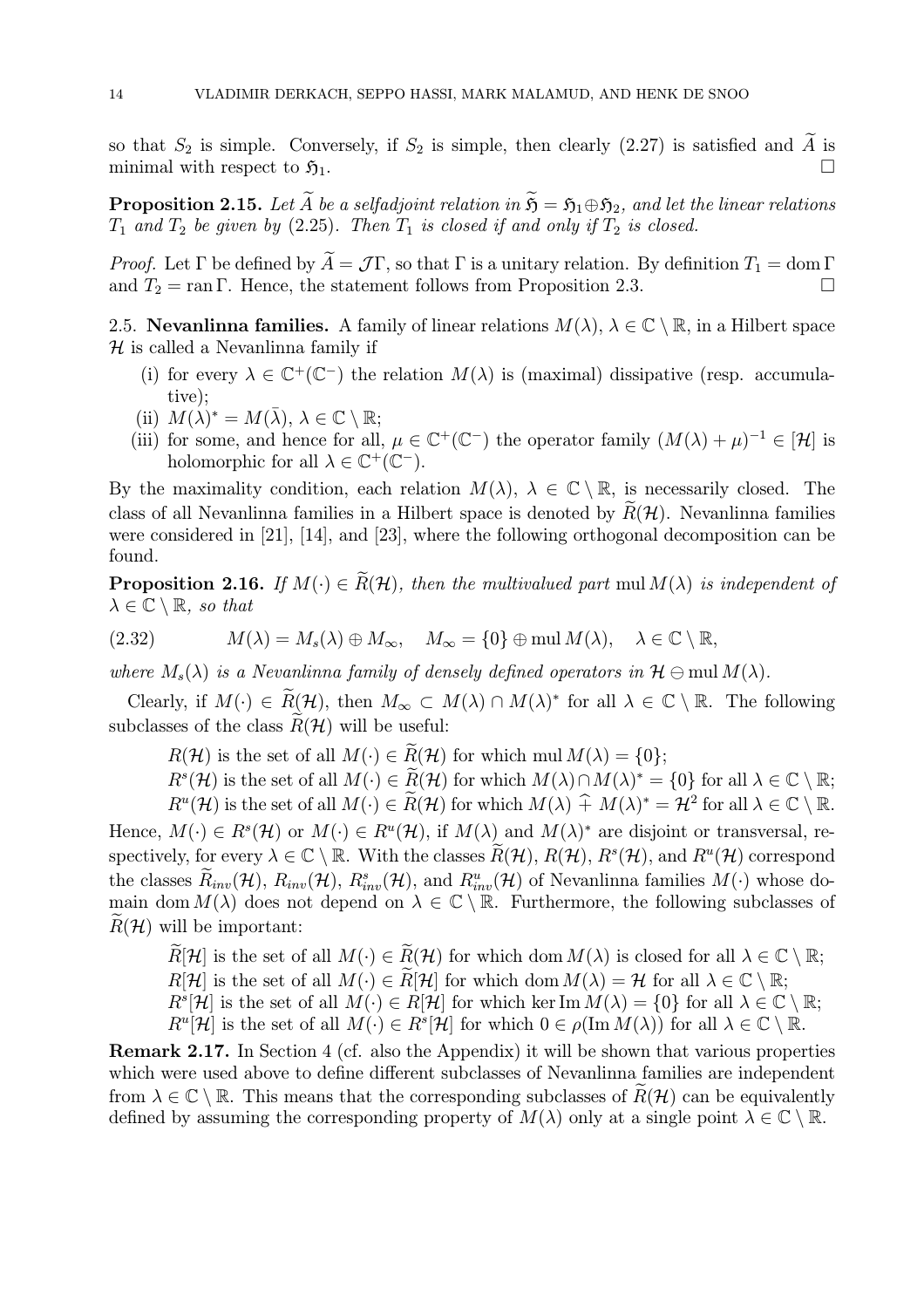so that $S_2$ is simple. Conversely, if $S_2$ is simple, then clearly (2.27) is satisfied and $\widetilde{A}$ is minimal with respect to $\mathfrak{H}_1$. $\square$

**Proposition 2.15.** *Let $\widetilde{A}$ be a selfadjoint relation in $\widetilde{\mathfrak{H}} = \mathfrak{H}_1 \oplus \mathfrak{H}_2$, and let the linear relations $T_1$ and $T_2$ be given by (2.25). Then $T_1$ is closed if and only if $T_2$ is closed.*

*Proof.* Let $\Gamma$ be defined by $\widetilde{A} = \mathcal{J}\Gamma$, so that $\Gamma$ is a unitary relation. By definition $T_1 = \operatorname{dom} \Gamma$ and $T_2 = \operatorname{ran} \Gamma$. Hence, the statement follows from Proposition 2.3. $\square$

2.5. **Nevanlinna families.** A family of linear relations $M(\lambda)$, $\lambda \in \mathbb{C} \setminus \mathbb{R}$, in a Hilbert space $\mathcal{H}$ is called a Nevanlinna family if

(i) for every $\lambda \in \mathbb{C}^+(\mathbb{C}^-)$ the relation $M(\lambda)$ is (maximal) dissipative (resp. accumulative);
(ii) $M(\lambda)^* = M(\bar{\lambda})$, $\lambda \in \mathbb{C} \setminus \mathbb{R}$;
(iii) for some, and hence for all, $\mu \in \mathbb{C}^+(\mathbb{C}^-)$ the operator family $(M(\lambda) + \mu)^{-1} \in [\mathcal{H}]$ is holomorphic for all $\lambda \in \mathbb{C}^+(\mathbb{C}^-)$.

By the maximality condition, each relation $M(\lambda)$, $\lambda \in \mathbb{C} \setminus \mathbb{R}$, is necessarily closed. The class of all Nevanlinna families in a Hilbert space is denoted by $\widetilde{R}(\mathcal{H})$. Nevanlinna families were considered in [21], [14], and [23], where the following orthogonal decomposition can be found.

**Proposition 2.16.** *If $M(\cdot) \in \widetilde{R}(\mathcal{H})$, then the multivalued part $\operatorname{mul} M(\lambda)$ is independent of $\lambda \in \mathbb{C} \setminus \mathbb{R}$, so that*

$$M(\lambda) = M_s(\lambda) \oplus M_\infty, \quad M_\infty = \{0\} \oplus \operatorname{mul} M(\lambda), \quad \lambda \in \mathbb{C} \setminus \mathbb{R}, \tag{2.32}$$

*where $M_s(\lambda)$ is a Nevanlinna family of densely defined operators in $\mathcal{H} \ominus \operatorname{mul} M(\lambda)$.*

Clearly, if $M(\cdot) \in \widetilde{R}(\mathcal{H})$, then $M_\infty \subset M(\lambda) \cap M(\lambda)^*$ for all $\lambda \in \mathbb{C} \setminus \mathbb{R}$. The following subclasses of the class $\widetilde{R}(\mathcal{H})$ will be useful:

$R(\mathcal{H})$ is the set of all $M(\cdot) \in \widetilde{R}(\mathcal{H})$ for which $\operatorname{mul} M(\lambda) = \{0\}$;
$R^s(\mathcal{H})$ is the set of all $M(\cdot) \in \widetilde{R}(\mathcal{H})$ for which $M(\lambda) \cap M(\lambda)^* = \{0\}$ for all $\lambda \in \mathbb{C} \setminus \mathbb{R}$;
$R^u(\mathcal{H})$ is the set of all $M(\cdot) \in \widetilde{R}(\mathcal{H})$ for which $M(\lambda) \widehat{+} M(\lambda)^* = \mathcal{H}^2$ for all $\lambda \in \mathbb{C} \setminus \mathbb{R}$.

Hence, $M(\cdot) \in R^s(\mathcal{H})$ or $M(\cdot) \in R^u(\mathcal{H})$, if $M(\lambda)$ and $M(\lambda)^*$ are disjoint or transversal, respectively, for every $\lambda \in \mathbb{C} \setminus \mathbb{R}$. With the classes $\widetilde{R}(\mathcal{H})$, $R(\mathcal{H})$, $R^s(\mathcal{H})$, and $R^u(\mathcal{H})$ correspond the classes $\widetilde{R}_{inv}(\mathcal{H})$, $R_{inv}(\mathcal{H})$, $R^s_{inv}(\mathcal{H})$, and $R^u_{inv}(\mathcal{H})$ of Nevanlinna families $M(\cdot)$ whose domain $\operatorname{dom} M(\lambda)$ does not depend on $\lambda \in \mathbb{C} \setminus \mathbb{R}$. Furthermore, the following subclasses of $\widetilde{R}(\mathcal{H})$ will be important:

$\widetilde{R}[\mathcal{H}]$ is the set of all $M(\cdot) \in \widetilde{R}(\mathcal{H})$ for which $\operatorname{dom} M(\lambda)$ is closed for all $\lambda \in \mathbb{C} \setminus \mathbb{R}$;
$R[\mathcal{H}]$ is the set of all $M(\cdot) \in \widetilde{R}[\mathcal{H}]$ for which $\operatorname{dom} M(\lambda) = \mathcal{H}$ for all $\lambda \in \mathbb{C} \setminus \mathbb{R}$;
$R^s[\mathcal{H}]$ is the set of all $M(\cdot) \in R[\mathcal{H}]$ for which $\ker \operatorname{Im} M(\lambda) = \{0\}$ for all $\lambda \in \mathbb{C} \setminus \mathbb{R}$;
$R^u[\mathcal{H}]$ is the set of all $M(\cdot) \in R^s[\mathcal{H}]$ for which $0 \in \rho(\operatorname{Im} M(\lambda))$ for all $\lambda \in \mathbb{C} \setminus \mathbb{R}$.

**Remark 2.17.** In Section 4 (cf. also the Appendix) it will be shown that various properties which were used above to define different subclasses of Nevanlinna families are independent from $\lambda \in \mathbb{C} \setminus \mathbb{R}$. This means that the corresponding subclasses of $\widetilde{R}(\mathcal{H})$ can be equivalently defined by assuming the corresponding property of $M(\lambda)$ only at a single point $\lambda \in \mathbb{C} \setminus \mathbb{R}$.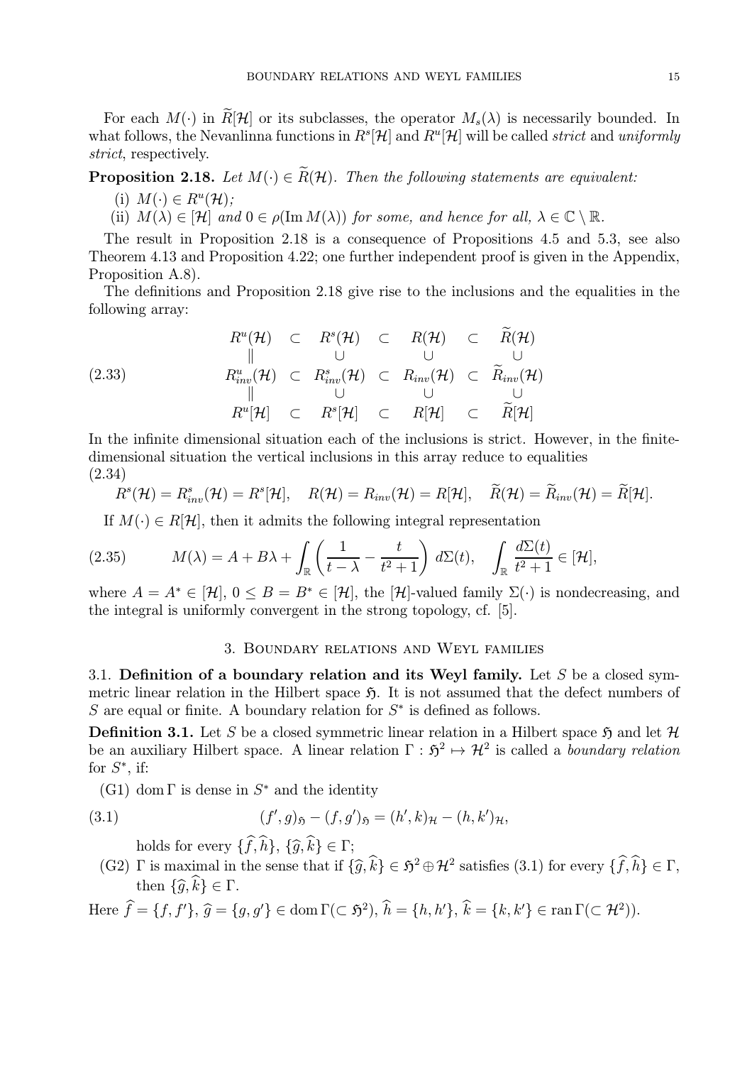For each $M(\cdot)$ in $\widetilde{R}[\mathcal{H}]$ or its subclasses, the operator $M_s(\lambda)$ is necessarily bounded. In what follows, the Nevanlinna functions in $R^s[\mathcal{H}]$ and $R^u[\mathcal{H}]$ will be called *strict* and *uniformly strict*, respectively.

**Proposition 2.18.** *Let $M(\cdot) \in \widetilde{R}(\mathcal{H})$. Then the following statements are equivalent:*

(i) *$M(\cdot) \in R^u(\mathcal{H})$;*

(ii) *$M(\lambda) \in [\mathcal{H}]$ and $0 \in \rho(\operatorname{Im} M(\lambda))$ for some, and hence for all, $\lambda \in \mathbb{C} \setminus \mathbb{R}$.*

The result in Proposition 2.18 is a consequence of Propositions 4.5 and 5.3, see also Theorem 4.13 and Proposition 4.22; one further independent proof is given in the Appendix, Proposition A.8).

The definitions and Proposition 2.18 give rise to the inclusions and the equalities in the following array:

$$
\begin{array}{ccccccc}
R^u(\mathcal{H}) & \subset & R^s(\mathcal{H}) & \subset & R(\mathcal{H}) & \subset & \widetilde{R}(\mathcal{H}) \\
\| & & \cup & & \cup & & \cup \\
R^u_{inv}(\mathcal{H}) & \subset & R^s_{inv}(\mathcal{H}) & \subset & R_{inv}(\mathcal{H}) & \subset & \widetilde{R}_{inv}(\mathcal{H}) \\
\| & & \cup & & \cup & & \cup \\
R^u[\mathcal{H}] & \subset & R^s[\mathcal{H}] & \subset & R[\mathcal{H}] & \subset & \widetilde{R}[\mathcal{H}]
\end{array}
\tag{2.33}
$$

In the infinite dimensional situation each of the inclusions is strict. However, in the finite-dimensional situation the vertical inclusions in this array reduce to equalities

$$
R^s(\mathcal{H}) = R^s_{inv}(\mathcal{H}) = R^s[\mathcal{H}], \quad R(\mathcal{H}) = R_{inv}(\mathcal{H}) = R[\mathcal{H}], \quad \widetilde{R}(\mathcal{H}) = \widetilde{R}_{inv}(\mathcal{H}) = \widetilde{R}[\mathcal{H}].
\tag{2.34}
$$

If $M(\cdot) \in R[\mathcal{H}]$, then it admits the following integral representation

$$
M(\lambda) = A + B\lambda + \int_{\mathbb{R}} \left( \frac{1}{t-\lambda} - \frac{t}{t^2+1} \right) d\Sigma(t), \quad \int_{\mathbb{R}} \frac{d\Sigma(t)}{t^2+1} \in [\mathcal{H}],
\tag{2.35}
$$

where $A = A^* \in [\mathcal{H}]$, $0 \leq B = B^* \in [\mathcal{H}]$, the $[\mathcal{H}]$-valued family $\Sigma(\cdot)$ is nondecreasing, and the integral is uniformly convergent in the strong topology, cf. [5].

## 3. Boundary relations and Weyl families

**3.1. Definition of a boundary relation and its Weyl family.** Let $S$ be a closed symmetric linear relation in the Hilbert space $\mathfrak{H}$. It is not assumed that the defect numbers of $S$ are equal or finite. A boundary relation for $S^*$ is defined as follows.

**Definition 3.1.** Let $S$ be a closed symmetric linear relation in a Hilbert space $\mathfrak{H}$ and let $\mathcal{H}$ be an auxiliary Hilbert space. A linear relation $\Gamma : \mathfrak{H}^2 \mapsto \mathcal{H}^2$ is called a *boundary relation* for $S^*$, if:

(G1) $\operatorname{dom} \Gamma$ is dense in $S^*$ and the identity

$$
(f', g)_{\mathfrak{H}} - (f, g')_{\mathfrak{H}} = (h', k)_{\mathcal{H}} - (h, k')_{\mathcal{H}},
\tag{3.1}
$$

holds for every $\{\widehat{f}, \widehat{h}\}, \{\widehat{g}, \widehat{k}\} \in \Gamma$;

(G2) $\Gamma$ is maximal in the sense that if $\{\widehat{g}, \widehat{k}\} \in \mathfrak{H}^2 \oplus \mathcal{H}^2$ satisfies (3.1) for every $\{\widehat{f}, \widehat{h}\} \in \Gamma$, then $\{\widehat{g}, \widehat{k}\} \in \Gamma$.

Here $\widehat{f} = \{f, f'\}$, $\widehat{g} = \{g, g'\} \in \operatorname{dom} \Gamma (\subset \mathfrak{H}^2)$, $\widehat{h} = \{h, h'\}$, $\widehat{k} = \{k, k'\} \in \operatorname{ran} \Gamma (\subset \mathcal{H}^2)$).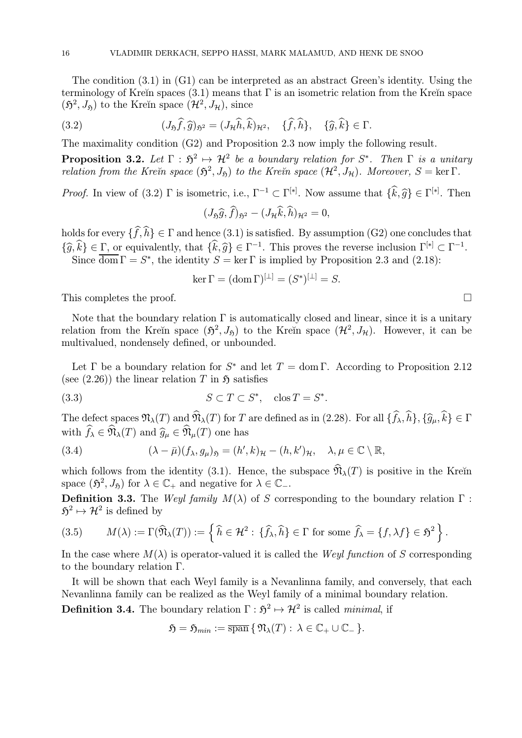The condition (3.1) in (G1) can be interpreted as an abstract Green's identity. Using the terminology of Kreĭn spaces (3.1) means that $\Gamma$ is an isometric relation from the Kreĭn space $(\mathfrak{H}^2, J_{\mathfrak{H}})$ to the Kreĭn space $(\mathcal{H}^2, J_{\mathcal{H}})$, since

$$(J_{\mathfrak{H}}\widehat{f}, \widehat{g})_{\mathfrak{H}^2} = (J_{\mathcal{H}}\widehat{h}, \widehat{k})_{\mathcal{H}^2}, \quad \{\widehat{f}, \widehat{h}\}, \quad \{\widehat{g}, \widehat{k}\} \in \Gamma. \tag{3.2}$$

The maximality condition (G2) and Proposition 2.3 now imply the following result.

**Proposition 3.2.** *Let $\Gamma : \mathfrak{H}^2 \mapsto \mathcal{H}^2$ be a boundary relation for $S^*$. Then $\Gamma$ is a unitary relation from the Kreĭn space $(\mathfrak{H}^2, J_{\mathfrak{H}})$ to the Kreĭn space $(\mathcal{H}^2, J_{\mathcal{H}})$. Moreover, $S = \ker \Gamma$.*

*Proof.* In view of (3.2) $\Gamma$ is isometric, i.e., $\Gamma^{-1} \subset \Gamma^{[*]}$. Now assume that $\{\widehat{k}, \widehat{g}\} \in \Gamma^{[*]}$. Then

$$(J_{\mathfrak{H}}\widehat{g}, \widehat{f})_{\mathfrak{H}^2} - (J_{\mathcal{H}}\widehat{k}, \widehat{h})_{\mathcal{H}^2} = 0,$$

holds for every $\{\widehat{f}, \widehat{h}\} \in \Gamma$ and hence (3.1) is satisfied. By assumption (G2) one concludes that $\{\widehat{g}, \widehat{k}\} \in \Gamma$, or equivalently, that $\{\widehat{k}, \widehat{g}\} \in \Gamma^{-1}$. This proves the reverse inclusion $\Gamma^{[*]} \subset \Gamma^{-1}$.

Since $\overline{\operatorname{dom}}\,\Gamma = S^*$, the identity $S = \ker \Gamma$ is implied by Proposition 2.3 and (2.18):

$$\ker \Gamma = (\operatorname{dom} \Gamma)^{[\perp]} = (S^*)^{[\perp]} = S.$$

This completes the proof. $\square$

Note that the boundary relation $\Gamma$ is automatically closed and linear, since it is a unitary relation from the Kreĭn space $(\mathfrak{H}^2, J_{\mathfrak{H}})$ to the Kreĭn space $(\mathcal{H}^2, J_{\mathcal{H}})$. However, it can be multivalued, nondensely defined, or unbounded.

Let $\Gamma$ be a boundary relation for $S^*$ and let $T = \operatorname{dom} \Gamma$. According to Proposition 2.12 (see (2.26)) the linear relation $T$ in $\mathfrak{H}$ satisfies

$$S \subset T \subset S^*, \quad \operatorname{clos} T = S^*. \tag{3.3}$$

The defect spaces $\mathfrak{N}_\lambda(T)$ and $\widehat{\mathfrak{N}}_\lambda(T)$ for $T$ are defined as in (2.28). For all $\{\widehat{f}_\lambda, \widehat{h}\}, \{\widehat{g}_\mu, \widehat{k}\} \in \Gamma$ with $\widehat{f}_\lambda \in \widehat{\mathfrak{N}}_\lambda(T)$ and $\widehat{g}_\mu \in \widehat{\mathfrak{N}}_\mu(T)$ one has

$$(\lambda - \bar{\mu})(f_\lambda, g_\mu)_{\mathfrak{H}} = (h', k)_{\mathcal{H}} - (h, k')_{\mathcal{H}}, \quad \lambda, \mu \in \mathbb{C} \setminus \mathbb{R}, \tag{3.4}$$

which follows from the identity (3.1). Hence, the subspace $\widehat{\mathfrak{N}}_\lambda(T)$ is positive in the Kreĭn space $(\mathfrak{H}^2, J_{\mathfrak{H}})$ for $\lambda \in \mathbb{C}_+$ and negative for $\lambda \in \mathbb{C}_-$.

**Definition 3.3.** The *Weyl family* $M(\lambda)$ of $S$ corresponding to the boundary relation $\Gamma : \mathfrak{H}^2 \mapsto \mathcal{H}^2$ is defined by

$$M(\lambda) := \Gamma(\widehat{\mathfrak{N}}_\lambda(T)) := \left\{ \widehat{h} \in \mathcal{H}^2 : \{\widehat{f}_\lambda, \widehat{h}\} \in \Gamma \text{ for some } \widehat{f}_\lambda = \{f, \lambda f\} \in \mathfrak{H}^2 \right\}. \tag{3.5}$$

In the case where $M(\lambda)$ is operator-valued it is called the *Weyl function* of $S$ corresponding to the boundary relation $\Gamma$.

It will be shown that each Weyl family is a Nevanlinna family, and conversely, that each Nevanlinna family can be realized as the Weyl family of a minimal boundary relation.

**Definition 3.4.** The boundary relation $\Gamma : \mathfrak{H}^2 \mapsto \mathcal{H}^2$ is called *minimal*, if

$$\mathfrak{H} = \mathfrak{H}_{min} := \overline{\operatorname{span}}\,\{\, \mathfrak{N}_\lambda(T) : \lambda \in \mathbb{C}_+ \cup \mathbb{C}_- \,\}.$$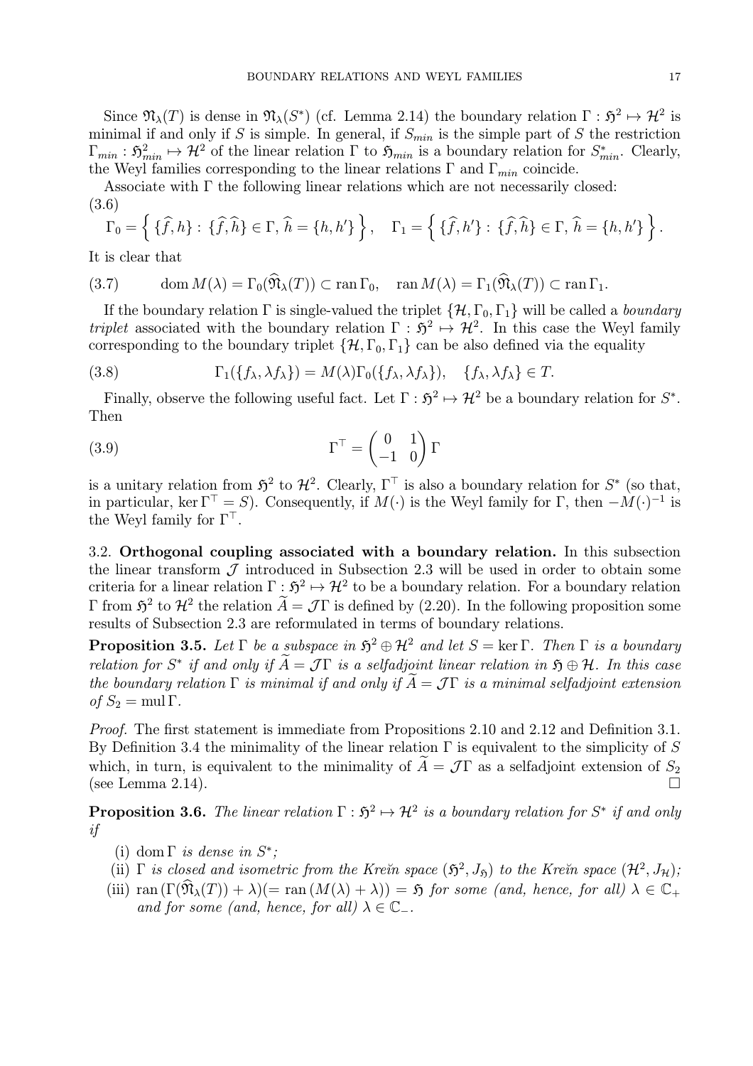Since $\mathfrak{N}_\lambda(T)$ is dense in $\mathfrak{N}_\lambda(S^*)$ (cf. Lemma 2.14) the boundary relation $\Gamma : \mathfrak{H}^2 \mapsto \mathcal{H}^2$ is minimal if and only if $S$ is simple. In general, if $S_{min}$ is the simple part of $S$ the restriction $\Gamma_{min} : \mathfrak{H}^2_{min} \mapsto \mathcal{H}^2$ of the linear relation $\Gamma$ to $\mathfrak{H}_{min}$ is a boundary relation for $S^*_{min}$. Clearly, the Weyl families corresponding to the linear relations $\Gamma$ and $\Gamma_{min}$ coincide.

Associate with $\Gamma$ the following linear relations which are not necessarily closed:

$$
\Gamma_0 = \left\{ \{\widehat{f}, h\} : \{\widehat{f}, \widehat{h}\} \in \Gamma,\ \widehat{h} = \{h, h'\} \right\}, \quad \Gamma_1 = \left\{ \{\widehat{f}, h'\} : \{\widehat{f}, \widehat{h}\} \in \Gamma,\ \widehat{h} = \{h, h'\} \right\}. \tag{3.6}
$$

It is clear that

$$
\operatorname{dom} M(\lambda) = \Gamma_0(\widehat{\mathfrak{N}}_\lambda(T)) \subset \operatorname{ran} \Gamma_0, \quad \operatorname{ran} M(\lambda) = \Gamma_1(\widehat{\mathfrak{N}}_\lambda(T)) \subset \operatorname{ran} \Gamma_1. \tag{3.7}
$$

If the boundary relation $\Gamma$ is single-valued the triplet $\{\mathcal{H}, \Gamma_0, \Gamma_1\}$ will be called a *boundary triplet* associated with the boundary relation $\Gamma : \mathfrak{H}^2 \mapsto \mathcal{H}^2$. In this case the Weyl family corresponding to the boundary triplet $\{\mathcal{H}, \Gamma_0, \Gamma_1\}$ can be also defined via the equality

$$
\Gamma_1(\{f_\lambda, \lambda f_\lambda\}) = M(\lambda)\Gamma_0(\{f_\lambda, \lambda f_\lambda\}), \quad \{f_\lambda, \lambda f_\lambda\} \in T. \tag{3.8}
$$

Finally, observe the following useful fact. Let $\Gamma : \mathfrak{H}^2 \mapsto \mathcal{H}^2$ be a boundary relation for $S^*$. Then

$$
\Gamma^\top = \begin{pmatrix} 0 & 1 \\ -1 & 0 \end{pmatrix} \Gamma \tag{3.9}
$$

is a unitary relation from $\mathfrak{H}^2$ to $\mathcal{H}^2$. Clearly, $\Gamma^\top$ is also a boundary relation for $S^*$ (so that, in particular, $\ker \Gamma^\top = S$). Consequently, if $M(\cdot)$ is the Weyl family for $\Gamma$, then $-M(\cdot)^{-1}$ is the Weyl family for $\Gamma^\top$.

### 3.2. Orthogonal coupling associated with a boundary relation.

In this subsection the linear transform $\mathcal{J}$ introduced in Subsection 2.3 will be used in order to obtain some criteria for a linear relation $\Gamma : \mathfrak{H}^2 \mapsto \mathcal{H}^2$ to be a boundary relation. For a boundary relation $\Gamma$ from $\mathfrak{H}^2$ to $\mathcal{H}^2$ the relation $\widetilde{A} = \mathcal{J}\Gamma$ is defined by (2.20). In the following proposition some results of Subsection 2.3 are reformulated in terms of boundary relations.

**Proposition 3.5.** *Let $\Gamma$ be a subspace in $\mathfrak{H}^2 \oplus \mathcal{H}^2$ and let $S = \ker \Gamma$. Then $\Gamma$ is a boundary relation for $S^*$ if and only if $\widetilde{A} = \mathcal{J}\Gamma$ is a selfadjoint linear relation in $\mathfrak{H} \oplus \mathcal{H}$. In this case the boundary relation $\Gamma$ is minimal if and only if $\widetilde{A} = \mathcal{J}\Gamma$ is a minimal selfadjoint extension of $S_2 = \operatorname{mul} \Gamma$.*

*Proof.* The first statement is immediate from Propositions 2.10 and 2.12 and Definition 3.1. By Definition 3.4 the minimality of the linear relation $\Gamma$ is equivalent to the simplicity of $S$ which, in turn, is equivalent to the minimality of $\widetilde{A} = \mathcal{J}\Gamma$ as a selfadjoint extension of $S_2$ (see Lemma 2.14). □

**Proposition 3.6.** *The linear relation $\Gamma : \mathfrak{H}^2 \mapsto \mathcal{H}^2$ is a boundary relation for $S^*$ if and only if*

- (i) $\operatorname{dom} \Gamma$ *is dense in* $S^*$*;*
- (ii) $\Gamma$ *is closed and isometric from the Kreĭn space* $(\mathfrak{H}^2, J_\mathfrak{H})$ *to the Kreĭn space* $(\mathcal{H}^2, J_\mathcal{H})$*;*
- (iii) $\operatorname{ran}(\Gamma(\widehat{\mathfrak{N}}_\lambda(T)) + \lambda)(= \operatorname{ran}(M(\lambda) + \lambda)) = \mathfrak{H}$ *for some (and, hence, for all)* $\lambda \in \mathbb{C}_+$ *and for some (and, hence, for all)* $\lambda \in \mathbb{C}_-$*.*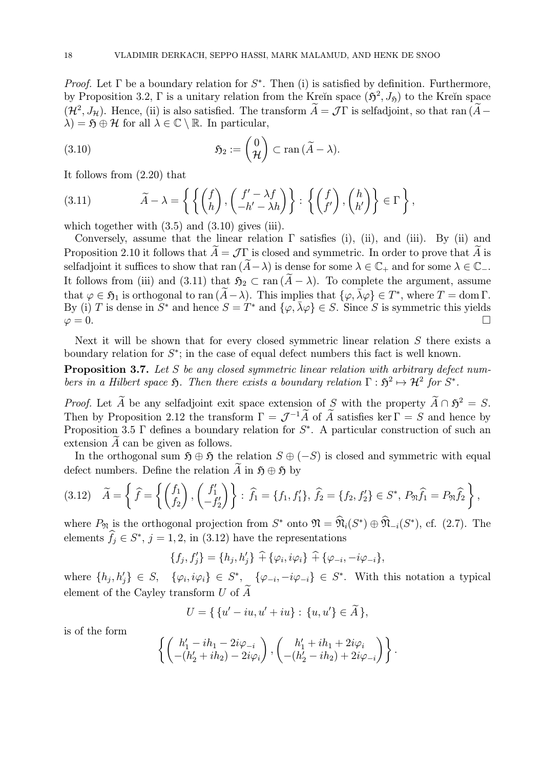*Proof.* Let $\Gamma$ be a boundary relation for $S^*$. Then (i) is satisfied by definition. Furthermore, by Proposition 3.2, $\Gamma$ is a unitary relation from the Kreĭn space $(\mathfrak{H}^2, J_{\mathfrak{H}})$ to the Kreĭn space $(\mathcal{H}^2, J_{\mathcal{H}})$. Hence, (ii) is also satisfied. The transform $\widetilde{A} = \mathcal{J}\Gamma$ is selfadjoint, so that $\operatorname{ran}(\widetilde{A} - \lambda) = \mathfrak{H} \oplus \mathcal{H}$ for all $\lambda \in \mathbb{C} \setminus \mathbb{R}$. In particular,

$$
\mathfrak{H}_2 := \begin{pmatrix} 0 \\ \mathcal{H} \end{pmatrix} \subset \operatorname{ran}(\widetilde{A} - \lambda). \tag{3.10}
$$

It follows from (2.20) that

$$
\widetilde{A} - \lambda = \left\{ \left\{ \begin{pmatrix} f \\ h \end{pmatrix}, \begin{pmatrix} f' - \lambda f \\ -h' - \lambda h \end{pmatrix} \right\} : \left\{ \begin{pmatrix} f \\ f' \end{pmatrix}, \begin{pmatrix} h \\ h' \end{pmatrix} \right\} \in \Gamma \right\}, \tag{3.11}
$$

which together with (3.5) and (3.10) gives (iii).

Conversely, assume that the linear relation $\Gamma$ satisfies (i), (ii), and (iii). By (ii) and Proposition 2.10 it follows that $\widetilde{A} = \mathcal{J}\Gamma$ is closed and symmetric. In order to prove that $\widetilde{A}$ is selfadjoint it suffices to show that $\operatorname{ran}(\widetilde{A} - \lambda)$ is dense for some $\lambda \in \mathbb{C}_+$ and for some $\lambda \in \mathbb{C}_-$. It follows from (iii) and (3.11) that $\mathfrak{H}_2 \subset \operatorname{ran}(\widetilde{A} - \lambda)$. To complete the argument, assume that $\varphi \in \mathfrak{H}_1$ is orthogonal to $\operatorname{ran}(\widetilde{A} - \lambda)$. This implies that $\{\varphi, \bar{\lambda}\varphi\} \in T^*$, where $T = \operatorname{dom}\Gamma$. By (i) $T$ is dense in $S^*$ and hence $S = T^*$ and $\{\varphi, \bar{\lambda}\varphi\} \in S$. Since $S$ is symmetric this yields $\varphi = 0$. $\square$

Next it will be shown that for every closed symmetric linear relation $S$ there exists a boundary relation for $S^*$; in the case of equal defect numbers this fact is well known.

**Proposition 3.7.** *Let $S$ be any closed symmetric linear relation with arbitrary defect numbers in a Hilbert space $\mathfrak{H}$. Then there exists a boundary relation $\Gamma : \mathfrak{H}^2 \mapsto \mathcal{H}^2$ for $S^*$.*

*Proof.* Let $\widetilde{A}$ be any selfadjoint exit space extension of $S$ with the property $\widetilde{A} \cap \mathfrak{H}^2 = S$. Then by Proposition 2.12 the transform $\Gamma = \mathcal{J}^{-1}\widetilde{A}$ of $\widetilde{A}$ satisfies $\ker \Gamma = S$ and hence by Proposition 3.5 $\Gamma$ defines a boundary relation for $S^*$. A particular construction of such an extension $\widetilde{A}$ can be given as follows.

In the orthogonal sum $\mathfrak{H} \oplus \mathfrak{H}$ the relation $S \oplus (-S)$ is closed and symmetric with equal defect numbers. Define the relation $\widetilde{A}$ in $\mathfrak{H} \oplus \mathfrak{H}$ by

$$
\widetilde{A} = \left\{ \widehat{f} = \left\{ \begin{pmatrix} f_1 \\ f_2 \end{pmatrix}, \begin{pmatrix} f_1' \\ -f_2' \end{pmatrix} \right\} : \widehat{f}_1 = \{f_1, f_1'\},\ \widehat{f}_2 = \{f_2, f_2'\} \in S^*,\ P_{\mathfrak{N}}\widehat{f}_1 = P_{\mathfrak{N}}\widehat{f}_2 \right\}, \tag{3.12}
$$

where $P_{\mathfrak{N}}$ is the orthogonal projection from $S^*$ onto $\mathfrak{N} = \widehat{\mathfrak{N}}_i(S^*) \oplus \widehat{\mathfrak{N}}_{-i}(S^*)$, cf. (2.7). The elements $\widehat{f}_j \in S^*$, $j = 1, 2$, in (3.12) have the representations

$$
\{f_j, f_j'\} = \{h_j, h_j'\} \mathbin{\widehat{+}} \{\varphi_i, i\varphi_i\} \mathbin{\widehat{+}} \{\varphi_{-i}, -i\varphi_{-i}\},
$$

where $\{h_j, h_j'\} \in S$, $\{\varphi_i, i\varphi_i\} \in S^*$, $\{\varphi_{-i}, -i\varphi_{-i}\} \in S^*$. With this notation a typical element of the Cayley transform $U$ of $\widetilde{A}$

$$
U = \{ \{u' - iu, u' + iu\} : \{u, u'\} \in \widetilde{A} \},
$$

is of the form

$$
\left\{ \begin{pmatrix} h_1' - ih_1 - 2i\varphi_{-i} \\ -(h_2' + ih_2) - 2i\varphi_i \end{pmatrix}, \begin{pmatrix} h_1' + ih_1 + 2i\varphi_i \\ -(h_2' - ih_2) + 2i\varphi_{-i} \end{pmatrix} \right\}.
$$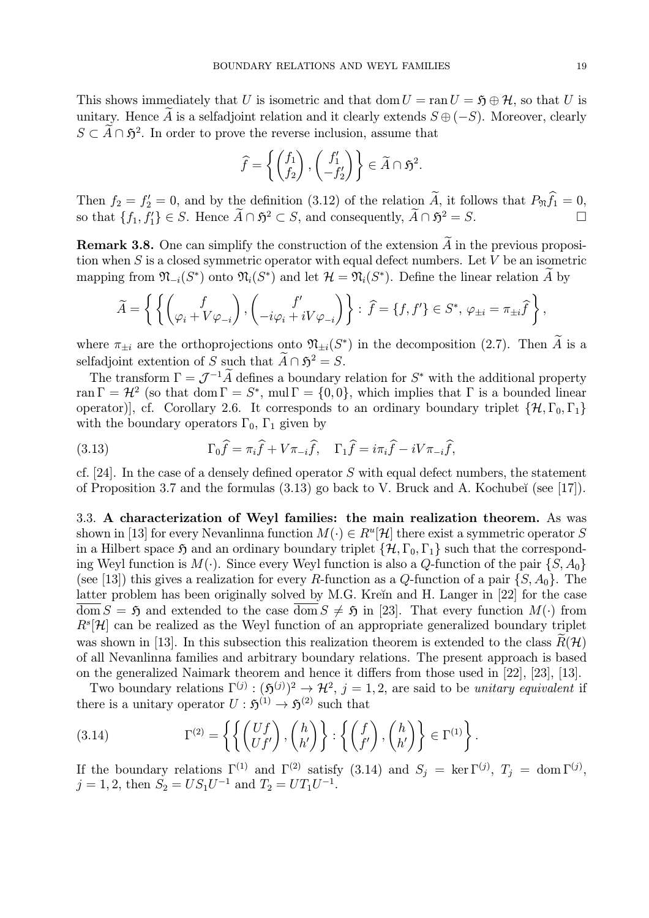This shows immediately that $U$ is isometric and that $\operatorname{dom} U = \operatorname{ran} U = \mathfrak{H} \oplus \mathcal{H}$, so that $U$ is unitary. Hence $\widetilde{A}$ is a selfadjoint relation and it clearly extends $S \oplus (-S)$. Moreover, clearly $S \subset \widetilde{A} \cap \mathfrak{H}^2$. In order to prove the reverse inclusion, assume that

$$\widehat{f} = \left\{ \begin{pmatrix} f_1 \\ f_2 \end{pmatrix}, \begin{pmatrix} f_1' \\ -f_2' \end{pmatrix} \right\} \in \widetilde{A} \cap \mathfrak{H}^2.$$

Then $f_2 = f_2' = 0$, and by the definition (3.12) of the relation $\widetilde{A}$, it follows that $P_{\mathfrak{N}} \widehat{f}_1 = 0$, so that $\{f_1, f_1'\} \in S$. Hence $\widetilde{A} \cap \mathfrak{H}^2 \subset S$, and consequently, $\widetilde{A} \cap \mathfrak{H}^2 = S$. □

**Remark 3.8.** One can simplify the construction of the extension $\widetilde{A}$ in the previous proposition when $S$ is a closed symmetric operator with equal defect numbers. Let $V$ be an isometric mapping from $\mathfrak{N}_{-i}(S^*)$ onto $\mathfrak{N}_i(S^*)$ and let $\mathcal{H} = \mathfrak{N}_i(S^*)$. Define the linear relation $\widetilde{A}$ by

$$\widetilde{A} = \left\{ \left\{ \begin{pmatrix} f \\ \varphi_i + V\varphi_{-i} \end{pmatrix}, \begin{pmatrix} f' \\ -i\varphi_i + iV\varphi_{-i} \end{pmatrix} \right\} : \widehat{f} = \{f, f'\} \in S^*, \, \varphi_{\pm i} = \pi_{\pm i} \widehat{f} \right\},$$

where $\pi_{\pm i}$ are the orthoprojections onto $\mathfrak{N}_{\pm i}(S^*)$ in the decomposition (2.7). Then $\widetilde{A}$ is a selfadjoint extention of $S$ such that $\widetilde{A} \cap \mathfrak{H}^2 = S$.

The transform $\Gamma = \mathcal{J}^{-1}\widetilde{A}$ defines a boundary relation for $S^*$ with the additional property $\operatorname{ran} \Gamma = \mathcal{H}^2$ (so that $\operatorname{dom} \Gamma = S^*$, $\operatorname{mul} \Gamma = \{0, 0\}$, which implies that $\Gamma$ is a bounded linear operator)], cf. Corollary 2.6. It corresponds to an ordinary boundary triplet $\{\mathcal{H}, \Gamma_0, \Gamma_1\}$ with the boundary operators $\Gamma_0$, $\Gamma_1$ given by

$$\Gamma_0 \widehat{f} = \pi_i \widehat{f} + V \pi_{-i} \widehat{f}, \quad \Gamma_1 \widehat{f} = i\pi_i \widehat{f} - iV\pi_{-i} \widehat{f}, \tag{3.13}$$

cf. [24]. In the case of a densely defined operator $S$ with equal defect numbers, the statement of Proposition 3.7 and the formulas (3.13) go back to V. Bruck and A. Kochubeĭ (see [17]).

### 3.3. A characterization of Weyl families: the main realization theorem.

As was shown in [13] for every Nevanlinna function $M(\cdot) \in R^u[\mathcal{H}]$ there exist a symmetric operator $S$ in a Hilbert space $\mathfrak{H}$ and an ordinary boundary triplet $\{\mathcal{H}, \Gamma_0, \Gamma_1\}$ such that the corresponding Weyl function is $M(\cdot)$. Since every Weyl function is also a $Q$-function of the pair $\{S, A_0\}$ (see [13]) this gives a realization for every $R$-function as a $Q$-function of a pair $\{S, A_0\}$. The latter problem has been originally solved by M.G. Kreĭn and H. Langer in [22] for the case $\overline{\operatorname{dom}}\, S = \mathfrak{H}$ and extended to the case $\overline{\operatorname{dom}}\, S \neq \mathfrak{H}$ in [23]. That every function $M(\cdot)$ from $R^s[\mathcal{H}]$ can be realized as the Weyl function of an appropriate generalized boundary triplet was shown in [13]. In this subsection this realization theorem is extended to the class $\widetilde{R}(\mathcal{H})$ of all Nevanlinna families and arbitrary boundary relations. The present approach is based on the generalized Naimark theorem and hence it differs from those used in [22], [23], [13].

Two boundary relations $\Gamma^{(j)} : (\mathfrak{H}^{(j)})^2 \to \mathcal{H}^2$, $j = 1, 2$, are said to be *unitary equivalent* if there is a unitary operator $U : \mathfrak{H}^{(1)} \to \mathfrak{H}^{(2)}$ such that

$$\Gamma^{(2)} = \left\{ \left\{ \begin{pmatrix} Uf \\ Uf' \end{pmatrix}, \begin{pmatrix} h \\ h' \end{pmatrix} \right\} : \left\{ \begin{pmatrix} f \\ f' \end{pmatrix}, \begin{pmatrix} h \\ h' \end{pmatrix} \right\} \in \Gamma^{(1)} \right\}. \tag{3.14}$$

If the boundary relations $\Gamma^{(1)}$ and $\Gamma^{(2)}$ satisfy (3.14) and $S_j = \ker \Gamma^{(j)}$, $T_j = \operatorname{dom} \Gamma^{(j)}$, $j = 1, 2$, then $S_2 = US_1U^{-1}$ and $T_2 = UT_1U^{-1}$.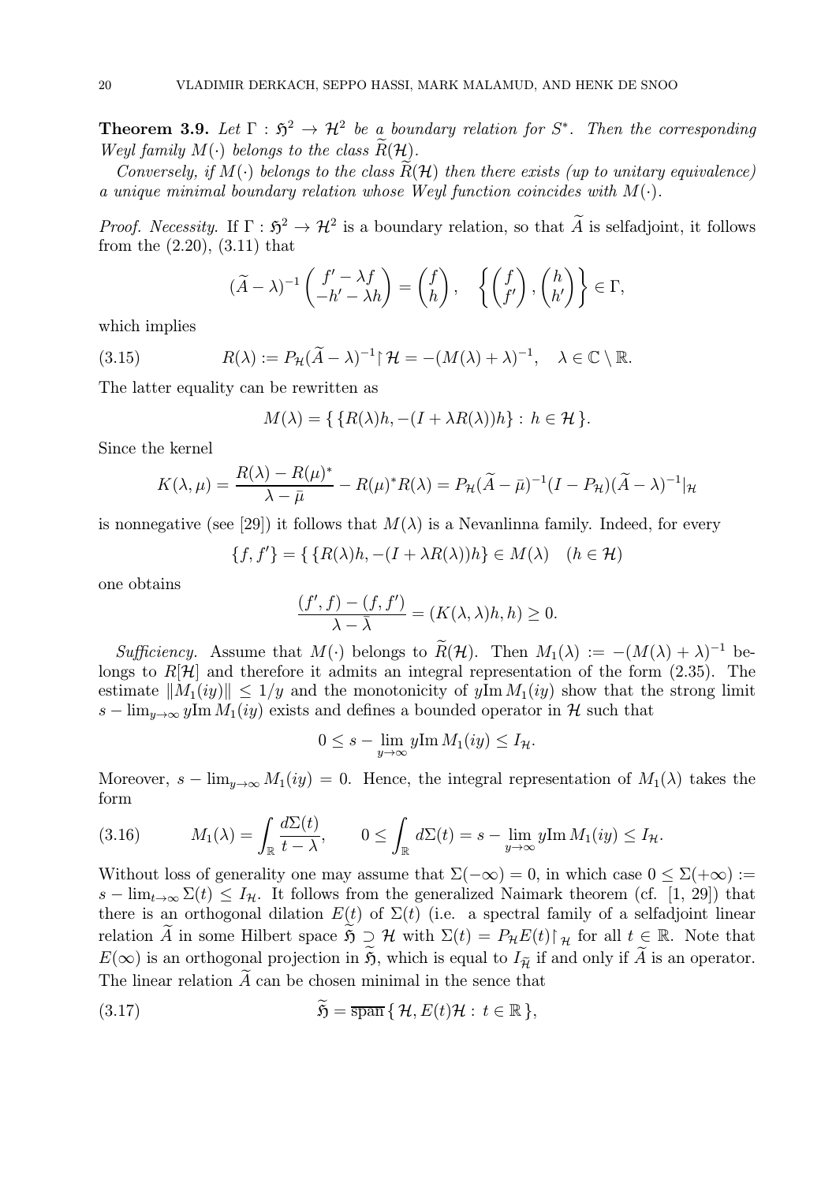**Theorem 3.9.** *Let $\Gamma : \mathfrak{H}^2 \to \mathcal{H}^2$ be a boundary relation for $S^*$. Then the corresponding Weyl family $M(\cdot)$ belongs to the class $\widetilde{R}(\mathcal{H})$.*

*Conversely, if $M(\cdot)$ belongs to the class $\widetilde{R}(\mathcal{H})$ then there exists (up to unitary equivalence) a unique minimal boundary relation whose Weyl function coincides with $M(\cdot)$.*

*Proof. Necessity.* If $\Gamma : \mathfrak{H}^2 \to \mathcal{H}^2$ is a boundary relation, so that $\widetilde{A}$ is selfadjoint, it follows from the (2.20), (3.11) that

$$(\widetilde{A} - \lambda)^{-1} \begin{pmatrix} f' - \lambda f \\ -h' - \lambda h \end{pmatrix} = \begin{pmatrix} f \\ h \end{pmatrix}, \quad \left\{ \begin{pmatrix} f \\ f' \end{pmatrix}, \begin{pmatrix} h \\ h' \end{pmatrix} \right\} \in \Gamma,$$

which implies

$$R(\lambda) := P_{\mathcal{H}}(\widetilde{A} - \lambda)^{-1} \restriction \mathcal{H} = -(M(\lambda) + \lambda)^{-1}, \quad \lambda \in \mathbb{C} \setminus \mathbb{R}. \tag{3.15}$$

The latter equality can be rewritten as

$$M(\lambda) = \{ \{R(\lambda)h, -(I + \lambda R(\lambda))h\} : h \in \mathcal{H} \}.$$

Since the kernel

$$K(\lambda, \mu) = \frac{R(\lambda) - R(\mu)^*}{\lambda - \bar{\mu}} - R(\mu)^* R(\lambda) = P_{\mathcal{H}}(\widetilde{A} - \bar{\mu})^{-1}(I - P_{\mathcal{H}})(\widetilde{A} - \lambda)^{-1}|_{\mathcal{H}}$$

is nonnegative (see [29]) it follows that $M(\lambda)$ is a Nevanlinna family. Indeed, for every

$$\{f, f'\} = \{ \{R(\lambda)h, -(I + \lambda R(\lambda))h\} \in M(\lambda) \quad (h \in \mathcal{H})$$

one obtains

$$\frac{(f', f) - (f, f')}{\lambda - \bar{\lambda}} = (K(\lambda, \lambda)h, h) \geq 0.$$

*Sufficiency.* Assume that $M(\cdot)$ belongs to $\widetilde{R}(\mathcal{H})$. Then $M_1(\lambda) := -(M(\lambda) + \lambda)^{-1}$ belongs to $R[\mathcal{H}]$ and therefore it admits an integral representation of the form (2.35). The estimate $\|M_1(iy)\| \leq 1/y$ and the monotonicity of $y\operatorname{Im} M_1(iy)$ show that the strong limit $s - \lim_{y \to \infty} y\operatorname{Im} M_1(iy)$ exists and defines a bounded operator in $\mathcal{H}$ such that

$$0 \leq s - \lim_{y \to \infty} y\operatorname{Im} M_1(iy) \leq I_{\mathcal{H}}.$$

Moreover, $s - \lim_{y \to \infty} M_1(iy) = 0$. Hence, the integral representation of $M_1(\lambda)$ takes the form

$$M_1(\lambda) = \int_{\mathbb{R}} \frac{d\Sigma(t)}{t - \lambda}, \qquad 0 \leq \int_{\mathbb{R}} d\Sigma(t) = s - \lim_{y \to \infty} y\operatorname{Im} M_1(iy) \leq I_{\mathcal{H}}. \tag{3.16}$$

Without loss of generality one may assume that $\Sigma(-\infty) = 0$, in which case $0 \leq \Sigma(+\infty) := s - \lim_{t \to \infty} \Sigma(t) \leq I_{\mathcal{H}}$. It follows from the generalized Naimark theorem (cf. [1, 29]) that there is an orthogonal dilation $E(t)$ of $\Sigma(t)$ (i.e. a spectral family of a selfadjoint linear relation $\widetilde{A}$ in some Hilbert space $\widetilde{\mathfrak{H}} \supset \mathcal{H}$ with $\Sigma(t) = P_{\mathcal{H}} E(t) \restriction_{\mathcal{H}}$ for all $t \in \mathbb{R}$. Note that $E(\infty)$ is an orthogonal projection in $\widetilde{\mathfrak{H}}$, which is equal to $I_{\widetilde{\mathcal{H}}}$ if and only if $\widetilde{A}$ is an operator. The linear relation $\widetilde{A}$ can be chosen minimal in the sence that

$$\widetilde{\mathfrak{H}} = \overline{\operatorname{span}} \{ \mathcal{H}, E(t)\mathcal{H} : t \in \mathbb{R} \}, \tag{3.17}$$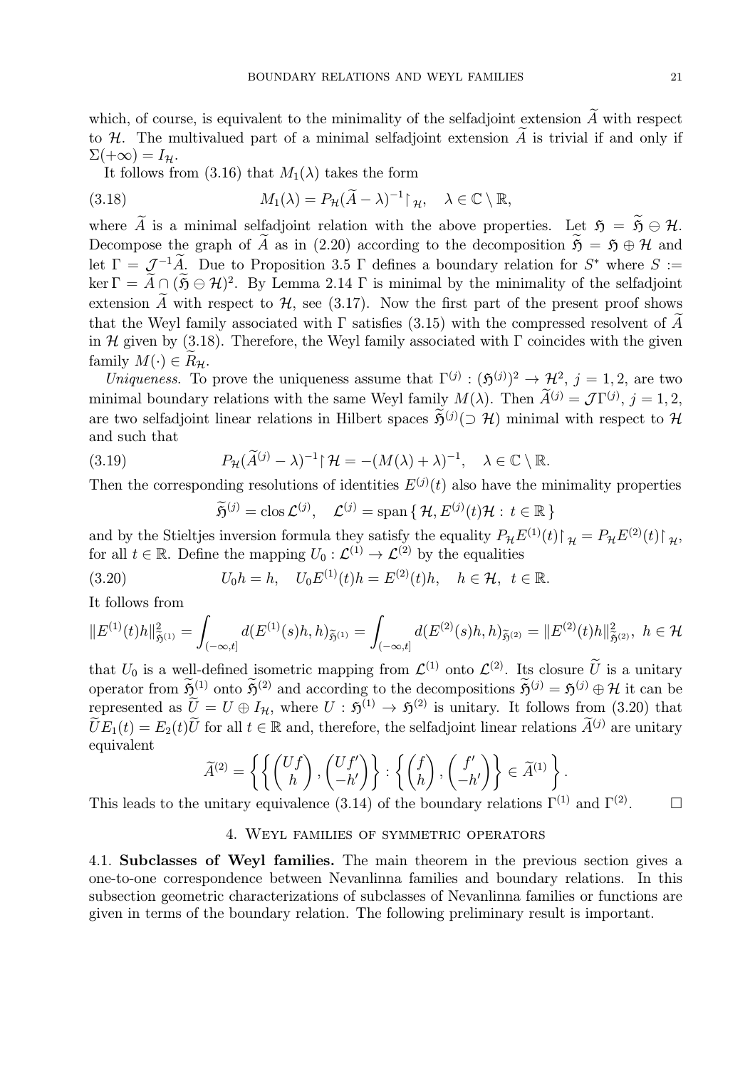which, of course, is equivalent to the minimality of the selfadjoint extension $\widetilde{A}$ with respect to $\mathcal{H}$. The multivalued part of a minimal selfadjoint extension $\widetilde{A}$ is trivial if and only if $\Sigma(+\infty) = I_{\mathcal{H}}$.

It follows from (3.16) that $M_1(\lambda)$ takes the form

$$M_1(\lambda) = P_{\mathcal{H}}(\widetilde{A} - \lambda)^{-1}\restriction_{\mathcal{H}}, \quad \lambda \in \mathbb{C} \setminus \mathbb{R}, \tag{3.18}$$

where $\widetilde{A}$ is a minimal selfadjoint relation with the above properties. Let $\mathfrak{H} = \widetilde{\mathfrak{H}} \ominus \mathcal{H}$. Decompose the graph of $\widetilde{A}$ as in (2.20) according to the decomposition $\widetilde{\mathfrak{H}} = \mathfrak{H} \oplus \mathcal{H}$ and let $\Gamma = \mathcal{J}^{-1}\widetilde{A}$. Due to Proposition 3.5 $\Gamma$ defines a boundary relation for $S^*$ where $S := \ker \Gamma = \widetilde{A} \cap (\widetilde{\mathfrak{H}} \ominus \mathcal{H})^2$. By Lemma 2.14 $\Gamma$ is minimal by the minimality of the selfadjoint extension $\widetilde{A}$ with respect to $\mathcal{H}$, see (3.17). Now the first part of the present proof shows that the Weyl family associated with $\Gamma$ satisfies (3.15) with the compressed resolvent of $\widetilde{A}$ in $\mathcal{H}$ given by (3.18). Therefore, the Weyl family associated with $\Gamma$ coincides with the given family $M(\cdot) \in \widetilde{R}_{\mathcal{H}}$.

*Uniqueness.* To prove the uniqueness assume that $\Gamma^{(j)} : (\mathfrak{H}^{(j)})^2 \to \mathcal{H}^2$, $j = 1, 2$, are two minimal boundary relations with the same Weyl family $M(\lambda)$. Then $\widetilde{A}^{(j)} = \mathcal{J}\Gamma^{(j)}$, $j = 1, 2$, are two selfadjoint linear relations in Hilbert spaces $\widetilde{\mathfrak{H}}^{(j)} (\supset \mathcal{H})$ minimal with respect to $\mathcal{H}$ and such that

$$P_{\mathcal{H}}(\widetilde{A}^{(j)} - \lambda)^{-1}\restriction \mathcal{H} = -(M(\lambda) + \lambda)^{-1}, \quad \lambda \in \mathbb{C} \setminus \mathbb{R}. \tag{3.19}$$

Then the corresponding resolutions of identities $E^{(j)}(t)$ also have the minimality properties

$$\widetilde{\mathfrak{H}}^{(j)} = \operatorname{clos} \mathcal{L}^{(j)}, \quad \mathcal{L}^{(j)} = \operatorname{span}\{\, \mathcal{H}, E^{(j)}(t)\mathcal{H} : t \in \mathbb{R} \,\}$$

and by the Stieltjes inversion formula they satisfy the equality $P_{\mathcal{H}}E^{(1)}(t)\restriction_{\mathcal{H}} = P_{\mathcal{H}}E^{(2)}(t)\restriction_{\mathcal{H}}$, for all $t \in \mathbb{R}$. Define the mapping $U_0 : \mathcal{L}^{(1)} \to \mathcal{L}^{(2)}$ by the equalities

$$U_0 h = h, \quad U_0 E^{(1)}(t)h = E^{(2)}(t)h, \quad h \in \mathcal{H}, \ t \in \mathbb{R}. \tag{3.20}$$

It follows from

$$\|E^{(1)}(t)h\|^2_{\widetilde{\mathfrak{H}}^{(1)}} = \int_{(-\infty,t]} d(E^{(1)}(s)h, h)_{\widetilde{\mathfrak{H}}^{(1)}} = \int_{(-\infty,t]} d(E^{(2)}(s)h, h)_{\widetilde{\mathfrak{H}}^{(2)}} = \|E^{(2)}(t)h\|^2_{\widetilde{\mathfrak{H}}^{(2)}}, \ h \in \mathcal{H}$$

that $U_0$ is a well-defined isometric mapping from $\mathcal{L}^{(1)}$ onto $\mathcal{L}^{(2)}$. Its closure $\widetilde{U}$ is a unitary operator from $\widetilde{\mathfrak{H}}^{(1)}$ onto $\widetilde{\mathfrak{H}}^{(2)}$ and according to the decompositions $\widetilde{\mathfrak{H}}^{(j)} = \mathfrak{H}^{(j)} \oplus \mathcal{H}$ it can be represented as $\widetilde{U} = U \oplus I_{\mathcal{H}}$, where $U : \mathfrak{H}^{(1)} \to \mathfrak{H}^{(2)}$ is unitary. It follows from (3.20) that $\widetilde{U}E_1(t) = E_2(t)\widetilde{U}$ for all $t \in \mathbb{R}$ and, therefore, the selfadjoint linear relations $\widetilde{A}^{(j)}$ are unitary equivalent

$$\widetilde{A}^{(2)} = \left\{ \left\{ \begin{pmatrix} Uf \\ h \end{pmatrix}, \begin{pmatrix} Uf' \\ -h' \end{pmatrix} \right\} : \left\{ \begin{pmatrix} f \\ h \end{pmatrix}, \begin{pmatrix} f' \\ -h' \end{pmatrix} \right\} \in \widetilde{A}^{(1)} \right\}.$$

This leads to the unitary equivalence (3.14) of the boundary relations $\Gamma^{(1)}$ and $\Gamma^{(2)}$. $\square$

## 4. Weyl families of symmetric operators

4.1. **Subclasses of Weyl families.** The main theorem in the previous section gives a one-to-one correspondence between Nevanlinna families and boundary relations. In this subsection geometric characterizations of subclasses of Nevanlinna families or functions are given in terms of the boundary relation. The following preliminary result is important.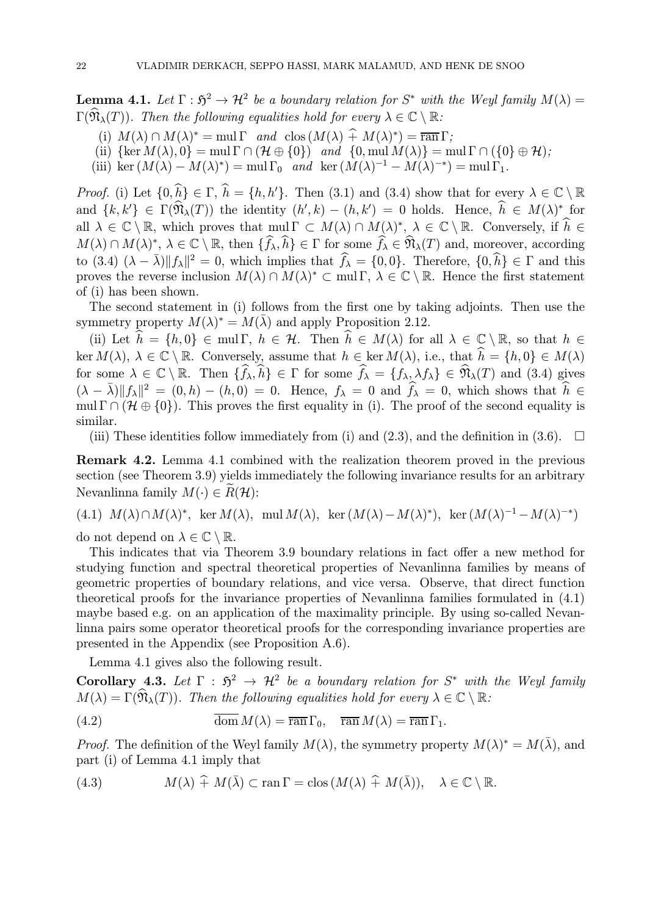**Lemma 4.1.** *Let $\Gamma : \mathfrak{H}^2 \to \mathcal{H}^2$ be a boundary relation for $S^*$ with the Weyl family $M(\lambda) = \Gamma(\widehat{\mathfrak{N}}_\lambda(T))$. Then the following equalities hold for every $\lambda \in \mathbb{C} \setminus \mathbb{R}$:*

(i) $M(\lambda) \cap M(\lambda)^* = \operatorname{mul} \Gamma$ *and* $\operatorname{clos}(M(\lambda) \widehat{+} M(\lambda)^*) = \overline{\operatorname{ran}}\, \Gamma$*;*

(ii) $\{\ker M(\lambda), 0\} = \operatorname{mul} \Gamma \cap (\mathcal{H} \oplus \{0\})$ *and* $\{0, \operatorname{mul} M(\lambda)\} = \operatorname{mul} \Gamma \cap (\{0\} \oplus \mathcal{H})$*;*

(iii) $\ker (M(\lambda) - M(\lambda)^*) = \operatorname{mul} \Gamma_0$ *and* $\ker (M(\lambda)^{-1} - M(\lambda)^{-*}) = \operatorname{mul} \Gamma_1$.

*Proof.* (i) Let $\{0, \widehat{h}\} \in \Gamma$, $\widehat{h} = \{h, h'\}$. Then (3.1) and (3.4) show that for every $\lambda \in \mathbb{C} \setminus \mathbb{R}$ and $\{k, k'\} \in \Gamma(\widehat{\mathfrak{N}}_\lambda(T))$ the identity $(h', k) - (h, k') = 0$ holds. Hence, $\widehat{h} \in M(\lambda)^*$ for all $\lambda \in \mathbb{C} \setminus \mathbb{R}$, which proves that $\operatorname{mul} \Gamma \subset M(\lambda) \cap M(\lambda)^*$, $\lambda \in \mathbb{C} \setminus \mathbb{R}$. Conversely, if $\widehat{h} \in M(\lambda) \cap M(\lambda)^*$, $\lambda \in \mathbb{C} \setminus \mathbb{R}$, then $\{\widehat{f}_\lambda, \widehat{h}\} \in \Gamma$ for some $\widehat{f}_\lambda \in \widehat{\mathfrak{N}}_\lambda(T)$ and, moreover, according to (3.4) $(\lambda - \bar{\lambda})\|f_\lambda\|^2 = 0$, which implies that $\widehat{f}_\lambda = \{0, 0\}$. Therefore, $\{0, \widehat{h}\} \in \Gamma$ and this proves the reverse inclusion $M(\lambda) \cap M(\lambda)^* \subset \operatorname{mul} \Gamma$, $\lambda \in \mathbb{C} \setminus \mathbb{R}$. Hence the first statement of (i) has been shown.

The second statement in (i) follows from the first one by taking adjoints. Then use the symmetry property $M(\lambda)^* = M(\bar{\lambda})$ and apply Proposition 2.12.

(ii) Let $\widehat{h} = \{h, 0\} \in \operatorname{mul} \Gamma$, $h \in \mathcal{H}$. Then $\widehat{h} \in M(\lambda)$ for all $\lambda \in \mathbb{C} \setminus \mathbb{R}$, so that $h \in \ker M(\lambda)$, $\lambda \in \mathbb{C} \setminus \mathbb{R}$. Conversely, assume that $h \in \ker M(\lambda)$, i.e., that $\widehat{h} = \{h, 0\} \in M(\lambda)$ for some $\lambda \in \mathbb{C} \setminus \mathbb{R}$. Then $\{\widehat{f}_\lambda, \widehat{h}\} \in \Gamma$ for some $\widehat{f}_\lambda = \{f_\lambda, \lambda f_\lambda\} \in \widehat{\mathfrak{N}}_\lambda(T)$ and (3.4) gives $(\lambda - \bar{\lambda})\|f_\lambda\|^2 = (0, h) - (h, 0) = 0$. Hence, $f_\lambda = 0$ and $\widehat{f}_\lambda = 0$, which shows that $\widehat{h} \in \operatorname{mul} \Gamma \cap (\mathcal{H} \oplus \{0\})$. This proves the first equality in (i). The proof of the second equality is similar.

(iii) These identities follow immediately from (i) and (2.3), and the definition in (3.6). $\square$

**Remark 4.2.** Lemma 4.1 combined with the realization theorem proved in the previous section (see Theorem 3.9) yields immediately the following invariance results for an arbitrary Nevanlinna family $M(\cdot) \in \widetilde{R}(\mathcal{H})$:

$$
(4.1) \quad M(\lambda) \cap M(\lambda)^*, \ \ker M(\lambda), \ \operatorname{mul} M(\lambda), \ \ker (M(\lambda) - M(\lambda)^*), \ \ker (M(\lambda)^{-1} - M(\lambda)^{-*})
$$

do not depend on $\lambda \in \mathbb{C} \setminus \mathbb{R}$.

This indicates that via Theorem 3.9 boundary relations in fact offer a new method for studying function and spectral theoretical properties of Nevanlinna families by means of geometric properties of boundary relations, and vice versa. Observe, that direct function theoretical proofs for the invariance properties of Nevanlinna families formulated in (4.1) maybe based e.g. on an application of the maximality principle. By using so-called Nevanlinna pairs some operator theoretical proofs for the corresponding invariance properties are presented in the Appendix (see Proposition A.6).

Lemma 4.1 gives also the following result.

**Corollary 4.3.** *Let $\Gamma : \mathfrak{H}^2 \to \mathcal{H}^2$ be a boundary relation for $S^*$ with the Weyl family $M(\lambda) = \Gamma(\widehat{\mathfrak{N}}_\lambda(T))$. Then the following equalities hold for every $\lambda \in \mathbb{C} \setminus \mathbb{R}$:*

$$
(4.2) \qquad \overline{\operatorname{dom}}\, M(\lambda) = \overline{\operatorname{ran}}\, \Gamma_0, \quad \overline{\operatorname{ran}}\, M(\lambda) = \overline{\operatorname{ran}}\, \Gamma_1.
$$

*Proof.* The definition of the Weyl family $M(\lambda)$, the symmetry property $M(\lambda)^* = M(\bar{\lambda})$, and part (i) of Lemma 4.1 imply that

$$
(4.3) \qquad M(\lambda) \widehat{+} M(\bar{\lambda}) \subset \operatorname{ran} \Gamma = \operatorname{clos}(M(\lambda) \widehat{+} M(\bar{\lambda})), \quad \lambda \in \mathbb{C} \setminus \mathbb{R}.
$$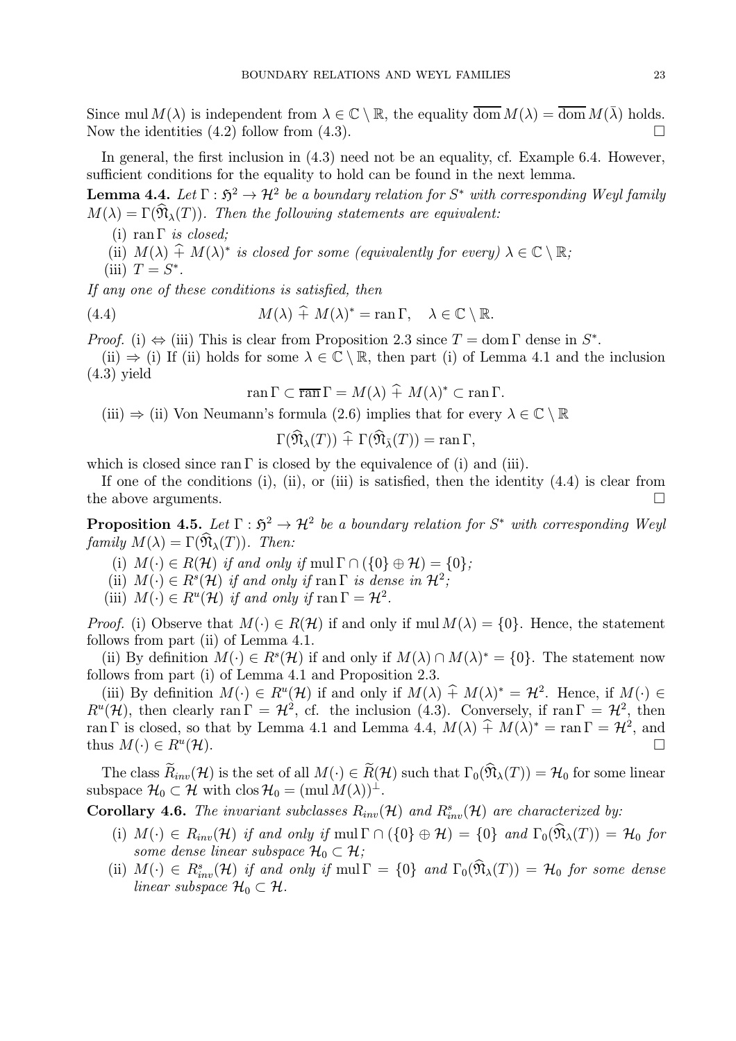Since $\operatorname{mul} M(\lambda)$ is independent from $\lambda \in \mathbb{C} \setminus \mathbb{R}$, the equality $\overline{\operatorname{dom}}\, M(\lambda) = \overline{\operatorname{dom}}\, M(\bar{\lambda})$ holds. Now the identities (4.2) follow from (4.3). $\square$

In general, the first inclusion in (4.3) need not be an equality, cf. Example 6.4. However, sufficient conditions for the equality to hold can be found in the next lemma.

**Lemma 4.4.** *Let $\Gamma : \mathfrak{H}^2 \to \mathcal{H}^2$ be a boundary relation for $S^*$ with corresponding Weyl family $M(\lambda) = \Gamma(\widehat{\mathfrak{N}}_\lambda(T))$. Then the following statements are equivalent:*

(i) *$\operatorname{ran} \Gamma$ is closed;*
(ii) *$M(\lambda) \,\widehat{+}\, M(\lambda)^*$ is closed for some (equivalently for every) $\lambda \in \mathbb{C} \setminus \mathbb{R}$;*
(iii) *$T = S^*$.*

*If any one of these conditions is satisfied, then*

$$M(\lambda) \,\widehat{+}\, M(\lambda)^* = \operatorname{ran} \Gamma, \quad \lambda \in \mathbb{C} \setminus \mathbb{R}. \tag{4.4}$$

*Proof.* (i) $\Leftrightarrow$ (iii) This is clear from Proposition 2.3 since $T = \operatorname{dom} \Gamma$ dense in $S^*$.

(ii) $\Rightarrow$ (i) If (ii) holds for some $\lambda \in \mathbb{C} \setminus \mathbb{R}$, then part (i) of Lemma 4.1 and the inclusion (4.3) yield

$$\operatorname{ran} \Gamma \subset \overline{\operatorname{ran}}\, \Gamma = M(\lambda) \,\widehat{+}\, M(\lambda)^* \subset \operatorname{ran} \Gamma.$$

(iii) $\Rightarrow$ (ii) Von Neumann's formula (2.6) implies that for every $\lambda \in \mathbb{C} \setminus \mathbb{R}$

$$\Gamma(\widehat{\mathfrak{N}}_\lambda(T)) \,\widehat{+}\, \Gamma(\widehat{\mathfrak{N}}_{\bar{\lambda}}(T)) = \operatorname{ran} \Gamma,$$

which is closed since $\operatorname{ran} \Gamma$ is closed by the equivalence of (i) and (iii).

If one of the conditions (i), (ii), or (iii) is satisfied, then the identity (4.4) is clear from the above arguments. $\square$

**Proposition 4.5.** *Let $\Gamma : \mathfrak{H}^2 \to \mathcal{H}^2$ be a boundary relation for $S^*$ with corresponding Weyl family $M(\lambda) = \Gamma(\widehat{\mathfrak{N}}_\lambda(T))$. Then:*

(i) *$M(\cdot) \in R(\mathcal{H})$ if and only if $\operatorname{mul} \Gamma \cap (\{0\} \oplus \mathcal{H}) = \{0\}$;*
(ii) *$M(\cdot) \in R^s(\mathcal{H})$ if and only if $\operatorname{ran} \Gamma$ is dense in $\mathcal{H}^2$;*
(iii) *$M(\cdot) \in R^u(\mathcal{H})$ if and only if $\operatorname{ran} \Gamma = \mathcal{H}^2$.*

*Proof.* (i) Observe that $M(\cdot) \in R(\mathcal{H})$ if and only if $\operatorname{mul} M(\lambda) = \{0\}$. Hence, the statement follows from part (ii) of Lemma 4.1.

(ii) By definition $M(\cdot) \in R^s(\mathcal{H})$ if and only if $M(\lambda) \cap M(\lambda)^* = \{0\}$. The statement now follows from part (i) of Lemma 4.1 and Proposition 2.3.

(iii) By definition $M(\cdot) \in R^u(\mathcal{H})$ if and only if $M(\lambda) \,\widehat{+}\, M(\lambda)^* = \mathcal{H}^2$. Hence, if $M(\cdot) \in R^u(\mathcal{H})$, then clearly $\operatorname{ran} \Gamma = \mathcal{H}^2$, cf. the inclusion (4.3). Conversely, if $\operatorname{ran} \Gamma = \mathcal{H}^2$, then $\operatorname{ran} \Gamma$ is closed, so that by Lemma 4.1 and Lemma 4.4, $M(\lambda) \,\widehat{+}\, M(\lambda)^* = \operatorname{ran} \Gamma = \mathcal{H}^2$, and thus $M(\cdot) \in R^u(\mathcal{H})$. $\square$

The class $\widetilde{R}_{inv}(\mathcal{H})$ is the set of all $M(\cdot) \in \widetilde{R}(\mathcal{H})$ such that $\Gamma_0(\widehat{\mathfrak{N}}_\lambda(T)) = \mathcal{H}_0$ for some linear subspace $\mathcal{H}_0 \subset \mathcal{H}$ with $\operatorname{clos} \mathcal{H}_0 = (\operatorname{mul} M(\lambda))^\perp$.

**Corollary 4.6.** *The invariant subclasses $R_{inv}(\mathcal{H})$ and $R^s_{inv}(\mathcal{H})$ are characterized by:*

(i) *$M(\cdot) \in R_{inv}(\mathcal{H})$ if and only if $\operatorname{mul} \Gamma \cap (\{0\} \oplus \mathcal{H}) = \{0\}$ and $\Gamma_0(\widehat{\mathfrak{N}}_\lambda(T)) = \mathcal{H}_0$ for some dense linear subspace $\mathcal{H}_0 \subset \mathcal{H}$;*
(ii) *$M(\cdot) \in R^s_{inv}(\mathcal{H})$ if and only if $\operatorname{mul} \Gamma = \{0\}$ and $\Gamma_0(\widehat{\mathfrak{N}}_\lambda(T)) = \mathcal{H}_0$ for some dense linear subspace $\mathcal{H}_0 \subset \mathcal{H}$.*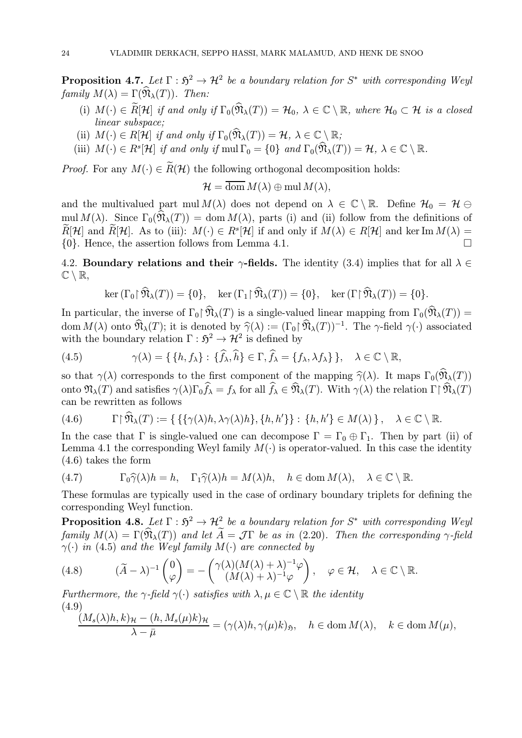**Proposition 4.7.** *Let $\Gamma : \mathfrak{H}^2 \to \mathcal{H}^2$ be a boundary relation for $S^*$ with corresponding Weyl family $M(\lambda) = \Gamma(\widehat{\mathfrak{N}}_\lambda(T))$. Then:*

(i) *$M(\cdot) \in \widetilde{R}[\mathcal{H}]$ if and only if $\Gamma_0(\widehat{\mathfrak{N}}_\lambda(T)) = \mathcal{H}_0$, $\lambda \in \mathbb{C} \setminus \mathbb{R}$, where $\mathcal{H}_0 \subset \mathcal{H}$ is a closed linear subspace;*

(ii) *$M(\cdot) \in R[\mathcal{H}]$ if and only if $\Gamma_0(\widehat{\mathfrak{N}}_\lambda(T)) = \mathcal{H}$, $\lambda \in \mathbb{C} \setminus \mathbb{R}$;*

(iii) *$M(\cdot) \in R^s[\mathcal{H}]$ if and only if $\operatorname{mul} \Gamma_0 = \{0\}$ and $\Gamma_0(\widehat{\mathfrak{N}}_\lambda(T)) = \mathcal{H}$, $\lambda \in \mathbb{C} \setminus \mathbb{R}$.*

*Proof.* For any $M(\cdot) \in \widetilde{R}(\mathcal{H})$ the following orthogonal decomposition holds:

$$\mathcal{H} = \overline{\operatorname{dom}}\, M(\lambda) \oplus \operatorname{mul} M(\lambda),$$

and the multivalued part $\operatorname{mul} M(\lambda)$ does not depend on $\lambda \in \mathbb{C} \setminus \mathbb{R}$. Define $\mathcal{H}_0 = \mathcal{H} \ominus \operatorname{mul} M(\lambda)$. Since $\Gamma_0(\widehat{\mathfrak{N}}_\lambda(T)) = \operatorname{dom} M(\lambda)$, parts (i) and (ii) follow from the definitions of $\widetilde{R}[\mathcal{H}]$ and $\widetilde{R}[\mathcal{H}]$. As to (iii): $M(\cdot) \in R^s[\mathcal{H}]$ if and only if $M(\lambda) \in R[\mathcal{H}]$ and $\ker \operatorname{Im} M(\lambda) = \{0\}$. Hence, the assertion follows from Lemma 4.1. $\square$

4.2. **Boundary relations and their $\gamma$-fields.** The identity (3.4) implies that for all $\lambda \in \mathbb{C} \setminus \mathbb{R}$,

$$\ker (\Gamma_0 \upharpoonright \widehat{\mathfrak{N}}_\lambda(T)) = \{0\}, \quad \ker (\Gamma_1 \upharpoonright \widehat{\mathfrak{N}}_\lambda(T)) = \{0\}, \quad \ker (\Gamma \upharpoonright \widehat{\mathfrak{N}}_\lambda(T)) = \{0\}.$$

In particular, the inverse of $\Gamma_0 \upharpoonright \widehat{\mathfrak{N}}_\lambda(T)$ is a single-valued linear mapping from $\Gamma_0(\widehat{\mathfrak{N}}_\lambda(T)) = \operatorname{dom} M(\lambda)$ onto $\widehat{\mathfrak{N}}_\lambda(T)$; it is denoted by $\widehat{\gamma}(\lambda) := (\Gamma_0 \upharpoonright \widehat{\mathfrak{N}}_\lambda(T))^{-1}$. The $\gamma$-field $\gamma(\cdot)$ associated with the boundary relation $\Gamma : \mathfrak{H}^2 \to \mathcal{H}^2$ is defined by

$$\gamma(\lambda) = \{\, \{h, f_\lambda\} : \{\widehat{f}_\lambda, \widehat{h}\} \in \Gamma, \widehat{f}_\lambda = \{f_\lambda, \lambda f_\lambda\} \,\}, \quad \lambda \in \mathbb{C} \setminus \mathbb{R}, \tag{4.5}$$

so that $\gamma(\lambda)$ corresponds to the first component of the mapping $\widehat{\gamma}(\lambda)$. It maps $\Gamma_0(\widehat{\mathfrak{N}}_\lambda(T))$ onto $\mathfrak{N}_\lambda(T)$ and satisfies $\gamma(\lambda)\Gamma_0 \widehat{f}_\lambda = f_\lambda$ for all $\widehat{f}_\lambda \in \widehat{\mathfrak{N}}_\lambda(T)$. With $\gamma(\lambda)$ the relation $\Gamma \upharpoonright \widehat{\mathfrak{N}}_\lambda(T)$ can be rewritten as follows

$$\Gamma \upharpoonright \widehat{\mathfrak{N}}_\lambda(T) := \{\, \{\{\gamma(\lambda)h, \lambda\gamma(\lambda)h\}, \{h, h'\}\} : \{h, h'\} \in M(\lambda) \,\}, \quad \lambda \in \mathbb{C} \setminus \mathbb{R}. \tag{4.6}$$

In the case that $\Gamma$ is single-valued one can decompose $\Gamma = \Gamma_0 \oplus \Gamma_1$. Then by part (ii) of Lemma 4.1 the corresponding Weyl family $M(\cdot)$ is operator-valued. In this case the identity (4.6) takes the form

$$\Gamma_0 \widehat{\gamma}(\lambda) h = h, \quad \Gamma_1 \widehat{\gamma}(\lambda) h = M(\lambda) h, \quad h \in \operatorname{dom} M(\lambda), \quad \lambda \in \mathbb{C} \setminus \mathbb{R}. \tag{4.7}$$

These formulas are typically used in the case of ordinary boundary triplets for defining the corresponding Weyl function.

**Proposition 4.8.** *Let $\Gamma : \mathfrak{H}^2 \to \mathcal{H}^2$ be a boundary relation for $S^*$ with corresponding Weyl family $M(\lambda) = \Gamma(\widehat{\mathfrak{N}}_\lambda(T))$ and let $\widetilde{A} = \mathcal{J}\Gamma$ be as in (2.20). Then the corresponding $\gamma$-field $\gamma(\cdot)$ in (4.5) and the Weyl family $M(\cdot)$ are connected by*

$$(\widetilde{A} - \lambda)^{-1} \begin{pmatrix} 0 \\ \varphi \end{pmatrix} = - \begin{pmatrix} \gamma(\lambda)(M(\lambda) + \lambda)^{-1}\varphi \\ (M(\lambda) + \lambda)^{-1}\varphi \end{pmatrix}, \quad \varphi \in \mathcal{H}, \quad \lambda \in \mathbb{C} \setminus \mathbb{R}. \tag{4.8}$$

*Furthermore, the $\gamma$-field $\gamma(\cdot)$ satisfies with $\lambda, \mu \in \mathbb{C} \setminus \mathbb{R}$ the identity*

$$\frac{(M_s(\lambda)h, k)_{\mathcal{H}} - (h, M_s(\mu)k)_{\mathcal{H}}}{\lambda - \bar{\mu}} = (\gamma(\lambda)h, \gamma(\mu)k)_{\mathfrak{H}}, \quad h \in \operatorname{dom} M(\lambda), \quad k \in \operatorname{dom} M(\mu), \tag{4.9}$$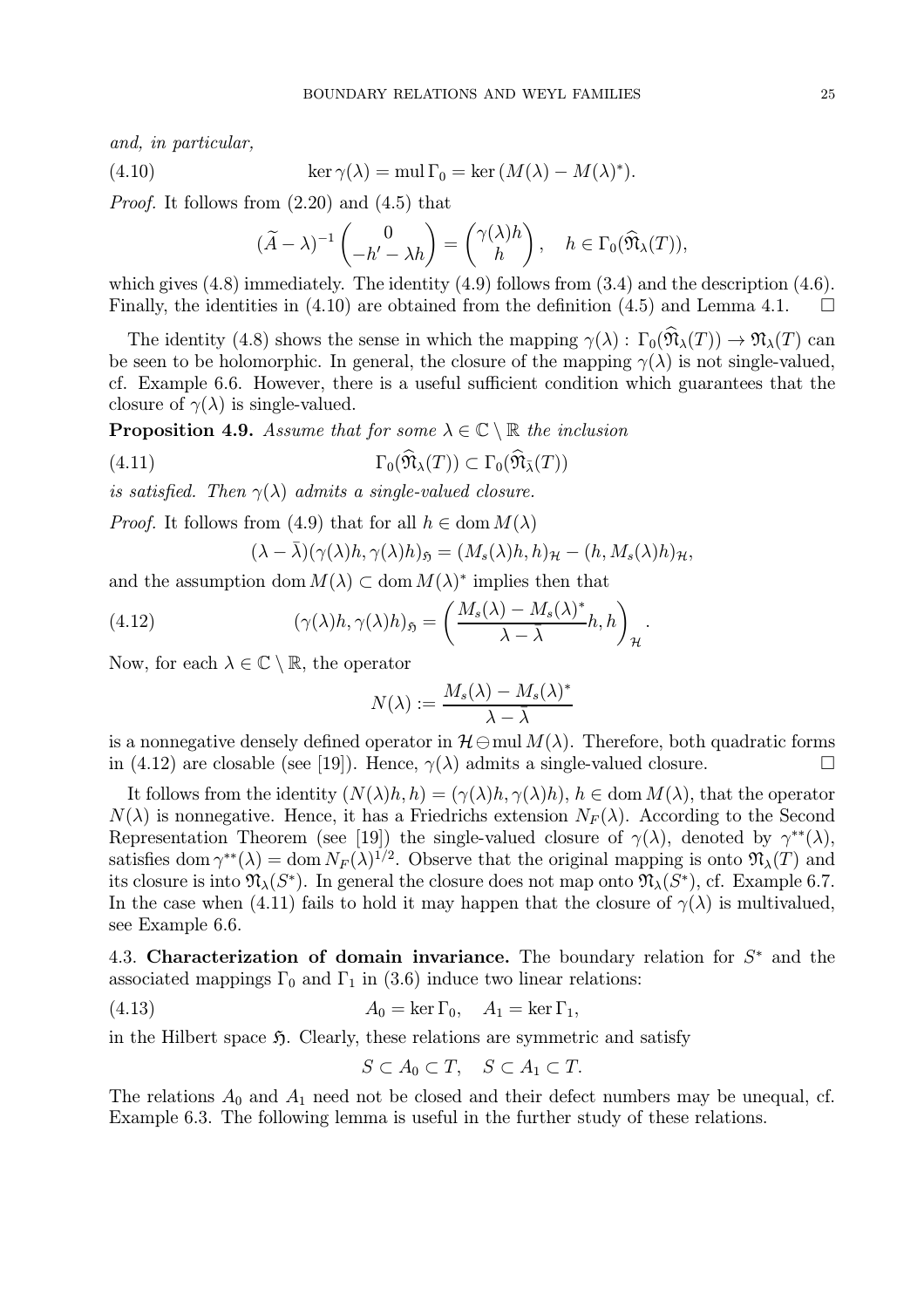*and, in particular,*

$$\ker \gamma(\lambda) = \operatorname{mul} \Gamma_0 = \ker (M(\lambda) - M(\lambda)^*). \tag{4.10}$$

*Proof.* It follows from (2.20) and (4.5) that

$$(\widetilde{A} - \lambda)^{-1} \begin{pmatrix} 0 \\ -h' - \lambda h \end{pmatrix} = \begin{pmatrix} \gamma(\lambda) h \\ h \end{pmatrix}, \quad h \in \Gamma_0(\widehat{\mathfrak{N}}_\lambda(T)),$$

which gives (4.8) immediately. The identity (4.9) follows from (3.4) and the description (4.6). Finally, the identities in (4.10) are obtained from the definition (4.5) and Lemma 4.1. $\square$

The identity (4.8) shows the sense in which the mapping $\gamma(\lambda) : \Gamma_0(\widehat{\mathfrak{N}}_\lambda(T)) \to \mathfrak{N}_\lambda(T)$ can be seen to be holomorphic. In general, the closure of the mapping $\gamma(\lambda)$ is not single-valued, cf. Example 6.6. However, there is a useful sufficient condition which guarantees that the closure of $\gamma(\lambda)$ is single-valued.

**Proposition 4.9.** *Assume that for some $\lambda \in \mathbb{C} \setminus \mathbb{R}$ the inclusion*

$$\Gamma_0(\widehat{\mathfrak{N}}_\lambda(T)) \subset \Gamma_0(\widehat{\mathfrak{N}}_{\bar{\lambda}}(T)) \tag{4.11}$$

*is satisfied. Then $\gamma(\lambda)$ admits a single-valued closure.*

*Proof.* It follows from (4.9) that for all $h \in \operatorname{dom} M(\lambda)$

$$(\lambda - \bar{\lambda})(\gamma(\lambda)h, \gamma(\lambda)h)_{\mathfrak{H}} = (M_s(\lambda)h, h)_{\mathcal{H}} - (h, M_s(\lambda)h)_{\mathcal{H}},$$

and the assumption $\operatorname{dom} M(\lambda) \subset \operatorname{dom} M(\lambda)^*$ implies then that

$$(\gamma(\lambda)h, \gamma(\lambda)h)_{\mathfrak{H}} = \left( \frac{M_s(\lambda) - M_s(\lambda)^*}{\lambda - \bar{\lambda}} h, h \right)_{\mathcal{H}}. \tag{4.12}$$

Now, for each $\lambda \in \mathbb{C} \setminus \mathbb{R}$, the operator

$$N(\lambda) := \frac{M_s(\lambda) - M_s(\lambda)^*}{\lambda - \bar{\lambda}}$$

is a nonnegative densely defined operator in $\mathcal{H} \ominus \operatorname{mul} M(\lambda)$. Therefore, both quadratic forms in (4.12) are closable (see [19]). Hence, $\gamma(\lambda)$ admits a single-valued closure. $\square$

It follows from the identity $(N(\lambda)h, h) = (\gamma(\lambda)h, \gamma(\lambda)h)$, $h \in \operatorname{dom} M(\lambda)$, that the operator $N(\lambda)$ is nonnegative. Hence, it has a Friedrichs extension $N_F(\lambda)$. According to the Second Representation Theorem (see [19]) the single-valued closure of $\gamma(\lambda)$, denoted by $\gamma^{**}(\lambda)$, satisfies $\operatorname{dom} \gamma^{**}(\lambda) = \operatorname{dom} N_F(\lambda)^{1/2}$. Observe that the original mapping is onto $\mathfrak{N}_\lambda(T)$ and its closure is into $\mathfrak{N}_\lambda(S^*)$. In general the closure does not map onto $\mathfrak{N}_\lambda(S^*)$, cf. Example 6.7. In the case when (4.11) fails to hold it may happen that the closure of $\gamma(\lambda)$ is multivalued, see Example 6.6.

4.3. **Characterization of domain invariance.** The boundary relation for $S^*$ and the associated mappings $\Gamma_0$ and $\Gamma_1$ in (3.6) induce two linear relations:

$$A_0 = \ker \Gamma_0, \quad A_1 = \ker \Gamma_1, \tag{4.13}$$

in the Hilbert space $\mathfrak{H}$. Clearly, these relations are symmetric and satisfy

$$S \subset A_0 \subset T, \quad S \subset A_1 \subset T.$$

The relations $A_0$ and $A_1$ need not be closed and their defect numbers may be unequal, cf. Example 6.3. The following lemma is useful in the further study of these relations.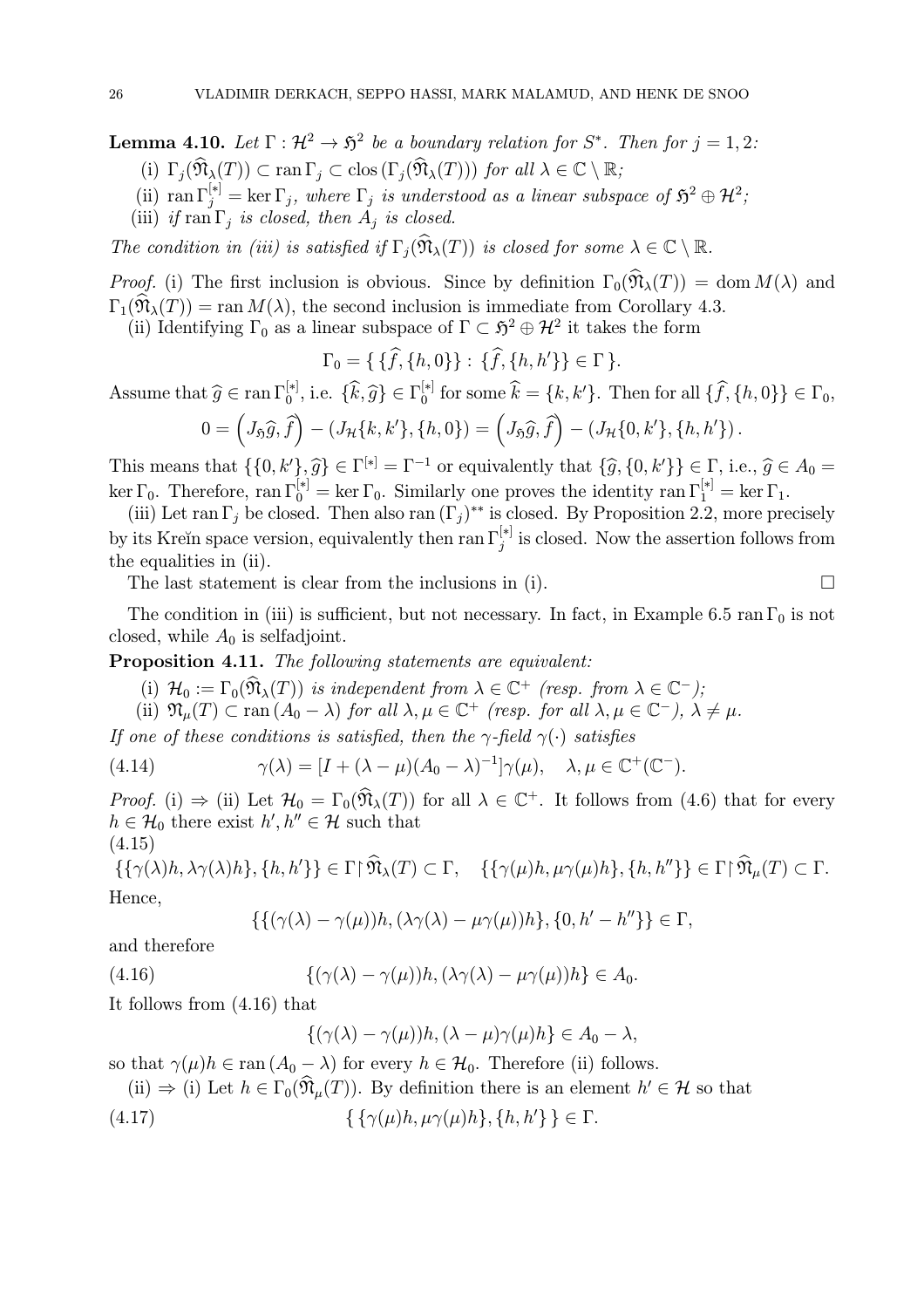**Lemma 4.10.** *Let $\Gamma : \mathcal{H}^2 \to \mathfrak{H}^2$ be a boundary relation for $S^*$. Then for $j = 1, 2$:*

(i) *$\Gamma_j(\widehat{\mathfrak{N}}_\lambda(T)) \subset \operatorname{ran} \Gamma_j \subset \operatorname{clos}(\Gamma_j(\widehat{\mathfrak{N}}_\lambda(T)))$ for all $\lambda \in \mathbb{C} \setminus \mathbb{R}$;*

(ii) *$\operatorname{ran} \Gamma_j^{[*]} = \ker \Gamma_j$, where $\Gamma_j$ is understood as a linear subspace of $\mathfrak{H}^2 \oplus \mathcal{H}^2$;*

(iii) *if $\operatorname{ran} \Gamma_j$ is closed, then $A_j$ is closed.*

*The condition in (iii) is satisfied if $\Gamma_j(\widehat{\mathfrak{N}}_\lambda(T))$ is closed for some $\lambda \in \mathbb{C} \setminus \mathbb{R}$.*

*Proof.* (i) The first inclusion is obvious. Since by definition $\Gamma_0(\widehat{\mathfrak{N}}_\lambda(T)) = \operatorname{dom} M(\lambda)$ and $\Gamma_1(\widehat{\mathfrak{N}}_\lambda(T)) = \operatorname{ran} M(\lambda)$, the second inclusion is immediate from Corollary 4.3.

(ii) Identifying $\Gamma_0$ as a linear subspace of $\Gamma \subset \mathfrak{H}^2 \oplus \mathcal{H}^2$ it takes the form

$$\Gamma_0 = \{ \{\widehat{f}, \{h, 0\}\} : \{\widehat{f}, \{h, h'\}\} \in \Gamma \}.$$

Assume that $\widehat{g} \in \operatorname{ran} \Gamma_0^{[*]}$, i.e. $\{\widehat{k}, \widehat{g}\} \in \Gamma_0^{[*]}$ for some $\widehat{k} = \{k, k'\}$. Then for all $\{\widehat{f}, \{h, 0\}\} \in \Gamma_0$,

$$0 = \left(J_{\mathfrak{H}}\widehat{g}, \widehat{f}\right) - (J_{\mathcal{H}}\{k, k'\}, \{h, 0\}) = \left(J_{\mathfrak{H}}\widehat{g}, \widehat{f}\right) - (J_{\mathcal{H}}\{0, k'\}, \{h, h'\}).$$

This means that $\{\{0, k'\}, \widehat{g}\} \in \Gamma^{[*]} = \Gamma^{-1}$ or equivalently that $\{\widehat{g}, \{0, k'\}\} \in \Gamma$, i.e., $\widehat{g} \in A_0 = \ker \Gamma_0$. Therefore, $\operatorname{ran} \Gamma_0^{[*]} = \ker \Gamma_0$. Similarly one proves the identity $\operatorname{ran} \Gamma_1^{[*]} = \ker \Gamma_1$.

(iii) Let $\operatorname{ran} \Gamma_j$ be closed. Then also $\operatorname{ran} (\Gamma_j)^{**}$ is closed. By Proposition 2.2, more precisely by its Kreĭn space version, equivalently then $\operatorname{ran} \Gamma_j^{[*]}$ is closed. Now the assertion follows from the equalities in (ii).

The last statement is clear from the inclusions in (i). $\square$

The condition in (iii) is sufficient, but not necessary. In fact, in Example 6.5 $\operatorname{ran} \Gamma_0$ is not closed, while $A_0$ is selfadjoint.

**Proposition 4.11.** *The following statements are equivalent:*

(i) *$\mathcal{H}_0 := \Gamma_0(\widehat{\mathfrak{N}}_\lambda(T))$ is independent from $\lambda \in \mathbb{C}^+$ (resp. from $\lambda \in \mathbb{C}^-$);*

(ii) *$\mathfrak{N}_\mu(T) \subset \operatorname{ran}(A_0 - \lambda)$ for all $\lambda, \mu \in \mathbb{C}^+$ (resp. $\lambda, \mu \in \mathbb{C}^-$), $\lambda \neq \mu$.*

*If one of these conditions is satisfied, then the $\gamma$-field $\gamma(\cdot)$ satisfies*

$$\gamma(\lambda) = [I + (\lambda - \mu)(A_0 - \lambda)^{-1}]\gamma(\mu), \quad \lambda, \mu \in \mathbb{C}^+(\mathbb{C}^-). \tag{4.14}$$

*Proof.* (i) $\Rightarrow$ (ii) Let $\mathcal{H}_0 = \Gamma_0(\widehat{\mathfrak{N}}_\lambda(T))$ for all $\lambda \in \mathbb{C}^+$. It follows from (4.6) that for every $h \in \mathcal{H}_0$ there exist $h', h'' \in \mathcal{H}$ such that

$$\{\{\gamma(\lambda)h, \lambda\gamma(\lambda)h\}, \{h, h'\}\} \in \Gamma \upharpoonright \widehat{\mathfrak{N}}_\lambda(T) \subset \Gamma, \quad \{\{\gamma(\mu)h, \mu\gamma(\mu)h\}, \{h, h''\}\} \in \Gamma \upharpoonright \widehat{\mathfrak{N}}_\mu(T) \subset \Gamma. \tag{4.15}$$

Hence,

$$\{\{(\gamma(\lambda) - \gamma(\mu))h, (\lambda\gamma(\lambda) - \mu\gamma(\mu))h\}, \{0, h' - h''\}\} \in \Gamma,$$

and therefore

$$\{(\gamma(\lambda) - \gamma(\mu))h, (\lambda\gamma(\lambda) - \mu\gamma(\mu))h\} \in A_0. \tag{4.16}$$

It follows from (4.16) that

$$\{(\gamma(\lambda) - \gamma(\mu))h, (\lambda - \mu)\gamma(\mu)h\} \in A_0 - \lambda,$$

so that $\gamma(\mu)h \in \operatorname{ran}(A_0 - \lambda)$ for every $h \in \mathcal{H}_0$. Therefore (ii) follows.

(ii) $\Rightarrow$ (i) Let $h \in \Gamma_0(\widehat{\mathfrak{N}}_\mu(T))$. By definition there is an element $h' \in \mathcal{H}$ so that

$$\{\{\gamma(\mu)h, \mu\gamma(\mu)h\}, \{h, h'\}\} \in \Gamma. \tag{4.17}$$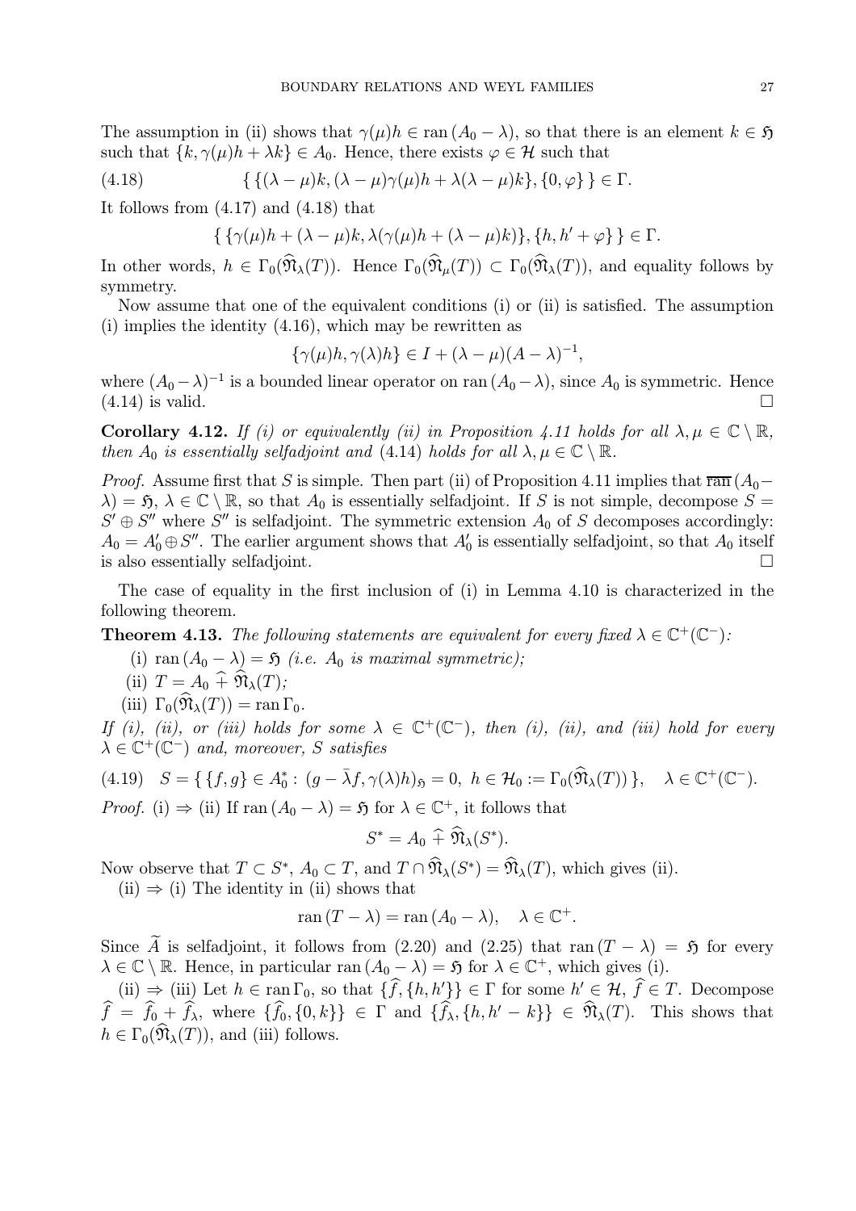The assumption in (ii) shows that $\gamma(\mu)h \in \operatorname{ran}(A_0 - \lambda)$, so that there is an element $k \in \mathfrak{H}$ such that $\{k, \gamma(\mu)h + \lambda k\} \in A_0$. Hence, there exists $\varphi \in \mathcal{H}$ such that

$$\{\,\{(\lambda-\mu)k, (\lambda-\mu)\gamma(\mu)h + \lambda(\lambda-\mu)k\}, \{0, \varphi\}\,\} \in \Gamma. \tag{4.18}$$

It follows from (4.17) and (4.18) that

$$\{\,\{\gamma(\mu)h + (\lambda-\mu)k, \lambda(\gamma(\mu)h + (\lambda-\mu)k)\}, \{h, h' + \varphi\}\,\} \in \Gamma.$$

In other words, $h \in \Gamma_0(\widehat{\mathfrak{N}}_\lambda(T))$. Hence $\Gamma_0(\widehat{\mathfrak{N}}_\mu(T)) \subset \Gamma_0(\widehat{\mathfrak{N}}_\lambda(T))$, and equality follows by symmetry.

Now assume that one of the equivalent conditions (i) or (ii) is satisfied. The assumption (i) implies the identity (4.16), which may be rewritten as

$$\{\gamma(\mu)h, \gamma(\lambda)h\} \in I + (\lambda - \mu)(A - \lambda)^{-1},$$

where $(A_0 - \lambda)^{-1}$ is a bounded linear operator on $\operatorname{ran}(A_0 - \lambda)$, since $A_0$ is symmetric. Hence (4.14) is valid. □

**Corollary 4.12.** *If (i) or equivalently (ii) in Proposition 4.11 holds for all $\lambda, \mu \in \mathbb{C} \setminus \mathbb{R}$, then $A_0$ is essentially selfadjoint and (4.14) holds for all $\lambda, \mu \in \mathbb{C} \setminus \mathbb{R}$.*

*Proof.* Assume first that $S$ is simple. Then part (ii) of Proposition 4.11 implies that $\overline{\operatorname{ran}}\,(A_0 - \lambda) = \mathfrak{H}$, $\lambda \in \mathbb{C} \setminus \mathbb{R}$, so that $A_0$ is essentially selfadjoint. If $S$ is not simple, decompose $S = S' \oplus S''$ where $S''$ is selfadjoint. The symmetric extension $A_0$ of $S$ decomposes accordingly: $A_0 = A_0' \oplus S''$. The earlier argument shows that $A_0'$ is essentially selfadjoint, so that $A_0$ itself is also essentially selfadjoint. □

The case of equality in the first inclusion of (i) in Lemma 4.10 is characterized in the following theorem.

**Theorem 4.13.** *The following statements are equivalent for every fixed $\lambda \in \mathbb{C}^+(\mathbb{C}^-)$:*

(i) *$\operatorname{ran}(A_0 - \lambda) = \mathfrak{H}$ (i.e. $A_0$ is maximal symmetric);*

(ii) *$T = A_0 \,\widehat{+}\, \widehat{\mathfrak{N}}_\lambda(T)$;*

(iii) *$\Gamma_0(\widehat{\mathfrak{N}}_\lambda(T)) = \operatorname{ran}\Gamma_0$.*

*If (i), (ii), or (iii) holds for some $\lambda \in \mathbb{C}^+(\mathbb{C}^-)$, then (i), (ii), and (iii) hold for every $\lambda \in \mathbb{C}^+(\mathbb{C}^-)$ and, moreover, $S$ satisfies*

$$S = \{\,\{f, g\} \in A_0^* : (g - \bar{\lambda} f, \gamma(\lambda)h)_{\mathfrak{H}} = 0,\ h \in \mathcal{H}_0 := \Gamma_0(\widehat{\mathfrak{N}}_\lambda(T))\,\}, \quad \lambda \in \mathbb{C}^+(\mathbb{C}^-). \tag{4.19}$$

*Proof.* (i) $\Rightarrow$ (ii) If $\operatorname{ran}(A_0 - \lambda) = \mathfrak{H}$ for $\lambda \in \mathbb{C}^+$, it follows that

$$S^* = A_0 \,\widehat{+}\, \widehat{\mathfrak{N}}_\lambda(S^*).$$

Now observe that $T \subset S^*$, $A_0 \subset T$, and $T \cap \widehat{\mathfrak{N}}_\lambda(S^*) = \widehat{\mathfrak{N}}_\lambda(T)$, which gives (ii).

(ii) $\Rightarrow$ (i) The identity in (ii) shows that

$$\operatorname{ran}(T - \lambda) = \operatorname{ran}(A_0 - \lambda), \quad \lambda \in \mathbb{C}^+.$$

Since $\widetilde{A}$ is selfadjoint, it follows from (2.20) and (2.25) that $\operatorname{ran}(T - \lambda) = \mathfrak{H}$ for every $\lambda \in \mathbb{C} \setminus \mathbb{R}$. Hence, in particular $\operatorname{ran}(A_0 - \lambda) = \mathfrak{H}$ for $\lambda \in \mathbb{C}^+$, which gives (i).

(ii) $\Rightarrow$ (iii) Let $h \in \operatorname{ran}\Gamma_0$, so that $\{\widehat{f}, \{h, h'\}\} \in \Gamma$ for some $h' \in \mathcal{H}$, $\widehat{f} \in T$. Decompose $\widehat{f} = \widehat{f}_0 + \widehat{f}_\lambda$, where $\{\widehat{f}_0, \{0, k\}\} \in \Gamma$ and $\{\widehat{f}_\lambda, \{h, h' - k\}\} \in \widehat{\mathfrak{N}}_\lambda(T)$. This shows that $h \in \Gamma_0(\widehat{\mathfrak{N}}_\lambda(T))$, and (iii) follows.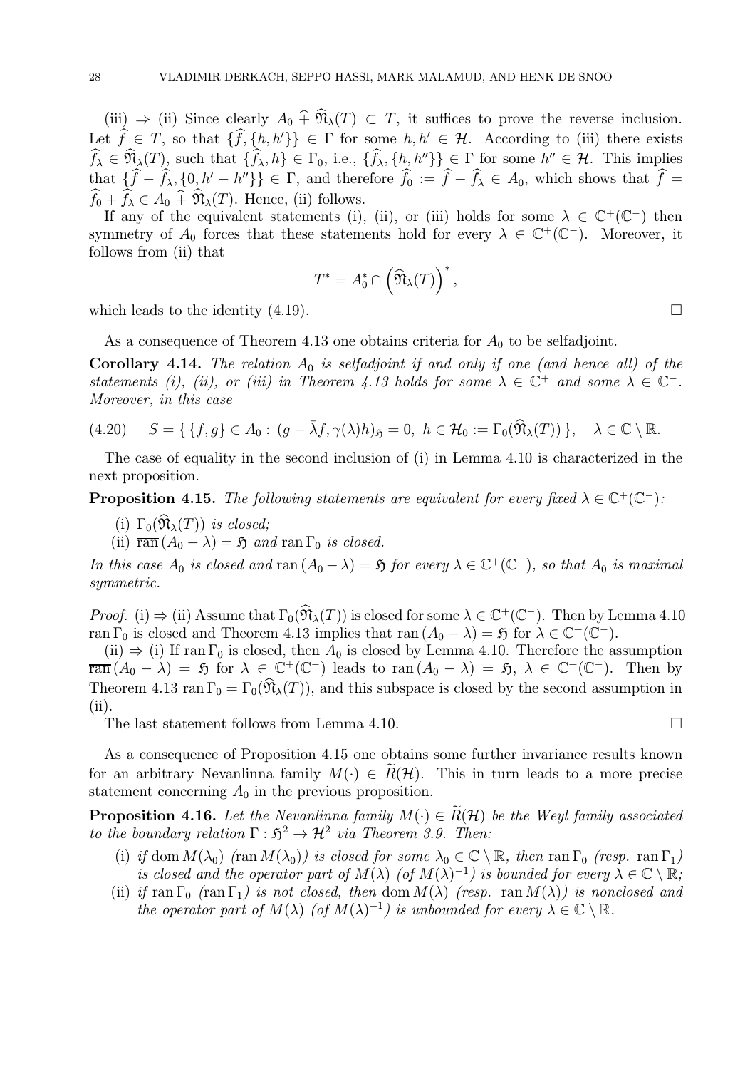(iii) $\Rightarrow$ (ii) Since clearly $A_0 \,\widehat{+}\, \widehat{\mathfrak{N}}_\lambda(T) \subset T$, it suffices to prove the reverse inclusion. Let $\widehat{f} \in T$, so that $\{\widehat{f}, \{h, h'\}\} \in \Gamma$ for some $h, h' \in \mathcal{H}$. According to (iii) there exists $\widehat{f}_\lambda \in \widehat{\mathfrak{N}}_\lambda(T)$, such that $\{\widehat{f}_\lambda, h\} \in \Gamma_0$, i.e., $\{\widehat{f}_\lambda, \{h, h''\}\} \in \Gamma$ for some $h'' \in \mathcal{H}$. This implies that $\{\widehat{f} - \widehat{f}_\lambda, \{0, h' - h''\}\} \in \Gamma$, and therefore $\widehat{f}_0 := \widehat{f} - \widehat{f}_\lambda \in A_0$, which shows that $\widehat{f} = \widehat{f}_0 + \widehat{f}_\lambda \in A_0 \,\widehat{+}\, \widehat{\mathfrak{N}}_\lambda(T)$. Hence, (ii) follows.

If any of the equivalent statements (i), (ii), or (iii) holds for some $\lambda \in \mathbb{C}^+(\mathbb{C}^-)$ then symmetry of $A_0$ forces that these statements hold for every $\lambda \in \mathbb{C}^+(\mathbb{C}^-)$. Moreover, it follows from (ii) that

$$T^* = A_0^* \cap \left(\widehat{\mathfrak{N}}_\lambda(T)\right)^*,$$

which leads to the identity (4.19). $\square$

As a consequence of Theorem 4.13 one obtains criteria for $A_0$ to be selfadjoint.

**Corollary 4.14.** *The relation $A_0$ is selfadjoint if and only if one (and hence all) of the statements (i), (ii), or (iii) in Theorem 4.13 holds for some $\lambda \in \mathbb{C}^+$ and some $\lambda \in \mathbb{C}^-$. Moreover, in this case*

$$S = \{\, \{f, g\} \in A_0 : \, (g - \bar{\lambda} f, \gamma(\lambda) h)_{\mathfrak{H}} = 0, \ h \in \mathcal{H}_0 := \Gamma_0(\widehat{\mathfrak{N}}_\lambda(T)) \,\}, \quad \lambda \in \mathbb{C} \setminus \mathbb{R}. \tag{4.20}$$

The case of equality in the second inclusion of (i) in Lemma 4.10 is characterized in the next proposition.

**Proposition 4.15.** *The following statements are equivalent for every fixed $\lambda \in \mathbb{C}^+(\mathbb{C}^-)$:*

- (i) *$\Gamma_0(\widehat{\mathfrak{N}}_\lambda(T))$ is closed;*
- (ii) *$\overline{\operatorname{ran}}\,(A_0 - \lambda) = \mathfrak{H}$ and $\operatorname{ran} \Gamma_0$ is closed.*

*In this case $A_0$ is closed and $\operatorname{ran}(A_0 - \lambda) = \mathfrak{H}$ for every $\lambda \in \mathbb{C}^+(\mathbb{C}^-)$, so that $A_0$ is maximal symmetric.*

*Proof.* (i) $\Rightarrow$ (ii) Assume that $\Gamma_0(\widehat{\mathfrak{N}}_\lambda(T))$ is closed for some $\lambda \in \mathbb{C}^+(\mathbb{C}^-)$. Then by Lemma 4.10 $\operatorname{ran} \Gamma_0$ is closed and Theorem 4.13 implies that $\operatorname{ran}(A_0 - \lambda) = \mathfrak{H}$ for $\lambda \in \mathbb{C}^+(\mathbb{C}^-)$.

(ii) $\Rightarrow$ (i) If $\operatorname{ran} \Gamma_0$ is closed, then $A_0$ is closed by Lemma 4.10. Therefore the assumption $\overline{\operatorname{ran}}\,(A_0 - \lambda) = \mathfrak{H}$ for $\lambda \in \mathbb{C}^+(\mathbb{C}^-)$ leads to $\operatorname{ran}(A_0 - \lambda) = \mathfrak{H}$, $\lambda \in \mathbb{C}^+(\mathbb{C}^-)$. Then by Theorem 4.13 $\operatorname{ran} \Gamma_0 = \Gamma_0(\widehat{\mathfrak{N}}_\lambda(T))$, and this subspace is closed by the second assumption in (ii).

The last statement follows from Lemma 4.10. $\square$

As a consequence of Proposition 4.15 one obtains some further invariance results known for an arbitrary Nevanlinna family $M(\cdot) \in \widetilde{R}(\mathcal{H})$. This in turn leads to a more precise statement concerning $A_0$ in the previous proposition.

**Proposition 4.16.** *Let the Nevanlinna family $M(\cdot) \in \widetilde{R}(\mathcal{H})$ be the Weyl family associated to the boundary relation $\Gamma : \mathfrak{H}^2 \to \mathcal{H}^2$ via Theorem 3.9. Then:*

- (i) *if $\operatorname{dom} M(\lambda_0)$ ($\operatorname{ran} M(\lambda_0)$) is closed for some $\lambda_0 \in \mathbb{C} \setminus \mathbb{R}$, then $\operatorname{ran} \Gamma_0$ (resp. $\operatorname{ran} \Gamma_1$) is closed and the operator part of $M(\lambda)$ (of $M(\lambda)^{-1}$) is bounded for every $\lambda \in \mathbb{C} \setminus \mathbb{R}$;*
- (ii) *if $\operatorname{ran} \Gamma_0$ ($\operatorname{ran} \Gamma_1$) is not closed, then $\operatorname{dom} M(\lambda)$ (resp. $\operatorname{ran} M(\lambda)$) is nonclosed and the operator part of $M(\lambda)$ (of $M(\lambda)^{-1}$) is unbounded for every $\lambda \in \mathbb{C} \setminus \mathbb{R}$.*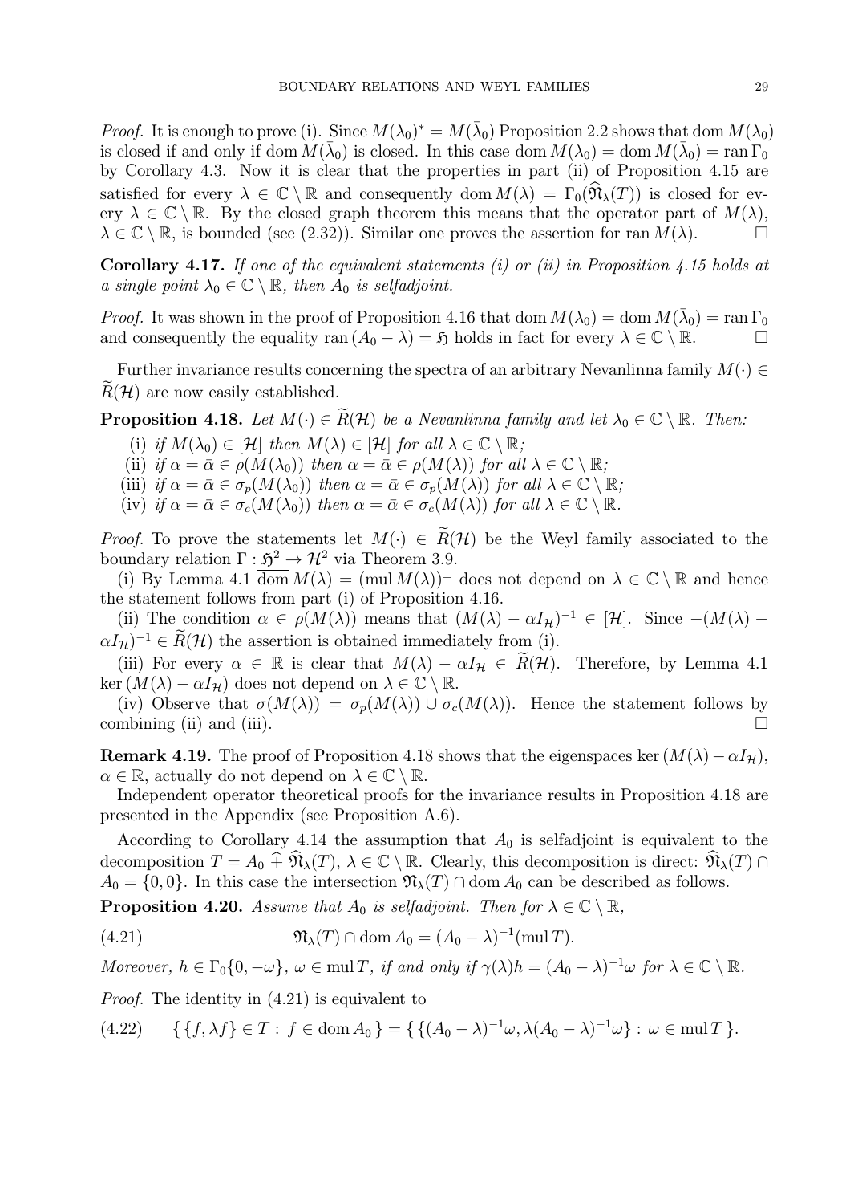*Proof.* It is enough to prove (i). Since $M(\lambda_0)^* = M(\bar{\lambda}_0)$ Proposition 2.2 shows that $\operatorname{dom} M(\lambda_0)$ is closed if and only if $\operatorname{dom} M(\bar{\lambda}_0)$ is closed. In this case $\operatorname{dom} M(\lambda_0) = \operatorname{dom} M(\bar{\lambda}_0) = \operatorname{ran} \Gamma_0$ by Corollary 4.3. Now it is clear that the properties in part (ii) of Proposition 4.15 are satisfied for every $\lambda \in \mathbb{C} \setminus \mathbb{R}$ and consequently $\operatorname{dom} M(\lambda) = \Gamma_0(\widehat{\mathfrak{N}}_\lambda(T))$ is closed for every $\lambda \in \mathbb{C} \setminus \mathbb{R}$. By the closed graph theorem this means that the operator part of $M(\lambda)$, $\lambda \in \mathbb{C} \setminus \mathbb{R}$, is bounded (see (2.32)). Similar one proves the assertion for $\operatorname{ran} M(\lambda)$. □

**Corollary 4.17.** *If one of the equivalent statements (i) or (ii) in Proposition 4.15 holds at a single point $\lambda_0 \in \mathbb{C} \setminus \mathbb{R}$, then $A_0$ is selfadjoint.*

*Proof.* It was shown in the proof of Proposition 4.16 that $\operatorname{dom} M(\lambda_0) = \operatorname{dom} M(\bar{\lambda}_0) = \operatorname{ran} \Gamma_0$ and consequently the equality $\operatorname{ran}(A_0 - \lambda) = \mathfrak{H}$ holds in fact for every $\lambda \in \mathbb{C} \setminus \mathbb{R}$. □

Further invariance results concerning the spectra of an arbitrary Nevanlinna family $M(\cdot) \in \widetilde{R}(\mathcal{H})$ are now easily established.

**Proposition 4.18.** *Let $M(\cdot) \in \widetilde{R}(\mathcal{H})$ be a Nevanlinna family and let $\lambda_0 \in \mathbb{C} \setminus \mathbb{R}$. Then:*

(i) *if $M(\lambda_0) \in [\mathcal{H}]$ then $M(\lambda) \in [\mathcal{H}]$ for all $\lambda \in \mathbb{C} \setminus \mathbb{R}$;*
(ii) *if $\alpha = \bar{\alpha} \in \rho(M(\lambda_0))$ then $\alpha = \bar{\alpha} \in \rho(M(\lambda))$ for all $\lambda \in \mathbb{C} \setminus \mathbb{R}$;*
(iii) *if $\alpha = \bar{\alpha} \in \sigma_p(M(\lambda_0))$ then $\alpha = \bar{\alpha} \in \sigma_p(M(\lambda))$ for all $\lambda \in \mathbb{C} \setminus \mathbb{R}$;*
(iv) *if $\alpha = \bar{\alpha} \in \sigma_c(M(\lambda_0))$ then $\alpha = \bar{\alpha} \in \sigma_c(M(\lambda))$ for all $\lambda \in \mathbb{C} \setminus \mathbb{R}$.*

*Proof.* To prove the statements let $M(\cdot) \in \widetilde{R}(\mathcal{H})$ be the Weyl family associated to the boundary relation $\Gamma : \mathfrak{H}^2 \to \mathcal{H}^2$ via Theorem 3.9.

(i) By Lemma 4.1 $\overline{\operatorname{dom}}\, M(\lambda) = (\operatorname{mul} M(\lambda))^\perp$ does not depend on $\lambda \in \mathbb{C} \setminus \mathbb{R}$ and hence the statement follows from part (i) of Proposition 4.16.

(ii) The condition $\alpha \in \rho(M(\lambda))$ means that $(M(\lambda) - \alpha I_\mathcal{H})^{-1} \in [\mathcal{H}]$. Since $-(M(\lambda) - \alpha I_\mathcal{H})^{-1} \in \widetilde{R}(\mathcal{H})$ the assertion is obtained immediately from (i).

(iii) For every $\alpha \in \mathbb{R}$ is clear that $M(\lambda) - \alpha I_\mathcal{H} \in \widetilde{R}(\mathcal{H})$. Therefore, by Lemma 4.1 $\ker(M(\lambda) - \alpha I_\mathcal{H})$ does not depend on $\lambda \in \mathbb{C} \setminus \mathbb{R}$.

(iv) Observe that $\sigma(M(\lambda)) = \sigma_p(M(\lambda)) \cup \sigma_c(M(\lambda))$. Hence the statement follows by combining (ii) and (iii). □

**Remark 4.19.** The proof of Proposition 4.18 shows that the eigenspaces $\ker(M(\lambda) - \alpha I_\mathcal{H})$, $\alpha \in \mathbb{R}$, actually do not depend on $\lambda \in \mathbb{C} \setminus \mathbb{R}$.

Independent operator theoretical proofs for the invariance results in Proposition 4.18 are presented in the Appendix (see Proposition A.6).

According to Corollary 4.14 the assumption that $A_0$ is selfadjoint is equivalent to the decomposition $T = A_0 \,\widehat{+}\, \widehat{\mathfrak{N}}_\lambda(T)$, $\lambda \in \mathbb{C} \setminus \mathbb{R}$. Clearly, this decomposition is direct: $\widehat{\mathfrak{N}}_\lambda(T) \cap A_0 = \{0, 0\}$. In this case the intersection $\mathfrak{N}_\lambda(T) \cap \operatorname{dom} A_0$ can be described as follows.

**Proposition 4.20.** *Assume that $A_0$ is selfadjoint. Then for $\lambda \in \mathbb{C} \setminus \mathbb{R}$,*

$$\mathfrak{N}_\lambda(T) \cap \operatorname{dom} A_0 = (A_0 - \lambda)^{-1}(\operatorname{mul} T). \tag{4.21}$$

*Moreover, $h \in \Gamma_0\{0, -\omega\}$, $\omega \in \operatorname{mul} T$, if and only if $\gamma(\lambda)h = (A_0 - \lambda)^{-1}\omega$ for $\lambda \in \mathbb{C} \setminus \mathbb{R}$.*

*Proof.* The identity in (4.21) is equivalent to

$$\{\, \{f, \lambda f\} \in T : \, f \in \operatorname{dom} A_0 \,\} = \{\, \{(A_0 - \lambda)^{-1}\omega, \lambda(A_0 - \lambda)^{-1}\omega\} : \, \omega \in \operatorname{mul} T \,\}. \tag{4.22}$$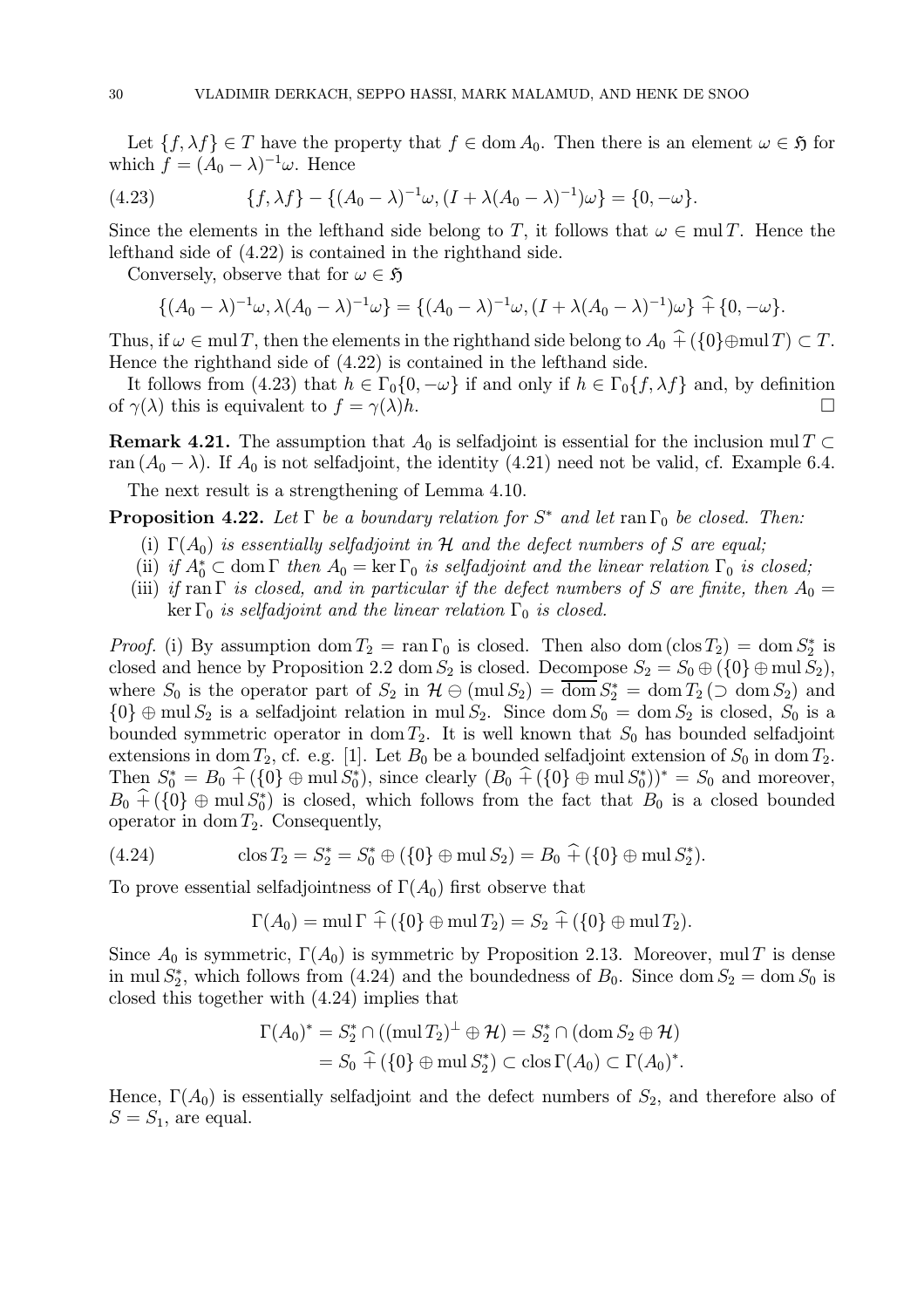Let $\{f, \lambda f\} \in T$ have the property that $f \in \operatorname{dom} A_0$. Then there is an element $\omega \in \mathfrak{H}$ for which $f = (A_0 - \lambda)^{-1}\omega$. Hence

$$\{f, \lambda f\} - \{(A_0 - \lambda)^{-1}\omega, (I + \lambda(A_0 - \lambda)^{-1})\omega\} = \{0, -\omega\}. \tag{4.23}$$

Since the elements in the lefthand side belong to $T$, it follows that $\omega \in \operatorname{mul} T$. Hence the lefthand side of (4.22) is contained in the righthand side.

Conversely, observe that for $\omega \in \mathfrak{H}$

$$\{(A_0 - \lambda)^{-1}\omega, \lambda(A_0 - \lambda)^{-1}\omega\} = \{(A_0 - \lambda)^{-1}\omega, (I + \lambda(A_0 - \lambda)^{-1})\omega\} \mathbin{\widehat{+}} \{0, -\omega\}.$$

Thus, if $\omega \in \operatorname{mul} T$, then the elements in the righthand side belong to $A_0 \mathbin{\widehat{+}} (\{0\} \oplus \operatorname{mul} T) \subset T$. Hence the righthand side of (4.22) is contained in the lefthand side.

It follows from (4.23) that $h \in \Gamma_0\{0, -\omega\}$ if and only if $h \in \Gamma_0\{f, \lambda f\}$ and, by definition of $\gamma(\lambda)$ this is equivalent to $f = \gamma(\lambda)h$. $\square$

**Remark 4.21.** The assumption that $A_0$ is selfadjoint is essential for the inclusion $\operatorname{mul} T \subset \operatorname{ran}(A_0 - \lambda)$. If $A_0$ is not selfadjoint, the identity (4.21) need not be valid, cf. Example 6.4.

The next result is a strengthening of Lemma 4.10.

**Proposition 4.22.** *Let $\Gamma$ be a boundary relation for $S^*$ and let $\operatorname{ran} \Gamma_0$ be closed. Then:*

(i) *$\Gamma(A_0)$ is essentially selfadjoint in $\mathcal{H}$ and the defect numbers of $S$ are equal;*

(ii) *if $A_0^* \subset \operatorname{dom} \Gamma$ then $A_0 = \ker \Gamma_0$ is selfadjoint and the linear relation $\Gamma_0$ is closed;*

(iii) *if $\operatorname{ran} \Gamma$ is closed, and in particular if the defect numbers of $S$ are finite, then $A_0 = \ker \Gamma_0$ is selfadjoint and the linear relation $\Gamma_0$ is closed.*

*Proof.* (i) By assumption $\operatorname{dom} T_2 = \operatorname{ran} \Gamma_0$ is closed. Then also $\operatorname{dom}(\operatorname{clos} T_2) = \operatorname{dom} S_2^*$ is closed and hence by Proposition 2.2 $\operatorname{dom} S_2$ is closed. Decompose $S_2 = S_0 \oplus (\{0\} \oplus \operatorname{mul} S_2)$, where $S_0$ is the operator part of $S_2$ in $\mathcal{H} \ominus (\operatorname{mul} S_2) = \overline{\operatorname{dom}} \, S_2^* = \operatorname{dom} T_2 \, (\supset \operatorname{dom} S_2)$ and $\{0\} \oplus \operatorname{mul} S_2$ is a selfadjoint relation in $\operatorname{mul} S_2$. Since $\operatorname{dom} S_0 = \operatorname{dom} S_2$ is closed, $S_0$ is a bounded symmetric operator in $\operatorname{dom} T_2$. It is well known that $S_0$ has bounded selfadjoint extensions in $\operatorname{dom} T_2$, cf. e.g. [1]. Let $B_0$ be a bounded selfadjoint extension of $S_0$ in $\operatorname{dom} T_2$. Then $S_0^* = B_0 \mathbin{\widehat{+}} (\{0\} \oplus \operatorname{mul} S_0^*)$, since clearly $(B_0 \mathbin{\widehat{+}} (\{0\} \oplus \operatorname{mul} S_0^*))^* = S_0$ and moreover, $B_0 \mathbin{\widehat{+}} (\{0\} \oplus \operatorname{mul} S_0^*)$ is closed, which follows from the fact that $B_0$ is a closed bounded operator in $\operatorname{dom} T_2$. Consequently,

$$\operatorname{clos} T_2 = S_2^* = S_0^* \oplus (\{0\} \oplus \operatorname{mul} S_2) = B_0 \mathbin{\widehat{+}} (\{0\} \oplus \operatorname{mul} S_2^*). \tag{4.24}$$

To prove essential selfadjointness of $\Gamma(A_0)$ first observe that

$$\Gamma(A_0) = \operatorname{mul} \Gamma \mathbin{\widehat{+}} (\{0\} \oplus \operatorname{mul} T_2) = S_2 \mathbin{\widehat{+}} (\{0\} \oplus \operatorname{mul} T_2).$$

Since $A_0$ is symmetric, $\Gamma(A_0)$ is symmetric by Proposition 2.13. Moreover, $\operatorname{mul} T$ is dense in $\operatorname{mul} S_2^*$, which follows from (4.24) and the boundedness of $B_0$. Since $\operatorname{dom} S_2 = \operatorname{dom} S_0$ is closed this together with (4.24) implies that

$$\begin{aligned} \Gamma(A_0)^* &= S_2^* \cap ((\operatorname{mul} T_2)^\perp \oplus \mathcal{H}) = S_2^* \cap (\operatorname{dom} S_2 \oplus \mathcal{H}) \\ &= S_0 \mathbin{\widehat{+}} (\{0\} \oplus \operatorname{mul} S_2^*) \subset \operatorname{clos} \Gamma(A_0) \subset \Gamma(A_0)^*. \end{aligned}$$

Hence, $\Gamma(A_0)$ is essentially selfadjoint and the defect numbers of $S_2$, and therefore also of $S = S_1$, are equal.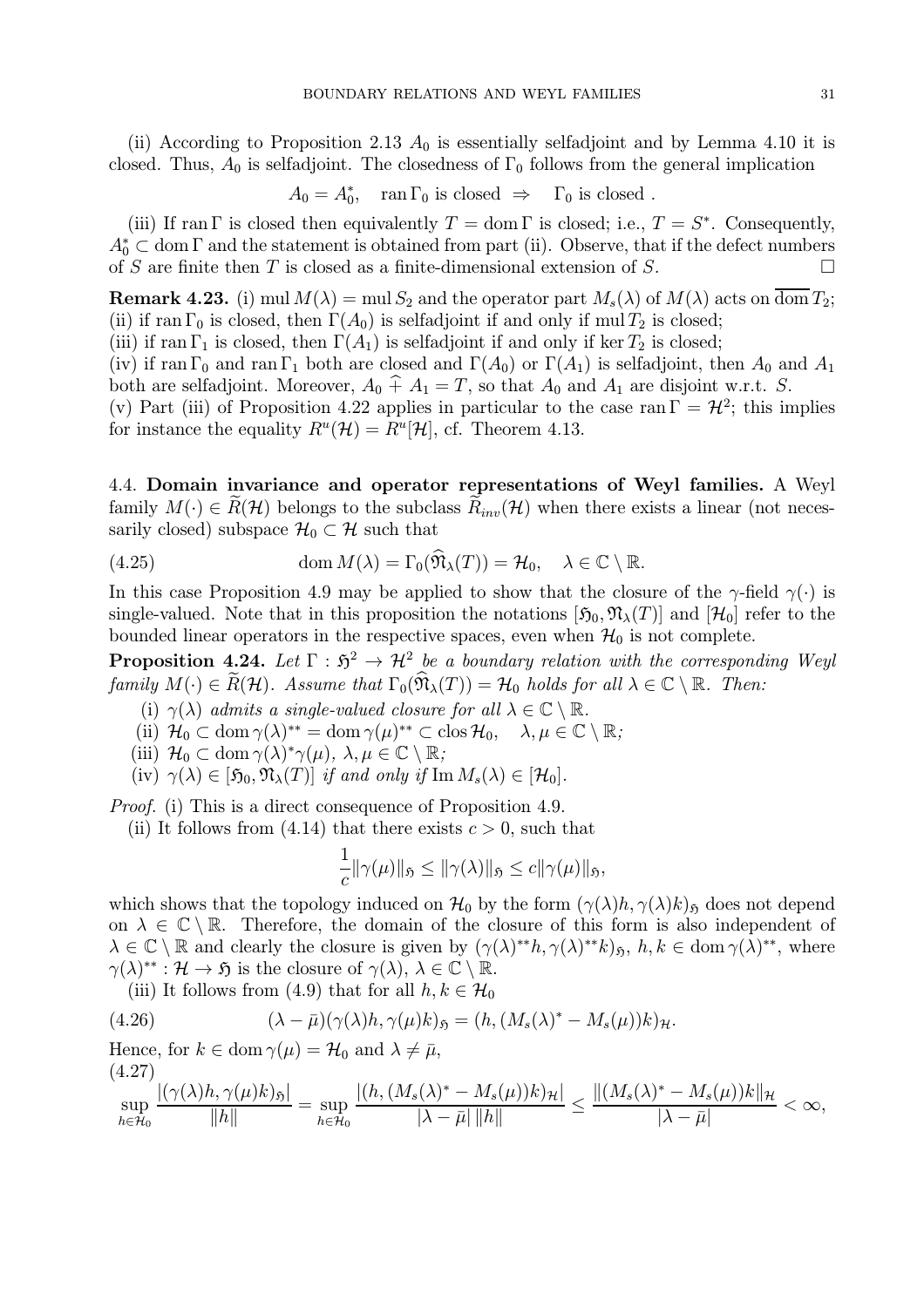(ii) According to Proposition 2.13 $A_0$ is essentially selfadjoint and by Lemma 4.10 it is closed. Thus, $A_0$ is selfadjoint. The closedness of $\Gamma_0$ follows from the general implication

$$A_0 = A_0^*, \quad \operatorname{ran}\Gamma_0 \text{ is closed } \Rightarrow \quad \Gamma_0 \text{ is closed }.$$

(iii) If $\operatorname{ran}\Gamma$ is closed then equivalently $T = \operatorname{dom}\Gamma$ is closed; i.e., $T = S^*$. Consequently, $A_0^* \subset \operatorname{dom}\Gamma$ and the statement is obtained from part (ii). Observe, that if the defect numbers of $S$ are finite then $T$ is closed as a finite-dimensional extension of $S$. $\square$

**Remark 4.23.** (i) $\operatorname{mul} M(\lambda) = \operatorname{mul} S_2$ and the operator part $M_s(\lambda)$ of $M(\lambda)$ acts on $\overline{\operatorname{dom}} T_2$;
(ii) if $\operatorname{ran}\Gamma_0$ is closed, then $\Gamma(A_0)$ is selfadjoint if and only if $\operatorname{mul} T_2$ is closed;
(iii) if $\operatorname{ran}\Gamma_1$ is closed, then $\Gamma(A_1)$ is selfadjoint if and only if $\ker T_2$ is closed;
(iv) if $\operatorname{ran}\Gamma_0$ and $\operatorname{ran}\Gamma_1$ both are closed and $\Gamma(A_0)$ or $\Gamma(A_1)$ is selfadjoint, then $A_0$ and $A_1$ both are selfadjoint. Moreover, $A_0 \,\widehat{+}\, A_1 = T$, so that $A_0$ and $A_1$ are disjoint w.r.t. $S$.
(v) Part (iii) of Proposition 4.22 applies in particular to the case $\operatorname{ran}\Gamma = \mathcal{H}^2$; this implies for instance the equality $R^u(\mathcal{H}) = R^u[\mathcal{H}]$, cf. Theorem 4.13.

4.4. **Domain invariance and operator representations of Weyl families.** A Weyl family $M(\cdot) \in \widetilde{R}(\mathcal{H})$ belongs to the subclass $\widetilde{R}_{inv}(\mathcal{H})$ when there exists a linear (not necessarily closed) subspace $\mathcal{H}_0 \subset \mathcal{H}$ such that

$$\operatorname{dom} M(\lambda) = \Gamma_0(\widehat{\mathfrak{N}}_\lambda(T)) = \mathcal{H}_0, \quad \lambda \in \mathbb{C}\setminus\mathbb{R}. \tag{4.25}$$

In this case Proposition 4.9 may be applied to show that the closure of the $\gamma$-field $\gamma(\cdot)$ is single-valued. Note that in this proposition the notations $[\mathfrak{H}_0, \mathfrak{N}_\lambda(T)]$ and $[\mathcal{H}_0]$ refer to the bounded linear operators in the respective spaces, even when $\mathcal{H}_0$ is not complete.

**Proposition 4.24.** *Let $\Gamma : \mathfrak{H}^2 \to \mathcal{H}^2$ be a boundary relation with the corresponding Weyl family $M(\cdot) \in \widetilde{R}(\mathcal{H})$. Assume that $\Gamma_0(\widehat{\mathfrak{N}}_\lambda(T)) = \mathcal{H}_0$ holds for all $\lambda \in \mathbb{C}\setminus\mathbb{R}$. Then:*

(i) *$\gamma(\lambda)$ admits a single-valued closure for all $\lambda \in \mathbb{C}\setminus\mathbb{R}$.*
(ii) *$\mathcal{H}_0 \subset \operatorname{dom}\gamma(\lambda)^{**} = \operatorname{dom}\gamma(\mu)^{**} \subset \operatorname{clos}\mathcal{H}_0, \quad \lambda,\mu \in \mathbb{C}\setminus\mathbb{R}$;*
(iii) *$\mathcal{H}_0 \subset \operatorname{dom}\gamma(\lambda)^*\gamma(\mu)$, $\lambda,\mu \in \mathbb{C}\setminus\mathbb{R}$;*
(iv) *$\gamma(\lambda) \in [\mathfrak{H}_0, \mathfrak{N}_\lambda(T)]$ if and only if $\operatorname{Im} M_s(\lambda) \in [\mathcal{H}_0]$.*

*Proof.* (i) This is a direct consequence of Proposition 4.9.

(ii) It follows from (4.14) that there exists $c > 0$, such that

$$\frac{1}{c}\|\gamma(\mu)\|_{\mathfrak{H}} \le \|\gamma(\lambda)\|_{\mathfrak{H}} \le c\|\gamma(\mu)\|_{\mathfrak{H}},$$

which shows that the topology induced on $\mathcal{H}_0$ by the form $(\gamma(\lambda)h, \gamma(\lambda)k)_{\mathfrak{H}}$ does not depend on $\lambda \in \mathbb{C}\setminus\mathbb{R}$. Therefore, the domain of the closure of this form is also independent of $\lambda \in \mathbb{C}\setminus\mathbb{R}$ and clearly the closure is given by $(\gamma(\lambda)^{**}h, \gamma(\lambda)^{**}k)_{\mathfrak{H}}$, $h,k \in \operatorname{dom}\gamma(\lambda)^{**}$, where $\gamma(\lambda)^{**} : \mathcal{H} \to \mathfrak{H}$ is the closure of $\gamma(\lambda)$, $\lambda \in \mathbb{C}\setminus\mathbb{R}$.

(iii) It follows from (4.9) that for all $h,k \in \mathcal{H}_0$

$$(\lambda - \bar{\mu})(\gamma(\lambda)h, \gamma(\mu)k)_{\mathfrak{H}} = (h, (M_s(\lambda)^* - M_s(\mu))k)_{\mathcal{H}}. \tag{4.26}$$

Hence, for $k \in \operatorname{dom}\gamma(\mu) = \mathcal{H}_0$ and $\lambda \neq \bar{\mu}$,

$$\sup_{h\in\mathcal{H}_0} \frac{|(\gamma(\lambda)h, \gamma(\mu)k)_{\mathfrak{H}}|}{\|h\|} = \sup_{h\in\mathcal{H}_0} \frac{|(h, (M_s(\lambda)^* - M_s(\mu))k)_{\mathcal{H}}|}{|\lambda - \bar{\mu}|\,\|h\|} \le \frac{\|(M_s(\lambda)^* - M_s(\mu))k\|_{\mathcal{H}}}{|\lambda - \bar{\mu}|} < \infty, \tag{4.27}$$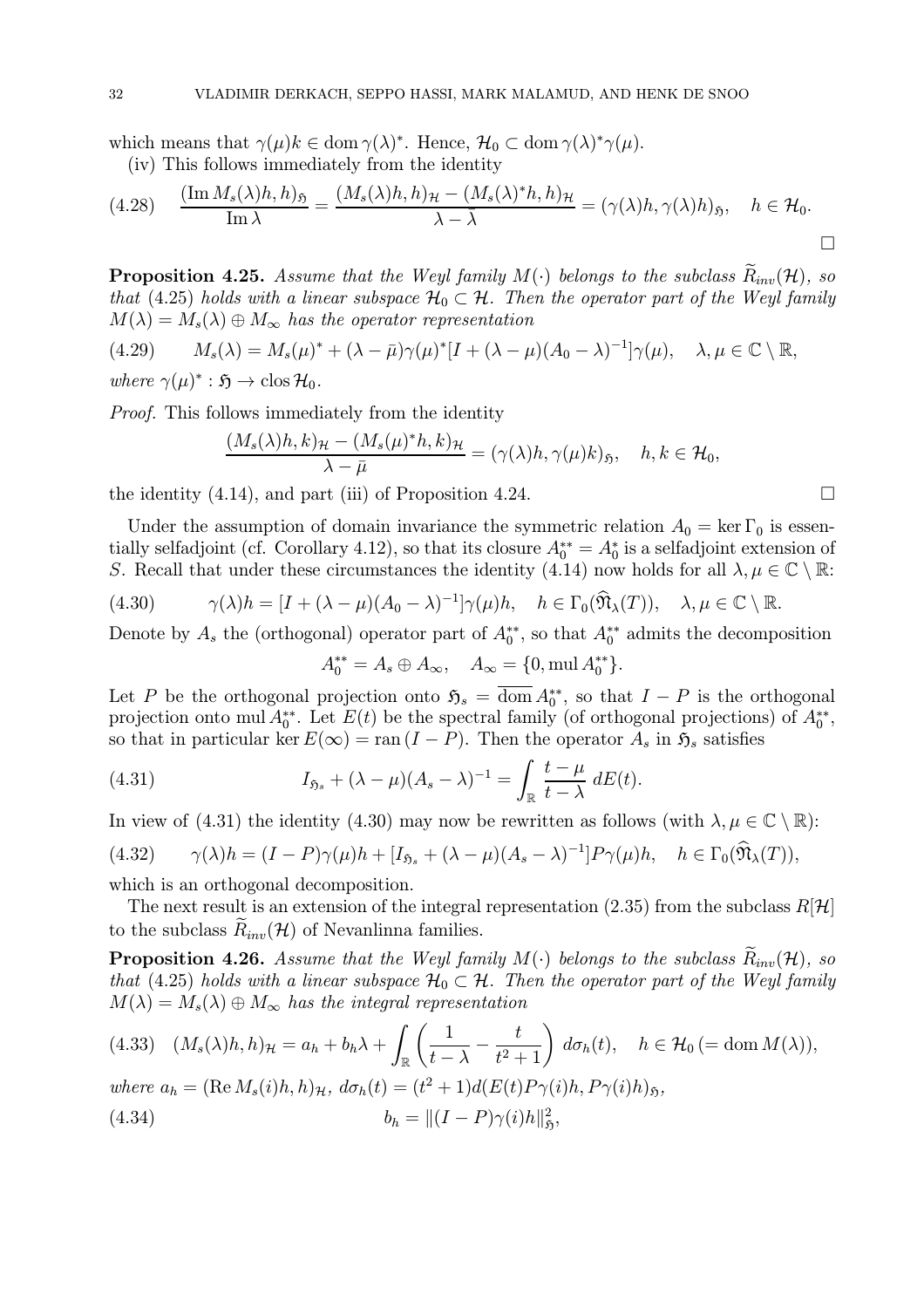which means that $\gamma(\mu)k \in \operatorname{dom} \gamma(\lambda)^*$. Hence, $\mathcal{H}_0 \subset \operatorname{dom} \gamma(\lambda)^*\gamma(\mu)$.

(iv) This follows immediately from the identity

$$
\frac{(\operatorname{Im} M_s(\lambda)h, h)_{\mathfrak{H}}}{\operatorname{Im} \lambda} = \frac{(M_s(\lambda)h, h)_{\mathcal{H}} - (M_s(\lambda)^*h, h)_{\mathcal{H}}}{\lambda - \bar{\lambda}} = (\gamma(\lambda)h, \gamma(\lambda)h)_{\mathfrak{H}}, \quad h \in \mathcal{H}_0. \tag{4.28}
$$

□

**Proposition 4.25.** *Assume that the Weyl family $M(\cdot)$ belongs to the subclass $\widetilde{R}_{inv}(\mathcal{H})$, so that (4.25) holds with a linear subspace $\mathcal{H}_0 \subset \mathcal{H}$. Then the operator part of the Weyl family $M(\lambda) = M_s(\lambda) \oplus M_\infty$ has the operator representation*

$$
M_s(\lambda) = M_s(\mu)^* + (\lambda - \bar{\mu})\gamma(\mu)^*[I + (\lambda - \mu)(A_0 - \lambda)^{-1}]\gamma(\mu), \quad \lambda, \mu \in \mathbb{C} \setminus \mathbb{R}, \tag{4.29}
$$

*where $\gamma(\mu)^* : \mathfrak{H} \to \operatorname{clos} \mathcal{H}_0$.*

*Proof.* This follows immediately from the identity

$$
\frac{(M_s(\lambda)h, k)_{\mathcal{H}} - (M_s(\mu)^*h, k)_{\mathcal{H}}}{\lambda - \bar{\mu}} = (\gamma(\lambda)h, \gamma(\mu)k)_{\mathfrak{H}}, \quad h, k \in \mathcal{H}_0,
$$

the identity (4.14), and part (iii) of Proposition 4.24. □

Under the assumption of domain invariance the symmetric relation $A_0 = \ker \Gamma_0$ is essentially selfadjoint (cf. Corollary 4.12), so that its closure $A_0^{**} = A_0^*$ is a selfadjoint extension of $S$. Recall that under these circumstances the identity (4.14) now holds for all $\lambda, \mu \in \mathbb{C} \setminus \mathbb{R}$:

$$
\gamma(\lambda)h = [I + (\lambda - \mu)(A_0 - \lambda)^{-1}]\gamma(\mu)h, \quad h \in \Gamma_0(\widehat{\mathfrak{N}}_\lambda(T)), \quad \lambda, \mu \in \mathbb{C} \setminus \mathbb{R}. \tag{4.30}
$$

Denote by $A_s$ the (orthogonal) operator part of $A_0^{**}$, so that $A_0^{**}$ admits the decomposition

$$
A_0^{**} = A_s \oplus A_\infty, \quad A_\infty = \{0, \operatorname{mul} A_0^{**}\}.
$$

Let $P$ be the orthogonal projection onto $\mathfrak{H}_s = \overline{\operatorname{dom}}\, A_0^{**}$, so that $I - P$ is the orthogonal projection onto $\operatorname{mul} A_0^{**}$. Let $E(t)$ be the spectral family (of orthogonal projections) of $A_0^{**}$, so that in particular $\ker E(\infty) = \operatorname{ran}(I - P)$. Then the operator $A_s$ in $\mathfrak{H}_s$ satisfies

$$
I_{\mathfrak{H}_s} + (\lambda - \mu)(A_s - \lambda)^{-1} = \int_{\mathbb{R}} \frac{t - \mu}{t - \lambda}\, dE(t). \tag{4.31}
$$

In view of (4.31) the identity (4.30) may now be rewritten as follows (with $\lambda, \mu \in \mathbb{C} \setminus \mathbb{R}$):

$$
\gamma(\lambda)h = (I - P)\gamma(\mu)h + [I_{\mathfrak{H}_s} + (\lambda - \mu)(A_s - \lambda)^{-1}]P\gamma(\mu)h, \quad h \in \Gamma_0(\widehat{\mathfrak{N}}_\lambda(T)), \tag{4.32}
$$

which is an orthogonal decomposition.

The next result is an extension of the integral representation (2.35) from the subclass $R[\mathcal{H}]$ to the subclass $\widetilde{R}_{inv}(\mathcal{H})$ of Nevanlinna families.

**Proposition 4.26.** *Assume that the Weyl family $M(\cdot)$ belongs to the subclass $\widetilde{R}_{inv}(\mathcal{H})$, so that (4.25) holds with a linear subspace $\mathcal{H}_0 \subset \mathcal{H}$. Then the operator part of the Weyl family $M(\lambda) = M_s(\lambda) \oplus M_\infty$ has the integral representation*

$$
(M_s(\lambda)h, h)_{\mathcal{H}} = a_h + b_h\lambda + \int_{\mathbb{R}} \left( \frac{1}{t - \lambda} - \frac{t}{t^2 + 1} \right) d\sigma_h(t), \quad h \in \mathcal{H}_0 \,(= \operatorname{dom} M(\lambda)), \tag{4.33}
$$

*where $a_h = (\operatorname{Re} M_s(i)h, h)_{\mathcal{H}}$, $d\sigma_h(t) = (t^2 + 1)d(E(t)P\gamma(i)h, P\gamma(i)h)_{\mathfrak{H}}$,*

$$
b_h = \|(I - P)\gamma(i)h\|_{\mathfrak{H}}^2, \tag{4.34}
$$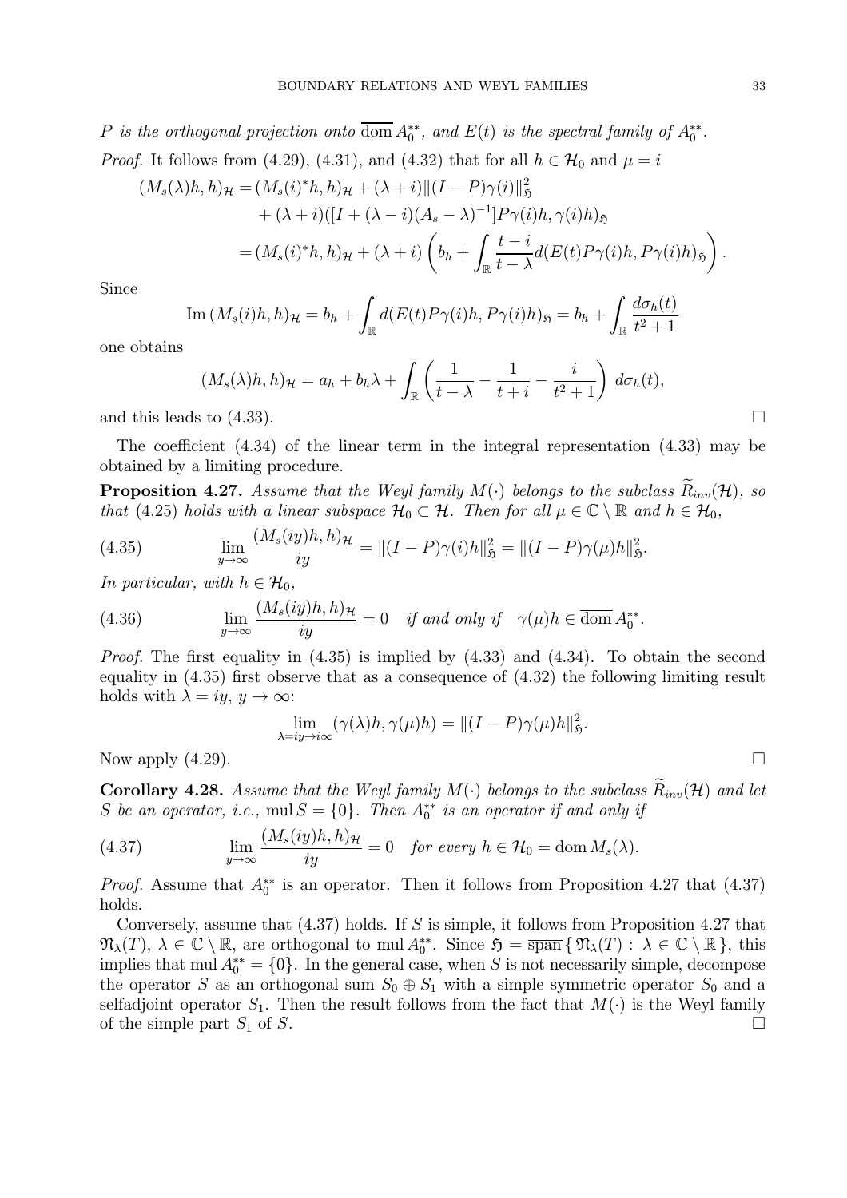$P$ *is the orthogonal projection onto* $\overline{\operatorname{dom}}\, A_0^{**}$*, and* $E(t)$ *is the spectral family of* $A_0^{**}$*.*

*Proof.* It follows from (4.29), (4.31), and (4.32) that for all $h \in \mathcal{H}_0$ and $\mu = i$

$$
\begin{aligned}
(M_s(\lambda)h, h)_{\mathcal{H}} &= (M_s(i)^* h, h)_{\mathcal{H}} + (\lambda + i)\|(I-P)\gamma(i)\|_{\mathfrak{H}}^2 \\
&\quad + (\lambda + i)([I + (\lambda - i)(A_s - \lambda)^{-1}]P\gamma(i)h, \gamma(i)h)_{\mathfrak{H}} \\
&= (M_s(i)^* h, h)_{\mathcal{H}} + (\lambda + i)\left(b_h + \int_{\mathbb{R}} \frac{t-i}{t-\lambda} d(E(t)P\gamma(i)h, P\gamma(i)h)_{\mathfrak{H}}\right).
\end{aligned}
$$

Since

$$
\operatorname{Im}(M_s(i)h, h)_{\mathcal{H}} = b_h + \int_{\mathbb{R}} d(E(t)P\gamma(i)h, P\gamma(i)h)_{\mathfrak{H}} = b_h + \int_{\mathbb{R}} \frac{d\sigma_h(t)}{t^2+1}
$$

one obtains

$$
(M_s(\lambda)h, h)_{\mathcal{H}} = a_h + b_h\lambda + \int_{\mathbb{R}} \left(\frac{1}{t-\lambda} - \frac{1}{t+i} - \frac{i}{t^2+1}\right) d\sigma_h(t),
$$

and this leads to (4.33). □

The coefficient (4.34) of the linear term in the integral representation (4.33) may be obtained by a limiting procedure.

**Proposition 4.27.** *Assume that the Weyl family* $M(\cdot)$ *belongs to the subclass* $\widetilde{R}_{inv}(\mathcal{H})$*, so that* (4.25) *holds with a linear subspace* $\mathcal{H}_0 \subset \mathcal{H}$*. Then for all* $\mu \in \mathbb{C} \setminus \mathbb{R}$ *and* $h \in \mathcal{H}_0$*,*

$$
\lim_{y \to \infty} \frac{(M_s(iy)h, h)_{\mathcal{H}}}{iy} = \|(I-P)\gamma(i)h\|_{\mathfrak{H}}^2 = \|(I-P)\gamma(\mu)h\|_{\mathfrak{H}}^2. \tag{4.35}
$$

*In particular, with* $h \in \mathcal{H}_0$*,*

$$
\lim_{y \to \infty} \frac{(M_s(iy)h, h)_{\mathcal{H}}}{iy} = 0 \quad \text{if and only if} \quad \gamma(\mu)h \in \overline{\operatorname{dom}}\, A_0^{**}. \tag{4.36}
$$

*Proof.* The first equality in (4.35) is implied by (4.33) and (4.34). To obtain the second equality in (4.35) first observe that as a consequence of (4.32) the following limiting result holds with $\lambda = iy$, $y \to \infty$:

$$
\lim_{\lambda = iy \to i\infty} (\gamma(\lambda)h, \gamma(\mu)h) = \|(I-P)\gamma(\mu)h\|_{\mathfrak{H}}^2.
$$

Now apply (4.29). □

**Corollary 4.28.** *Assume that the Weyl family* $M(\cdot)$ *belongs to the subclass* $\widetilde{R}_{inv}(\mathcal{H})$ *and let* $S$ *be an operator, i.e.,* $\operatorname{mul} S = \{0\}$*. Then* $A_0^{**}$ *is an operator if and only if*

$$
\lim_{y \to \infty} \frac{(M_s(iy)h, h)_{\mathcal{H}}}{iy} = 0 \quad \text{for every } h \in \mathcal{H}_0 = \operatorname{dom} M_s(\lambda). \tag{4.37}
$$

*Proof.* Assume that $A_0^{**}$ is an operator. Then it follows from Proposition 4.27 that (4.37) holds.

Conversely, assume that (4.37) holds. If $S$ is simple, it follows from Proposition 4.27 that $\mathfrak{N}_\lambda(T)$, $\lambda \in \mathbb{C} \setminus \mathbb{R}$, are orthogonal to $\operatorname{mul} A_0^{**}$. Since $\mathfrak{H} = \overline{\operatorname{span}}\,\{\, \mathfrak{N}_\lambda(T) : \lambda \in \mathbb{C} \setminus \mathbb{R} \,\}$, this implies that $\operatorname{mul} A_0^{**} = \{0\}$. In the general case, when $S$ is not necessarily simple, decompose the operator $S$ as an orthogonal sum $S_0 \oplus S_1$ with a simple symmetric operator $S_0$ and a selfadjoint operator $S_1$. Then the result follows from the fact that $M(\cdot)$ is the Weyl family of the simple part $S_1$ of $S$. □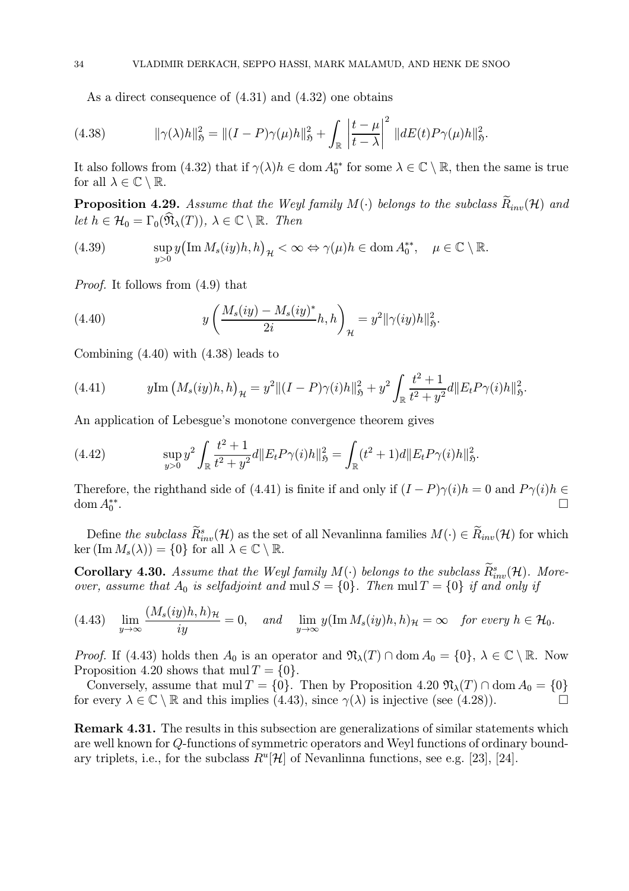As a direct consequence of (4.31) and (4.32) one obtains

$$\|\gamma(\lambda)h\|_{\mathfrak{H}}^2 = \|(I-P)\gamma(\mu)h\|_{\mathfrak{H}}^2 + \int_{\mathbb{R}} \left|\frac{t-\mu}{t-\lambda}\right|^2 \|dE(t)P\gamma(\mu)h\|_{\mathfrak{H}}^2. \tag{4.38}$$

It also follows from (4.32) that if $\gamma(\lambda)h \in \operatorname{dom} A_0^{**}$ for some $\lambda \in \mathbb{C}\setminus\mathbb{R}$, then the same is true for all $\lambda \in \mathbb{C}\setminus\mathbb{R}$.

**Proposition 4.29.** *Assume that the Weyl family $M(\cdot)$ belongs to the subclass $\widetilde{R}_{inv}(\mathcal{H})$ and let $h \in \mathcal{H}_0 = \Gamma_0(\widehat{\mathfrak{N}}_\lambda(T))$, $\lambda \in \mathbb{C}\setminus\mathbb{R}$. Then*

$$\sup_{y>0} y\big(\operatorname{Im} M_s(iy)h,h\big)_{\mathcal{H}} < \infty \Leftrightarrow \gamma(\mu)h \in \operatorname{dom} A_0^{**}, \quad \mu \in \mathbb{C}\setminus\mathbb{R}. \tag{4.39}$$

*Proof.* It follows from (4.9) that

$$y\left(\frac{M_s(iy)-M_s(iy)^*}{2i}h,h\right)_{\mathcal{H}} = y^2\|\gamma(iy)h\|_{\mathfrak{H}}^2. \tag{4.40}$$

Combining (4.40) with (4.38) leads to

$$y\operatorname{Im}\big(M_s(iy)h,h\big)_{\mathcal{H}} = y^2\|(I-P)\gamma(i)h\|_{\mathfrak{H}}^2 + y^2\int_{\mathbb{R}} \frac{t^2+1}{t^2+y^2} d\|E_tP\gamma(i)h\|_{\mathfrak{H}}^2. \tag{4.41}$$

An application of Lebesgue's monotone convergence theorem gives

$$\sup_{y>0} y^2\int_{\mathbb{R}} \frac{t^2+1}{t^2+y^2} d\|E_tP\gamma(i)h\|_{\mathfrak{H}}^2 = \int_{\mathbb{R}} (t^2+1) d\|E_tP\gamma(i)h\|_{\mathfrak{H}}^2. \tag{4.42}$$

Therefore, the righthand side of (4.41) is finite if and only if $(I-P)\gamma(i)h = 0$ and $P\gamma(i)h \in \operatorname{dom} A_0^{**}$. □

Define *the subclass* $\widetilde{R}^s_{inv}(\mathcal{H})$ as the set of all Nevanlinna families $M(\cdot) \in \widetilde{R}_{inv}(\mathcal{H})$ for which $\ker(\operatorname{Im} M_s(\lambda)) = \{0\}$ for all $\lambda \in \mathbb{C}\setminus\mathbb{R}$.

**Corollary 4.30.** *Assume that the Weyl family $M(\cdot)$ belongs to the subclass $\widetilde{R}^s_{inv}(\mathcal{H})$. Moreover, assume that $A_0$ is selfadjoint and $\operatorname{mul} S = \{0\}$. Then $\operatorname{mul} T = \{0\}$ if and only if*

$$\lim_{y\to\infty} \frac{(M_s(iy)h,h)_{\mathcal{H}}}{iy} = 0, \quad \textit{and} \quad \lim_{y\to\infty} y(\operatorname{Im} M_s(iy)h,h)_{\mathcal{H}} = \infty \quad \textit{for every } h \in \mathcal{H}_0. \tag{4.43}$$

*Proof.* If (4.43) holds then $A_0$ is an operator and $\mathfrak{N}_\lambda(T) \cap \operatorname{dom} A_0 = \{0\}$, $\lambda \in \mathbb{C}\setminus\mathbb{R}$. Now Proposition 4.20 shows that $\operatorname{mul} T = \{0\}$.

Conversely, assume that $\operatorname{mul} T = \{0\}$. Then by Proposition 4.20 $\mathfrak{N}_\lambda(T) \cap \operatorname{dom} A_0 = \{0\}$ for every $\lambda \in \mathbb{C}\setminus\mathbb{R}$ and this implies (4.43), since $\gamma(\lambda)$ is injective (see (4.28)). □

**Remark 4.31.** The results in this subsection are generalizations of similar statements which are well known for $Q$-functions of symmetric operators and Weyl functions of ordinary boundary triplets, i.e., for the subclass $R^u[\mathcal{H}]$ of Nevanlinna functions, see e.g. [23], [24].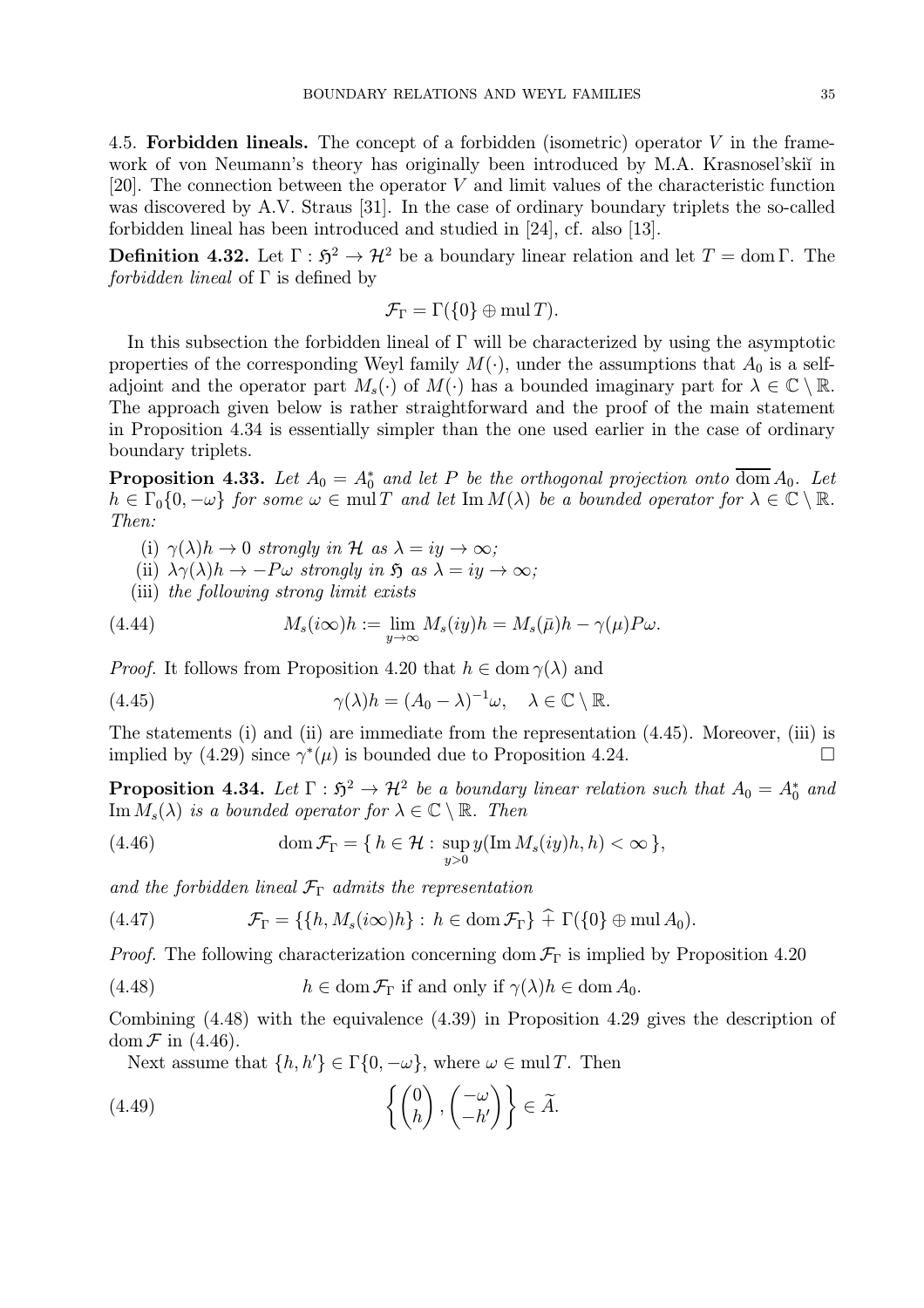4.5. **Forbidden lineals.** The concept of a forbidden (isometric) operator $V$ in the framework of von Neumann's theory has originally been introduced by M.A. Krasnosel'skiĭ in [20]. The connection between the operator $V$ and limit values of the characteristic function was discovered by A.V. Straus [31]. In the case of ordinary boundary triplets the so-called forbidden lineal has been introduced and studied in [24], cf. also [13].

**Definition 4.32.** Let $\Gamma : \mathfrak{H}^2 \to \mathcal{H}^2$ be a boundary linear relation and let $T = \operatorname{dom} \Gamma$. The *forbidden lineal* of $\Gamma$ is defined by

$$\mathcal{F}_\Gamma = \Gamma(\{0\} \oplus \operatorname{mul} T).$$

In this subsection the forbidden lineal of $\Gamma$ will be characterized by using the asymptotic properties of the corresponding Weyl family $M(\cdot)$, under the assumptions that $A_0$ is a self-adjoint and the operator part $M_s(\cdot)$ of $M(\cdot)$ has a bounded imaginary part for $\lambda \in \mathbb{C} \setminus \mathbb{R}$. The approach given below is rather straightforward and the proof of the main statement in Proposition 4.34 is essentially simpler than the one used earlier in the case of ordinary boundary triplets.

**Proposition 4.33.** *Let $A_0 = A_0^*$ and let $P$ be the orthogonal projection onto $\overline{\operatorname{dom}}\, A_0$. Let $h \in \Gamma_0\{0, -\omega\}$ for some $\omega \in \operatorname{mul} T$ and let $\operatorname{Im} M(\lambda)$ be a bounded operator for $\lambda \in \mathbb{C} \setminus \mathbb{R}$. Then:*

(i) *$\gamma(\lambda)h \to 0$ strongly in $\mathcal{H}$ as $\lambda = iy \to \infty$;*

(ii) *$\lambda\gamma(\lambda)h \to -P\omega$ strongly in $\mathfrak{H}$ as $\lambda = iy \to \infty$;*

(iii) *the following strong limit exists*

$$M_s(i\infty)h := \lim_{y\to\infty} M_s(iy)h = M_s(\bar{\mu})h - \gamma(\mu)P\omega. \tag{4.44}$$

*Proof.* It follows from Proposition 4.20 that $h \in \operatorname{dom} \gamma(\lambda)$ and

$$\gamma(\lambda)h = (A_0 - \lambda)^{-1}\omega, \quad \lambda \in \mathbb{C} \setminus \mathbb{R}. \tag{4.45}$$

The statements (i) and (ii) are immediate from the representation (4.45). Moreover, (iii) is implied by (4.29) since $\gamma^*(\mu)$ is bounded due to Proposition 4.24. $\square$

**Proposition 4.34.** *Let $\Gamma : \mathfrak{H}^2 \to \mathcal{H}^2$ be a boundary linear relation such that $A_0 = A_0^*$ and $\operatorname{Im} M_s(\lambda)$ is a bounded operator for $\lambda \in \mathbb{C} \setminus \mathbb{R}$. Then*

$$\operatorname{dom} \mathcal{F}_\Gamma = \{\, h \in \mathcal{H} : \sup_{y>0} y(\operatorname{Im} M_s(iy)h, h) < \infty \,\}, \tag{4.46}$$

*and the forbidden lineal $\mathcal{F}_\Gamma$ admits the representation*

$$\mathcal{F}_\Gamma = \{\{h, M_s(i\infty)h\} : h \in \operatorname{dom} \mathcal{F}_\Gamma\} \mathbin{\widehat{+}} \Gamma(\{0\} \oplus \operatorname{mul} A_0). \tag{4.47}$$

*Proof.* The following characterization concerning $\operatorname{dom} \mathcal{F}_\Gamma$ is implied by Proposition 4.20

$$h \in \operatorname{dom} \mathcal{F}_\Gamma \text{ if and only if } \gamma(\lambda)h \in \operatorname{dom} A_0. \tag{4.48}$$

Combining (4.48) with the equivalence (4.39) in Proposition 4.29 gives the description of $\operatorname{dom} \mathcal{F}$ in (4.46).

Next assume that $\{h, h'\} \in \Gamma\{0, -\omega\}$, where $\omega \in \operatorname{mul} T$. Then

$$\left\{ \begin{pmatrix} 0 \\ h \end{pmatrix}, \begin{pmatrix} -\omega \\ -h' \end{pmatrix} \right\} \in \widetilde{A}. \tag{4.49}$$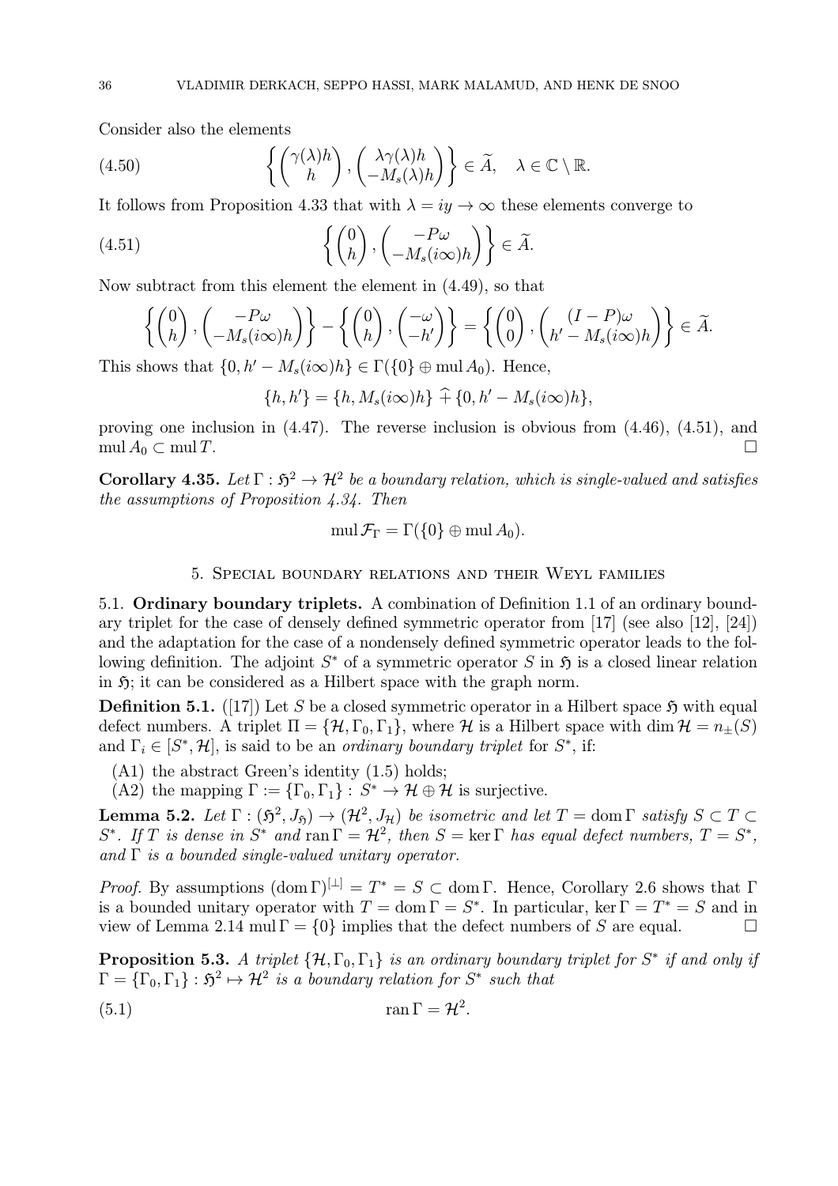Consider also the elements

$$\left\{ \begin{pmatrix} \gamma(\lambda)h \\ h \end{pmatrix}, \begin{pmatrix} \lambda\gamma(\lambda)h \\ -M_s(\lambda)h \end{pmatrix} \right\} \in \widetilde{A}, \quad \lambda \in \mathbb{C} \setminus \mathbb{R}. \tag{4.50}$$

It follows from Proposition 4.33 that with $\lambda = iy \to \infty$ these elements converge to

$$\left\{ \begin{pmatrix} 0 \\ h \end{pmatrix}, \begin{pmatrix} -P\omega \\ -M_s(i\infty)h \end{pmatrix} \right\} \in \widetilde{A}. \tag{4.51}$$

Now subtract from this element the element in (4.49), so that

$$\left\{ \begin{pmatrix} 0 \\ h \end{pmatrix}, \begin{pmatrix} -P\omega \\ -M_s(i\infty)h \end{pmatrix} \right\} - \left\{ \begin{pmatrix} 0 \\ h \end{pmatrix}, \begin{pmatrix} -\omega \\ -h' \end{pmatrix} \right\} = \left\{ \begin{pmatrix} 0 \\ 0 \end{pmatrix}, \begin{pmatrix} (I-P)\omega \\ h' - M_s(i\infty)h \end{pmatrix} \right\} \in \widetilde{A}.$$

This shows that $\{0, h' - M_s(i\infty)h\} \in \Gamma(\{0\} \oplus \operatorname{mul} A_0)$. Hence,

$$\{h, h'\} = \{h, M_s(i\infty)h\} \,\widehat{+}\, \{0, h' - M_s(i\infty)h\},$$

proving one inclusion in (4.47). The reverse inclusion is obvious from (4.46), (4.51), and $\operatorname{mul} A_0 \subset \operatorname{mul} T$. □

**Corollary 4.35.** *Let $\Gamma : \mathfrak{H}^2 \to \mathcal{H}^2$ be a boundary relation, which is single-valued and satisfies the assumptions of Proposition 4.34. Then*

$$\operatorname{mul} \mathcal{F}_\Gamma = \Gamma(\{0\} \oplus \operatorname{mul} A_0).$$

## 5. Special boundary relations and their Weyl families

5.1. **Ordinary boundary triplets.** A combination of Definition 1.1 of an ordinary boundary triplet for the case of densely defined symmetric operator from [17] (see also [12], [24]) and the adaptation for the case of a nondensely defined symmetric operator leads to the following definition. The adjoint $S^*$ of a symmetric operator $S$ in $\mathfrak{H}$ is a closed linear relation in $\mathfrak{H}$; it can be considered as a Hilbert space with the graph norm.

**Definition 5.1.** ([17]) Let $S$ be a closed symmetric operator in a Hilbert space $\mathfrak{H}$ with equal defect numbers. A triplet $\Pi = \{\mathcal{H}, \Gamma_0, \Gamma_1\}$, where $\mathcal{H}$ is a Hilbert space with $\dim \mathcal{H} = n_\pm(S)$ and $\Gamma_i \in [S^*, \mathcal{H}]$, is said to be an *ordinary boundary triplet* for $S^*$, if:

- (A1) the abstract Green's identity (1.5) holds;
- (A2) the mapping $\Gamma := \{\Gamma_0, \Gamma_1\} : S^* \to \mathcal{H} \oplus \mathcal{H}$ is surjective.

**Lemma 5.2.** *Let $\Gamma : (\mathfrak{H}^2, J_\mathfrak{H}) \to (\mathcal{H}^2, J_\mathcal{H})$ be isometric and let $T = \operatorname{dom} \Gamma$ satisfy $S \subset T \subset S^*$. If $T$ is dense in $S^*$ and $\operatorname{ran} \Gamma = \mathcal{H}^2$, then $S = \ker \Gamma$ has equal defect numbers, $T = S^*$, and $\Gamma$ is a bounded single-valued unitary operator.*

*Proof.* By assumptions $(\operatorname{dom} \Gamma)^{[\perp]} = T^* = S \subset \operatorname{dom} \Gamma$. Hence, Corollary 2.6 shows that $\Gamma$ is a bounded unitary operator with $T = \operatorname{dom} \Gamma = S^*$. In particular, $\ker \Gamma = T^* = S$ and in view of Lemma 2.14 $\operatorname{mul} \Gamma = \{0\}$ implies that the defect numbers of $S$ are equal. □

**Proposition 5.3.** *A triplet $\{\mathcal{H}, \Gamma_0, \Gamma_1\}$ is an ordinary boundary triplet for $S^*$ if and only if $\Gamma = \{\Gamma_0, \Gamma_1\} : \mathfrak{H}^2 \mapsto \mathcal{H}^2$ is a boundary relation for $S^*$ such that*

$$\operatorname{ran} \Gamma = \mathcal{H}^2. \tag{5.1}$$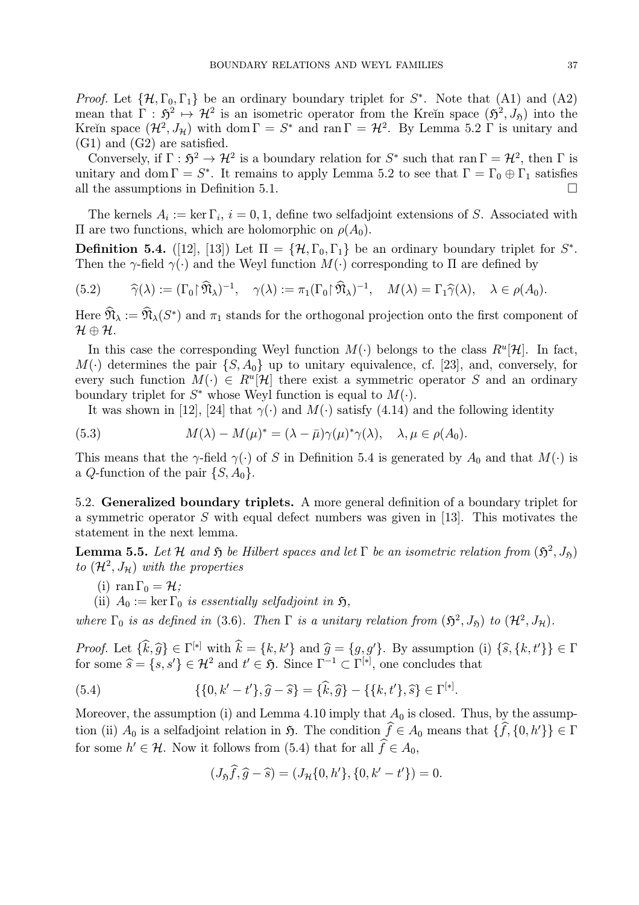*Proof.* Let $\{\mathcal{H}, \Gamma_0, \Gamma_1\}$ be an ordinary boundary triplet for $S^*$. Note that (A1) and (A2) mean that $\Gamma : \mathfrak{H}^2 \mapsto \mathcal{H}^2$ is an isometric operator from the Kreĭn space $(\mathfrak{H}^2, J_{\mathfrak{H}})$ into the Kreĭn space $(\mathcal{H}^2, J_{\mathcal{H}})$ with $\operatorname{dom} \Gamma = S^*$ and $\operatorname{ran} \Gamma = \mathcal{H}^2$. By Lemma 5.2 $\Gamma$ is unitary and (G1) and (G2) are satisfied.

Conversely, if $\Gamma : \mathfrak{H}^2 \to \mathcal{H}^2$ is a boundary relation for $S^*$ such that $\operatorname{ran} \Gamma = \mathcal{H}^2$, then $\Gamma$ is unitary and $\operatorname{dom} \Gamma = S^*$. It remains to apply Lemma 5.2 to see that $\Gamma = \Gamma_0 \oplus \Gamma_1$ satisfies all the assumptions in Definition 5.1. $\square$

The kernels $A_i := \ker \Gamma_i$, $i = 0, 1$, define two selfadjoint extensions of $S$. Associated with $\Pi$ are two functions, which are holomorphic on $\rho(A_0)$.

**Definition 5.4.** ([12], [13]) Let $\Pi = \{\mathcal{H}, \Gamma_0, \Gamma_1\}$ be an ordinary boundary triplet for $S^*$. Then the $\gamma$-field $\gamma(\cdot)$ and the Weyl function $M(\cdot)$ corresponding to $\Pi$ are defined by

$$
(5.2) \qquad \widehat{\gamma}(\lambda) := (\Gamma_0 {\upharpoonright} \widehat{\mathfrak{N}}_\lambda)^{-1}, \quad \gamma(\lambda) := \pi_1 (\Gamma_0 {\upharpoonright} \widehat{\mathfrak{N}}_\lambda)^{-1}, \quad M(\lambda) = \Gamma_1 \widehat{\gamma}(\lambda), \quad \lambda \in \rho(A_0).
$$

Here $\widehat{\mathfrak{N}}_\lambda := \widehat{\mathfrak{N}}_\lambda(S^*)$ and $\pi_1$ stands for the orthogonal projection onto the first component of $\mathcal{H} \oplus \mathcal{H}$.

In this case the corresponding Weyl function $M(\cdot)$ belongs to the class $R^u[\mathcal{H}]$. In fact, $M(\cdot)$ determines the pair $\{S, A_0\}$ up to unitary equivalence, cf. [23], and, conversely, for every such function $M(\cdot) \in R^u[\mathcal{H}]$ there exist a symmetric operator $S$ and an ordinary boundary triplet for $S^*$ whose Weyl function is equal to $M(\cdot)$.

It was shown in [12], [24] that $\gamma(\cdot)$ and $M(\cdot)$ satisfy (4.14) and the following identity

$$
(5.3) \qquad M(\lambda) - M(\mu)^* = (\lambda - \bar{\mu}) \gamma(\mu)^* \gamma(\lambda), \quad \lambda, \mu \in \rho(A_0).
$$

This means that the $\gamma$-field $\gamma(\cdot)$ of $S$ in Definition 5.4 is generated by $A_0$ and that $M(\cdot)$ is a $Q$-function of the pair $\{S, A_0\}$.

5.2. **Generalized boundary triplets.** A more general definition of a boundary triplet for a symmetric operator $S$ with equal defect numbers was given in [13]. This motivates the statement in the next lemma.

**Lemma 5.5.** *Let $\mathcal{H}$ and $\mathfrak{H}$ be Hilbert spaces and let $\Gamma$ be an isometric relation from $(\mathfrak{H}^2, J_{\mathfrak{H}})$ to $(\mathcal{H}^2, J_{\mathcal{H}})$ with the properties*

(i) $\operatorname{ran} \Gamma_0 = \mathcal{H}$;

(ii) $A_0 := \ker \Gamma_0$ *is essentially selfadjoint in* $\mathfrak{H}$,

*where $\Gamma_0$ is as defined in (3.6). Then $\Gamma$ is a unitary relation from $(\mathfrak{H}^2, J_{\mathfrak{H}})$ to $(\mathcal{H}^2, J_{\mathcal{H}})$.*

*Proof.* Let $\{\widehat{k}, \widehat{g}\} \in \Gamma^{[*]}$ with $\widehat{k} = \{k, k'\}$ and $\widehat{g} = \{g, g'\}$. By assumption (i) $\{\widehat{s}, \{k, t'\}\} \in \Gamma$ for some $\widehat{s} = \{s, s'\} \in \mathcal{H}^2$ and $t' \in \mathfrak{H}$. Since $\Gamma^{-1} \subset \Gamma^{[*]}$, one concludes that

$$
(5.4) \qquad \{\{0, k' - t'\}, \widehat{g} - \widehat{s}\} = \{\widehat{k}, \widehat{g}\} - \{\{k, t'\}, \widehat{s}\} \in \Gamma^{[*]}.
$$

Moreover, the assumption (i) and Lemma 4.10 imply that $A_0$ is closed. Thus, by the assumption (ii) $A_0$ is a selfadjoint relation in $\mathfrak{H}$. The condition $\widehat{f} \in A_0$ means that $\{\widehat{f}, \{0, h'\}\} \in \Gamma$ for some $h' \in \mathcal{H}$. Now it follows from (5.4) that for all $\widehat{f} \in A_0$,

$$
(J_{\mathfrak{H}} \widehat{f}, \widehat{g} - \widehat{s}) = (J_{\mathcal{H}} \{0, h'\}, \{0, k' - t'\}) = 0.
$$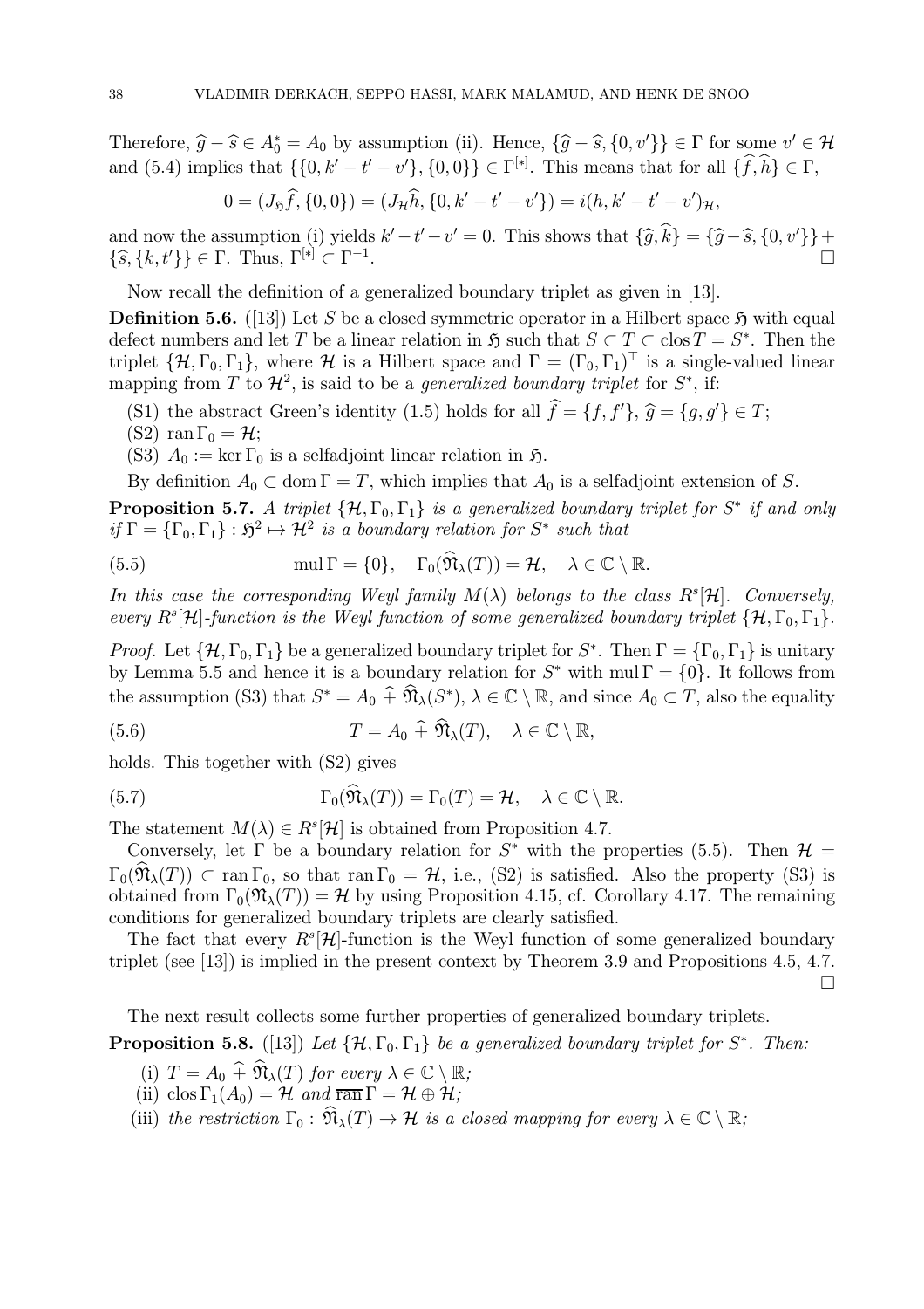Therefore, $\widehat{g} - \widehat{s} \in A_0^* = A_0$ by assumption (ii). Hence, $\{\widehat{g} - \widehat{s}, \{0, v'\}\} \in \Gamma$ for some $v' \in \mathcal{H}$ and (5.4) implies that $\{\{0, k' - t' - v'\}, \{0, 0\}\} \in \Gamma^{[*]}$. This means that for all $\{\widehat{f}, \widehat{h}\} \in \Gamma$,

$$0 = (J_{\mathfrak{H}}\widehat{f}, \{0, 0\}) = (J_{\mathcal{H}}\widehat{h}, \{0, k' - t' - v'\}) = i(h, k' - t' - v')_{\mathcal{H}},$$

and now the assumption (i) yields $k' - t' - v' = 0$. This shows that $\{\widehat{g}, \widehat{k}\} = \{\widehat{g} - \widehat{s}, \{0, v'\}\} + \{\widehat{s}, \{k, t'\}\} \in \Gamma$. Thus, $\Gamma^{[*]} \subset \Gamma^{-1}$. □

Now recall the definition of a generalized boundary triplet as given in [13].

**Definition 5.6.** ([13]) Let $S$ be a closed symmetric operator in a Hilbert space $\mathfrak{H}$ with equal defect numbers and let $T$ be a linear relation in $\mathfrak{H}$ such that $S \subset T \subset \operatorname{clos} T = S^*$. Then the triplet $\{\mathcal{H}, \Gamma_0, \Gamma_1\}$, where $\mathcal{H}$ is a Hilbert space and $\Gamma = (\Gamma_0, \Gamma_1)^\top$ is a single-valued linear mapping from $T$ to $\mathcal{H}^2$, is said to be a *generalized boundary triplet* for $S^*$, if:

(S1) the abstract Green's identity (1.5) holds for all $\widehat{f} = \{f, f'\}$, $\widehat{g} = \{g, g'\} \in T$;
(S2) $\operatorname{ran} \Gamma_0 = \mathcal{H}$;
(S3) $A_0 := \ker \Gamma_0$ is a selfadjoint linear relation in $\mathfrak{H}$.

By definition $A_0 \subset \operatorname{dom} \Gamma = T$, which implies that $A_0$ is a selfadjoint extension of $S$.

**Proposition 5.7.** *A triplet $\{\mathcal{H}, \Gamma_0, \Gamma_1\}$ is a generalized boundary triplet for $S^*$ if and only if $\Gamma = \{\Gamma_0, \Gamma_1\} : \mathfrak{H}^2 \mapsto \mathcal{H}^2$ is a boundary relation for $S^*$ such that*

$$\operatorname{mul} \Gamma = \{0\}, \quad \Gamma_0(\widehat{\mathfrak{N}}_\lambda(T)) = \mathcal{H}, \quad \lambda \in \mathbb{C} \setminus \mathbb{R}. \tag{5.5}$$

*In this case the corresponding Weyl family $M(\lambda)$ belongs to the class $R^s[\mathcal{H}]$. Conversely, every $R^s[\mathcal{H}]$-function is the Weyl function of some generalized boundary triplet $\{\mathcal{H}, \Gamma_0, \Gamma_1\}$.*

*Proof.* Let $\{\mathcal{H}, \Gamma_0, \Gamma_1\}$ be a generalized boundary triplet for $S^*$. Then $\Gamma = \{\Gamma_0, \Gamma_1\}$ is unitary by Lemma 5.5 and hence it is a boundary relation for $S^*$ with $\operatorname{mul} \Gamma = \{0\}$. It follows from the assumption (S3) that $S^* = A_0 \widehat{+} \widehat{\mathfrak{N}}_\lambda(S^*)$, $\lambda \in \mathbb{C} \setminus \mathbb{R}$, and since $A_0 \subset T$, also the equality

$$T = A_0 \widehat{+} \widehat{\mathfrak{N}}_\lambda(T), \quad \lambda \in \mathbb{C} \setminus \mathbb{R}, \tag{5.6}$$

holds. This together with (S2) gives

$$\Gamma_0(\widehat{\mathfrak{N}}_\lambda(T)) = \Gamma_0(T) = \mathcal{H}, \quad \lambda \in \mathbb{C} \setminus \mathbb{R}. \tag{5.7}$$

The statement $M(\lambda) \in R^s[\mathcal{H}]$ is obtained from Proposition 4.7.

Conversely, let $\Gamma$ be a boundary relation for $S^*$ with the properties (5.5). Then $\mathcal{H} = \Gamma_0(\widehat{\mathfrak{N}}_\lambda(T)) \subset \operatorname{ran} \Gamma_0$, so that $\operatorname{ran} \Gamma_0 = \mathcal{H}$, i.e., (S2) is satisfied. Also the property (S3) is obtained from $\Gamma_0(\mathfrak{N}_\lambda(T)) = \mathcal{H}$ by using Proposition 4.15, cf. Corollary 4.17. The remaining conditions for generalized boundary triplets are clearly satisfied.

The fact that every $R^s[\mathcal{H}]$-function is the Weyl function of some generalized boundary triplet (see [13]) is implied in the present context by Theorem 3.9 and Propositions 4.5, 4.7. □

The next result collects some further properties of generalized boundary triplets.

**Proposition 5.8.** ([13]) *Let $\{\mathcal{H}, \Gamma_0, \Gamma_1\}$ be a generalized boundary triplet for $S^*$. Then:*

(i) *$T = A_0 \widehat{+} \widehat{\mathfrak{N}}_\lambda(T)$ for every $\lambda \in \mathbb{C} \setminus \mathbb{R}$;*
(ii) *$\operatorname{clos} \Gamma_1(A_0) = \mathcal{H}$ and $\overline{\operatorname{ran}}\, \Gamma = \mathcal{H} \oplus \mathcal{H}$;*
(iii) *the restriction $\Gamma_0 : \widehat{\mathfrak{N}}_\lambda(T) \to \mathcal{H}$ is a closed mapping for every $\lambda \in \mathbb{C} \setminus \mathbb{R}$;*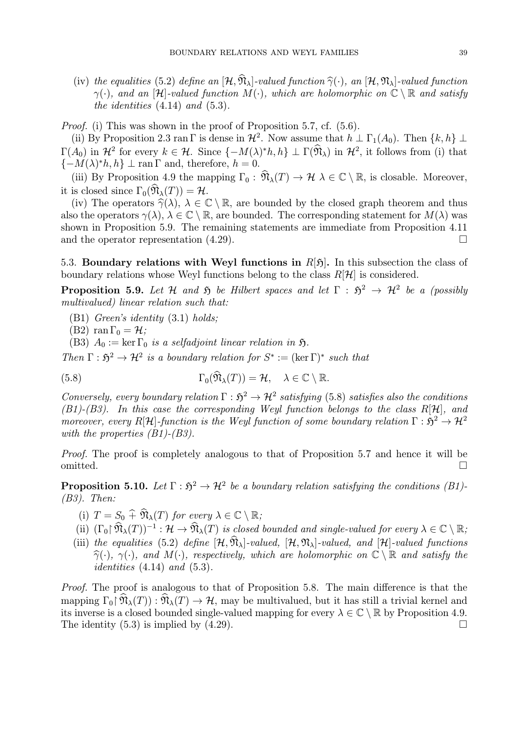(iv) *the equalities* (5.2) *define an* $[\mathcal{H}, \widehat{\mathfrak{N}}_\lambda]$*-valued function* $\widehat{\gamma}(\cdot)$*, an* $[\mathcal{H}, \mathfrak{N}_\lambda]$*-valued function* $\gamma(\cdot)$*, and an* $[\mathcal{H}]$*-valued function* $M(\cdot)$*, which are holomorphic on* $\mathbb{C} \setminus \mathbb{R}$ *and satisfy the identities* (4.14) *and* (5.3).

*Proof.* (i) This was shown in the proof of Proposition 5.7, cf. (5.6).

(ii) By Proposition 2.3 $\operatorname{ran}\Gamma$ is dense in $\mathcal{H}^2$. Now assume that $h \perp \Gamma_1(A_0)$. Then $\{k, h\} \perp \Gamma(A_0)$ in $\mathcal{H}^2$ for every $k \in \mathcal{H}$. Since $\{-M(\lambda)^* h, h\} \perp \Gamma(\widehat{\mathfrak{N}}_\lambda)$ in $\mathcal{H}^2$, it follows from (i) that $\{-M(\lambda)^* h, h\} \perp \operatorname{ran}\Gamma$ and, therefore, $h = 0$.

(iii) By Proposition 4.9 the mapping $\Gamma_0 : \widehat{\mathfrak{N}}_\lambda(T) \to \mathcal{H}$ $\lambda \in \mathbb{C} \setminus \mathbb{R}$, is closable. Moreover, it is closed since $\Gamma_0(\widehat{\mathfrak{N}}_\lambda(T)) = \mathcal{H}$.

(iv) The operators $\widehat{\gamma}(\lambda)$, $\lambda \in \mathbb{C} \setminus \mathbb{R}$, are bounded by the closed graph theorem and thus also the operators $\gamma(\lambda)$, $\lambda \in \mathbb{C} \setminus \mathbb{R}$, are bounded. The corresponding statement for $M(\lambda)$ was shown in Proposition 5.9. The remaining statements are immediate from Proposition 4.11 and the operator representation (4.29). $\square$

### 5.3. Boundary relations with Weyl functions in $R[\mathfrak{H}]$.

In this subsection the class of boundary relations whose Weyl functions belong to the class $R[\mathcal{H}]$ is considered.

**Proposition 5.9.** *Let* $\mathcal{H}$ *and* $\mathfrak{H}$ *be Hilbert spaces and let* $\Gamma : \mathfrak{H}^2 \to \mathcal{H}^2$ *be a (possibly multivalued) linear relation such that:*

(B1) *Green's identity* (3.1) *holds;*

(B2) $\operatorname{ran}\Gamma_0 = \mathcal{H}$*;*

(B3) $A_0 := \ker\Gamma_0$ *is a selfadjoint linear relation in* $\mathfrak{H}$.

*Then* $\Gamma : \mathfrak{H}^2 \to \mathcal{H}^2$ *is a boundary relation for* $S^* := (\ker\Gamma)^*$ *such that*

$$\Gamma_0(\widehat{\mathfrak{N}}_\lambda(T)) = \mathcal{H}, \quad \lambda \in \mathbb{C} \setminus \mathbb{R}. \tag{5.8}$$

*Conversely, every boundary relation* $\Gamma : \mathfrak{H}^2 \to \mathcal{H}^2$ *satisfying* (5.8) *satisfies also the conditions (B1)-(B3). In this case the corresponding Weyl function belongs to the class* $R[\mathcal{H}]$*, and moreover, every* $R[\mathcal{H}]$*-function is the Weyl function of some boundary relation* $\Gamma : \mathfrak{H}^2 \to \mathcal{H}^2$ *with the properties (B1)-(B3).*

*Proof.* The proof is completely analogous to that of Proposition 5.7 and hence it will be omitted. $\square$

**Proposition 5.10.** *Let* $\Gamma : \mathfrak{H}^2 \to \mathcal{H}^2$ *be a boundary relation satisfying the conditions (B1)-(B3). Then:*

(i) $T = S_0 \mathbin{\widehat{+}} \widehat{\mathfrak{N}}_\lambda(T)$ *for every* $\lambda \in \mathbb{C} \setminus \mathbb{R}$*;*

(ii) $(\Gamma_0 \restriction \widehat{\mathfrak{N}}_\lambda(T))^{-1} : \mathcal{H} \to \widehat{\mathfrak{N}}_\lambda(T)$ *is closed bounded and single-valued for every* $\lambda \in \mathbb{C} \setminus \mathbb{R}$*;*

(iii) *the equalities* (5.2) *define* $[\mathcal{H}, \widehat{\mathfrak{N}}_\lambda]$*-valued,* $[\mathcal{H}, \mathfrak{N}_\lambda]$*-valued, and* $[\mathcal{H}]$*-valued functions* $\widehat{\gamma}(\cdot)$*,* $\gamma(\cdot)$*, and* $M(\cdot)$*, respectively, which are holomorphic on* $\mathbb{C} \setminus \mathbb{R}$ *and satisfy the identities* (4.14) *and* (5.3).

*Proof.* The proof is analogous to that of Proposition 5.8. The main difference is that the mapping $\Gamma_0 \restriction \widehat{\mathfrak{N}}_\lambda(T)) : \widehat{\mathfrak{N}}_\lambda(T) \to \mathcal{H}$, may be multivalued, but it has still a trivial kernel and its inverse is a closed bounded single-valued mapping for every $\lambda \in \mathbb{C} \setminus \mathbb{R}$ by Proposition 4.9. The identity (5.3) is implied by (4.29). $\square$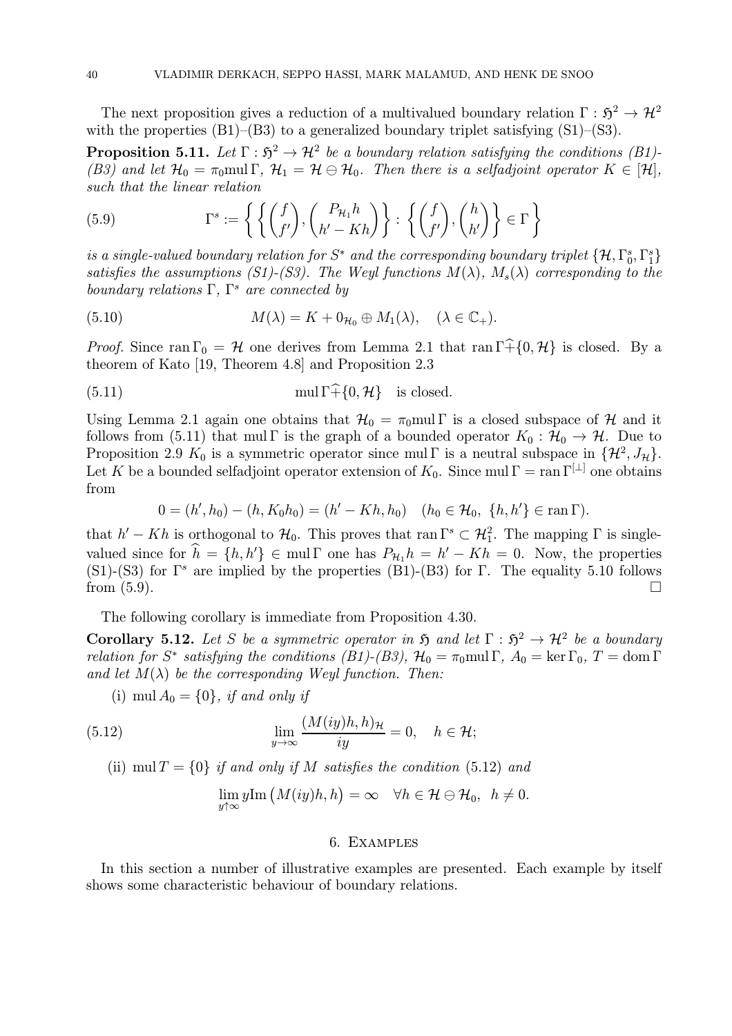The next proposition gives a reduction of a multivalued boundary relation $\Gamma : \mathfrak{H}^2 \to \mathcal{H}^2$ with the properties (B1)–(B3) to a generalized boundary triplet satisfying (S1)–(S3).

**Proposition 5.11.** *Let $\Gamma : \mathfrak{H}^2 \to \mathcal{H}^2$ be a boundary relation satisfying the conditions (B1)-(B3) and let $\mathcal{H}_0 = \pi_0 \mathrm{mul}\, \Gamma$, $\mathcal{H}_1 = \mathcal{H} \ominus \mathcal{H}_0$. Then there is a selfadjoint operator $K \in [\mathcal{H}]$, such that the linear relation*

$$\Gamma^s := \left\{ \left\{ \begin{pmatrix} f \\ f' \end{pmatrix}, \begin{pmatrix} P_{\mathcal{H}_1} h \\ h' - Kh \end{pmatrix} \right\} : \left\{ \begin{pmatrix} f \\ f' \end{pmatrix}, \begin{pmatrix} h \\ h' \end{pmatrix} \right\} \in \Gamma \right\} \tag{5.9}$$

*is a single-valued boundary relation for $S^*$ and the corresponding boundary triplet $\{\mathcal{H}, \Gamma_0^s, \Gamma_1^s\}$ satisfies the assumptions (S1)-(S3). The Weyl functions $M(\lambda)$, $M_s(\lambda)$ corresponding to the boundary relations $\Gamma$, $\Gamma^s$ are connected by*

$$M(\lambda) = K + 0_{\mathcal{H}_0} \oplus M_1(\lambda), \quad (\lambda \in \mathbb{C}_+). \tag{5.10}$$

*Proof.* Since $\mathrm{ran}\, \Gamma_0 = \mathcal{H}$ one derives from Lemma 2.1 that $\mathrm{ran}\, \Gamma \widehat{+} \{0, \mathcal{H}\}$ is closed. By a theorem of Kato [19, Theorem 4.8] and Proposition 2.3

$$\mathrm{mul}\, \Gamma \widehat{+} \{0, \mathcal{H}\} \quad \text{is closed.} \tag{5.11}$$

Using Lemma 2.1 again one obtains that $\mathcal{H}_0 = \pi_0 \mathrm{mul}\, \Gamma$ is a closed subspace of $\mathcal{H}$ and it follows from (5.11) that $\mathrm{mul}\, \Gamma$ is the graph of a bounded operator $K_0 : \mathcal{H}_0 \to \mathcal{H}$. Due to Proposition 2.9 $K_0$ is a symmetric operator since $\mathrm{mul}\, \Gamma$ is a neutral subspace in $\{\mathcal{H}^2, J_{\mathcal{H}}\}$. Let $K$ be a bounded selfadjoint operator extension of $K_0$. Since $\mathrm{mul}\, \Gamma = \mathrm{ran}\, \Gamma^{[\perp]}$ one obtains from

$$0 = (h', h_0) - (h, K_0 h_0) = (h' - Kh, h_0) \quad (h_0 \in \mathcal{H}_0,\ \{h, h'\} \in \mathrm{ran}\, \Gamma).$$

that $h' - Kh$ is orthogonal to $\mathcal{H}_0$. This proves that $\mathrm{ran}\, \Gamma^s \subset \mathcal{H}_1^2$. The mapping $\Gamma$ is single-valued since for $\widehat{h} = \{h, h'\} \in \mathrm{mul}\, \Gamma$ one has $P_{\mathcal{H}_1} h = h' - Kh = 0$. Now, the properties (S1)-(S3) for $\Gamma^s$ are implied by the properties (B1)-(B3) for $\Gamma$. The equality 5.10 follows from (5.9). $\square$

The following corollary is immediate from Proposition 4.30.

**Corollary 5.12.** *Let $S$ be a symmetric operator in $\mathfrak{H}$ and let $\Gamma : \mathfrak{H}^2 \to \mathcal{H}^2$ be a boundary relation for $S^*$ satisfying the conditions (B1)-(B3), $\mathcal{H}_0 = \pi_0 \mathrm{mul}\, \Gamma$, $A_0 = \ker \Gamma_0$, $T = \mathrm{dom}\, \Gamma$ and let $M(\lambda)$ be the corresponding Weyl function. Then:*

(i) $\mathrm{mul}\, A_0 = \{0\}$, *if and only if*

$$\lim_{y \to \infty} \frac{(M(iy)h, h)_{\mathcal{H}}}{iy} = 0, \quad h \in \mathcal{H}; \tag{5.12}$$

(ii) $\mathrm{mul}\, T = \{0\}$ *if and only if $M$ satisfies the condition* (5.12) *and*

$$\lim_{y \uparrow \infty} y \mathrm{Im}\, \big( M(iy)h, h \big) = \infty \quad \forall h \in \mathcal{H} \ominus \mathcal{H}_0, \ \ h \neq 0.$$

## 6. Examples

In this section a number of illustrative examples are presented. Each example by itself shows some characteristic behaviour of boundary relations.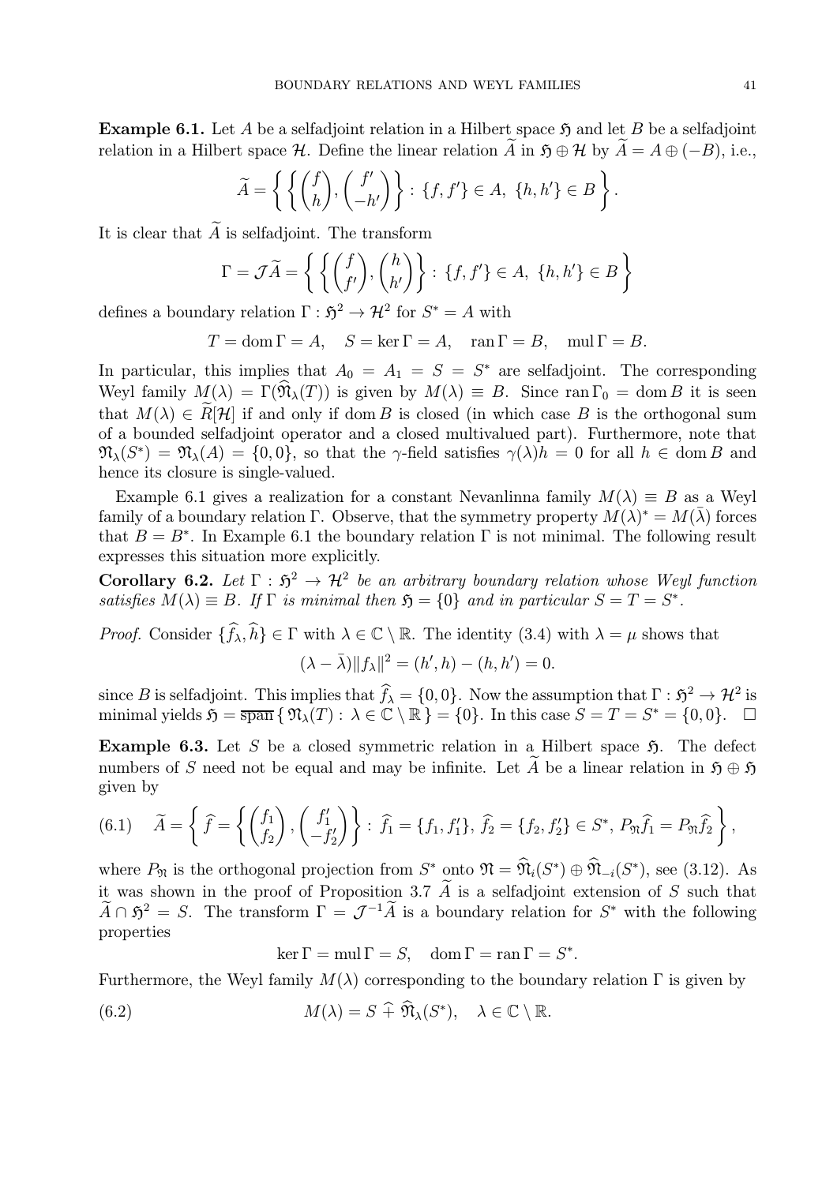**Example 6.1.** Let $A$ be a selfadjoint relation in a Hilbert space $\mathfrak{H}$ and let $B$ be a selfadjoint relation in a Hilbert space $\mathcal{H}$. Define the linear relation $\widetilde{A}$ in $\mathfrak{H} \oplus \mathcal{H}$ by $\widetilde{A} = A \oplus (-B)$, i.e.,

$$\widetilde{A} = \left\{ \left\{ \begin{pmatrix} f \\ h \end{pmatrix}, \begin{pmatrix} f' \\ -h' \end{pmatrix} \right\} : \{f, f'\} \in A, \ \{h, h'\} \in B \right\}.$$

It is clear that $\widetilde{A}$ is selfadjoint. The transform

$$\Gamma = \mathcal{J}\widetilde{A} = \left\{ \left\{ \begin{pmatrix} f \\ f' \end{pmatrix}, \begin{pmatrix} h \\ h' \end{pmatrix} \right\} : \{f, f'\} \in A, \ \{h, h'\} \in B \right\}$$

defines a boundary relation $\Gamma : \mathfrak{H}^2 \to \mathcal{H}^2$ for $S^* = A$ with

$$T = \operatorname{dom} \Gamma = A, \quad S = \ker \Gamma = A, \quad \operatorname{ran} \Gamma = B, \quad \operatorname{mul} \Gamma = B.$$

In particular, this implies that $A_0 = A_1 = S = S^*$ are selfadjoint. The corresponding Weyl family $M(\lambda) = \Gamma(\widehat{\mathfrak{N}}_\lambda(T))$ is given by $M(\lambda) \equiv B$. Since $\operatorname{ran} \Gamma_0 = \operatorname{dom} B$ it is seen that $M(\lambda) \in \widetilde{R}[\mathcal{H}]$ if and only if $\operatorname{dom} B$ is closed (in which case $B$ is the orthogonal sum of a bounded selfadjoint operator and a closed multivalued part). Furthermore, note that $\mathfrak{N}_\lambda(S^*) = \mathfrak{N}_\lambda(A) = \{0, 0\}$, so that the $\gamma$-field satisfies $\gamma(\lambda)h = 0$ for all $h \in \operatorname{dom} B$ and hence its closure is single-valued.

Example 6.1 gives a realization for a constant Nevanlinna family $M(\lambda) \equiv B$ as a Weyl family of a boundary relation $\Gamma$. Observe, that the symmetry property $M(\lambda)^* = M(\bar{\lambda})$ forces that $B = B^*$. In Example 6.1 the boundary relation $\Gamma$ is not minimal. The following result expresses this situation more explicitly.

**Corollary 6.2.** *Let $\Gamma : \mathfrak{H}^2 \to \mathcal{H}^2$ be an arbitrary boundary relation whose Weyl function satisfies $M(\lambda) \equiv B$. If $\Gamma$ is minimal then $\mathfrak{H} = \{0\}$ and in particular $S = T = S^*$.*

*Proof.* Consider $\{\widehat{f}_\lambda, \widehat{h}\} \in \Gamma$ with $\lambda \in \mathbb{C} \setminus \mathbb{R}$. The identity (3.4) with $\lambda = \mu$ shows that

$$(\lambda - \bar{\lambda}) \|f_\lambda\|^2 = (h', h) - (h, h') = 0.$$

since $B$ is selfadjoint. This implies that $\widehat{f}_\lambda = \{0, 0\}$. Now the assumption that $\Gamma : \mathfrak{H}^2 \to \mathcal{H}^2$ is minimal yields $\mathfrak{H} = \overline{\operatorname{span}} \{ \mathfrak{N}_\lambda(T) : \lambda \in \mathbb{C} \setminus \mathbb{R} \} = \{0\}$. In this case $S = T = S^* = \{0, 0\}$. $\square$

**Example 6.3.** Let $S$ be a closed symmetric relation in a Hilbert space $\mathfrak{H}$. The defect numbers of $S$ need not be equal and may be infinite. Let $\widetilde{A}$ be a linear relation in $\mathfrak{H} \oplus \mathfrak{H}$ given by

$$\widetilde{A} = \left\{ \widehat{f} = \left\{ \begin{pmatrix} f_1 \\ f_2 \end{pmatrix}, \begin{pmatrix} f_1' \\ -f_2' \end{pmatrix} \right\} : \widehat{f}_1 = \{f_1, f_1'\}, \ \widehat{f}_2 = \{f_2, f_2'\} \in S^*, \ P_\mathfrak{N} \widehat{f}_1 = P_\mathfrak{N} \widehat{f}_2 \right\}, \tag{6.1}$$

where $P_\mathfrak{N}$ is the orthogonal projection from $S^*$ onto $\mathfrak{N} = \widehat{\mathfrak{N}}_i(S^*) \oplus \widehat{\mathfrak{N}}_{-i}(S^*)$, see (3.12). As it was shown in the proof of Proposition 3.7 $\widetilde{A}$ is a selfadjoint extension of $S$ such that $\widetilde{A} \cap \mathfrak{H}^2 = S$. The transform $\Gamma = \mathcal{J}^{-1}\widetilde{A}$ is a boundary relation for $S^*$ with the following properties

$$\ker \Gamma = \operatorname{mul} \Gamma = S, \quad \operatorname{dom} \Gamma = \operatorname{ran} \Gamma = S^*.$$

Furthermore, the Weyl family $M(\lambda)$ corresponding to the boundary relation $\Gamma$ is given by

$$M(\lambda) = S \mathbin{\widehat{+}} \widehat{\mathfrak{N}}_\lambda(S^*), \quad \lambda \in \mathbb{C} \setminus \mathbb{R}. \tag{6.2}$$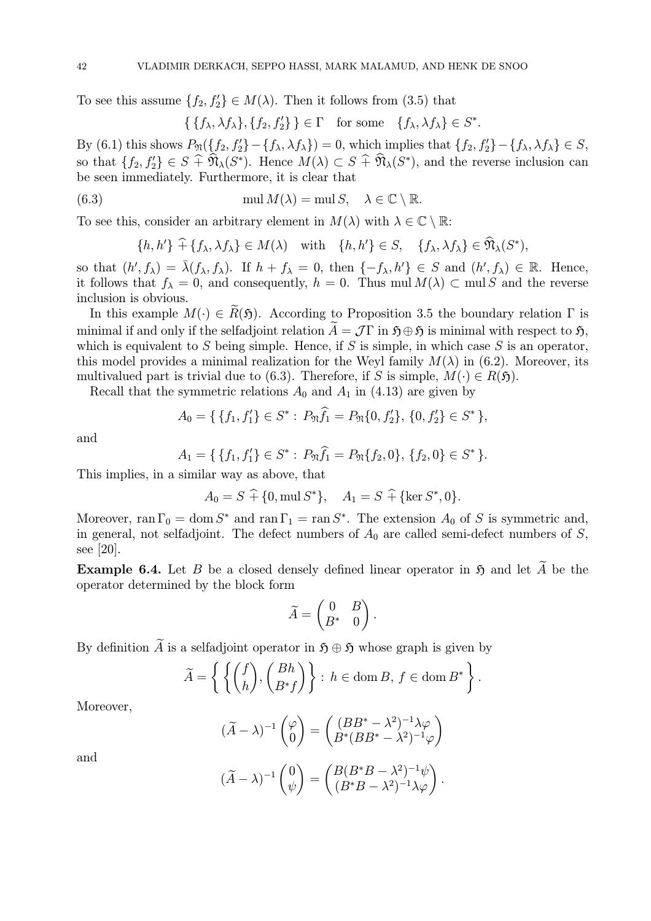To see this assume $\{f_2, f_2'\} \in M(\lambda)$. Then it follows from (3.5) that

$$\{\, \{f_\lambda, \lambda f_\lambda\}, \{f_2, f_2'\} \,\} \in \Gamma \quad \text{for some} \quad \{f_\lambda, \lambda f_\lambda\} \in S^*.$$

By (6.1) this shows $P_{\mathfrak{N}}(\{f_2, f_2'\} - \{f_\lambda, \lambda f_\lambda\}) = 0$, which implies that $\{f_2, f_2'\} - \{f_\lambda, \lambda f_\lambda\} \in S$, so that $\{f_2, f_2'\} \in S \,\widehat{+}\, \widehat{\mathfrak{N}}_\lambda(S^*)$. Hence $M(\lambda) \subset S \,\widehat{+}\, \widehat{\mathfrak{N}}_\lambda(S^*)$, and the reverse inclusion can be seen immediately. Furthermore, it is clear that

$$\operatorname{mul} M(\lambda) = \operatorname{mul} S, \quad \lambda \in \mathbb{C} \setminus \mathbb{R}. \tag{6.3}$$

To see this, consider an arbitrary element in $M(\lambda)$ with $\lambda \in \mathbb{C} \setminus \mathbb{R}$:

$$\{h, h'\} \,\widehat{+}\, \{f_\lambda, \lambda f_\lambda\} \in M(\lambda) \quad \text{with} \quad \{h, h'\} \in S, \quad \{f_\lambda, \lambda f_\lambda\} \in \widehat{\mathfrak{N}}_\lambda(S^*),$$

so that $(h', f_\lambda) = \bar{\lambda}(f_\lambda, f_\lambda)$. If $h + f_\lambda = 0$, then $\{-f_\lambda, h'\} \in S$ and $(h', f_\lambda) \in \mathbb{R}$. Hence, it follows that $f_\lambda = 0$, and consequently, $h = 0$. Thus $\operatorname{mul} M(\lambda) \subset \operatorname{mul} S$ and the reverse inclusion is obvious.

In this example $M(\cdot) \in \widetilde{R}(\mathfrak{H})$. According to Proposition 3.5 the boundary relation $\Gamma$ is minimal if and only if the selfadjoint relation $\widetilde{A} = \mathcal{J}\Gamma$ in $\mathfrak{H} \oplus \mathfrak{H}$ is minimal with respect to $\mathfrak{H}$, which is equivalent to $S$ being simple. Hence, if $S$ is simple, in which case $S$ is an operator, this model provides a minimal realization for the Weyl family $M(\lambda)$ in (6.2). Moreover, its multivalued part is trivial due to (6.3). Therefore, if $S$ is simple, $M(\cdot) \in R(\mathfrak{H})$.

Recall that the symmetric relations $A_0$ and $A_1$ in (4.13) are given by

$$A_0 = \{\, \{f_1, f_1'\} \in S^* : P_{\mathfrak{N}} \widehat{f}_1 = P_{\mathfrak{N}}\{0, f_2'\},\, \{0, f_2'\} \in S^* \,\},$$

and

$$A_1 = \{\, \{f_1, f_1'\} \in S^* : P_{\mathfrak{N}} \widehat{f}_1 = P_{\mathfrak{N}}\{f_2, 0\},\, \{f_2, 0\} \in S^* \,\}.$$

This implies, in a similar way as above, that

$$A_0 = S \,\widehat{+}\, \{0, \operatorname{mul} S^*\}, \quad A_1 = S \,\widehat{+}\, \{\ker S^*, 0\}.$$

Moreover, $\operatorname{ran} \Gamma_0 = \operatorname{dom} S^*$ and $\operatorname{ran} \Gamma_1 = \operatorname{ran} S^*$. The extension $A_0$ of $S$ is symmetric and, in general, not selfadjoint. The defect numbers of $A_0$ are called semi-defect numbers of $S$, see [20].

**Example 6.4.** Let $B$ be a closed densely defined linear operator in $\mathfrak{H}$ and let $\widetilde{A}$ be the operator determined by the block form

$$\widetilde{A} = \begin{pmatrix} 0 & B \\ B^* & 0 \end{pmatrix}.$$

By definition $\widetilde{A}$ is a selfadjoint operator in $\mathfrak{H} \oplus \mathfrak{H}$ whose graph is given by

$$\widetilde{A} = \left\{ \left\{ \begin{pmatrix} f \\ h \end{pmatrix}, \begin{pmatrix} Bh \\ B^* f \end{pmatrix} \right\} : h \in \operatorname{dom} B,\, f \in \operatorname{dom} B^* \right\}.$$

Moreover,

$$(\widetilde{A} - \lambda)^{-1} \begin{pmatrix} \varphi \\ 0 \end{pmatrix} = \begin{pmatrix} (BB^* - \lambda^2)^{-1} \lambda \varphi \\ B^*(BB^* - \lambda^2)^{-1} \varphi \end{pmatrix}$$

and

$$(\widetilde{A} - \lambda)^{-1} \begin{pmatrix} 0 \\ \psi \end{pmatrix} = \begin{pmatrix} B(B^*B - \lambda^2)^{-1} \psi \\ (B^*B - \lambda^2)^{-1} \lambda \varphi \end{pmatrix}.$$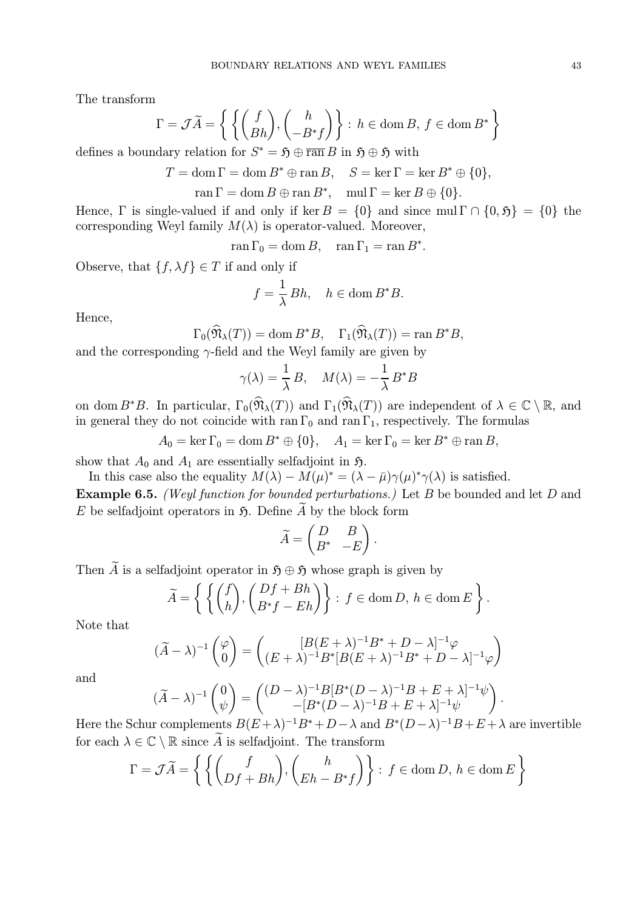The transform

$$\Gamma = \mathcal{J}\widetilde{A} = \left\{ \left\{ \begin{pmatrix} f \\ Bh \end{pmatrix}, \begin{pmatrix} h \\ -B^*f \end{pmatrix} \right\} : \, h \in \operatorname{dom} B, \, f \in \operatorname{dom} B^* \right\}$$

defines a boundary relation for $S^* = \mathfrak{H} \oplus \overline{\operatorname{ran}}\, B$ in $\mathfrak{H} \oplus \mathfrak{H}$ with

$$T = \operatorname{dom} \Gamma = \operatorname{dom} B^* \oplus \operatorname{ran} B, \quad S = \ker \Gamma = \ker B^* \oplus \{0\},$$

$$\operatorname{ran} \Gamma = \operatorname{dom} B \oplus \operatorname{ran} B^*, \quad \operatorname{mul} \Gamma = \ker B \oplus \{0\}.$$

Hence, $\Gamma$ is single-valued if and only if $\ker B = \{0\}$ and since $\operatorname{mul} \Gamma \cap \{0, \mathfrak{H}\} = \{0\}$ the corresponding Weyl family $M(\lambda)$ is operator-valued. Moreover,

$$\operatorname{ran} \Gamma_0 = \operatorname{dom} B, \quad \operatorname{ran} \Gamma_1 = \operatorname{ran} B^*.$$

Observe, that $\{f, \lambda f\} \in T$ if and only if

$$f = \frac{1}{\lambda} Bh, \quad h \in \operatorname{dom} B^*B.$$

Hence,

$$\Gamma_0(\widehat{\mathfrak{N}}_\lambda(T)) = \operatorname{dom} B^*B, \quad \Gamma_1(\widehat{\mathfrak{N}}_\lambda(T)) = \operatorname{ran} B^*B,$$

and the corresponding $\gamma$-field and the Weyl family are given by

$$\gamma(\lambda) = \frac{1}{\lambda} B, \quad M(\lambda) = -\frac{1}{\lambda} B^*B$$

on $\operatorname{dom} B^*B$. In particular, $\Gamma_0(\widehat{\mathfrak{N}}_\lambda(T))$ and $\Gamma_1(\widehat{\mathfrak{N}}_\lambda(T))$ are independent of $\lambda \in \mathbb{C} \setminus \mathbb{R}$, and in general they do not coincide with $\operatorname{ran} \Gamma_0$ and $\operatorname{ran} \Gamma_1$, respectively. The formulas

$$A_0 = \ker \Gamma_0 = \operatorname{dom} B^* \oplus \{0\}, \quad A_1 = \ker \Gamma_0 = \ker B^* \oplus \operatorname{ran} B,$$

show that $A_0$ and $A_1$ are essentially selfadjoint in $\mathfrak{H}$.

In this case also the equality $M(\lambda) - M(\mu)^* = (\lambda - \bar{\mu})\gamma(\mu)^*\gamma(\lambda)$ is satisfied.

**Example 6.5.** *(Weyl function for bounded perturbations.)* Let $B$ be bounded and let $D$ and $E$ be selfadjoint operators in $\mathfrak{H}$. Define $\widetilde{A}$ by the block form

$$\widetilde{A} = \begin{pmatrix} D & B \\ B^* & -E \end{pmatrix}.$$

Then $\widetilde{A}$ is a selfadjoint operator in $\mathfrak{H} \oplus \mathfrak{H}$ whose graph is given by

$$\widetilde{A} = \left\{ \left\{ \begin{pmatrix} f \\ h \end{pmatrix}, \begin{pmatrix} Df + Bh \\ B^*f - Eh \end{pmatrix} \right\} : \, f \in \operatorname{dom} D, \, h \in \operatorname{dom} E \right\}.$$

Note that

$$(\widetilde{A} - \lambda)^{-1} \begin{pmatrix} \varphi \\ 0 \end{pmatrix} = \begin{pmatrix} [B(E+\lambda)^{-1}B^* + D - \lambda]^{-1}\varphi \\ (E+\lambda)^{-1}B^*[B(E+\lambda)^{-1}B^* + D - \lambda]^{-1}\varphi \end{pmatrix}$$

and

$$(\widetilde{A} - \lambda)^{-1} \begin{pmatrix} 0 \\ \psi \end{pmatrix} = \begin{pmatrix} (D-\lambda)^{-1}B[B^*(D-\lambda)^{-1}B + E + \lambda]^{-1}\psi \\ -[B^*(D-\lambda)^{-1}B + E + \lambda]^{-1}\psi \end{pmatrix}.$$

Here the Schur complements $B(E+\lambda)^{-1}B^* + D - \lambda$ and $B^*(D-\lambda)^{-1}B + E + \lambda$ are invertible for each $\lambda \in \mathbb{C} \setminus \mathbb{R}$ since $\widetilde{A}$ is selfadjoint. The transform

$$\Gamma = \mathcal{J}\widetilde{A} = \left\{ \left\{ \begin{pmatrix} f \\ Df + Bh \end{pmatrix}, \begin{pmatrix} h \\ Eh - B^*f \end{pmatrix} \right\} : \, f \in \operatorname{dom} D, \, h \in \operatorname{dom} E \right\}$$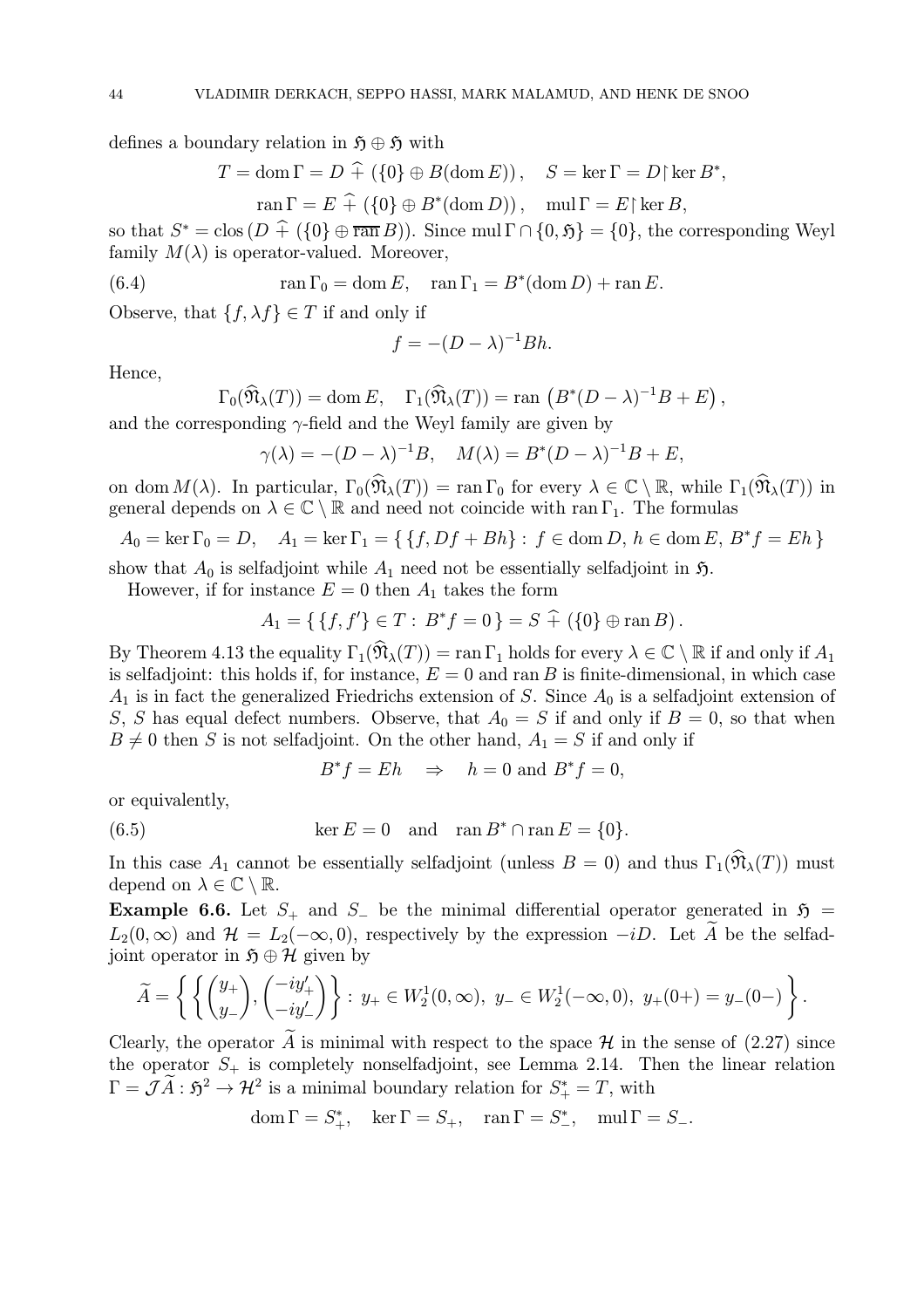defines a boundary relation in $\mathfrak{H} \oplus \mathfrak{H}$ with

$$T = \operatorname{dom} \Gamma = D \widehat{+} (\{0\} \oplus B(\operatorname{dom} E)), \quad S = \ker \Gamma = D \upharpoonright \ker B^*,$$

$$\operatorname{ran} \Gamma = E \widehat{+} (\{0\} \oplus B^*(\operatorname{dom} D)), \quad \operatorname{mul} \Gamma = E \upharpoonright \ker B,$$

so that $S^* = \operatorname{clos}(D \widehat{+} (\{0\} \oplus \overline{\operatorname{ran}} B))$. Since $\operatorname{mul} \Gamma \cap \{0, \mathfrak{H}\} = \{0\}$, the corresponding Weyl family $M(\lambda)$ is operator-valued. Moreover,

$$\operatorname{ran} \Gamma_0 = \operatorname{dom} E, \quad \operatorname{ran} \Gamma_1 = B^*(\operatorname{dom} D) + \operatorname{ran} E. \tag{6.4}$$

Observe, that $\{f, \lambda f\} \in T$ if and only if

$$f = -(D - \lambda)^{-1} Bh.$$

Hence,

$$\Gamma_0(\widehat{\mathfrak{N}}_\lambda(T)) = \operatorname{dom} E, \quad \Gamma_1(\widehat{\mathfrak{N}}_\lambda(T)) = \operatorname{ran}\left(B^*(D - \lambda)^{-1} B + E\right),$$

and the corresponding $\gamma$-field and the Weyl family are given by

$$\gamma(\lambda) = -(D - \lambda)^{-1} B, \quad M(\lambda) = B^*(D - \lambda)^{-1} B + E,$$

on $\operatorname{dom} M(\lambda)$. In particular, $\Gamma_0(\widehat{\mathfrak{N}}_\lambda(T)) = \operatorname{ran} \Gamma_0$ for every $\lambda \in \mathbb{C} \setminus \mathbb{R}$, while $\Gamma_1(\widehat{\mathfrak{N}}_\lambda(T))$ in general depends on $\lambda \in \mathbb{C} \setminus \mathbb{R}$ and need not coincide with $\operatorname{ran} \Gamma_1$. The formulas

$$A_0 = \ker \Gamma_0 = D, \quad A_1 = \ker \Gamma_1 = \{\, \{f, Df + Bh\} : \, f \in \operatorname{dom} D, \, h \in \operatorname{dom} E, \, B^* f = Eh \,\}$$

show that $A_0$ is selfadjoint while $A_1$ need not be essentially selfadjoint in $\mathfrak{H}$.

However, if for instance $E = 0$ then $A_1$ takes the form

$$A_1 = \{\, \{f, f'\} \in T : \, B^* f = 0 \,\} = S \widehat{+} (\{0\} \oplus \operatorname{ran} B).$$

By Theorem 4.13 the equality $\Gamma_1(\widehat{\mathfrak{N}}_\lambda(T)) = \operatorname{ran} \Gamma_1$ holds for every $\lambda \in \mathbb{C} \setminus \mathbb{R}$ if and only if $A_1$ is selfadjoint: this holds if, for instance, $E = 0$ and $\operatorname{ran} B$ is finite-dimensional, in which case $A_1$ is in fact the generalized Friedrichs extension of $S$. Since $A_0$ is a selfadjoint extension of $S$, $S$ has equal defect numbers. Observe, that $A_0 = S$ if and only if $B = 0$, so that when $B \neq 0$ then $S$ is not selfadjoint. On the other hand, $A_1 = S$ if and only if

$$B^* f = Eh \quad \Rightarrow \quad h = 0 \text{ and } B^* f = 0,$$

or equivalently,

$$\ker E = 0 \quad \text{and} \quad \operatorname{ran} B^* \cap \operatorname{ran} E = \{0\}. \tag{6.5}$$

In this case $A_1$ cannot be essentially selfadjoint (unless $B = 0$) and thus $\Gamma_1(\widehat{\mathfrak{N}}_\lambda(T))$ must depend on $\lambda \in \mathbb{C} \setminus \mathbb{R}$.

**Example 6.6.** Let $S_+$ and $S_-$ be the minimal differential operator generated in $\mathfrak{H} = L_2(0, \infty)$ and $\mathcal{H} = L_2(-\infty, 0)$, respectively by the expression $-iD$. Let $\widetilde{A}$ be the selfadjoint operator in $\mathfrak{H} \oplus \mathcal{H}$ given by

$$\widetilde{A} = \left\{ \left\{ \begin{pmatrix} y_+ \\ y_- \end{pmatrix}, \begin{pmatrix} -iy_+' \\ -iy_-' \end{pmatrix} \right\} : \, y_+ \in W_2^1(0, \infty), \; y_- \in W_2^1(-\infty, 0), \; y_+(0+) = y_-(0-) \right\}.$$

Clearly, the operator $\widetilde{A}$ is minimal with respect to the space $\mathcal{H}$ in the sense of (2.27) since the operator $S_+$ is completely nonselfadjoint, see Lemma 2.14. Then the linear relation $\Gamma = \mathcal{J}\widetilde{A} : \mathfrak{H}^2 \to \mathcal{H}^2$ is a minimal boundary relation for $S_+^* = T$, with

$$\operatorname{dom} \Gamma = S_+^*, \quad \ker \Gamma = S_+, \quad \operatorname{ran} \Gamma = S_-^*, \quad \operatorname{mul} \Gamma = S_-.$$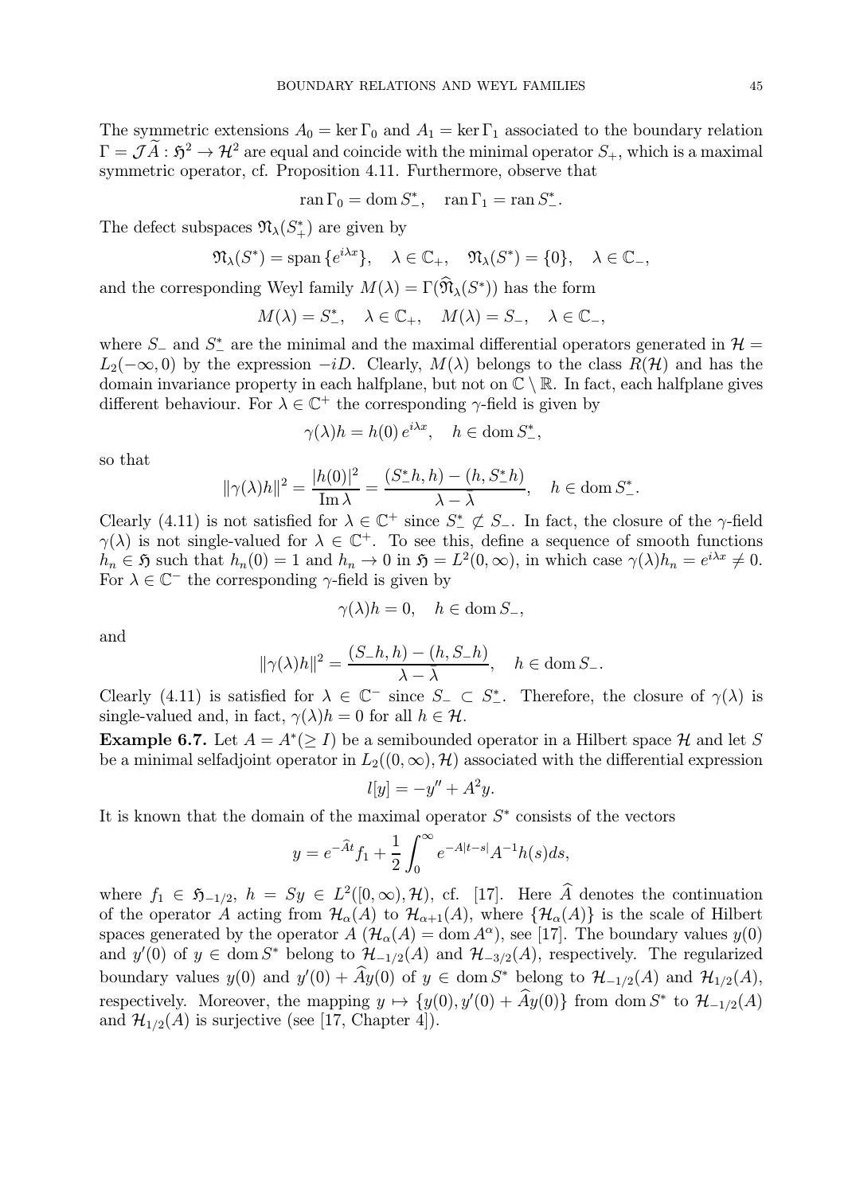The symmetric extensions $A_0 = \ker \Gamma_0$ and $A_1 = \ker \Gamma_1$ associated to the boundary relation $\Gamma = \mathcal{J}\widetilde{A} : \mathfrak{H}^2 \to \mathcal{H}^2$ are equal and coincide with the minimal operator $S_+$, which is a maximal symmetric operator, cf. Proposition 4.11. Furthermore, observe that

$$\operatorname{ran} \Gamma_0 = \operatorname{dom} S_-^*, \quad \operatorname{ran} \Gamma_1 = \operatorname{ran} S_-^*.$$

The defect subspaces $\mathfrak{N}_\lambda(S_+^*)$ are given by

$$\mathfrak{N}_\lambda(S^*) = \operatorname{span}\{e^{i\lambda x}\}, \quad \lambda \in \mathbb{C}_+, \quad \mathfrak{N}_\lambda(S^*) = \{0\}, \quad \lambda \in \mathbb{C}_-,$$

and the corresponding Weyl family $M(\lambda) = \Gamma(\widehat{\mathfrak{N}}_\lambda(S^*))$ has the form

$$M(\lambda) = S_-^*, \quad \lambda \in \mathbb{C}_+, \quad M(\lambda) = S_-, \quad \lambda \in \mathbb{C}_-,$$

where $S_-$ and $S_-^*$ are the minimal and the maximal differential operators generated in $\mathcal{H} = L_2(-\infty, 0)$ by the expression $-iD$. Clearly, $M(\lambda)$ belongs to the class $R(\mathcal{H})$ and has the domain invariance property in each halfplane, but not on $\mathbb{C} \setminus \mathbb{R}$. In fact, each halfplane gives different behaviour. For $\lambda \in \mathbb{C}^+$ the corresponding $\gamma$-field is given by

$$\gamma(\lambda)h = h(0)\, e^{i\lambda x}, \quad h \in \operatorname{dom} S_-^*,$$

so that

$$\|\gamma(\lambda)h\|^2 = \frac{|h(0)|^2}{\operatorname{Im}\lambda} = \frac{(S_-^*h, h) - (h, S_-^*h)}{\lambda - \bar{\lambda}}, \quad h \in \operatorname{dom} S_-^*.$$

Clearly (4.11) is not satisfied for $\lambda \in \mathbb{C}^+$ since $S_-^* \not\subset S_-$. In fact, the closure of the $\gamma$-field $\gamma(\lambda)$ is not single-valued for $\lambda \in \mathbb{C}^+$. To see this, define a sequence of smooth functions $h_n \in \mathfrak{H}$ such that $h_n(0) = 1$ and $h_n \to 0$ in $\mathfrak{H} = L^2(0, \infty)$, in which case $\gamma(\lambda)h_n = e^{i\lambda x} \neq 0$. For $\lambda \in \mathbb{C}^-$ the corresponding $\gamma$-field is given by

$$\gamma(\lambda)h = 0, \quad h \in \operatorname{dom} S_-,$$

and

$$\|\gamma(\lambda)h\|^2 = \frac{(S_-h, h) - (h, S_-h)}{\lambda - \bar{\lambda}}, \quad h \in \operatorname{dom} S_-.$$

Clearly (4.11) is satisfied for $\lambda \in \mathbb{C}^-$ since $S_- \subset S_-^*$. Therefore, the closure of $\gamma(\lambda)$ is single-valued and, in fact, $\gamma(\lambda)h = 0$ for all $h \in \mathcal{H}$.

**Example 6.7.** Let $A = A^*(\geq I)$ be a semibounded operator in a Hilbert space $\mathcal{H}$ and let $S$ be a minimal selfadjoint operator in $L_2((0,\infty), \mathcal{H})$ associated with the differential expression

$$l[y] = -y'' + A^2 y.$$

It is known that the domain of the maximal operator $S^*$ consists of the vectors

$$y = e^{-\widehat{A}t} f_1 + \frac{1}{2}\int_0^\infty e^{-A|t-s|} A^{-1} h(s) ds,$$

where $f_1 \in \mathfrak{H}_{-1/2}$, $h = Sy \in L^2([0,\infty), \mathcal{H})$, cf. [17]. Here $\widehat{A}$ denotes the continuation of the operator $A$ acting from $\mathcal{H}_\alpha(A)$ to $\mathcal{H}_{\alpha+1}(A)$, where $\{\mathcal{H}_\alpha(A)\}$ is the scale of Hilbert spaces generated by the operator $A$ ($\mathcal{H}_\alpha(A) = \operatorname{dom} A^\alpha$), see [17]. The boundary values $y(0)$ and $y'(0)$ of $y \in \operatorname{dom} S^*$ belong to $\mathcal{H}_{-1/2}(A)$ and $\mathcal{H}_{-3/2}(A)$, respectively. The regularized boundary values $y(0)$ and $y'(0) + \widehat{A}y(0)$ of $y \in \operatorname{dom} S^*$ belong to $\mathcal{H}_{-1/2}(A)$ and $\mathcal{H}_{1/2}(A)$, respectively. Moreover, the mapping $y \mapsto \{y(0), y'(0) + \widehat{A}y(0)\}$ from $\operatorname{dom} S^*$ to $\mathcal{H}_{-1/2}(A)$ and $\mathcal{H}_{1/2}(A)$ is surjective (see [17, Chapter 4]).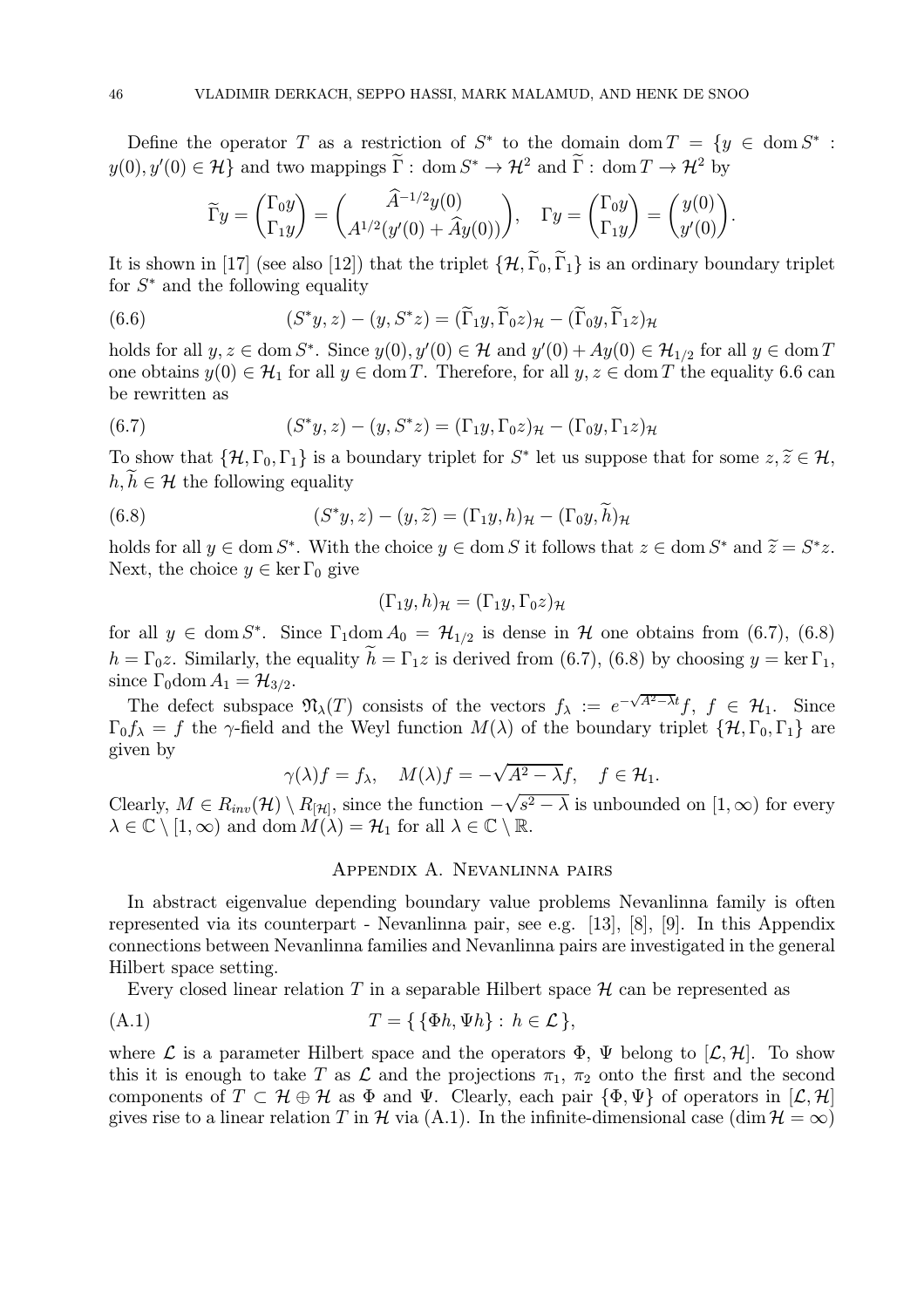Define the operator $T$ as a restriction of $S^*$ to the domain $\operatorname{dom} T = \{y \in \operatorname{dom} S^* : y(0), y'(0) \in \mathcal{H}\}$ and two mappings $\widetilde{\Gamma} : \operatorname{dom} S^* \to \mathcal{H}^2$ and $\widetilde{\Gamma} : \operatorname{dom} T \to \mathcal{H}^2$ by

$$
\widetilde{\Gamma} y = \begin{pmatrix} \Gamma_0 y \\ \Gamma_1 y \end{pmatrix} = \begin{pmatrix} \widehat{A}^{-1/2} y(0) \\ A^{1/2}(y'(0) + \widehat{A} y(0)) \end{pmatrix}, \quad \Gamma y = \begin{pmatrix} \Gamma_0 y \\ \Gamma_1 y \end{pmatrix} = \begin{pmatrix} y(0) \\ y'(0) \end{pmatrix}.
$$

It is shown in [17] (see also [12]) that the triplet $\{\mathcal{H}, \widetilde{\Gamma}_0, \widetilde{\Gamma}_1\}$ is an ordinary boundary triplet for $S^*$ and the following equality

$$
(S^* y, z) - (y, S^* z) = (\widetilde{\Gamma}_1 y, \widetilde{\Gamma}_0 z)_{\mathcal{H}} - (\widetilde{\Gamma}_0 y, \widetilde{\Gamma}_1 z)_{\mathcal{H}} \tag{6.6}
$$

holds for all $y, z \in \operatorname{dom} S^*$. Since $y(0), y'(0) \in \mathcal{H}$ and $y'(0) + Ay(0) \in \mathcal{H}_{1/2}$ for all $y \in \operatorname{dom} T$ one obtains $y(0) \in \mathcal{H}_1$ for all $y \in \operatorname{dom} T$. Therefore, for all $y, z \in \operatorname{dom} T$ the equality 6.6 can be rewritten as

$$
(S^* y, z) - (y, S^* z) = (\Gamma_1 y, \Gamma_0 z)_{\mathcal{H}} - (\Gamma_0 y, \Gamma_1 z)_{\mathcal{H}} \tag{6.7}
$$

To show that $\{\mathcal{H}, \Gamma_0, \Gamma_1\}$ is a boundary triplet for $S^*$ let us suppose that for some $z, \widetilde{z} \in \mathcal{H}$, $h, \widetilde{h} \in \mathcal{H}$ the following equality

$$
(S^* y, z) - (y, \widetilde{z}) = (\Gamma_1 y, h)_{\mathcal{H}} - (\Gamma_0 y, \widetilde{h})_{\mathcal{H}} \tag{6.8}
$$

holds for all $y \in \operatorname{dom} S^*$. With the choice $y \in \operatorname{dom} S$ it follows that $z \in \operatorname{dom} S^*$ and $\widetilde{z} = S^* z$. Next, the choice $y \in \ker \Gamma_0$ give

$$
(\Gamma_1 y, h)_{\mathcal{H}} = (\Gamma_1 y, \Gamma_0 z)_{\mathcal{H}}
$$

for all $y \in \operatorname{dom} S^*$. Since $\Gamma_1 \operatorname{dom} A_0 = \mathcal{H}_{1/2}$ is dense in $\mathcal{H}$ one obtains from (6.7), (6.8) $h = \Gamma_0 z$. Similarly, the equality $\widetilde{h} = \Gamma_1 z$ is derived from (6.7), (6.8) by choosing $y = \ker \Gamma_1$, since $\Gamma_0 \operatorname{dom} A_1 = \mathcal{H}_{3/2}$.

The defect subspace $\mathfrak{N}_\lambda(T)$ consists of the vectors $f_\lambda := e^{-\sqrt{A^2 - \lambda} t} f$, $f \in \mathcal{H}_1$. Since $\Gamma_0 f_\lambda = f$ the $\gamma$-field and the Weyl function $M(\lambda)$ of the boundary triplet $\{\mathcal{H}, \Gamma_0, \Gamma_1\}$ are given by

$$
\gamma(\lambda) f = f_\lambda, \quad M(\lambda) f = -\sqrt{A^2 - \lambda} f, \quad f \in \mathcal{H}_1.
$$

Clearly, $M \in R_{inv}(\mathcal{H}) \setminus R_{[\mathcal{H}]}$, since the function $-\sqrt{s^2 - \lambda}$ is unbounded on $[1, \infty)$ for every $\lambda \in \mathbb{C} \setminus [1, \infty)$ and $\operatorname{dom} M(\lambda) = \mathcal{H}_1$ for all $\lambda \in \mathbb{C} \setminus \mathbb{R}$.

## Appendix A. Nevanlinna pairs

In abstract eigenvalue depending boundary value problems Nevanlinna family is often represented via its counterpart - Nevanlinna pair, see e.g. [13], [8], [9]. In this Appendix connections between Nevanlinna families and Nevanlinna pairs are investigated in the general Hilbert space setting.

Every closed linear relation $T$ in a separable Hilbert space $\mathcal{H}$ can be represented as

$$
T = \{ \{\Phi h, \Psi h\} : h \in \mathcal{L} \}, \tag{A.1}
$$

where $\mathcal{L}$ is a parameter Hilbert space and the operators $\Phi$, $\Psi$ belong to $[\mathcal{L}, \mathcal{H}]$. To show this it is enough to take $T$ as $\mathcal{L}$ and the projections $\pi_1$, $\pi_2$ onto the first and the second components of $T \subset \mathcal{H} \oplus \mathcal{H}$ as $\Phi$ and $\Psi$. Clearly, each pair $\{\Phi, \Psi\}$ of operators in $[\mathcal{L}, \mathcal{H}]$ gives rise to a linear relation $T$ in $\mathcal{H}$ via (A.1). In the infinite-dimensional case ($\dim \mathcal{H} = \infty$)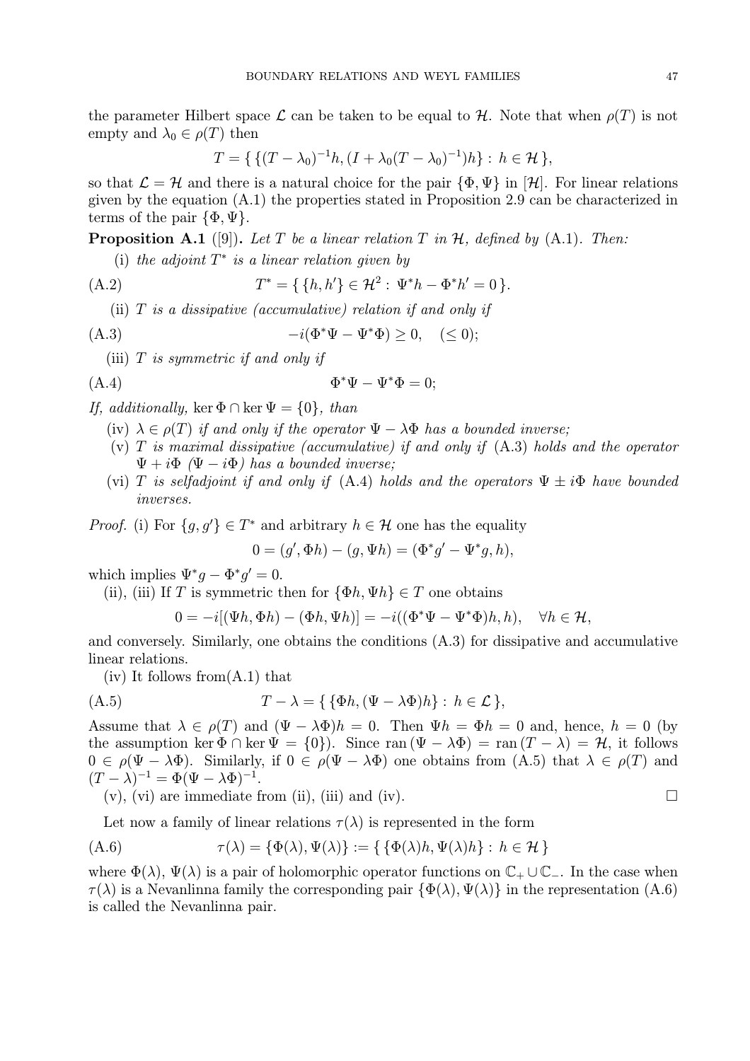the parameter Hilbert space $\mathcal{L}$ can be taken to be equal to $\mathcal{H}$. Note that when $\rho(T)$ is not empty and $\lambda_0 \in \rho(T)$ then

$$T = \{ \{(T-\lambda_0)^{-1}h, (I + \lambda_0(T-\lambda_0)^{-1})h\} : h \in \mathcal{H} \},$$

so that $\mathcal{L} = \mathcal{H}$ and there is a natural choice for the pair $\{\Phi, \Psi\}$ in $[\mathcal{H}]$. For linear relations given by the equation (A.1) the properties stated in Proposition 2.9 can be characterized in terms of the pair $\{\Phi, \Psi\}$.

**Proposition A.1** ([9])**.** *Let $T$ be a linear relation $T$ in $\mathcal{H}$, defined by* (A.1)*. Then:*

(i) *the adjoint $T^*$ is a linear relation given by*

$$T^* = \{ \{h, h'\} \in \mathcal{H}^2 : \Psi^* h - \Phi^* h' = 0 \}. \tag{A.2}$$

(ii) *$T$ is a dissipative (accumulative) relation if and only if*

$$-i(\Phi^*\Psi - \Psi^*\Phi) \geq 0, \quad (\leq 0); \tag{A.3}$$

(iii) *$T$ is symmetric if and only if*

$$\Phi^*\Psi - \Psi^*\Phi = 0; \tag{A.4}$$

*If, additionally,* $\ker \Phi \cap \ker \Psi = \{0\}$*, than*

(iv) *$\lambda \in \rho(T)$ if and only if the operator $\Psi - \lambda\Phi$ has a bounded inverse;*

(v) *$T$ is maximal dissipative (accumulative) if and only if* (A.3) *holds and the operator $\Psi + i\Phi$ ($\Psi - i\Phi$) has a bounded inverse;*

(vi) *$T$ is selfadjoint if and only if* (A.4) *holds and the operators $\Psi \pm i\Phi$ have bounded inverses.*

*Proof.* (i) For $\{g, g'\} \in T^*$ and arbitrary $h \in \mathcal{H}$ one has the equality

$$0 = (g', \Phi h) - (g, \Psi h) = (\Phi^* g' - \Psi^* g, h),$$

which implies $\Psi^* g - \Phi^* g' = 0$.

(ii), (iii) If $T$ is symmetric then for $\{\Phi h, \Psi h\} \in T$ one obtains

$$0 = -i[(\Psi h, \Phi h) - (\Phi h, \Psi h)] = -i((\Phi^*\Psi - \Psi^*\Phi)h, h), \quad \forall h \in \mathcal{H},$$

and conversely. Similarly, one obtains the conditions (A.3) for dissipative and accumulative linear relations.

(iv) It follows from(A.1) that

$$T - \lambda = \{ \{\Phi h, (\Psi - \lambda\Phi)h\} : h \in \mathcal{L} \}, \tag{A.5}$$

Assume that $\lambda \in \rho(T)$ and $(\Psi - \lambda\Phi)h = 0$. Then $\Psi h = \Phi h = 0$ and, hence, $h = 0$ (by the assumption $\ker \Phi \cap \ker \Psi = \{0\}$). Since $\operatorname{ran}(\Psi - \lambda\Phi) = \operatorname{ran}(T - \lambda) = \mathcal{H}$, it follows $0 \in \rho(\Psi - \lambda\Phi)$. Similarly, if $0 \in \rho(\Psi - \lambda\Phi)$ one obtains from (A.5) that $\lambda \in \rho(T)$ and $(T - \lambda)^{-1} = \Phi(\Psi - \lambda\Phi)^{-1}$.

(v), (vi) are immediate from (ii), (iii) and (iv). $\square$

Let now a family of linear relations $\tau(\lambda)$ is represented in the form

$$\tau(\lambda) = \{\Phi(\lambda), \Psi(\lambda)\} := \{ \{\Phi(\lambda)h, \Psi(\lambda)h\} : h \in \mathcal{H} \} \tag{A.6}$$

where $\Phi(\lambda)$, $\Psi(\lambda)$ is a pair of holomorphic operator functions on $\mathbb{C}_+ \cup \mathbb{C}_-$. In the case when $\tau(\lambda)$ is a Nevanlinna family the corresponding pair $\{\Phi(\lambda), \Psi(\lambda)\}$ in the representation (A.6) is called the Nevanlinna pair.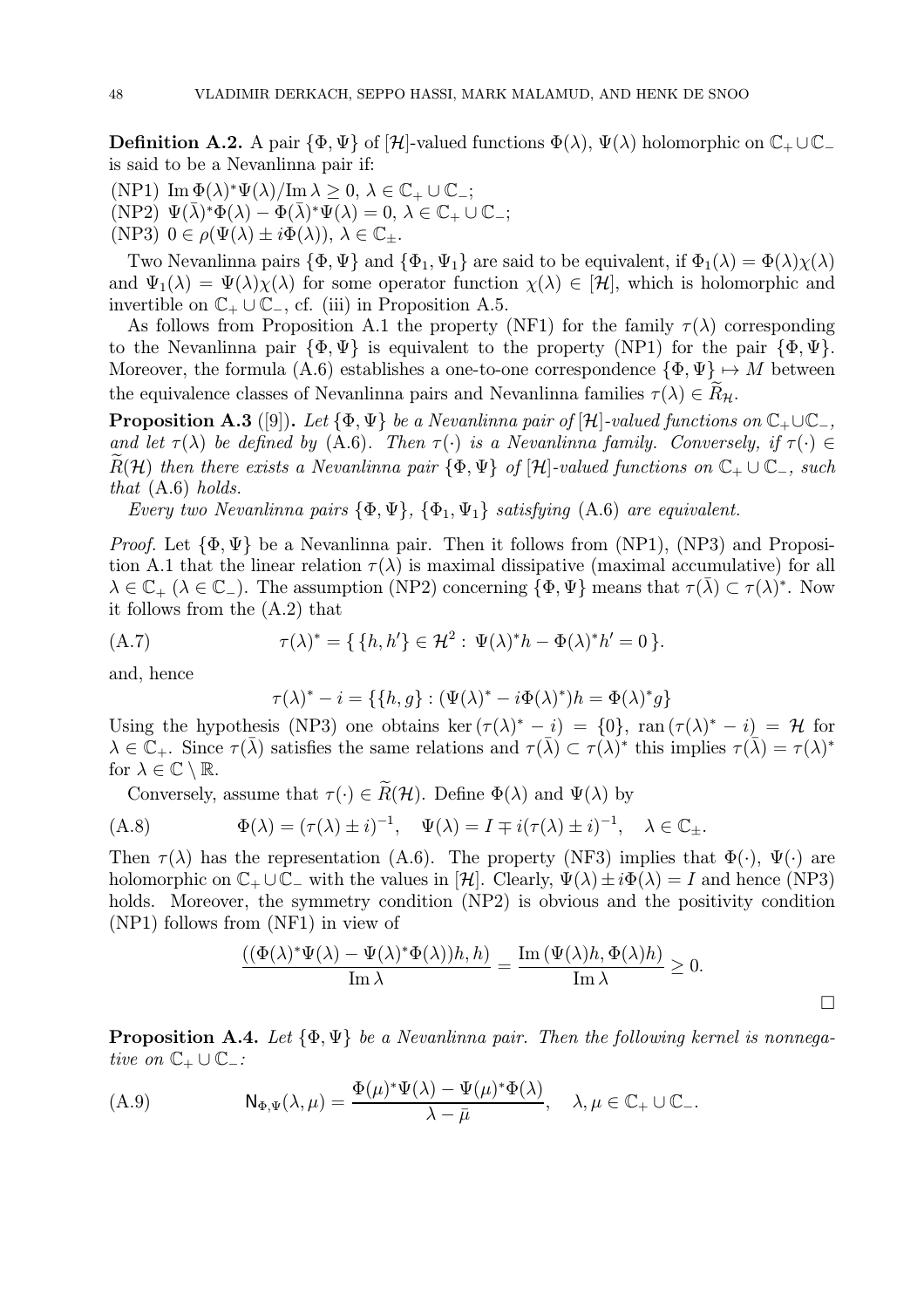**Definition A.2.** A pair $\{\Phi, \Psi\}$ of $[\mathcal{H}]$-valued functions $\Phi(\lambda)$, $\Psi(\lambda)$ holomorphic on $\mathbb{C}_+ \cup \mathbb{C}_-$ is said to be a Nevanlinna pair if:

(NP1) $\operatorname{Im} \Phi(\lambda)^* \Psi(\lambda) / \operatorname{Im} \lambda \geq 0$, $\lambda \in \mathbb{C}_+ \cup \mathbb{C}_-$;
(NP2) $\Psi(\bar{\lambda})^* \Phi(\lambda) - \Phi(\bar{\lambda})^* \Psi(\lambda) = 0$, $\lambda \in \mathbb{C}_+ \cup \mathbb{C}_-$;
(NP3) $0 \in \rho(\Psi(\lambda) \pm i\Phi(\lambda))$, $\lambda \in \mathbb{C}_\pm$.

Two Nevanlinna pairs $\{\Phi, \Psi\}$ and $\{\Phi_1, \Psi_1\}$ are said to be equivalent, if $\Phi_1(\lambda) = \Phi(\lambda)\chi(\lambda)$ and $\Psi_1(\lambda) = \Psi(\lambda)\chi(\lambda)$ for some operator function $\chi(\lambda) \in [\mathcal{H}]$, which is holomorphic and invertible on $\mathbb{C}_+ \cup \mathbb{C}_-$, cf. (iii) in Proposition A.5.

As follows from Proposition A.1 the property (NF1) for the family $\tau(\lambda)$ corresponding to the Nevanlinna pair $\{\Phi, \Psi\}$ is equivalent to the property (NP1) for the pair $\{\Phi, \Psi\}$. Moreover, the formula (A.6) establishes a one-to-one correspondence $\{\Phi, \Psi\} \mapsto M$ between the equivalence classes of Nevanlinna pairs and Nevanlinna families $\tau(\lambda) \in \widetilde{R}_{\mathcal{H}}$.

**Proposition A.3** ([9]). *Let $\{\Phi, \Psi\}$ be a Nevanlinna pair of $[\mathcal{H}]$-valued functions on $\mathbb{C}_+ \cup \mathbb{C}_-$, and let $\tau(\lambda)$ be defined by* (A.6). *Then $\tau(\cdot)$ is a Nevanlinna family. Conversely, if $\tau(\cdot) \in \widetilde{R}(\mathcal{H})$ then there exists a Nevanlinna pair $\{\Phi, \Psi\}$ of $[\mathcal{H}]$-valued functions on $\mathbb{C}_+ \cup \mathbb{C}_-$, such that* (A.6) *holds.*

*Every two Nevanlinna pairs $\{\Phi, \Psi\}$, $\{\Phi_1, \Psi_1\}$ satisfying* (A.6) *are equivalent.*

*Proof.* Let $\{\Phi, \Psi\}$ be a Nevanlinna pair. Then it follows from (NP1), (NP3) and Proposition A.1 that the linear relation $\tau(\lambda)$ is maximal dissipative (maximal accumulative) for all $\lambda \in \mathbb{C}_+$ ($\lambda \in \mathbb{C}_-$). The assumption (NP2) concerning $\{\Phi, \Psi\}$ means that $\tau(\bar{\lambda}) \subset \tau(\lambda)^*$. Now it follows from the (A.2) that

$$\tau(\lambda)^* = \{ \{h, h'\} \in \mathcal{H}^2 : \Psi(\lambda)^* h - \Phi(\lambda)^* h' = 0 \}. \tag{A.7}$$

and, hence

$$\tau(\lambda)^* - i = \{\{h, g\} : (\Psi(\lambda)^* - i\Phi(\lambda)^*)h = \Phi(\lambda)^* g\}$$

Using the hypothesis (NP3) one obtains $\ker(\tau(\lambda)^* - i) = \{0\}$, $\operatorname{ran}(\tau(\lambda)^* - i) = \mathcal{H}$ for $\lambda \in \mathbb{C}_+$. Since $\tau(\bar{\lambda})$ satisfies the same relations and $\tau(\bar{\lambda}) \subset \tau(\lambda)^*$ this implies $\tau(\bar{\lambda}) = \tau(\lambda)^*$ for $\lambda \in \mathbb{C} \setminus \mathbb{R}$.

Conversely, assume that $\tau(\cdot) \in \widetilde{R}(\mathcal{H})$. Define $\Phi(\lambda)$ and $\Psi(\lambda)$ by

$$\Phi(\lambda) = (\tau(\lambda) \pm i)^{-1}, \quad \Psi(\lambda) = I \mp i(\tau(\lambda) \pm i)^{-1}, \quad \lambda \in \mathbb{C}_\pm. \tag{A.8}$$

Then $\tau(\lambda)$ has the representation (A.6). The property (NF3) implies that $\Phi(\cdot)$, $\Psi(\cdot)$ are holomorphic on $\mathbb{C}_+ \cup \mathbb{C}_-$ with the values in $[\mathcal{H}]$. Clearly, $\Psi(\lambda) \pm i\Phi(\lambda) = I$ and hence (NP3) holds. Moreover, the symmetry condition (NP2) is obvious and the positivity condition (NP1) follows from (NF1) in view of

$$\frac{((\Phi(\lambda)^* \Psi(\lambda) - \Psi(\lambda)^* \Phi(\lambda))h, h)}{\operatorname{Im} \lambda} = \frac{\operatorname{Im} (\Psi(\lambda)h, \Phi(\lambda)h)}{\operatorname{Im} \lambda} \geq 0.$$

$\square$

**Proposition A.4.** *Let $\{\Phi, \Psi\}$ be a Nevanlinna pair. Then the following kernel is nonnegative on $\mathbb{C}_+ \cup \mathbb{C}_-$:*

$$\mathsf{N}_{\Phi,\Psi}(\lambda, \mu) = \frac{\Phi(\mu)^* \Psi(\lambda) - \Psi(\mu)^* \Phi(\lambda)}{\lambda - \bar{\mu}}, \quad \lambda, \mu \in \mathbb{C}_+ \cup \mathbb{C}_-. \tag{A.9}$$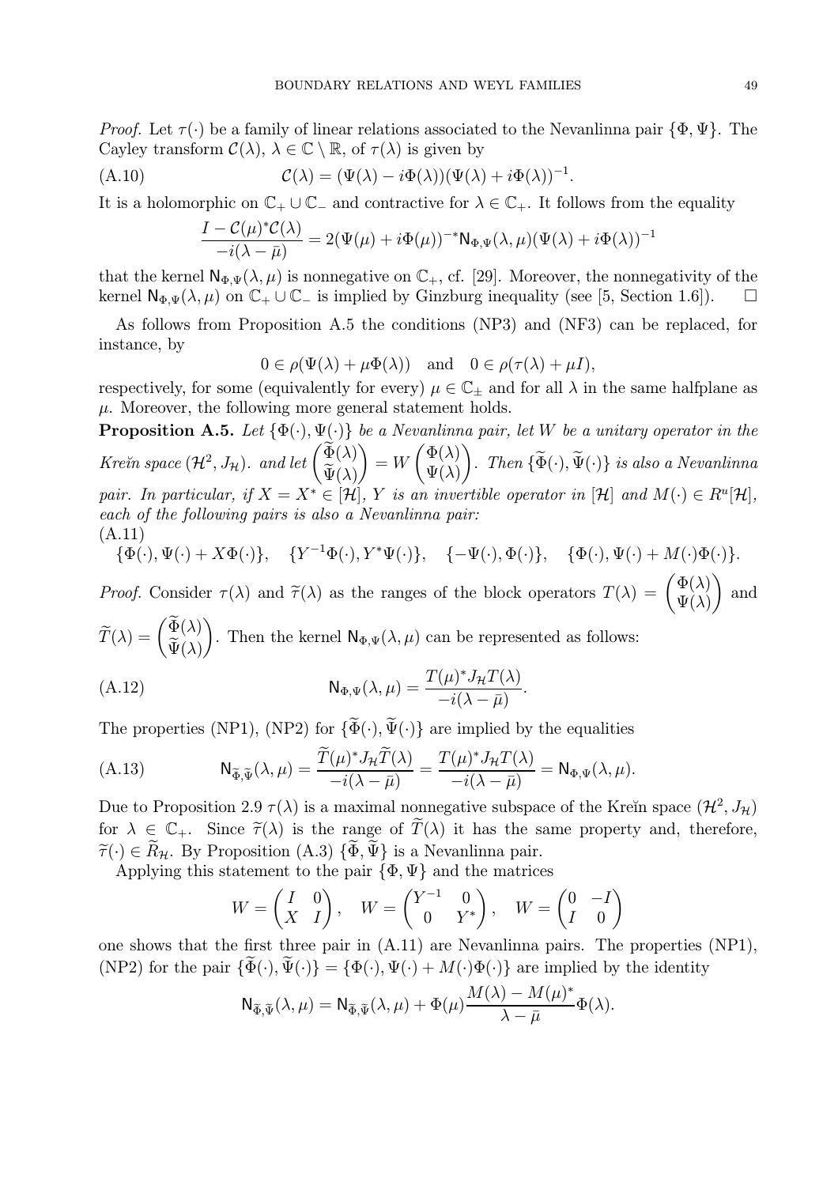*Proof.* Let $\tau(\cdot)$ be a family of linear relations associated to the Nevanlinna pair $\{\Phi, \Psi\}$. The Cayley transform $\mathcal{C}(\lambda)$, $\lambda \in \mathbb{C} \setminus \mathbb{R}$, of $\tau(\lambda)$ is given by

$$\mathcal{C}(\lambda) = (\Psi(\lambda) - i\Phi(\lambda))(\Psi(\lambda) + i\Phi(\lambda))^{-1}. \tag{A.10}$$

It is a holomorphic on $\mathbb{C}_+ \cup \mathbb{C}_-$ and contractive for $\lambda \in \mathbb{C}_+$. It follows from the equality

$$\frac{I - \mathcal{C}(\mu)^*\mathcal{C}(\lambda)}{-i(\lambda - \bar{\mu})} = 2(\Psi(\mu) + i\Phi(\mu))^{-*}\mathsf{N}_{\Phi,\Psi}(\lambda,\mu)(\Psi(\lambda) + i\Phi(\lambda))^{-1}$$

that the kernel $\mathsf{N}_{\Phi,\Psi}(\lambda,\mu)$ is nonnegative on $\mathbb{C}_+$, cf. [29]. Moreover, the nonnegativity of the kernel $\mathsf{N}_{\Phi,\Psi}(\lambda,\mu)$ on $\mathbb{C}_+ \cup \mathbb{C}_-$ is implied by Ginzburg inequality (see [5, Section 1.6]). $\square$

As follows from Proposition A.5 the conditions (NP3) and (NF3) can be replaced, for instance, by

$$0 \in \rho(\Psi(\lambda) + \mu\Phi(\lambda)) \quad \text{and} \quad 0 \in \rho(\tau(\lambda) + \mu I),$$

respectively, for some (equivalently for every) $\mu \in \mathbb{C}_\pm$ and for all $\lambda$ in the same halfplane as $\mu$. Moreover, the following more general statement holds.

**Proposition A.5.** *Let $\{\Phi(\cdot), \Psi(\cdot)\}$ be a Nevanlinna pair, let $W$ be a unitary operator in the Kreĭn space $(\mathcal{H}^2, J_{\mathcal{H}})$. and let $\begin{pmatrix} \widetilde{\Phi}(\lambda) \\ \widetilde{\Psi}(\lambda) \end{pmatrix} = W \begin{pmatrix} \Phi(\lambda) \\ \Psi(\lambda) \end{pmatrix}$. Then $\{\widetilde{\Phi}(\cdot), \widetilde{\Psi}(\cdot)\}$ is also a Nevanlinna pair. In particular, if $X = X^* \in [\mathcal{H}]$, $Y$ is an invertible operator in $[\mathcal{H}]$ and $M(\cdot) \in R^u[\mathcal{H}]$, each of the following pairs is also a Nevanlinna pair:*

$$\{\Phi(\cdot), \Psi(\cdot) + X\Phi(\cdot)\}, \quad \{Y^{-1}\Phi(\cdot), Y^*\Psi(\cdot)\}, \quad \{-\Psi(\cdot), \Phi(\cdot)\}, \quad \{\Phi(\cdot), \Psi(\cdot) + M(\cdot)\Phi(\cdot)\}. \tag{A.11}$$

*Proof.* Consider $\tau(\lambda)$ and $\widetilde{\tau}(\lambda)$ as the ranges of the block operators $T(\lambda) = \begin{pmatrix} \Phi(\lambda) \\ \Psi(\lambda) \end{pmatrix}$ and $\widetilde{T}(\lambda) = \begin{pmatrix} \widetilde{\Phi}(\lambda) \\ \widetilde{\Psi}(\lambda) \end{pmatrix}$. Then the kernel $\mathsf{N}_{\Phi,\Psi}(\lambda,\mu)$ can be represented as follows:

$$\mathsf{N}_{\Phi,\Psi}(\lambda,\mu) = \frac{T(\mu)^* J_{\mathcal{H}} T(\lambda)}{-i(\lambda - \bar{\mu})}. \tag{A.12}$$

The properties (NP1), (NP2) for $\{\widetilde{\Phi}(\cdot), \widetilde{\Psi}(\cdot)\}$ are implied by the equalities

$$\mathsf{N}_{\widetilde{\Phi},\widetilde{\Psi}}(\lambda,\mu) = \frac{\widetilde{T}(\mu)^* J_{\mathcal{H}} \widetilde{T}(\lambda)}{-i(\lambda - \bar{\mu})} = \frac{T(\mu)^* J_{\mathcal{H}} T(\lambda)}{-i(\lambda - \bar{\mu})} = \mathsf{N}_{\Phi,\Psi}(\lambda,\mu). \tag{A.13}$$

Due to Proposition 2.9 $\tau(\lambda)$ is a maximal nonnegative subspace of the Kreĭn space $(\mathcal{H}^2, J_{\mathcal{H}})$ for $\lambda \in \mathbb{C}_+$. Since $\widetilde{\tau}(\lambda)$ is the range of $\widetilde{T}(\lambda)$ it has the same property and, therefore, $\widetilde{\tau}(\cdot) \in \widetilde{R}_{\mathcal{H}}$. By Proposition (A.3) $\{\widetilde{\Phi}, \widetilde{\Psi}\}$ is a Nevanlinna pair.

Applying this statement to the pair $\{\Phi, \Psi\}$ and the matrices

$$W = \begin{pmatrix} I & 0 \\ X & I \end{pmatrix}, \quad W = \begin{pmatrix} Y^{-1} & 0 \\ 0 & Y^* \end{pmatrix}, \quad W = \begin{pmatrix} 0 & -I \\ I & 0 \end{pmatrix}$$

one shows that the first three pair in (A.11) are Nevanlinna pairs. The properties (NP1), (NP2) for the pair $\{\widetilde{\Phi}(\cdot), \widetilde{\Psi}(\cdot)\} = \{\Phi(\cdot), \Psi(\cdot) + M(\cdot)\Phi(\cdot)\}$ are implied by the identity

$$\mathsf{N}_{\widetilde{\Phi},\widetilde{\Psi}}(\lambda,\mu) = \mathsf{N}_{\widetilde{\Phi},\widetilde{\Psi}}(\lambda,\mu) + \Phi(\mu)\frac{M(\lambda) - M(\mu)^*}{\lambda - \bar{\mu}}\Phi(\lambda).$$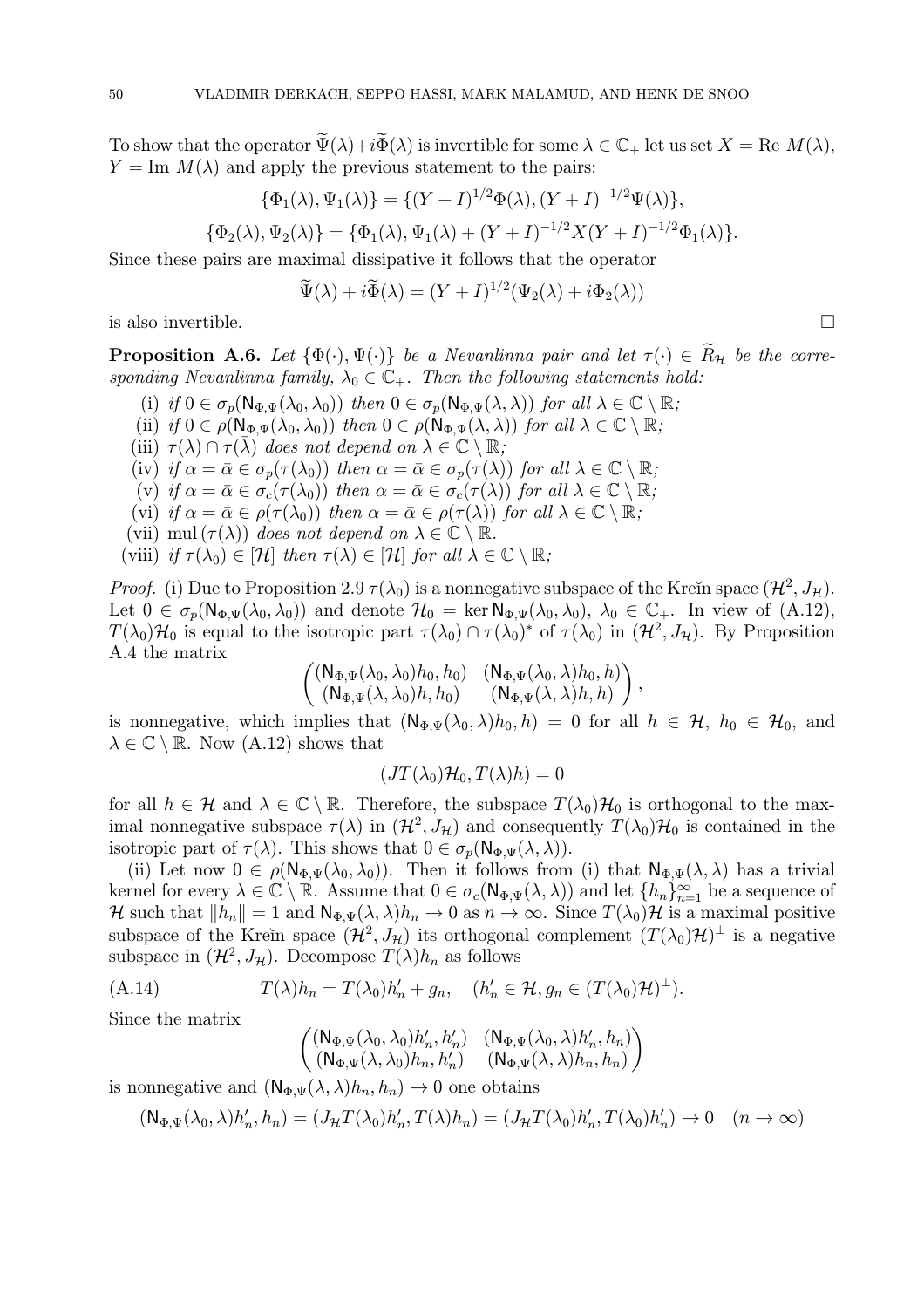To show that the operator $\widetilde{\Psi}(\lambda)+i\widetilde{\Phi}(\lambda)$ is invertible for some $\lambda \in \mathbb{C}_+$ let us set $X = \text{Re } M(\lambda)$, $Y = \text{Im } M(\lambda)$ and apply the previous statement to the pairs:

$$\{\Phi_1(\lambda), \Psi_1(\lambda)\} = \{(Y+I)^{1/2}\Phi(\lambda), (Y+I)^{-1/2}\Psi(\lambda)\},$$

$$\{\Phi_2(\lambda), \Psi_2(\lambda)\} = \{\Phi_1(\lambda), \Psi_1(\lambda) + (Y+I)^{-1/2}X(Y+I)^{-1/2}\Phi_1(\lambda)\}.$$

Since these pairs are maximal dissipative it follows that the operator

$$\widetilde{\Psi}(\lambda) + i\widetilde{\Phi}(\lambda) = (Y+I)^{1/2}(\Psi_2(\lambda) + i\Phi_2(\lambda))$$

is also invertible. □

**Proposition A.6.** *Let $\{\Phi(\cdot), \Psi(\cdot)\}$ be a Nevanlinna pair and let $\tau(\cdot) \in \widetilde{R}_{\mathcal{H}}$ be the corresponding Nevanlinna family, $\lambda_0 \in \mathbb{C}_+$. Then the following statements hold:*

(i) *if $0 \in \sigma_p(\mathsf{N}_{\Phi,\Psi}(\lambda_0, \lambda_0))$ then $0 \in \sigma_p(\mathsf{N}_{\Phi,\Psi}(\lambda, \lambda))$ for all $\lambda \in \mathbb{C} \setminus \mathbb{R}$;*

(ii) *if $0 \in \rho(\mathsf{N}_{\Phi,\Psi}(\lambda_0, \lambda_0))$ then $0 \in \rho(\mathsf{N}_{\Phi,\Psi}(\lambda, \lambda))$ for all $\lambda \in \mathbb{C} \setminus \mathbb{R}$;*

(iii) *$\tau(\lambda) \cap \tau(\bar{\lambda})$ does not depend on $\lambda \in \mathbb{C} \setminus \mathbb{R}$;*

(iv) *if $\alpha = \bar{\alpha} \in \sigma_p(\tau(\lambda_0))$ then $\alpha = \bar{\alpha} \in \sigma_p(\tau(\lambda))$ for all $\lambda \in \mathbb{C} \setminus \mathbb{R}$;*

(v) *if $\alpha = \bar{\alpha} \in \sigma_c(\tau(\lambda_0))$ then $\alpha = \bar{\alpha} \in \sigma_c(\tau(\lambda))$ for all $\lambda \in \mathbb{C} \setminus \mathbb{R}$;*

(vi) *if $\alpha = \bar{\alpha} \in \rho(\tau(\lambda_0))$ then $\alpha = \bar{\alpha} \in \rho(\tau(\lambda))$ for all $\lambda \in \mathbb{C} \setminus \mathbb{R}$;*

(vii) *$\text{mul}\,(\tau(\lambda))$ does not depend on $\lambda \in \mathbb{C} \setminus \mathbb{R}$.*

(viii) *if $\tau(\lambda_0) \in [\mathcal{H}]$ then $\tau(\lambda) \in [\mathcal{H}]$ for all $\lambda \in \mathbb{C} \setminus \mathbb{R}$;*

*Proof.* (i) Due to Proposition 2.9 $\tau(\lambda_0)$ is a nonnegative subspace of the Kreĭn space $(\mathcal{H}^2, J_{\mathcal{H}})$. Let $0 \in \sigma_p(\mathsf{N}_{\Phi,\Psi}(\lambda_0, \lambda_0))$ and denote $\mathcal{H}_0 = \ker \mathsf{N}_{\Phi,\Psi}(\lambda_0, \lambda_0)$, $\lambda_0 \in \mathbb{C}_+$. In view of (A.12), $T(\lambda_0)\mathcal{H}_0$ is equal to the isotropic part $\tau(\lambda_0) \cap \tau(\lambda_0)^*$ of $\tau(\lambda_0)$ in $(\mathcal{H}^2, J_{\mathcal{H}})$. By Proposition A.4 the matrix

$$\begin{pmatrix} (\mathsf{N}_{\Phi,\Psi}(\lambda_0, \lambda_0)h_0, h_0) & (\mathsf{N}_{\Phi,\Psi}(\lambda_0, \lambda)h_0, h) \\ (\mathsf{N}_{\Phi,\Psi}(\lambda, \lambda_0)h, h_0) & (\mathsf{N}_{\Phi,\Psi}(\lambda, \lambda)h, h) \end{pmatrix},$$

is nonnegative, which implies that $(\mathsf{N}_{\Phi,\Psi}(\lambda_0, \lambda)h_0, h) = 0$ for all $h \in \mathcal{H}$, $h_0 \in \mathcal{H}_0$, and $\lambda \in \mathbb{C} \setminus \mathbb{R}$. Now (A.12) shows that

$$(JT(\lambda_0)\mathcal{H}_0, T(\lambda)h) = 0$$

for all $h \in \mathcal{H}$ and $\lambda \in \mathbb{C} \setminus \mathbb{R}$. Therefore, the subspace $T(\lambda_0)\mathcal{H}_0$ is orthogonal to the maximal nonnegative subspace $\tau(\lambda)$ in $(\mathcal{H}^2, J_{\mathcal{H}})$ and consequently $T(\lambda_0)\mathcal{H}_0$ is contained in the isotropic part of $\tau(\lambda)$. This shows that $0 \in \sigma_p(\mathsf{N}_{\Phi,\Psi}(\lambda, \lambda))$.

(ii) Let now $0 \in \rho(\mathsf{N}_{\Phi,\Psi}(\lambda_0, \lambda_0))$. Then it follows from (i) that $\mathsf{N}_{\Phi,\Psi}(\lambda, \lambda)$ has a trivial kernel for every $\lambda \in \mathbb{C} \setminus \mathbb{R}$. Assume that $0 \in \sigma_c(\mathsf{N}_{\Phi,\Psi}(\lambda, \lambda))$ and let $\{h_n\}_{n=1}^{\infty}$ be a sequence of $\mathcal{H}$ such that $\|h_n\| = 1$ and $\mathsf{N}_{\Phi,\Psi}(\lambda, \lambda)h_n \to 0$ as $n \to \infty$. Since $T(\lambda_0)\mathcal{H}$ is a maximal positive subspace of the Kreĭn space $(\mathcal{H}^2, J_{\mathcal{H}})$ its orthogonal complement $(T(\lambda_0)\mathcal{H})^{\perp}$ is a negative subspace in $(\mathcal{H}^2, J_{\mathcal{H}})$. Decompose $T(\lambda)h_n$ as follows

$$T(\lambda)h_n = T(\lambda_0)h'_n + g_n, \quad (h'_n \in \mathcal{H}, g_n \in (T(\lambda_0)\mathcal{H})^{\perp}). \tag{A.14}$$

Since the matrix

$$\begin{pmatrix} (\mathsf{N}_{\Phi,\Psi}(\lambda_0, \lambda_0)h'_n, h'_n) & (\mathsf{N}_{\Phi,\Psi}(\lambda_0, \lambda)h'_n, h_n) \\ (\mathsf{N}_{\Phi,\Psi}(\lambda, \lambda_0)h_n, h'_n) & (\mathsf{N}_{\Phi,\Psi}(\lambda, \lambda)h_n, h_n) \end{pmatrix}$$

is nonnegative and $(\mathsf{N}_{\Phi,\Psi}(\lambda, \lambda)h_n, h_n) \to 0$ one obtains

$$(\mathsf{N}_{\Phi,\Psi}(\lambda_0, \lambda)h'_n, h_n) = (J_{\mathcal{H}}T(\lambda_0)h'_n, T(\lambda)h_n) = (J_{\mathcal{H}}T(\lambda_0)h'_n, T(\lambda_0)h'_n) \to 0 \quad (n \to \infty)$$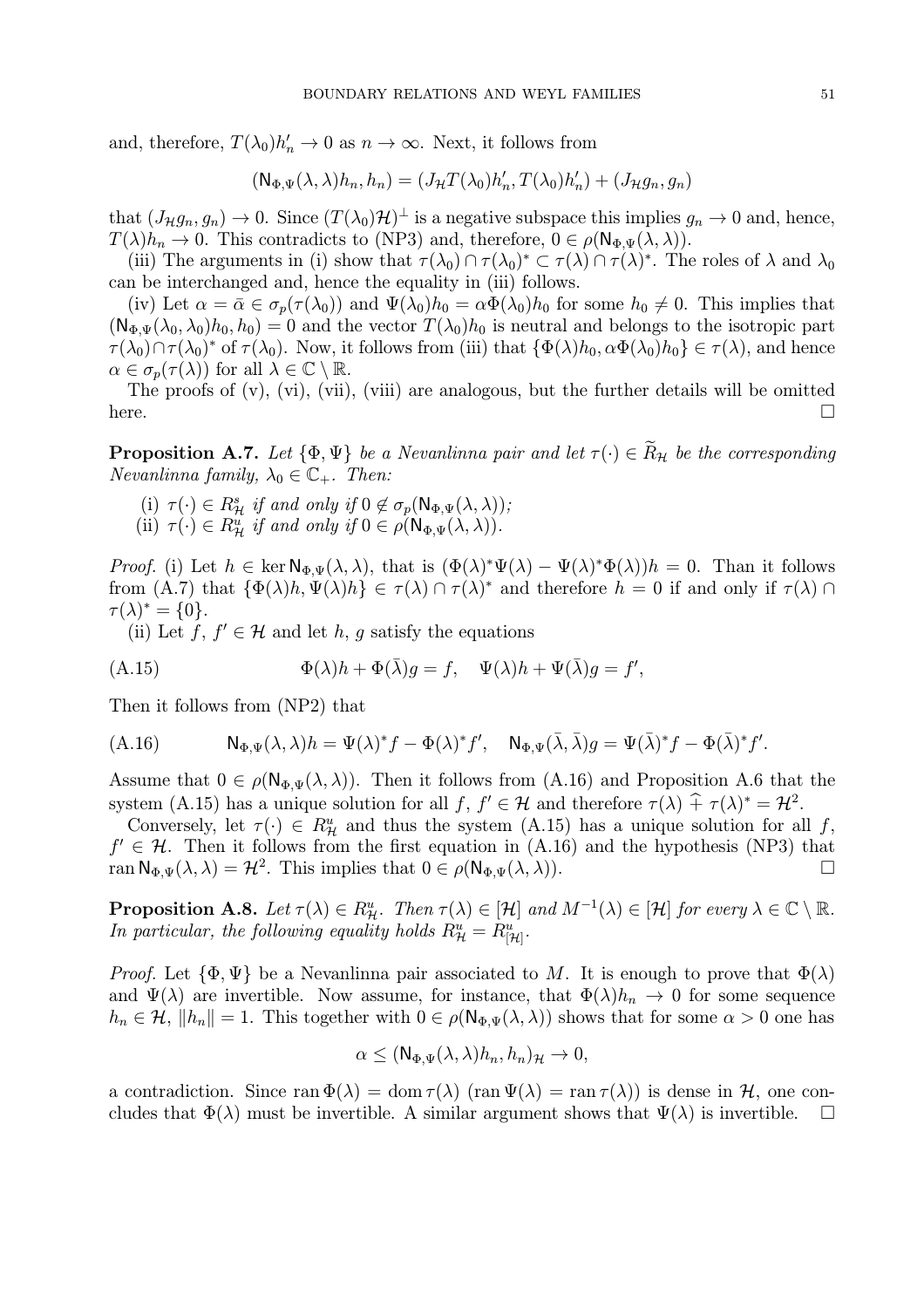and, therefore, $T(\lambda_0)h_n' \to 0$ as $n \to \infty$. Next, it follows from

$$(\mathsf{N}_{\Phi,\Psi}(\lambda,\lambda)h_n, h_n) = (J_{\mathcal{H}}T(\lambda_0)h_n', T(\lambda_0)h_n') + (J_{\mathcal{H}}g_n, g_n)$$

that $(J_{\mathcal{H}}g_n, g_n) \to 0$. Since $(T(\lambda_0)\mathcal{H})^{\perp}$ is a negative subspace this implies $g_n \to 0$ and, hence, $T(\lambda)h_n \to 0$. This contradicts to (NP3) and, therefore, $0 \in \rho(\mathsf{N}_{\Phi,\Psi}(\lambda,\lambda))$.

(iii) The arguments in (i) show that $\tau(\lambda_0) \cap \tau(\lambda_0)^* \subset \tau(\lambda) \cap \tau(\lambda)^*$. The roles of $\lambda$ and $\lambda_0$ can be interchanged and, hence the equality in (iii) follows.

(iv) Let $\alpha = \bar{\alpha} \in \sigma_p(\tau(\lambda_0))$ and $\Psi(\lambda_0)h_0 = \alpha\Phi(\lambda_0)h_0$ for some $h_0 \neq 0$. This implies that $(\mathsf{N}_{\Phi,\Psi}(\lambda_0,\lambda_0)h_0, h_0) = 0$ and the vector $T(\lambda_0)h_0$ is neutral and belongs to the isotropic part $\tau(\lambda_0) \cap \tau(\lambda_0)^*$ of $\tau(\lambda_0)$. Now, it follows from (iii) that $\{\Phi(\lambda)h_0, \alpha\Phi(\lambda_0)h_0\} \in \tau(\lambda)$, and hence $\alpha \in \sigma_p(\tau(\lambda))$ for all $\lambda \in \mathbb{C} \setminus \mathbb{R}$.

The proofs of (v), (vi), (vii), (viii) are analogous, but the further details will be omitted here. $\square$

**Proposition A.7.** *Let $\{\Phi, \Psi\}$ be a Nevanlinna pair and let $\tau(\cdot) \in \widetilde{R}_{\mathcal{H}}$ be the corresponding Nevanlinna family, $\lambda_0 \in \mathbb{C}_+$. Then:*

(i) *$\tau(\cdot) \in R^s_{\mathcal{H}}$ if and only if $0 \notin \sigma_p(\mathsf{N}_{\Phi,\Psi}(\lambda,\lambda))$;*
(ii) *$\tau(\cdot) \in R^u_{\mathcal{H}}$ if and only if $0 \in \rho(\mathsf{N}_{\Phi,\Psi}(\lambda,\lambda))$.*

*Proof.* (i) Let $h \in \ker \mathsf{N}_{\Phi,\Psi}(\lambda,\lambda)$, that is $(\Phi(\lambda)^*\Psi(\lambda) - \Psi(\lambda)^*\Phi(\lambda))h = 0$. Than it follows from (A.7) that $\{\Phi(\lambda)h, \Psi(\lambda)h\} \in \tau(\lambda) \cap \tau(\lambda)^*$ and therefore $h = 0$ if and only if $\tau(\lambda) \cap \tau(\lambda)^* = \{0\}$.

(ii) Let $f, f' \in \mathcal{H}$ and let $h$, $g$ satisfy the equations

$$\Phi(\lambda)h + \Phi(\bar{\lambda})g = f, \quad \Psi(\lambda)h + \Psi(\bar{\lambda})g = f', \tag{A.15}$$

Then it follows from (NP2) that

$$\mathsf{N}_{\Phi,\Psi}(\lambda,\lambda)h = \Psi(\lambda)^*f - \Phi(\lambda)^*f', \quad \mathsf{N}_{\Phi,\Psi}(\bar{\lambda},\bar{\lambda})g = \Psi(\bar{\lambda})^*f - \Phi(\bar{\lambda})^*f'. \tag{A.16}$$

Assume that $0 \in \rho(\mathsf{N}_{\Phi,\Psi}(\lambda,\lambda))$. Then it follows from (A.16) and Proposition A.6 that the system (A.15) has a unique solution for all $f, f' \in \mathcal{H}$ and therefore $\tau(\lambda) \,\widehat{+}\, \tau(\lambda)^* = \mathcal{H}^2$.

Conversely, let $\tau(\cdot) \in R^u_{\mathcal{H}}$ and thus the system (A.15) has a unique solution for all $f$, $f' \in \mathcal{H}$. Then it follows from the first equation in (A.16) and the hypothesis (NP3) that $\operatorname{ran} \mathsf{N}_{\Phi,\Psi}(\lambda,\lambda) = \mathcal{H}^2$. This implies that $0 \in \rho(\mathsf{N}_{\Phi,\Psi}(\lambda,\lambda))$. $\square$

**Proposition A.8.** *Let $\tau(\lambda) \in R^u_{\mathcal{H}}$. Then $\tau(\lambda) \in [\mathcal{H}]$ and $M^{-1}(\lambda) \in [\mathcal{H}]$ for every $\lambda \in \mathbb{C} \setminus \mathbb{R}$. In particular, the following equality holds $R^u_{\mathcal{H}} = R^u_{[\mathcal{H}]}$.*

*Proof.* Let $\{\Phi, \Psi\}$ be a Nevanlinna pair associated to $M$. It is enough to prove that $\Phi(\lambda)$ and $\Psi(\lambda)$ are invertible. Now assume, for instance, that $\Phi(\lambda)h_n \to 0$ for some sequence $h_n \in \mathcal{H}$, $\|h_n\| = 1$. This together with $0 \in \rho(\mathsf{N}_{\Phi,\Psi}(\lambda,\lambda))$ shows that for some $\alpha > 0$ one has

$$\alpha \leq (\mathsf{N}_{\Phi,\Psi}(\lambda,\lambda)h_n, h_n)_{\mathcal{H}} \to 0,$$

a contradiction. Since $\operatorname{ran} \Phi(\lambda) = \operatorname{dom} \tau(\lambda)$ ($\operatorname{ran} \Psi(\lambda) = \operatorname{ran} \tau(\lambda)$) is dense in $\mathcal{H}$, one concludes that $\Phi(\lambda)$ must be invertible. A similar argument shows that $\Psi(\lambda)$ is invertible. $\square$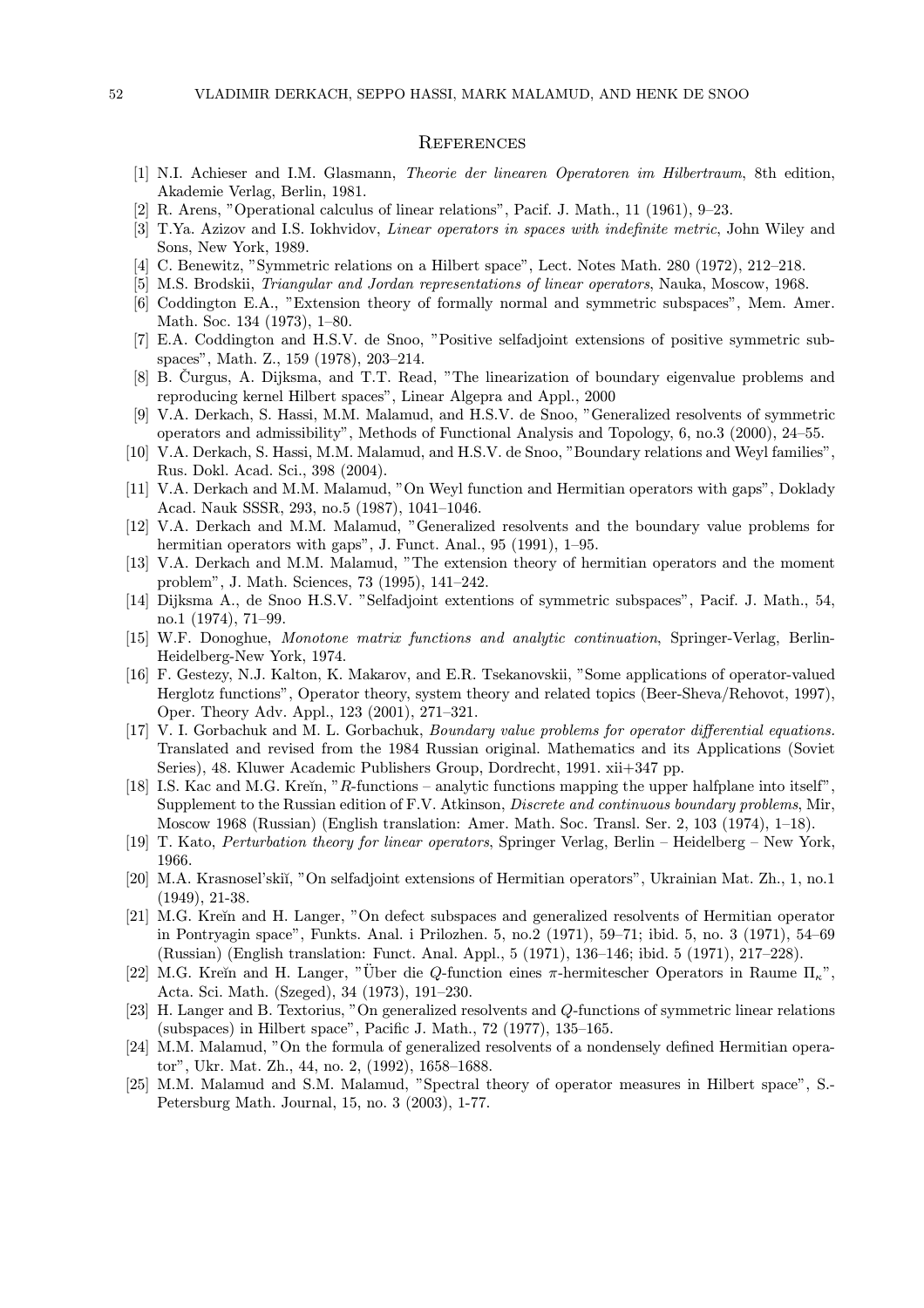## References

[1] N.I. Achieser and I.M. Glasmann, *Theorie der linearen Operatoren im Hilbertraum*, 8th edition, Akademie Verlag, Berlin, 1981.

[2] R. Arens, "Operational calculus of linear relations", Pacif. J. Math., 11 (1961), 9–23.

[3] T.Ya. Azizov and I.S. Iokhvidov, *Linear operators in spaces with indefinite metric*, John Wiley and Sons, New York, 1989.

[4] C. Benewitz, "Symmetric relations on a Hilbert space", Lect. Notes Math. 280 (1972), 212–218.

[5] M.S. Brodskii, *Triangular and Jordan representations of linear operators*, Nauka, Moscow, 1968.

[6] Coddington E.A., "Extension theory of formally normal and symmetric subspaces", Mem. Amer. Math. Soc. 134 (1973), 1–80.

[7] E.A. Coddington and H.S.V. de Snoo, "Positive selfadjoint extensions of positive symmetric subspaces", Math. Z., 159 (1978), 203–214.

[8] B. Ćurgus, A. Dijksma, and T.T. Read, "The linearization of boundary eigenvalue problems and reproducing kernel Hilbert spaces", Linear Algepra and Appl., 2000

[9] V.A. Derkach, S. Hassi, M.M. Malamud, and H.S.V. de Snoo, "Generalized resolvents of symmetric operators and admissibility", Methods of Functional Analysis and Topology, 6, no.3 (2000), 24–55.

[10] V.A. Derkach, S. Hassi, M.M. Malamud, and H.S.V. de Snoo, "Boundary relations and Weyl families", Rus. Dokl. Acad. Sci., 398 (2004).

[11] V.A. Derkach and M.M. Malamud, "On Weyl function and Hermitian operators with gaps", Doklady Acad. Nauk SSSR, 293, no.5 (1987), 1041–1046.

[12] V.A. Derkach and M.M. Malamud, "Generalized resolvents and the boundary value problems for hermitian operators with gaps", J. Funct. Anal., 95 (1991), 1–95.

[13] V.A. Derkach and M.M. Malamud, "The extension theory of hermitian operators and the moment problem", J. Math. Sciences, 73 (1995), 141–242.

[14] Dijksma A., de Snoo H.S.V. "Selfadjoint extentions of symmetric subspaces", Pacif. J. Math., 54, no.1 (1974), 71–99.

[15] W.F. Donoghue, *Monotone matrix functions and analytic continuation*, Springer-Verlag, Berlin-Heidelberg-New York, 1974.

[16] F. Gestezy, N.J. Kalton, K. Makarov, and E.R. Tsekanovskii, "Some applications of operator-valued Herglotz functions", Operator theory, system theory and related topics (Beer-Sheva/Rehovot, 1997), Oper. Theory Adv. Appl., 123 (2001), 271–321.

[17] V. I. Gorbachuk and M. L. Gorbachuk, *Boundary value problems for operator differential equations*. Translated and revised from the 1984 Russian original. Mathematics and its Applications (Soviet Series), 48. Kluwer Academic Publishers Group, Dordrecht, 1991. xii+347 pp.

[18] I.S. Kac and M.G. Kreĭn, "*R*-functions – analytic functions mapping the upper halfplane into itself", Supplement to the Russian edition of F.V. Atkinson, *Discrete and continuous boundary problems*, Mir, Moscow 1968 (Russian) (English translation: Amer. Math. Soc. Transl. Ser. 2, 103 (1974), 1–18).

[19] T. Kato, *Perturbation theory for linear operators*, Springer Verlag, Berlin – Heidelberg – New York, 1966.

[20] M.A. Krasnosel'skiĭ, "On selfadjoint extensions of Hermitian operators", Ukrainian Mat. Zh., 1, no.1 (1949), 21-38.

[21] M.G. Kreĭn and H. Langer, "On defect subspaces and generalized resolvents of Hermitian operator in Pontryagin space", Funkts. Anal. i Prilozhen. 5, no.2 (1971), 59–71; ibid. 5, no. 3 (1971), 54–69 (Russian) (English translation: Funct. Anal. Appl., 5 (1971), 136–146; ibid. 5 (1971), 217–228).

[22] M.G. Kreĭn and H. Langer, "Über die $Q$-function eines $\pi$-hermitescher Operators in Raume $\Pi_\kappa$", Acta. Sci. Math. (Szeged), 34 (1973), 191–230.

[23] H. Langer and B. Textorius, "On generalized resolvents and $Q$-functions of symmetric linear relations (subspaces) in Hilbert space", Pacific J. Math., 72 (1977), 135–165.

[24] M.M. Malamud, "On the formula of generalized resolvents of a nondensely defined Hermitian operator", Ukr. Mat. Zh., 44, no. 2, (1992), 1658–1688.

[25] M.M. Malamud and S.M. Malamud, "Spectral theory of operator measures in Hilbert space", S.-Petersburg Math. Journal, 15, no. 3 (2003), 1-77.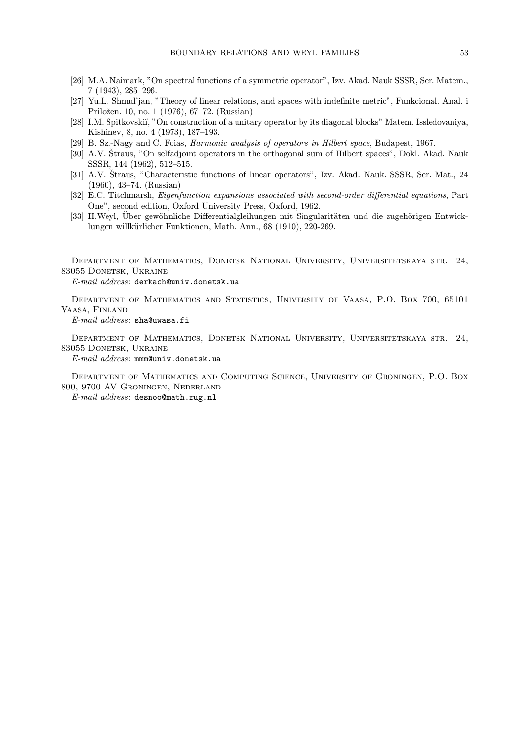[26] M.A. Naimark, "On spectral functions of a symmetric operator", Izv. Akad. Nauk SSSR, Ser. Matem., 7 (1943), 285–296.

[27] Yu.L. Shmul'jan, "Theory of linear relations, and spaces with indefinite metric", Funkcional. Anal. i Priložen. 10, no. 1 (1976), 67–72. (Russian)

[28] I.M. Spitkovskiĭ, "On construction of a unitary operator by its diagonal blocks" Matem. Issledovaniya, Kishinev, 8, no. 4 (1973), 187–193.

[29] B. Sz.-Nagy and C. Foias, *Harmonic analysis of operators in Hilbert space*, Budapest, 1967.

[30] A.V. Štraus, "On selfadjoint operators in the orthogonal sum of Hilbert spaces", Dokl. Akad. Nauk SSSR, 144 (1962), 512–515.

[31] A.V. Štraus, "Characteristic functions of linear operators", Izv. Akad. Nauk. SSSR, Ser. Mat., 24 (1960), 43–74. (Russian)

[32] E.C. Titchmarsh, *Eigenfunction expansions associated with second-order differential equations*, Part One", second edition, Oxford University Press, Oxford, 1962.

[33] H.Weyl, Über gewöhnliche Differentialgleihungen mit Singularitäten und die zugehörigen Entwicklungen willkürlicher Funktionen, Math. Ann., 68 (1910), 220-269.

Department of Mathematics, Donetsk National University, Universitetskaya str. 24, 83055 Donetsk, Ukraine

*E-mail address*: derkach@univ.donetsk.ua

Department of Mathematics and Statistics, University of Vaasa, P.O. Box 700, 65101 Vaasa, Finland

*E-mail address*: sha@uwasa.fi

Department of Mathematics, Donetsk National University, Universitetskaya str. 24, 83055 Donetsk, Ukraine

*E-mail address*: mmm@univ.donetsk.ua

Department of Mathematics and Computing Science, University of Groningen, P.O. Box 800, 9700 AV Groningen, Nederland

*E-mail address*: desnoo@math.rug.nl